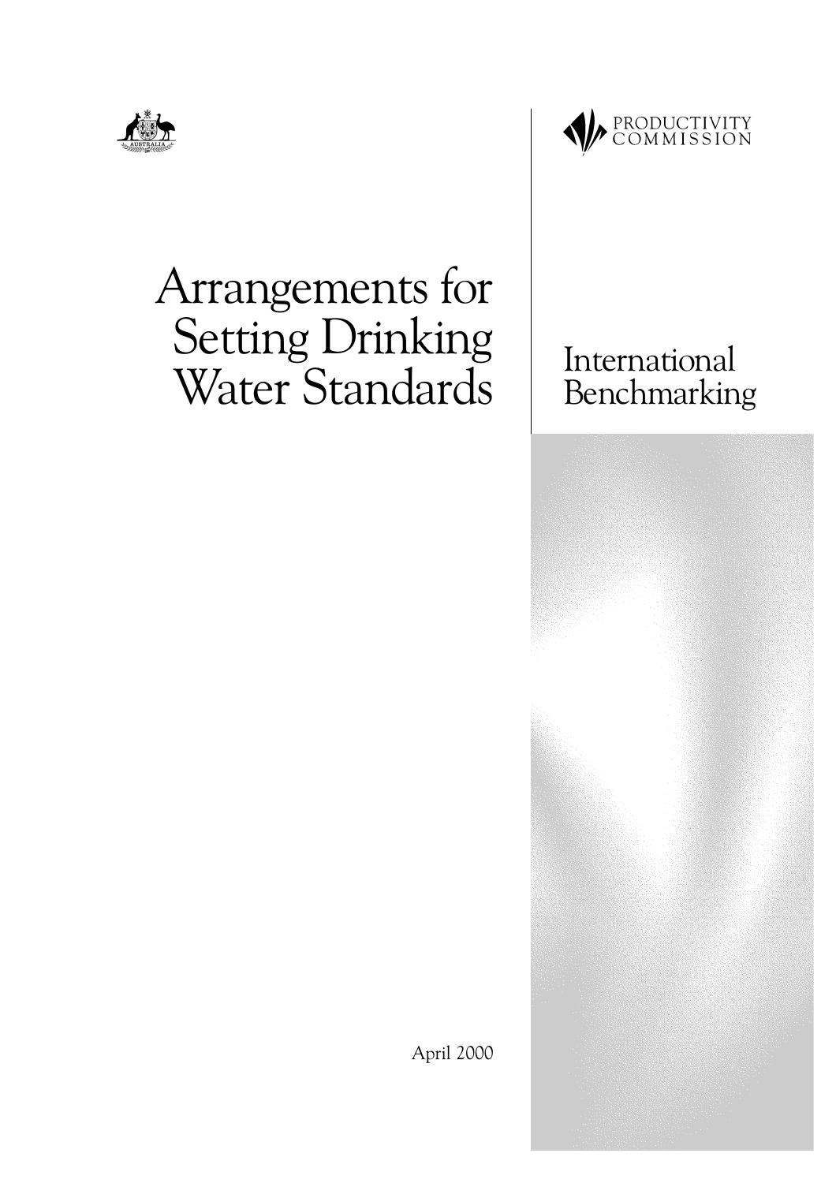PRODUCTIVITY COMMISSION

# Arrangements for Setting Drinking Water Standards

## International Benchmarking

April 2000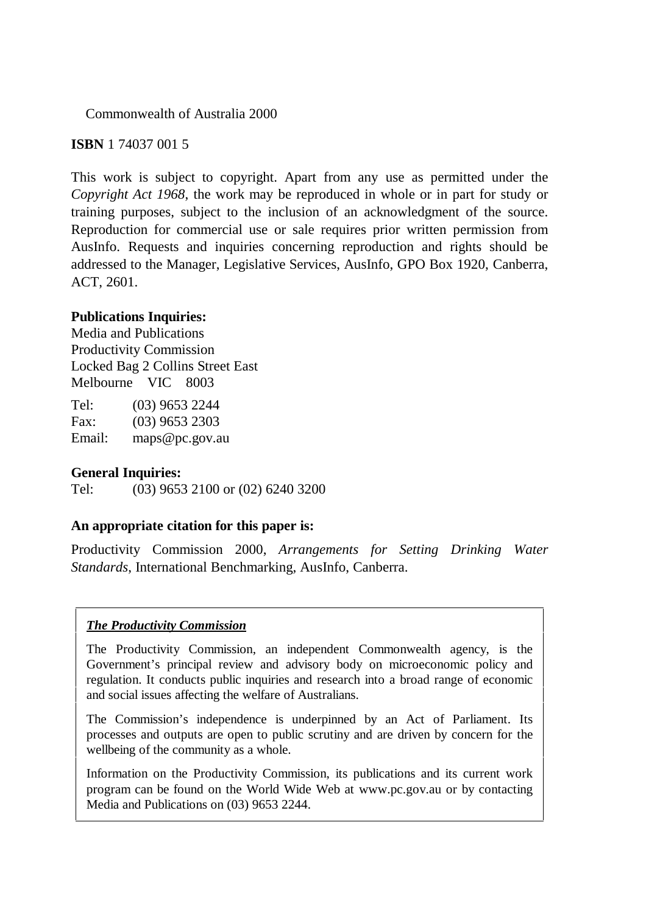Commonwealth of Australia 2000

**ISBN** 1 74037 001 5

This work is subject to copyright. Apart from any use as permitted under the *Copyright Act 1968*, the work may be reproduced in whole or in part for study or training purposes, subject to the inclusion of an acknowledgment of the source. Reproduction for commercial use or sale requires prior written permission from AusInfo. Requests and inquiries concerning reproduction and rights should be addressed to the Manager, Legislative Services, AusInfo, GPO Box 1920, Canberra, ACT, 2601.

**Publications Inquiries:**
Media and Publications
Productivity Commission
Locked Bag 2 Collins Street East
Melbourne VIC 8003

Tel: (03) 9653 2244
Fax: (03) 9653 2303
Email: maps@pc.gov.au

**General Inquiries:**
Tel: (03) 9653 2100 or (02) 6240 3200

**An appropriate citation for this paper is:**

Productivity Commission 2000, *Arrangements for Setting Drinking Water Standards*, International Benchmarking, AusInfo, Canberra.

***The Productivity Commission***

The Productivity Commission, an independent Commonwealth agency, is the Government's principal review and advisory body on microeconomic policy and regulation. It conducts public inquiries and research into a broad range of economic and social issues affecting the welfare of Australians.

The Commission's independence is underpinned by an Act of Parliament. Its processes and outputs are open to public scrutiny and are driven by concern for the wellbeing of the community as a whole.

Information on the Productivity Commission, its publications and its current work program can be found on the World Wide Web at www.pc.gov.au or by contacting Media and Publications on (03) 9653 2244.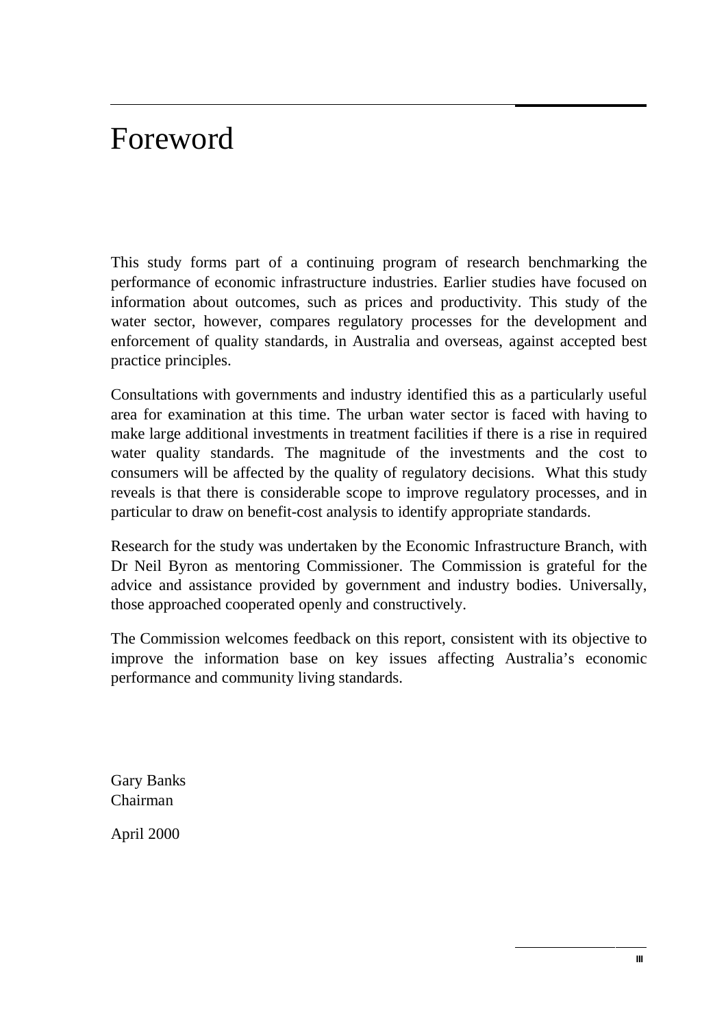# Foreword

This study forms part of a continuing program of research benchmarking the performance of economic infrastructure industries. Earlier studies have focused on information about outcomes, such as prices and productivity. This study of the water sector, however, compares regulatory processes for the development and enforcement of quality standards, in Australia and overseas, against accepted best practice principles.

Consultations with governments and industry identified this as a particularly useful area for examination at this time. The urban water sector is faced with having to make large additional investments in treatment facilities if there is a rise in required water quality standards. The magnitude of the investments and the cost to consumers will be affected by the quality of regulatory decisions. What this study reveals is that there is considerable scope to improve regulatory processes, and in particular to draw on benefit-cost analysis to identify appropriate standards.

Research for the study was undertaken by the Economic Infrastructure Branch, with Dr Neil Byron as mentoring Commissioner. The Commission is grateful for the advice and assistance provided by government and industry bodies. Universally, those approached cooperated openly and constructively.

The Commission welcomes feedback on this report, consistent with its objective to improve the information base on key issues affecting Australia's economic performance and community living standards.

Gary Banks
Chairman

April 2000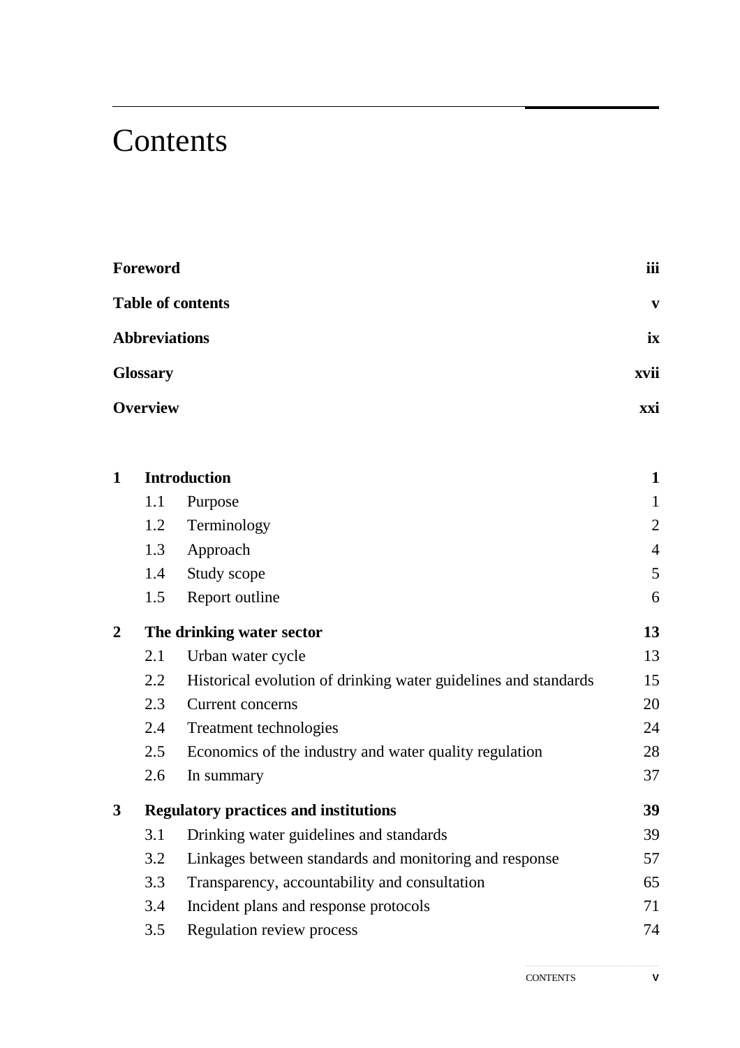# Contents

| | | |
|---|---|---|
| **Foreword** | | **iii** |
| **Table of contents** | | **v** |
| **Abbreviations** | | **ix** |
| **Glossary** | | **xvii** |
| **Overview** | | **xxi** |

| | | | |
|---|---|---|---|
| **1** | **Introduction** | | **1** |
| | 1.1 | Purpose | 1 |
| | 1.2 | Terminology | 2 |
| | 1.3 | Approach | 4 |
| | 1.4 | Study scope | 5 |
| | 1.5 | Report outline | 6 |
| **2** | **The drinking water sector** | | **13** |
| | 2.1 | Urban water cycle | 13 |
| | 2.2 | Historical evolution of drinking water guidelines and standards | 15 |
| | 2.3 | Current concerns | 20 |
| | 2.4 | Treatment technologies | 24 |
| | 2.5 | Economics of the industry and water quality regulation | 28 |
| | 2.6 | In summary | 37 |
| **3** | **Regulatory practices and institutions** | | **39** |
| | 3.1 | Drinking water guidelines and standards | 39 |
| | 3.2 | Linkages between standards and monitoring and response | 57 |
| | 3.3 | Transparency, accountability and consultation | 65 |
| | 3.4 | Incident plans and response protocols | 71 |
| | 3.5 | Regulation review process | 74 |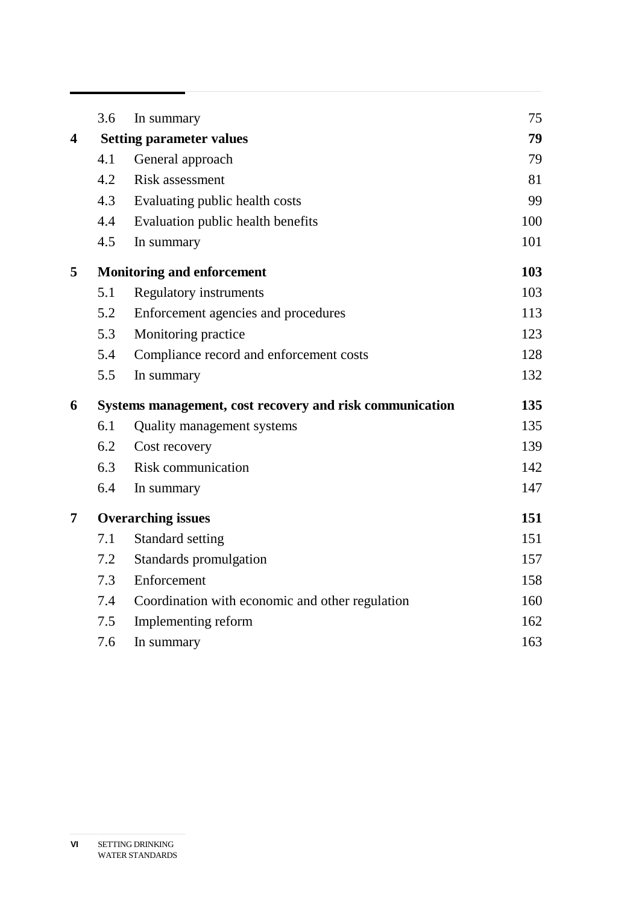| | | | |
|---|---|---|---|
| | 3.6 | In summary | 75 |
| **4** | **Setting parameter values** | | **79** |
| | 4.1 | General approach | 79 |
| | 4.2 | Risk assessment | 81 |
| | 4.3 | Evaluating public health costs | 99 |
| | 4.4 | Evaluation public health benefits | 100 |
| | 4.5 | In summary | 101 |
| **5** | **Monitoring and enforcement** | | **103** |
| | 5.1 | Regulatory instruments | 103 |
| | 5.2 | Enforcement agencies and procedures | 113 |
| | 5.3 | Monitoring practice | 123 |
| | 5.4 | Compliance record and enforcement costs | 128 |
| | 5.5 | In summary | 132 |
| **6** | **Systems management, cost recovery and risk communication** | | **135** |
| | 6.1 | Quality management systems | 135 |
| | 6.2 | Cost recovery | 139 |
| | 6.3 | Risk communication | 142 |
| | 6.4 | In summary | 147 |
| **7** | **Overarching issues** | | **151** |
| | 7.1 | Standard setting | 151 |
| | 7.2 | Standards promulgation | 157 |
| | 7.3 | Enforcement | 158 |
| | 7.4 | Coordination with economic and other regulation | 160 |
| | 7.5 | Implementing reform | 162 |
| | 7.6 | In summary | 163 |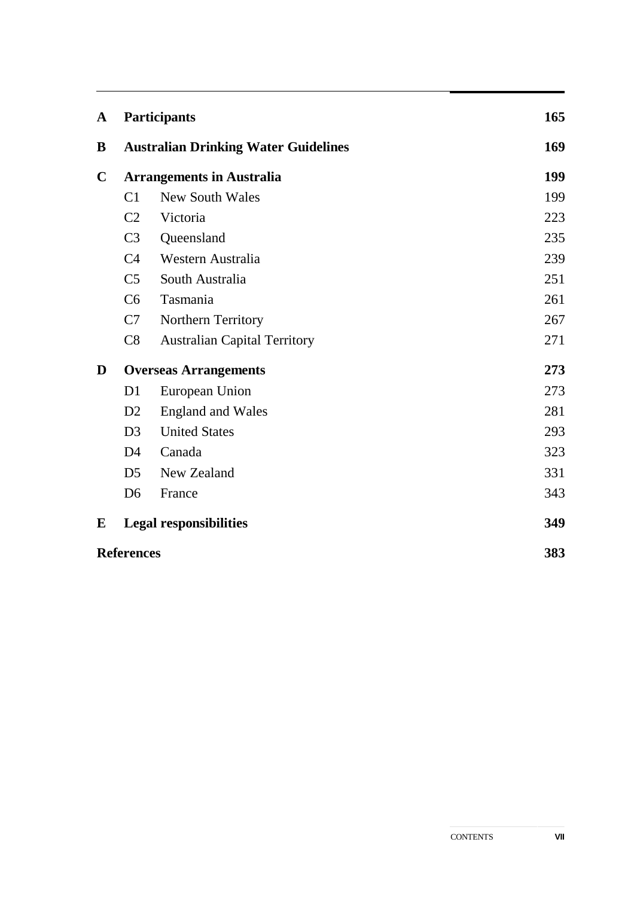| | | |
|---|---|---|
| **A** | **Participants** | **165** |
| **B** | **Australian Drinking Water Guidelines** | **169** |
| **C** | **Arrangements in Australia** | **199** |
| | C1 New South Wales | 199 |
| | C2 Victoria | 223 |
| | C3 Queensland | 235 |
| | C4 Western Australia | 239 |
| | C5 South Australia | 251 |
| | C6 Tasmania | 261 |
| | C7 Northern Territory | 267 |
| | C8 Australian Capital Territory | 271 |
| **D** | **Overseas Arrangements** | **273** |
| | D1 European Union | 273 |
| | D2 England and Wales | 281 |
| | D3 United States | 293 |
| | D4 Canada | 323 |
| | D5 New Zealand | 331 |
| | D6 France | 343 |
| **E** | **Legal responsibilities** | **349** |
| **References** | | **383** |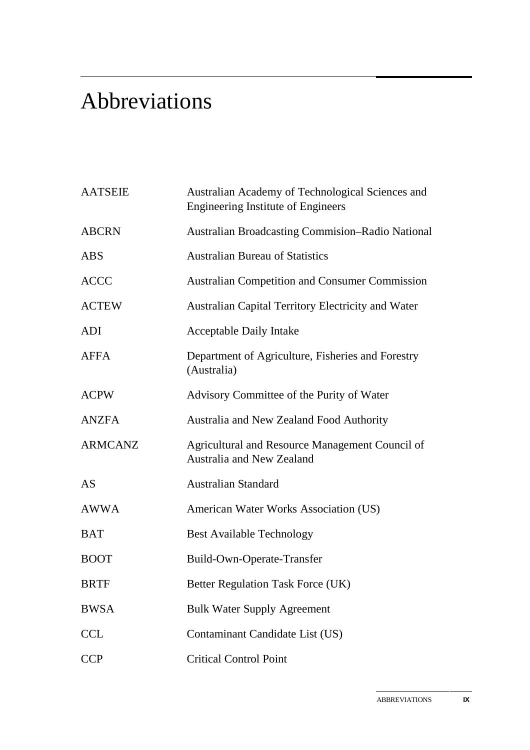# Abbreviations

| | |
|---|---|
| AATSEIE | Australian Academy of Technological Sciences and Engineering Institute of Engineers |
| ABCRN | Australian Broadcasting Commision–Radio National |
| ABS | Australian Bureau of Statistics |
| ACCC | Australian Competition and Consumer Commission |
| ACTEW | Australian Capital Territory Electricity and Water |
| ADI | Acceptable Daily Intake |
| AFFA | Department of Agriculture, Fisheries and Forestry (Australia) |
| ACPW | Advisory Committee of the Purity of Water |
| ANZFA | Australia and New Zealand Food Authority |
| ARMCANZ | Agricultural and Resource Management Council of Australia and New Zealand |
| AS | Australian Standard |
| AWWA | American Water Works Association (US) |
| BAT | Best Available Technology |
| BOOT | Build-Own-Operate-Transfer |
| BRTF | Better Regulation Task Force (UK) |
| BWSA | Bulk Water Supply Agreement |
| CCL | Contaminant Candidate List (US) |
| CCP | Critical Control Point |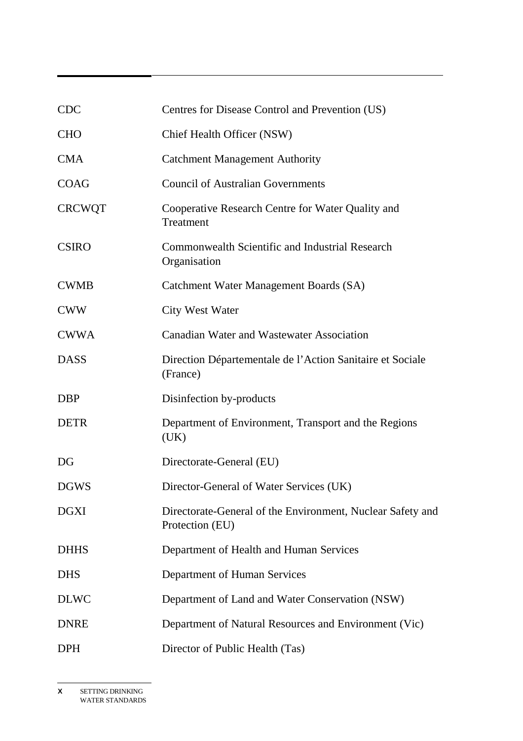| | |
|---|---|
| CDC | Centres for Disease Control and Prevention (US) |
| CHO | Chief Health Officer (NSW) |
| CMA | Catchment Management Authority |
| COAG | Council of Australian Governments |
| CRCWQT | Cooperative Research Centre for Water Quality and Treatment |
| CSIRO | Commonwealth Scientific and Industrial Research Organisation |
| CWMB | Catchment Water Management Boards (SA) |
| CWW | City West Water |
| CWWA | Canadian Water and Wastewater Association |
| DASS | Direction Départementale de l'Action Sanitaire et Sociale (France) |
| DBP | Disinfection by-products |
| DETR | Department of Environment, Transport and the Regions (UK) |
| DG | Directorate-General (EU) |
| DGWS | Director-General of Water Services (UK) |
| DGXI | Directorate-General of the Environment, Nuclear Safety and Protection (EU) |
| DHHS | Department of Health and Human Services |
| DHS | Department of Human Services |
| DLWC | Department of Land and Water Conservation (NSW) |
| DNRE | Department of Natural Resources and Environment (Vic) |
| DPH | Director of Public Health (Tas) |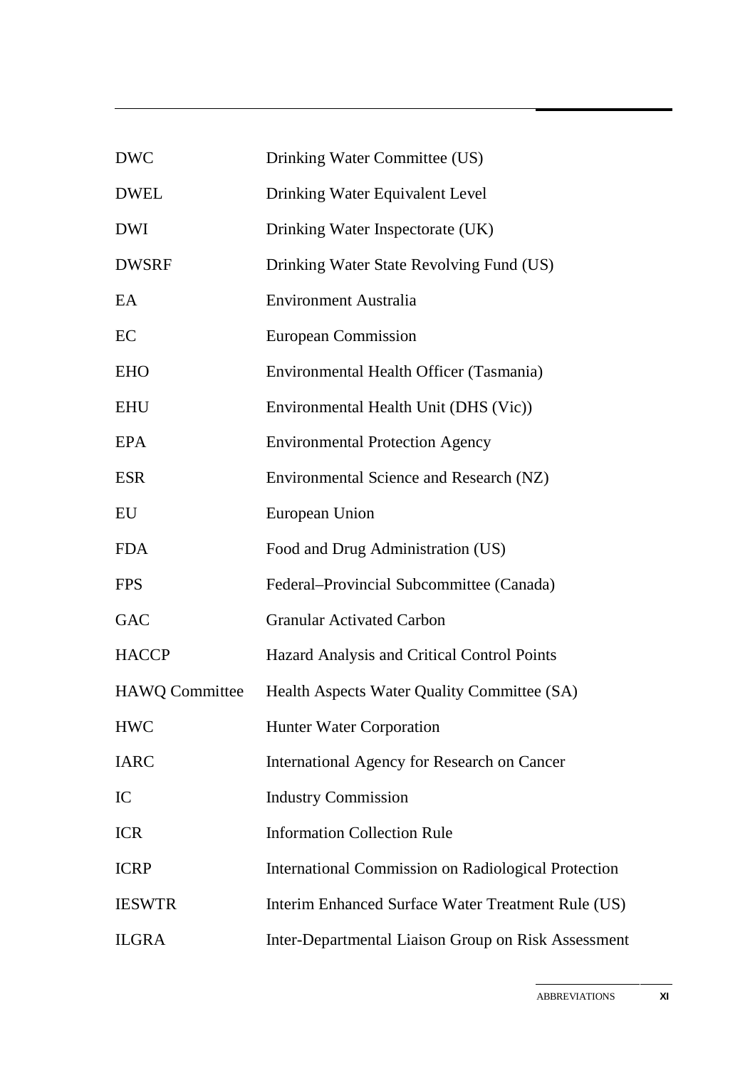| | |
|---|---|
| DWC | Drinking Water Committee (US) |
| DWEL | Drinking Water Equivalent Level |
| DWI | Drinking Water Inspectorate (UK) |
| DWSRF | Drinking Water State Revolving Fund (US) |
| EA | Environment Australia |
| EC | European Commission |
| EHO | Environmental Health Officer (Tasmania) |
| EHU | Environmental Health Unit (DHS (Vic)) |
| EPA | Environmental Protection Agency |
| ESR | Environmental Science and Research (NZ) |
| EU | European Union |
| FDA | Food and Drug Administration (US) |
| FPS | Federal–Provincial Subcommittee (Canada) |
| GAC | Granular Activated Carbon |
| HACCP | Hazard Analysis and Critical Control Points |
| HAWQ Committee | Health Aspects Water Quality Committee (SA) |
| HWC | Hunter Water Corporation |
| IARC | International Agency for Research on Cancer |
| IC | Industry Commission |
| ICR | Information Collection Rule |
| ICRP | International Commission on Radiological Protection |
| IESWTR | Interim Enhanced Surface Water Treatment Rule (US) |
| ILGRA | Inter-Departmental Liaison Group on Risk Assessment |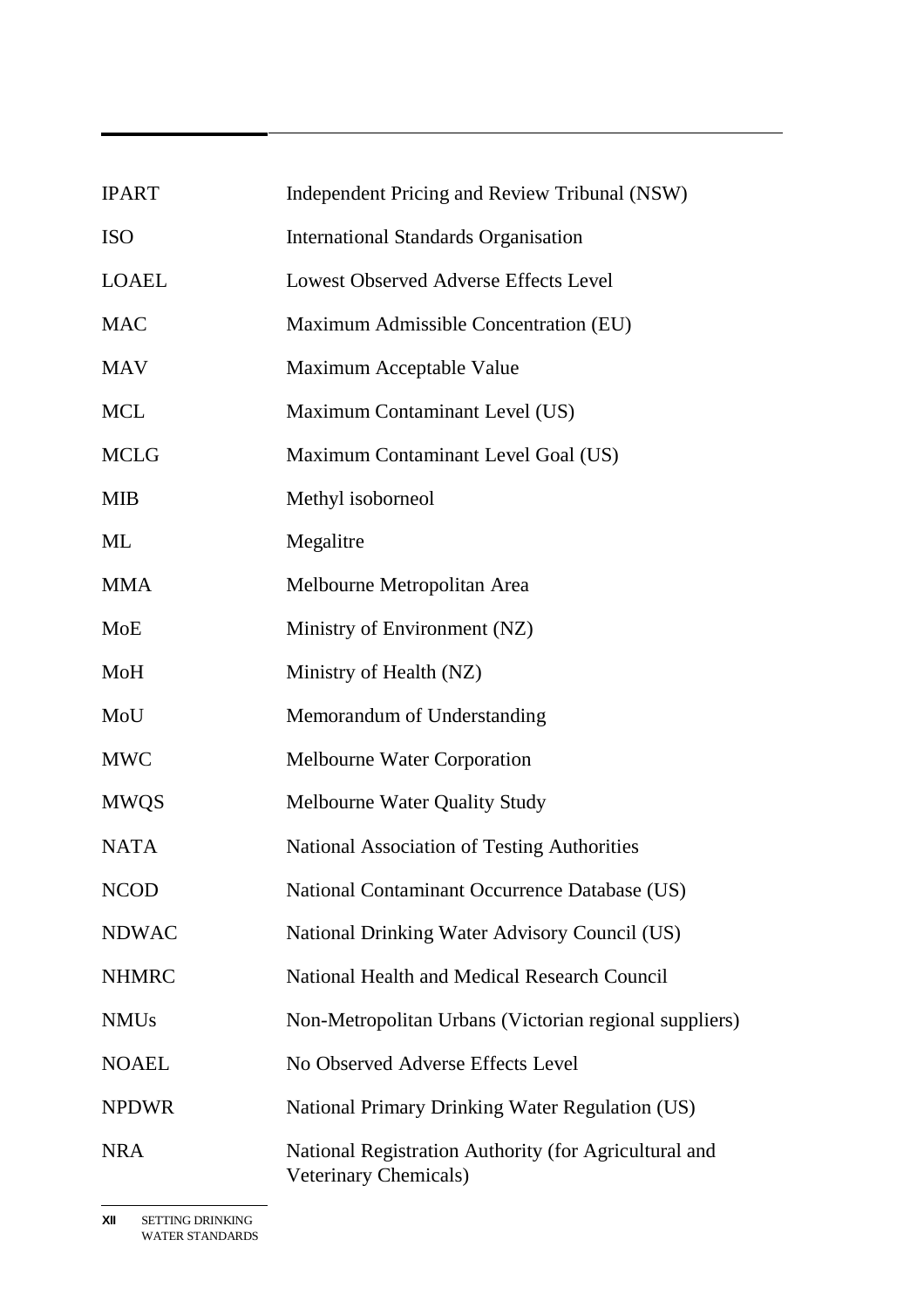| | |
|---|---|
| IPART | Independent Pricing and Review Tribunal (NSW) |
| ISO | International Standards Organisation |
| LOAEL | Lowest Observed Adverse Effects Level |
| MAC | Maximum Admissible Concentration (EU) |
| MAV | Maximum Acceptable Value |
| MCL | Maximum Contaminant Level (US) |
| MCLG | Maximum Contaminant Level Goal (US) |
| MIB | Methyl isoborneol |
| ML | Megalitre |
| MMA | Melbourne Metropolitan Area |
| MoE | Ministry of Environment (NZ) |
| MoH | Ministry of Health (NZ) |
| MoU | Memorandum of Understanding |
| MWC | Melbourne Water Corporation |
| MWQS | Melbourne Water Quality Study |
| NATA | National Association of Testing Authorities |
| NCOD | National Contaminant Occurrence Database (US) |
| NDWAC | National Drinking Water Advisory Council (US) |
| NHMRC | National Health and Medical Research Council |
| NMUs | Non-Metropolitan Urbans (Victorian regional suppliers) |
| NOAEL | No Observed Adverse Effects Level |
| NPDWR | National Primary Drinking Water Regulation (US) |
| NRA | National Registration Authority (for Agricultural and Veterinary Chemicals) |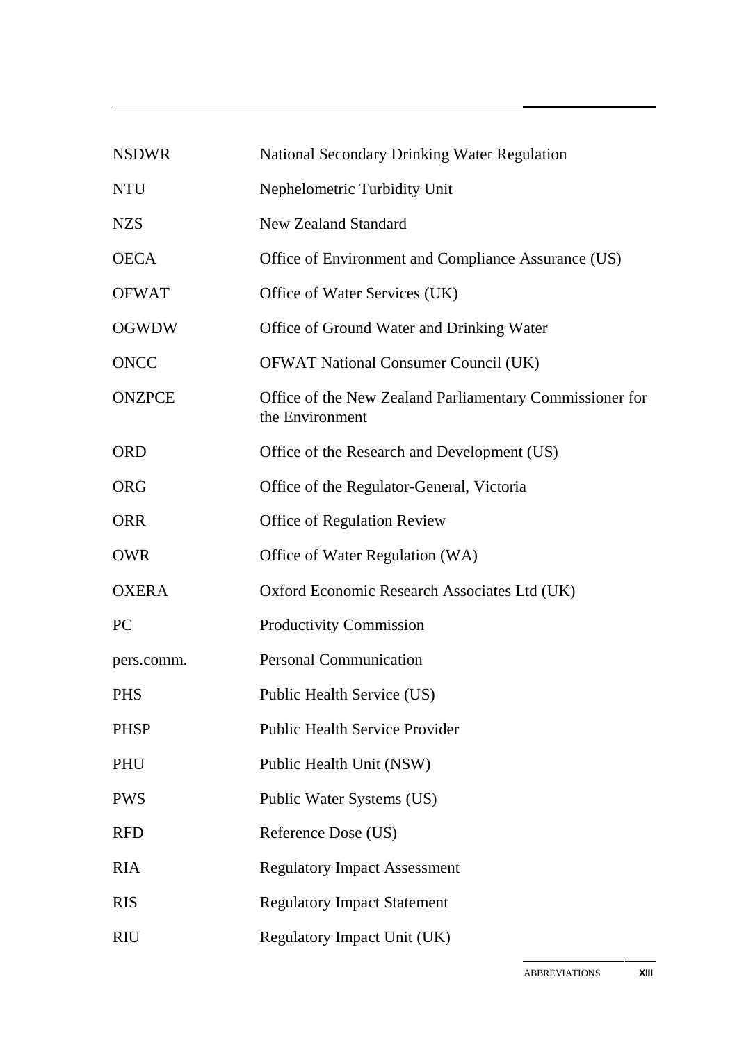| | |
|---|---|
| NSDWR | National Secondary Drinking Water Regulation |
| NTU | Nephelometric Turbidity Unit |
| NZS | New Zealand Standard |
| OECA | Office of Environment and Compliance Assurance (US) |
| OFWAT | Office of Water Services (UK) |
| OGWDW | Office of Ground Water and Drinking Water |
| ONCC | OFWAT National Consumer Council (UK) |
| ONZPCE | Office of the New Zealand Parliamentary Commissioner for the Environment |
| ORD | Office of the Research and Development (US) |
| ORG | Office of the Regulator-General, Victoria |
| ORR | Office of Regulation Review |
| OWR | Office of Water Regulation (WA) |
| OXERA | Oxford Economic Research Associates Ltd (UK) |
| PC | Productivity Commission |
| pers.comm. | Personal Communication |
| PHS | Public Health Service (US) |
| PHSP | Public Health Service Provider |
| PHU | Public Health Unit (NSW) |
| PWS | Public Water Systems (US) |
| RFD | Reference Dose (US) |
| RIA | Regulatory Impact Assessment |
| RIS | Regulatory Impact Statement |
| RIU | Regulatory Impact Unit (UK) |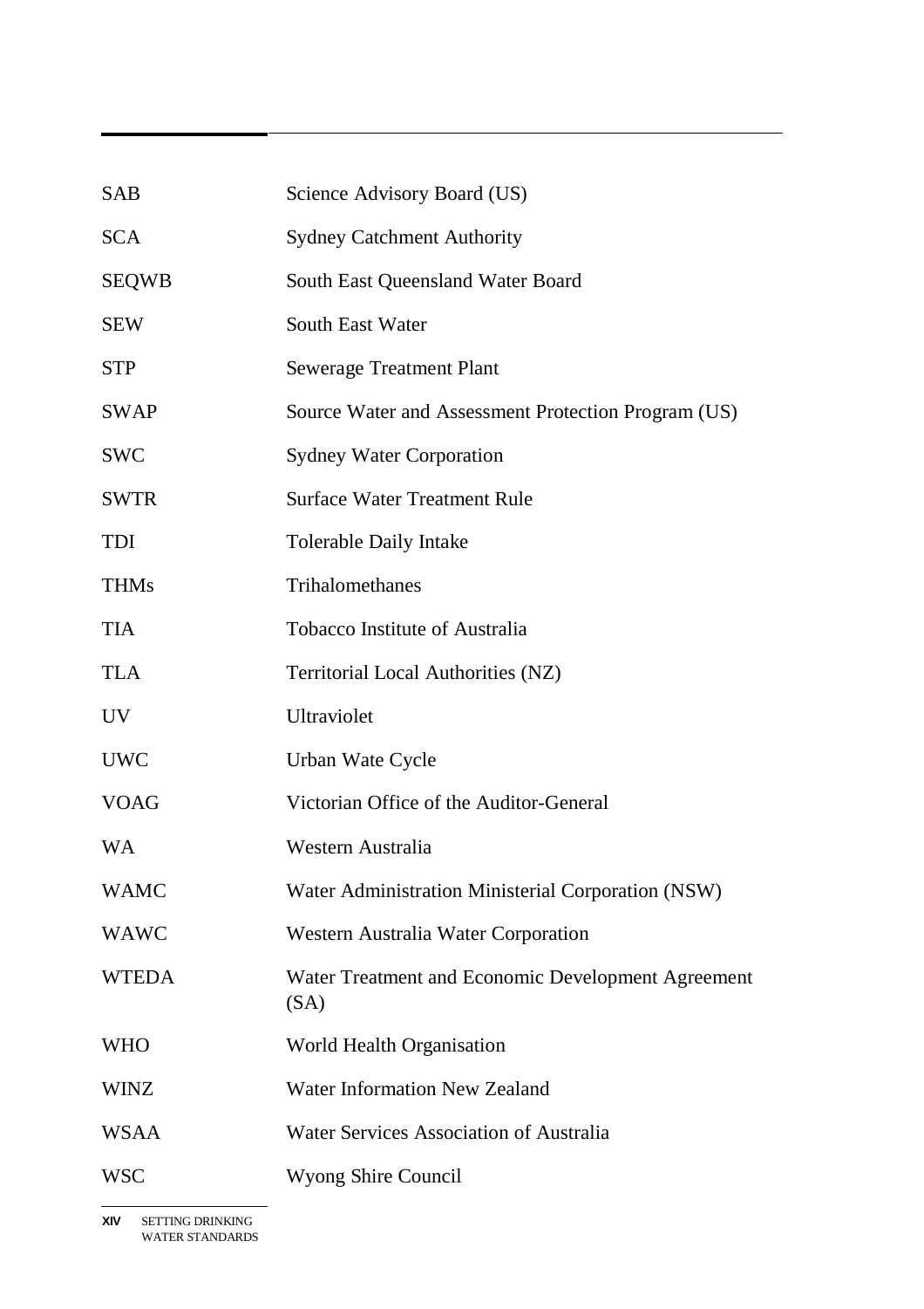| | |
|---|---|
| SAB | Science Advisory Board (US) |
| SCA | Sydney Catchment Authority |
| SEQWB | South East Queensland Water Board |
| SEW | South East Water |
| STP | Sewerage Treatment Plant |
| SWAP | Source Water and Assessment Protection Program (US) |
| SWC | Sydney Water Corporation |
| SWTR | Surface Water Treatment Rule |
| TDI | Tolerable Daily Intake |
| THMs | Trihalomethanes |
| TIA | Tobacco Institute of Australia |
| TLA | Territorial Local Authorities (NZ) |
| UV | Ultraviolet |
| UWC | Urban Wate Cycle |
| VOAG | Victorian Office of the Auditor-General |
| WA | Western Australia |
| WAMC | Water Administration Ministerial Corporation (NSW) |
| WAWC | Western Australia Water Corporation |
| WTEDA | Water Treatment and Economic Development Agreement (SA) |
| WHO | World Health Organisation |
| WINZ | Water Information New Zealand |
| WSAA | Water Services Association of Australia |
| WSC | Wyong Shire Council |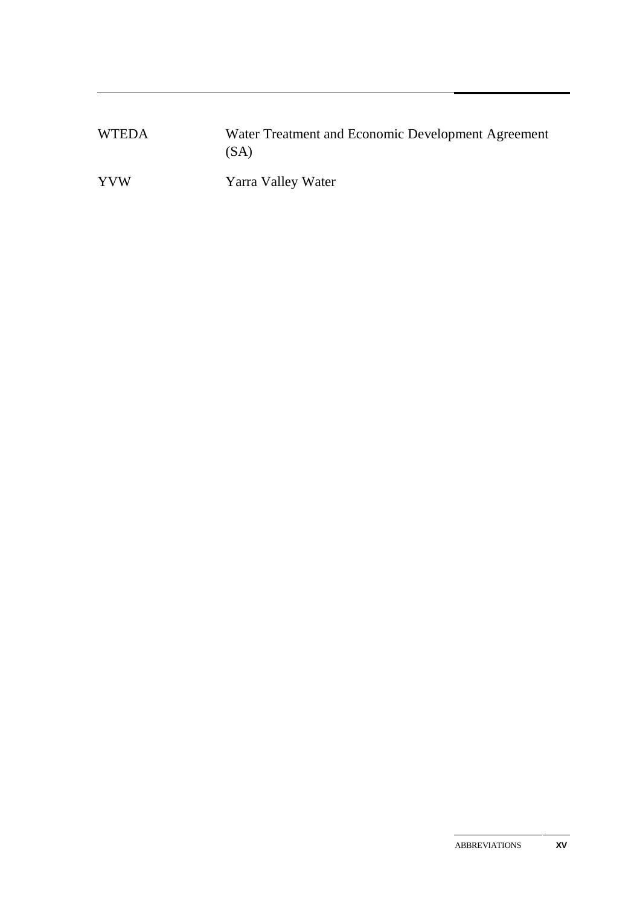| | |
|---|---|
| WTEDA | Water Treatment and Economic Development Agreement (SA) |
| YVW | Yarra Valley Water |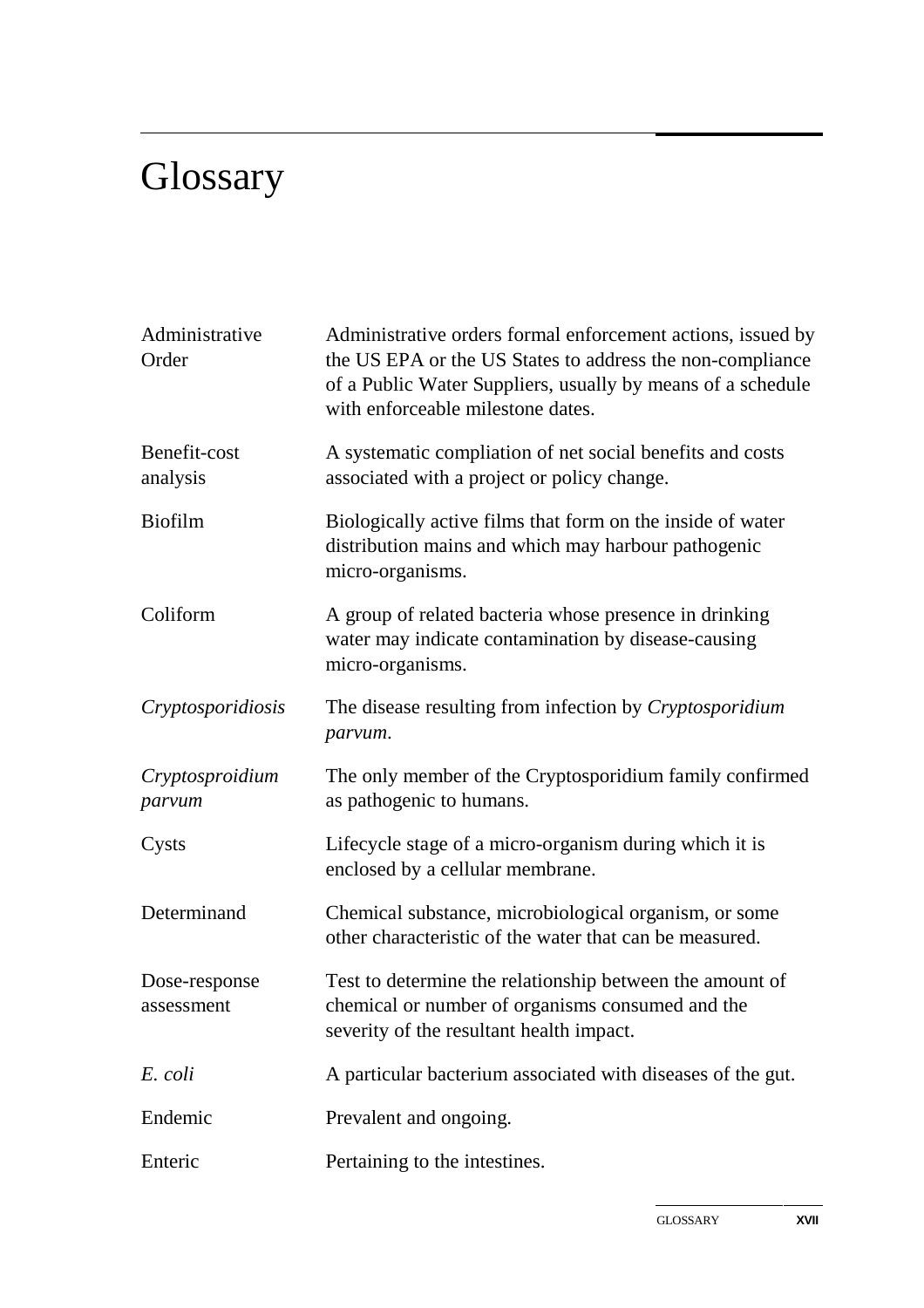# Glossary

| | |
|---|---|
| Administrative Order | Administrative orders formal enforcement actions, issued by the US EPA or the US States to address the non-compliance of a Public Water Suppliers, usually by means of a schedule with enforceable milestone dates. |
| Benefit-cost analysis | A systematic compliation of net social benefits and costs associated with a project or policy change. |
| Biofilm | Biologically active films that form on the inside of water distribution mains and which may harbour pathogenic micro-organisms. |
| Coliform | A group of related bacteria whose presence in drinking water may indicate contamination by disease-causing micro-organisms. |
| *Cryptosporidiosis* | The disease resulting from infection by *Cryptosporidium parvum*. |
| *Cryptosproidium parvum* | The only member of the Cryptosporidium family confirmed as pathogenic to humans. |
| Cysts | Lifecycle stage of a micro-organism during which it is enclosed by a cellular membrane. |
| Determinand | Chemical substance, microbiological organism, or some other characteristic of the water that can be measured. |
| Dose-response assessment | Test to determine the relationship between the amount of chemical or number of organisms consumed and the severity of the resultant health impact. |
| *E. coli* | A particular bacterium associated with diseases of the gut. |
| Endemic | Prevalent and ongoing. |
| Enteric | Pertaining to the intestines. |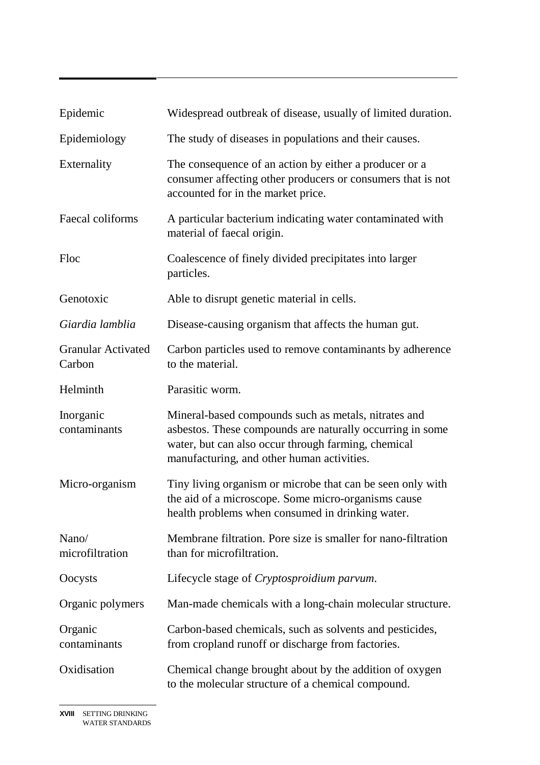| | |
|---|---|
| Epidemic | Widespread outbreak of disease, usually of limited duration. |
| Epidemiology | The study of diseases in populations and their causes. |
| Externality | The consequence of an action by either a producer or a consumer affecting other producers or consumers that is not accounted for in the market price. |
| Faecal coliforms | A particular bacterium indicating water contaminated with material of faecal origin. |
| Floc | Coalescence of finely divided precipitates into larger particles. |
| Genotoxic | Able to disrupt genetic material in cells. |
| *Giardia lamblia* | Disease-causing organism that affects the human gut. |
| Granular Activated Carbon | Carbon particles used to remove contaminants by adherence to the material. |
| Helminth | Parasitic worm. |
| Inorganic contaminants | Mineral-based compounds such as metals, nitrates and asbestos. These compounds are naturally occurring in some water, but can also occur through farming, chemical manufacturing, and other human activities. |
| Micro-organism | Tiny living organism or microbe that can be seen only with the aid of a microscope. Some micro-organisms cause health problems when consumed in drinking water. |
| Nano/ microfiltration | Membrane filtration. Pore size is smaller for nano-filtration than for microfiltration. |
| Oocysts | Lifecycle stage of *Cryptosproidium parvum*. |
| Organic polymers | Man-made chemicals with a long-chain molecular structure. |
| Organic contaminants | Carbon-based chemicals, such as solvents and pesticides, from cropland runoff or discharge from factories. |
| Oxidisation | Chemical change brought about by the addition of oxygen to the molecular structure of a chemical compound. |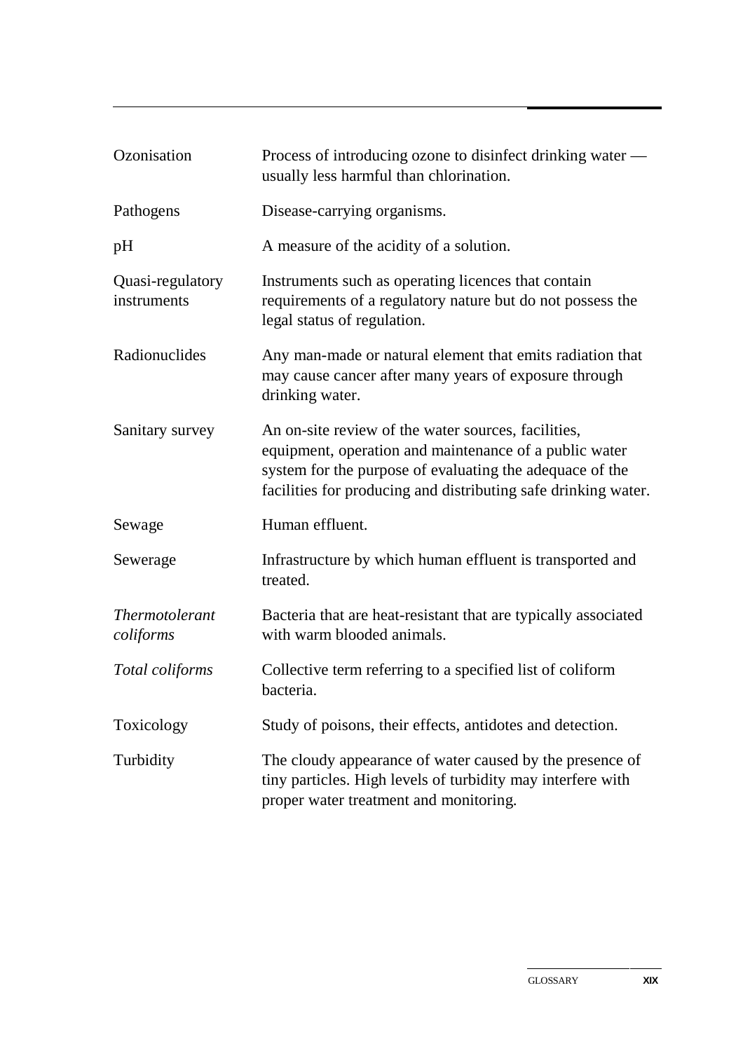| | |
|---|---|
| Ozonisation | Process of introducing ozone to disinfect drinking water — usually less harmful than chlorination. |
| Pathogens | Disease-carrying organisms. |
| pH | A measure of the acidity of a solution. |
| Quasi-regulatory instruments | Instruments such as operating licences that contain requirements of a regulatory nature but do not possess the legal status of regulation. |
| Radionuclides | Any man-made or natural element that emits radiation that may cause cancer after many years of exposure through drinking water. |
| Sanitary survey | An on-site review of the water sources, facilities, equipment, operation and maintenance of a public water system for the purpose of evaluating the adequace of the facilities for producing and distributing safe drinking water. |
| Sewage | Human effluent. |
| Sewerage | Infrastructure by which human effluent is transported and treated. |
| *Thermotolerant coliforms* | Bacteria that are heat-resistant that are typically associated with warm blooded animals. |
| *Total coliforms* | Collective term referring to a specified list of coliform bacteria. |
| Toxicology | Study of poisons, their effects, antidotes and detection. |
| Turbidity | The cloudy appearance of water caused by the presence of tiny particles. High levels of turbidity may interfere with proper water treatment and monitoring. |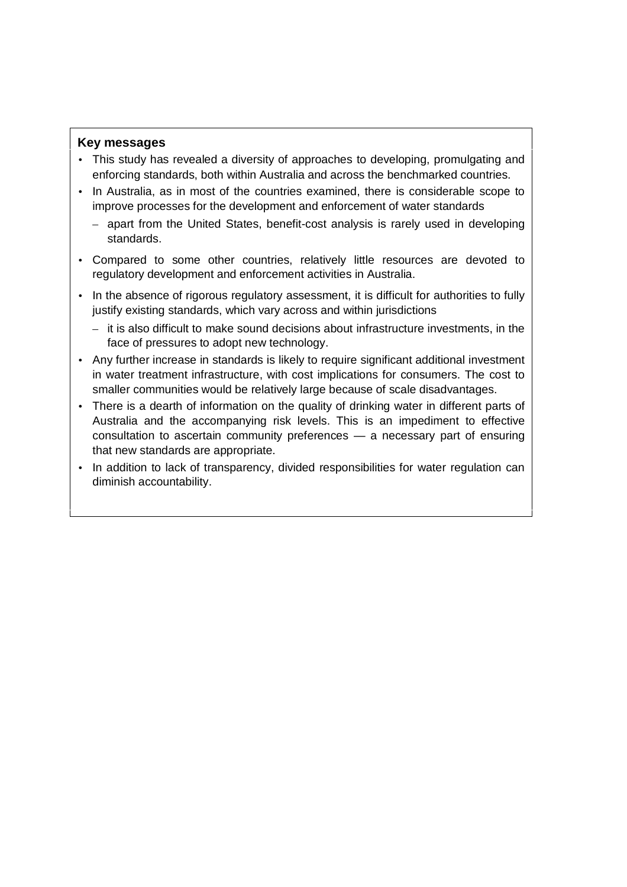**Key messages**

- This study has revealed a diversity of approaches to developing, promulgating and enforcing standards, both within Australia and across the benchmarked countries.
- In Australia, as in most of the countries examined, there is considerable scope to improve processes for the development and enforcement of water standards
  - apart from the United States, benefit-cost analysis is rarely used in developing standards.
- Compared to some other countries, relatively little resources are devoted to regulatory development and enforcement activities in Australia.
- In the absence of rigorous regulatory assessment, it is difficult for authorities to fully justify existing standards, which vary across and within jurisdictions
  - it is also difficult to make sound decisions about infrastructure investments, in the face of pressures to adopt new technology.
- Any further increase in standards is likely to require significant additional investment in water treatment infrastructure, with cost implications for consumers. The cost to smaller communities would be relatively large because of scale disadvantages.
- There is a dearth of information on the quality of drinking water in different parts of Australia and the accompanying risk levels. This is an impediment to effective consultation to ascertain community preferences — a necessary part of ensuring that new standards are appropriate.
- In addition to lack of transparency, divided responsibilities for water regulation can diminish accountability.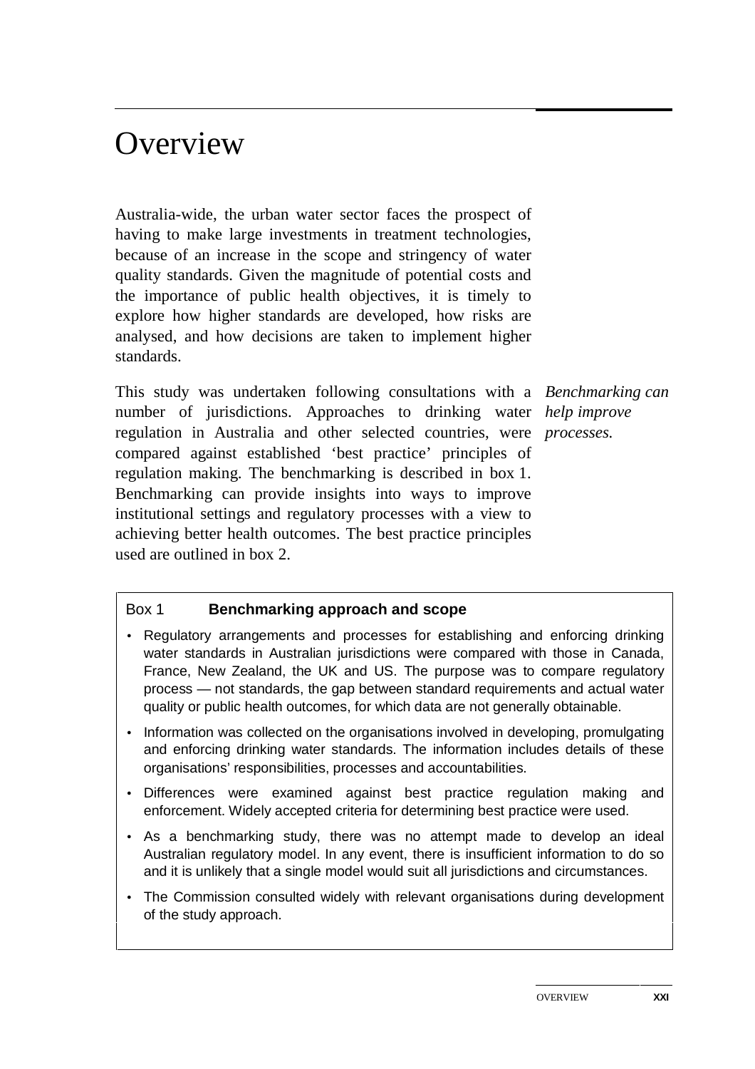# Overview

Australia-wide, the urban water sector faces the prospect of having to make large investments in treatment technologies, because of an increase in the scope and stringency of water quality standards. Given the magnitude of potential costs and the importance of public health objectives, it is timely to explore how higher standards are developed, how risks are analysed, and how decisions are taken to implement higher standards.

*Benchmarking can help improve processes.*

This study was undertaken following consultations with a number of jurisdictions. Approaches to drinking water regulation in Australia and other selected countries, were compared against established 'best practice' principles of regulation making. The benchmarking is described in box 1. Benchmarking can provide insights into ways to improve institutional settings and regulatory processes with a view to achieving better health outcomes. The best practice principles used are outlined in box 2.

---

Box 1 **Benchmarking approach and scope**

- Regulatory arrangements and processes for establishing and enforcing drinking water standards in Australian jurisdictions were compared with those in Canada, France, New Zealand, the UK and US. The purpose was to compare regulatory process — not standards, the gap between standard requirements and actual water quality or public health outcomes, for which data are not generally obtainable.
- Information was collected on the organisations involved in developing, promulgating and enforcing drinking water standards. The information includes details of these organisations' responsibilities, processes and accountabilities.
- Differences were examined against best practice regulation making and enforcement. Widely accepted criteria for determining best practice were used.
- As a benchmarking study, there was no attempt made to develop an ideal Australian regulatory model. In any event, there is insufficient information to do so and it is unlikely that a single model would suit all jurisdictions and circumstances.
- The Commission consulted widely with relevant organisations during development of the study approach.

---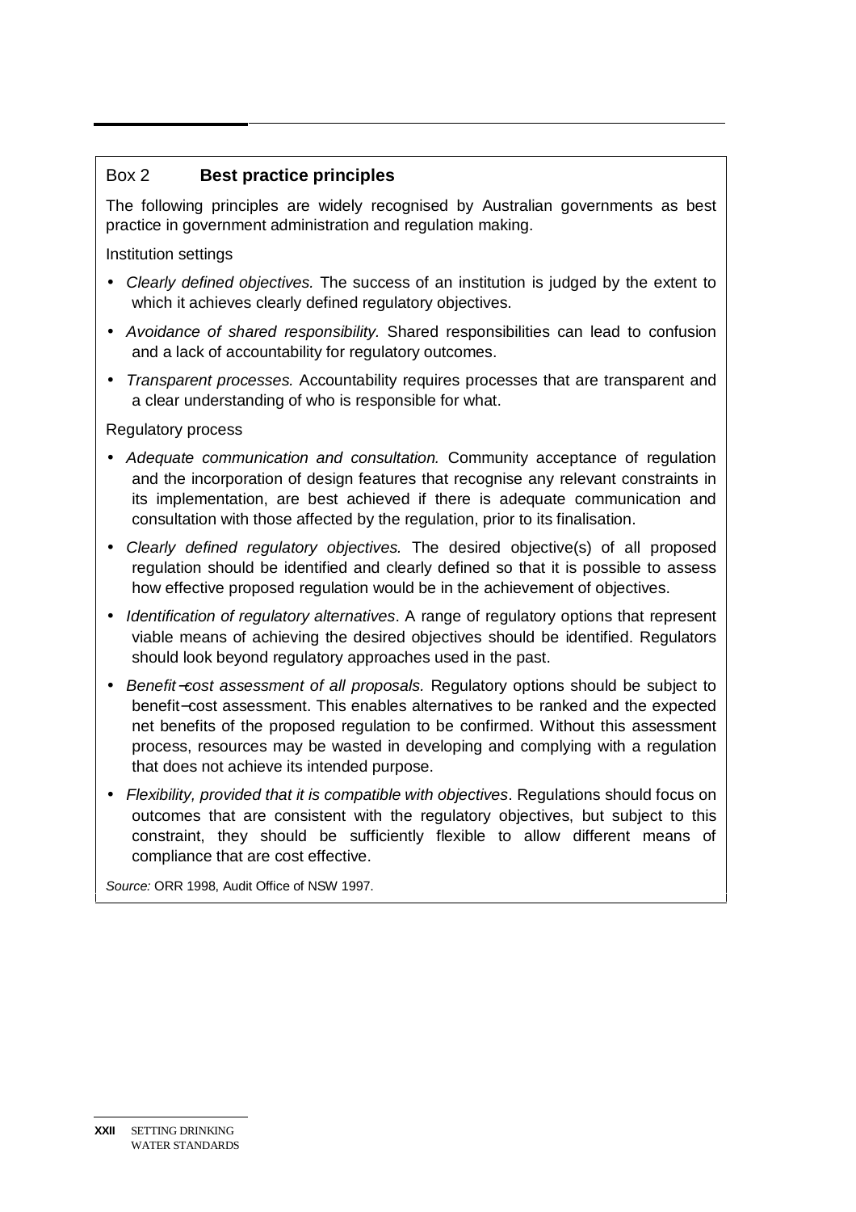## Box 2 **Best practice principles**

The following principles are widely recognised by Australian governments as best practice in government administration and regulation making.

Institution settings

- *Clearly defined objectives.* The success of an institution is judged by the extent to which it achieves clearly defined regulatory objectives.
- *Avoidance of shared responsibility.* Shared responsibilities can lead to confusion and a lack of accountability for regulatory outcomes.
- *Transparent processes.* Accountability requires processes that are transparent and a clear understanding of who is responsible for what.

Regulatory process

- *Adequate communication and consultation.* Community acceptance of regulation and the incorporation of design features that recognise any relevant constraints in its implementation, are best achieved if there is adequate communication and consultation with those affected by the regulation, prior to its finalisation.
- *Clearly defined regulatory objectives.* The desired objective(s) of all proposed regulation should be identified and clearly defined so that it is possible to assess how effective proposed regulation would be in the achievement of objectives.
- *Identification of regulatory alternatives*. A range of regulatory options that represent viable means of achieving the desired objectives should be identified. Regulators should look beyond regulatory approaches used in the past.
- *Benefit–cost assessment of all proposals.* Regulatory options should be subject to benefit–cost assessment. This enables alternatives to be ranked and the expected net benefits of the proposed regulation to be confirmed. Without this assessment process, resources may be wasted in developing and complying with a regulation that does not achieve its intended purpose.
- *Flexibility, provided that it is compatible with objectives*. Regulations should focus on outcomes that are consistent with the regulatory objectives, but subject to this constraint, they should be sufficiently flexible to allow different means of compliance that are cost effective.

*Source:* ORR 1998, Audit Office of NSW 1997.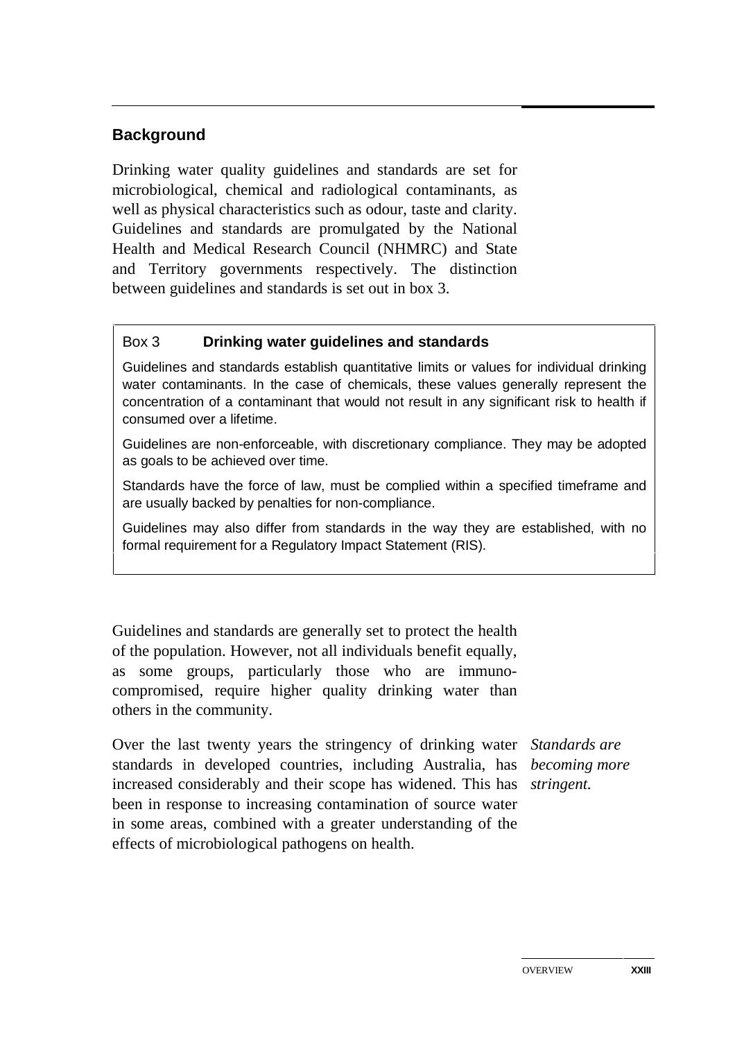## Background

Drinking water quality guidelines and standards are set for microbiological, chemical and radiological contaminants, as well as physical characteristics such as odour, taste and clarity. Guidelines and standards are promulgated by the National Health and Medical Research Council (NHMRC) and State and Territory governments respectively. The distinction between guidelines and standards is set out in box 3.

> Box 3 **Drinking water guidelines and standards**
>
> Guidelines and standards establish quantitative limits or values for individual drinking water contaminants. In the case of chemicals, these values generally represent the concentration of a contaminant that would not result in any significant risk to health if consumed over a lifetime.
>
> Guidelines are non-enforceable, with discretionary compliance. They may be adopted as goals to be achieved over time.
>
> Standards have the force of law, must be complied within a specified timeframe and are usually backed by penalties for non-compliance.
>
> Guidelines may also differ from standards in the way they are established, with no formal requirement for a Regulatory Impact Statement (RIS).

Guidelines and standards are generally set to protect the health of the population. However, not all individuals benefit equally, as some groups, particularly those who are immuno-compromised, require higher quality drinking water than others in the community.

*Standards are becoming more stringent.*

Over the last twenty years the stringency of drinking water standards in developed countries, including Australia, has increased considerably and their scope has widened. This has been in response to increasing contamination of source water in some areas, combined with a greater understanding of the effects of microbiological pathogens on health.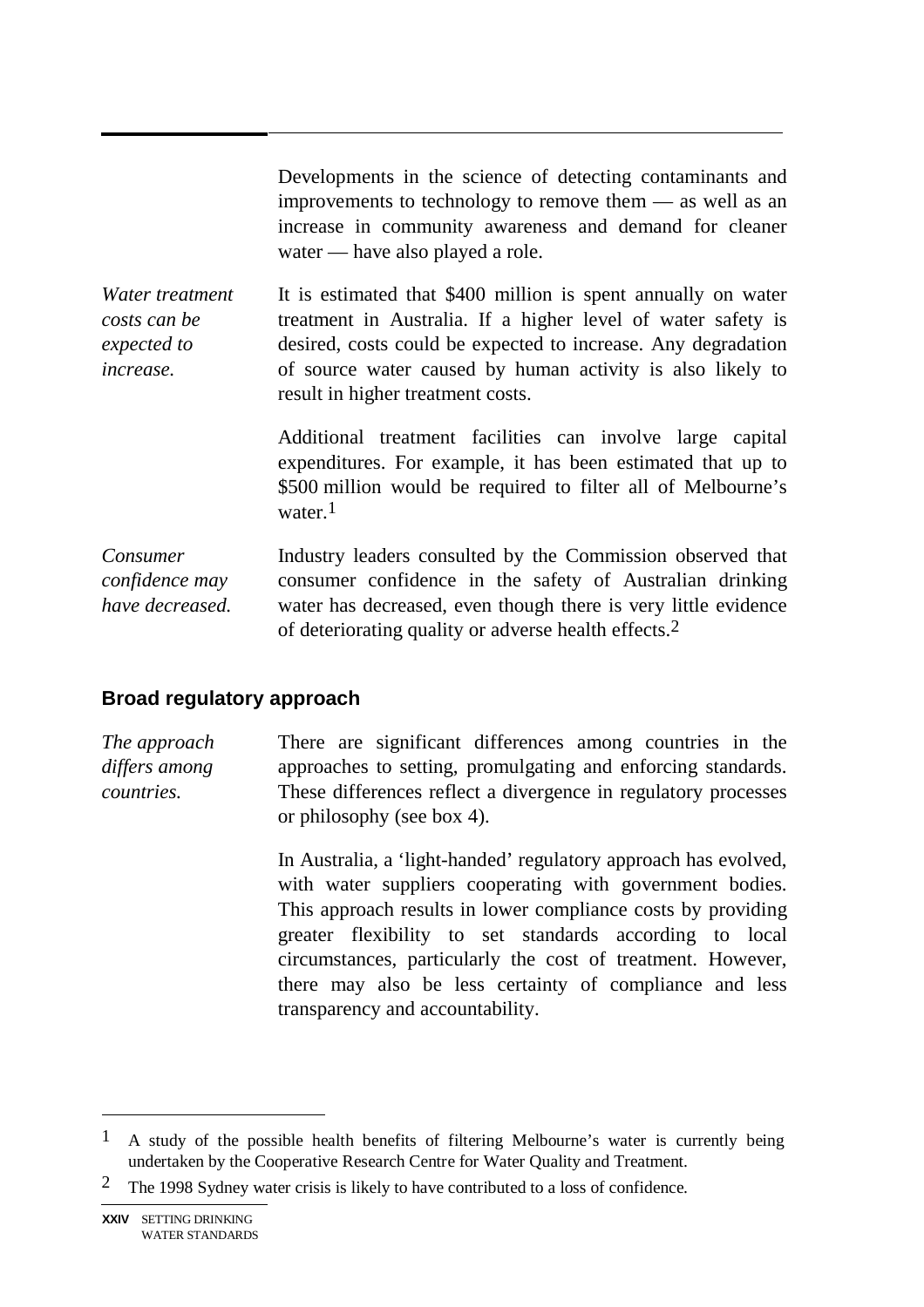Developments in the science of detecting contaminants and improvements to technology to remove them — as well as an increase in community awareness and demand for cleaner water — have also played a role.

*Water treatment costs can be expected to increase.*

It is estimated that $400 million is spent annually on water treatment in Australia. If a higher level of water safety is desired, costs could be expected to increase. Any degradation of source water caused by human activity is also likely to result in higher treatment costs.

Additional treatment facilities can involve large capital expenditures. For example, it has been estimated that up to $500 million would be required to filter all of Melbourne's water.[1]

*Consumer confidence may have decreased.*

Industry leaders consulted by the Commission observed that consumer confidence in the safety of Australian drinking water has decreased, even though there is very little evidence of deteriorating quality or adverse health effects.[2]

## Broad regulatory approach

*The approach differs among countries.*

There are significant differences among countries in the approaches to setting, promulgating and enforcing standards. These differences reflect a divergence in regulatory processes or philosophy (see box 4).

In Australia, a 'light-handed' regulatory approach has evolved, with water suppliers cooperating with government bodies. This approach results in lower compliance costs by providing greater flexibility to set standards according to local circumstances, particularly the cost of treatment. However, there may also be less certainty of compliance and less transparency and accountability.

---

[1] A study of the possible health benefits of filtering Melbourne's water is currently being undertaken by the Cooperative Research Centre for Water Quality and Treatment.

[2] The 1998 Sydney water crisis is likely to have contributed to a loss of confidence.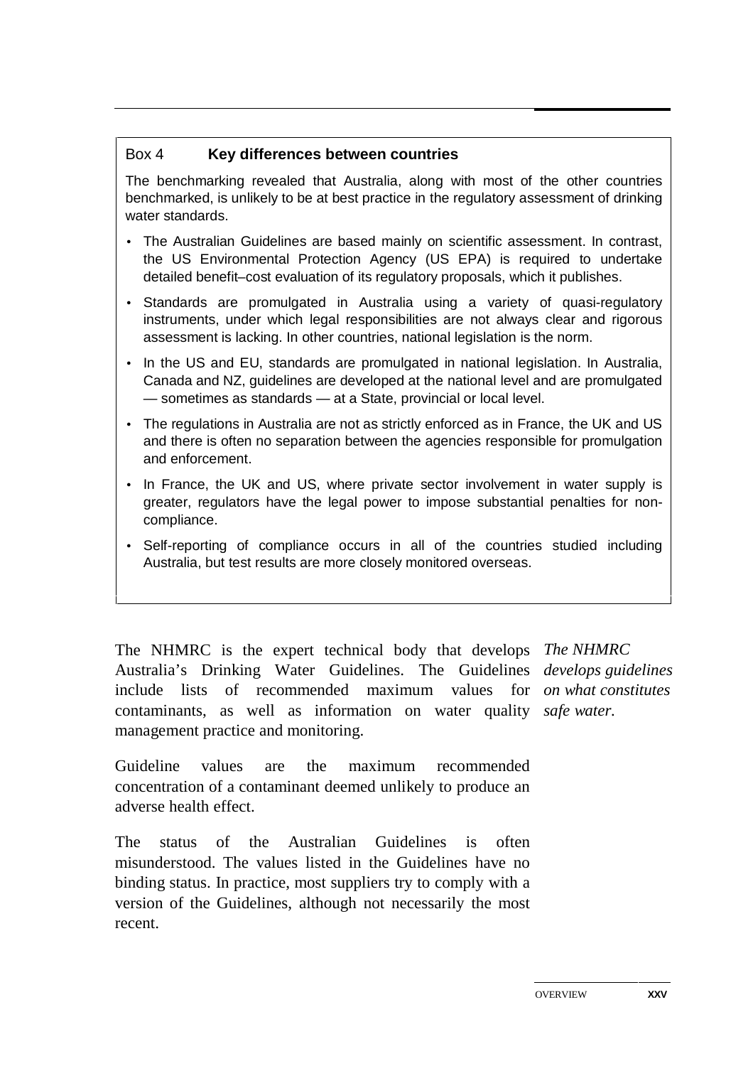**Box 4 Key differences between countries**

The benchmarking revealed that Australia, along with most of the other countries benchmarked, is unlikely to be at best practice in the regulatory assessment of drinking water standards.

- The Australian Guidelines are based mainly on scientific assessment. In contrast, the US Environmental Protection Agency (US EPA) is required to undertake detailed benefit–cost evaluation of its regulatory proposals, which it publishes.
- Standards are promulgated in Australia using a variety of quasi-regulatory instruments, under which legal responsibilities are not always clear and rigorous assessment is lacking. In other countries, national legislation is the norm.
- In the US and EU, standards are promulgated in national legislation. In Australia, Canada and NZ, guidelines are developed at the national level and are promulgated — sometimes as standards — at a State, provincial or local level.
- The regulations in Australia are not as strictly enforced as in France, the UK and US and there is often no separation between the agencies responsible for promulgation and enforcement.
- In France, the UK and US, where private sector involvement in water supply is greater, regulators have the legal power to impose substantial penalties for non-compliance.
- Self-reporting of compliance occurs in all of the countries studied including Australia, but test results are more closely monitored overseas.

*The NHMRC develops guidelines on what constitutes safe water.*

The NHMRC is the expert technical body that develops Australia's Drinking Water Guidelines. The Guidelines include lists of recommended maximum values for contaminants, as well as information on water quality management practice and monitoring.

Guideline values are the maximum recommended concentration of a contaminant deemed unlikely to produce an adverse health effect.

The status of the Australian Guidelines is often misunderstood. The values listed in the Guidelines have no binding status. In practice, most suppliers try to comply with a version of the Guidelines, although not necessarily the most recent.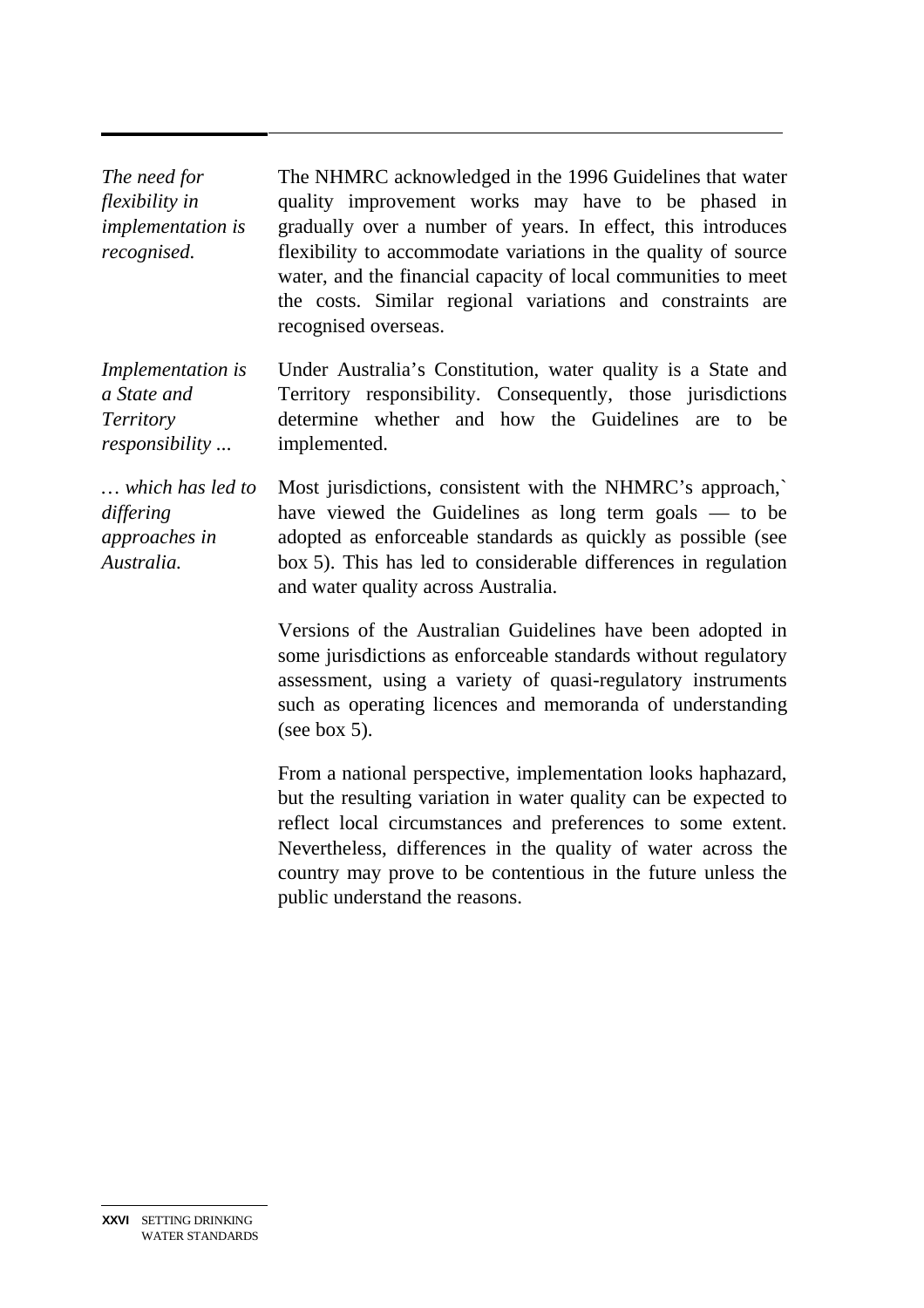*The need for flexibility in implementation is recognised.*

The NHMRC acknowledged in the 1996 Guidelines that water quality improvement works may have to be phased in gradually over a number of years. In effect, this introduces flexibility to accommodate variations in the quality of source water, and the financial capacity of local communities to meet the costs. Similar regional variations and constraints are recognised overseas.

*Implementation is a State and Territory responsibility ...*

Under Australia's Constitution, water quality is a State and Territory responsibility. Consequently, those jurisdictions determine whether and how the Guidelines are to be implemented.

*… which has led to differing approaches in Australia.*

Most jurisdictions, consistent with the NHMRC's approach,` have viewed the Guidelines as long term goals — to be adopted as enforceable standards as quickly as possible (see box 5). This has led to considerable differences in regulation and water quality across Australia.

Versions of the Australian Guidelines have been adopted in some jurisdictions as enforceable standards without regulatory assessment, using a variety of quasi-regulatory instruments such as operating licences and memoranda of understanding (see box 5).

From a national perspective, implementation looks haphazard, but the resulting variation in water quality can be expected to reflect local circumstances and preferences to some extent. Nevertheless, differences in the quality of water across the country may prove to be contentious in the future unless the public understand the reasons.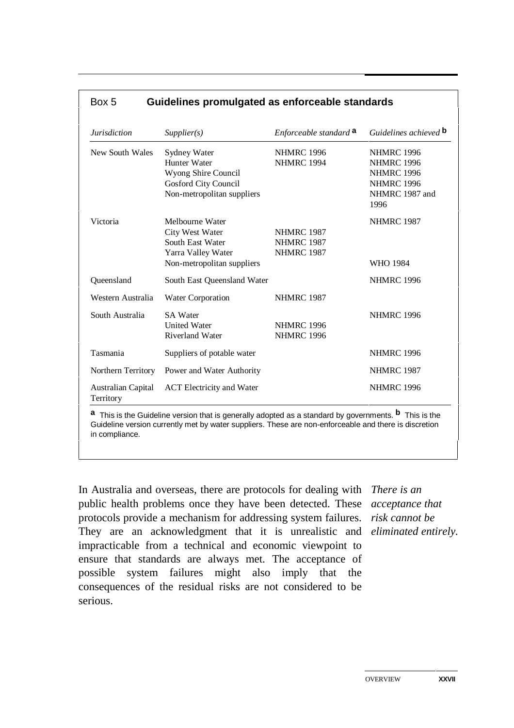Box 5 **Guidelines promulgated as enforceable standards**

| *Jurisdiction* | *Supplier(s)* | *Enforceable standard* [a] | *Guidelines achieved* [b] |
|---|---|---|---|
| New South Wales | Sydney Water | NHMRC 1996 | NHMRC 1996 |
| | Hunter Water | NHMRC 1994 | NHMRC 1996 |
| | Wyong Shire Council | | NHMRC 1996 |
| | Gosford City Council | | NHMRC 1996 |
| | Non-metropolitan suppliers | | NHMRC 1987 and 1996 |
| Victoria | Melbourne Water | | NHMRC 1987 |
| | City West Water | NHMRC 1987 | |
| | South East Water | NHMRC 1987 | |
| | Yarra Valley Water | NHMRC 1987 | |
| | Non-metropolitan suppliers | | WHO 1984 |
| Queensland | South East Queensland Water | | NHMRC 1996 |
| Western Australia | Water Corporation | NHMRC 1987 | |
| South Australia | SA Water | | NHMRC 1996 |
| | United Water | NHMRC 1996 | |
| | Riverland Water | NHMRC 1996 | |
| Tasmania | Suppliers of potable water | | NHMRC 1996 |
| Northern Territory | Power and Water Authority | | NHMRC 1987 |
| Australian Capital Territory | ACT Electricity and Water | | NHMRC 1996 |

[a] This is the Guideline version that is generally adopted as a standard by governments. [b] This is the Guideline version currently met by water suppliers. These are non-enforceable and there is discretion in compliance.

*There is an acceptance that risk cannot be eliminated entirely.*

In Australia and overseas, there are protocols for dealing with public health problems once they have been detected. These protocols provide a mechanism for addressing system failures. They are an acknowledgment that it is unrealistic and impracticable from a technical and economic viewpoint to ensure that standards are always met. The acceptance of possible system failures might also imply that the consequences of the residual risks are not considered to be serious.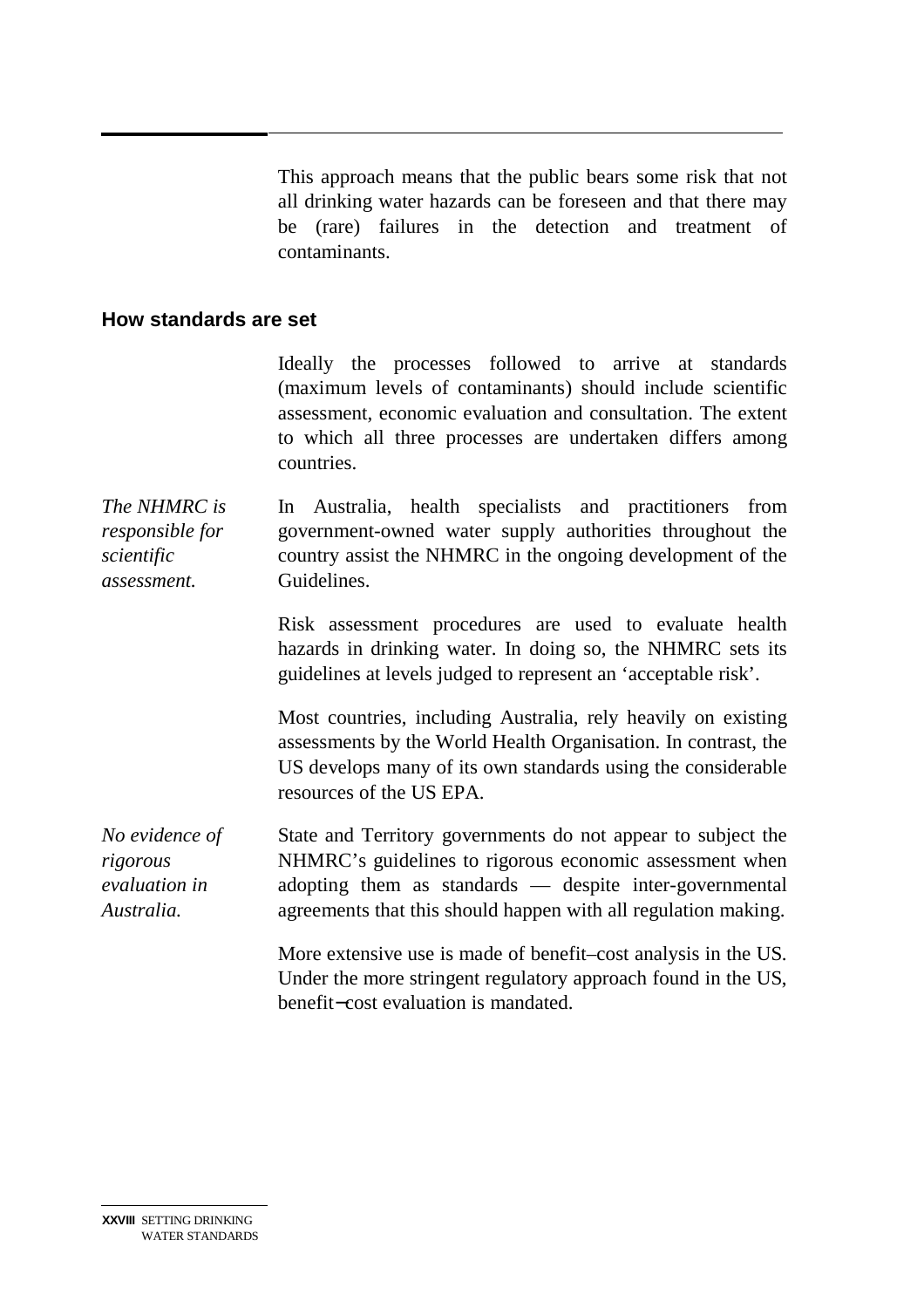This approach means that the public bears some risk that not all drinking water hazards can be foreseen and that there may be (rare) failures in the detection and treatment of contaminants.

## How standards are set

Ideally the processes followed to arrive at standards (maximum levels of contaminants) should include scientific assessment, economic evaluation and consultation. The extent to which all three processes are undertaken differs among countries.

*The NHMRC is responsible for scientific assessment.*

In Australia, health specialists and practitioners from government-owned water supply authorities throughout the country assist the NHMRC in the ongoing development of the Guidelines.

Risk assessment procedures are used to evaluate health hazards in drinking water. In doing so, the NHMRC sets its guidelines at levels judged to represent an 'acceptable risk'.

Most countries, including Australia, rely heavily on existing assessments by the World Health Organisation. In contrast, the US develops many of its own standards using the considerable resources of the US EPA.

*No evidence of rigorous evaluation in Australia.*

State and Territory governments do not appear to subject the NHMRC's guidelines to rigorous economic assessment when adopting them as standards — despite inter-governmental agreements that this should happen with all regulation making.

More extensive use is made of benefit–cost analysis in the US. Under the more stringent regulatory approach found in the US, benefit–cost evaluation is mandated.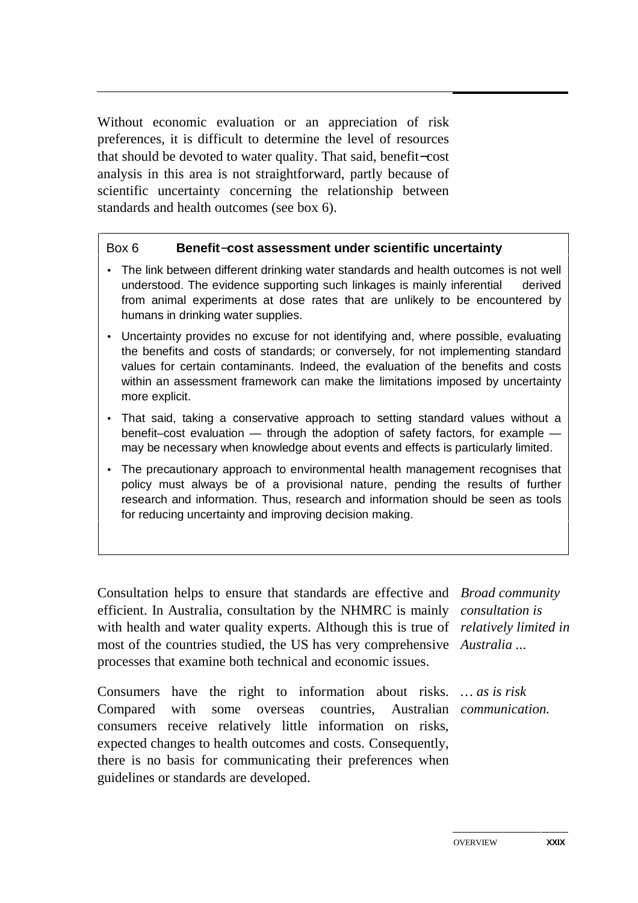Without economic evaluation or an appreciation of risk preferences, it is difficult to determine the level of resources that should be devoted to water quality. That said, benefit−cost analysis in this area is not straightforward, partly because of scientific uncertainty concerning the relationship between standards and health outcomes (see box 6).

**Box 6 Benefit−cost assessment under scientific uncertainty**

- The link between different drinking water standards and health outcomes is not well understood. The evidence supporting such linkages is mainly inferential derived from animal experiments at dose rates that are unlikely to be encountered by humans in drinking water supplies.
- Uncertainty provides no excuse for not identifying and, where possible, evaluating the benefits and costs of standards; or conversely, for not implementing standard values for certain contaminants. Indeed, the evaluation of the benefits and costs within an assessment framework can make the limitations imposed by uncertainty more explicit.
- That said, taking a conservative approach to setting standard values without a benefit–cost evaluation — through the adoption of safety factors, for example — may be necessary when knowledge about events and effects is particularly limited.
- The precautionary approach to environmental health management recognises that policy must always be of a provisional nature, pending the results of further research and information. Thus, research and information should be seen as tools for reducing uncertainty and improving decision making.

*Broad community consultation is relatively limited in Australia ...*

Consultation helps to ensure that standards are effective and efficient. In Australia, consultation by the NHMRC is mainly with health and water quality experts. Although this is true of most of the countries studied, the US has very comprehensive processes that examine both technical and economic issues.

*… as is risk communication.*

Consumers have the right to information about risks. Compared with some overseas countries, Australian consumers receive relatively little information on risks, expected changes to health outcomes and costs. Consequently, there is no basis for communicating their preferences when guidelines or standards are developed.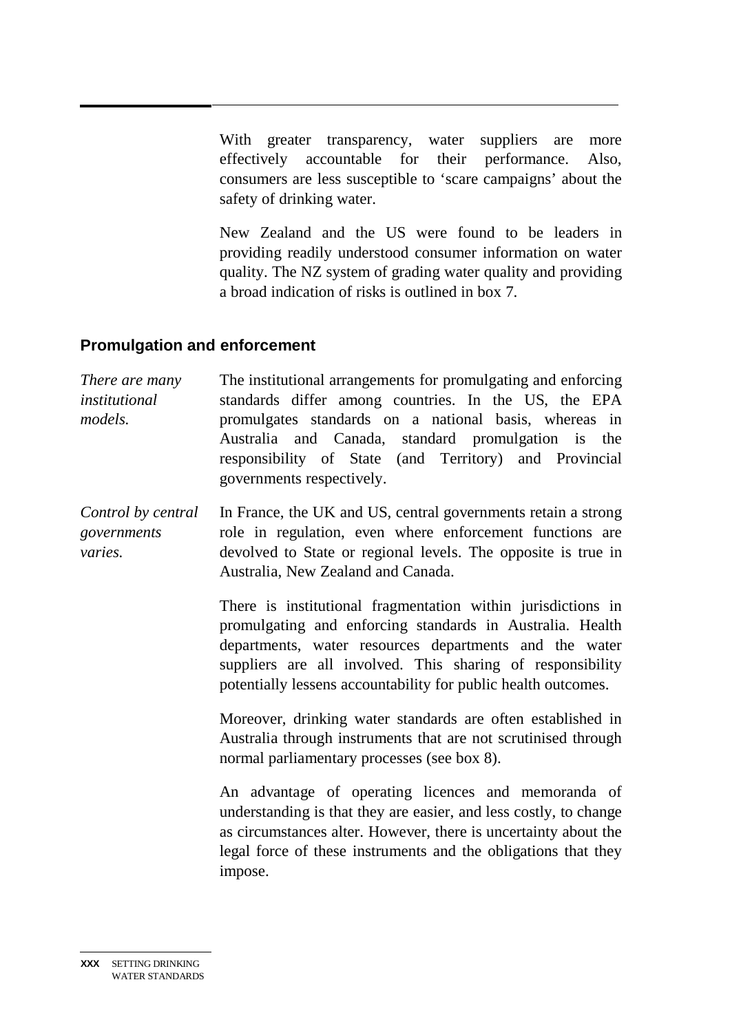With greater transparency, water suppliers are more effectively accountable for their performance. Also, consumers are less susceptible to 'scare campaigns' about the safety of drinking water.

New Zealand and the US were found to be leaders in providing readily understood consumer information on water quality. The NZ system of grading water quality and providing a broad indication of risks is outlined in box 7.

### Promulgation and enforcement

*There are many institutional models.*

The institutional arrangements for promulgating and enforcing standards differ among countries. In the US, the EPA promulgates standards on a national basis, whereas in Australia and Canada, standard promulgation is the responsibility of State (and Territory) and Provincial governments respectively.

*Control by central governments varies.*

In France, the UK and US, central governments retain a strong role in regulation, even where enforcement functions are devolved to State or regional levels. The opposite is true in Australia, New Zealand and Canada.

There is institutional fragmentation within jurisdictions in promulgating and enforcing standards in Australia. Health departments, water resources departments and the water suppliers are all involved. This sharing of responsibility potentially lessens accountability for public health outcomes.

Moreover, drinking water standards are often established in Australia through instruments that are not scrutinised through normal parliamentary processes (see box 8).

An advantage of operating licences and memoranda of understanding is that they are easier, and less costly, to change as circumstances alter. However, there is uncertainty about the legal force of these instruments and the obligations that they impose.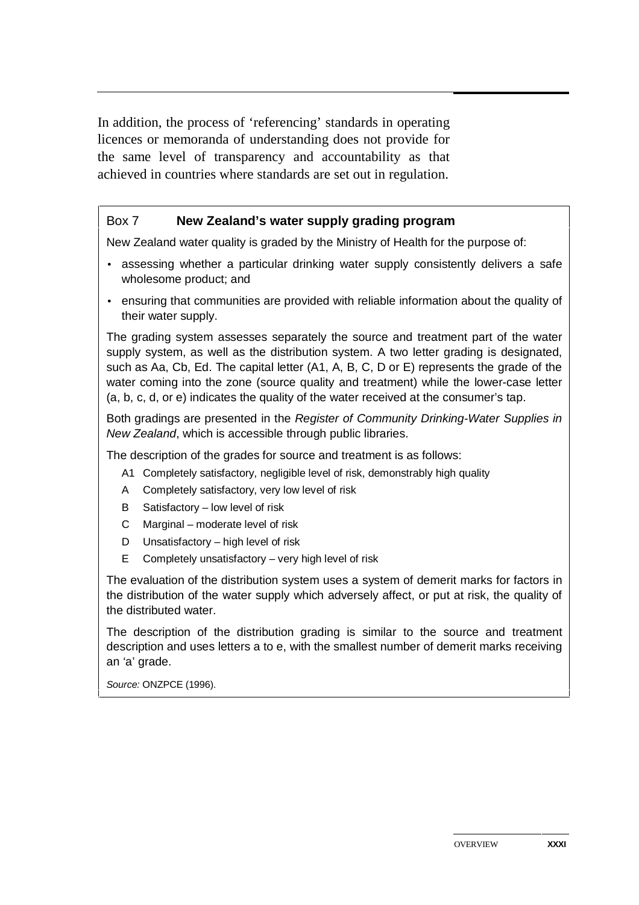In addition, the process of 'referencing' standards in operating licences or memoranda of understanding does not provide for the same level of transparency and accountability as that achieved in countries where standards are set out in regulation.

### Box 7 New Zealand's water supply grading program

New Zealand water quality is graded by the Ministry of Health for the purpose of:

- assessing whether a particular drinking water supply consistently delivers a safe wholesome product; and
- ensuring that communities are provided with reliable information about the quality of their water supply.

The grading system assesses separately the source and treatment part of the water supply system, as well as the distribution system. A two letter grading is designated, such as Aa, Cb, Ed. The capital letter (A1, A, B, C, D or E) represents the grade of the water coming into the zone (source quality and treatment) while the lower-case letter (a, b, c, d, or e) indicates the quality of the water received at the consumer's tap.

Both gradings are presented in the *Register of Community Drinking-Water Supplies in New Zealand*, which is accessible through public libraries.

The description of the grades for source and treatment is as follows:

- A1 Completely satisfactory, negligible level of risk, demonstrably high quality
- A Completely satisfactory, very low level of risk
- B Satisfactory – low level of risk
- C Marginal – moderate level of risk
- D Unsatisfactory – high level of risk
- E Completely unsatisfactory – very high level of risk

The evaluation of the distribution system uses a system of demerit marks for factors in the distribution of the water supply which adversely affect, or put at risk, the quality of the distributed water.

The description of the distribution grading is similar to the source and treatment description and uses letters a to e, with the smallest number of demerit marks receiving an 'a' grade.

*Source:* ONZPCE (1996).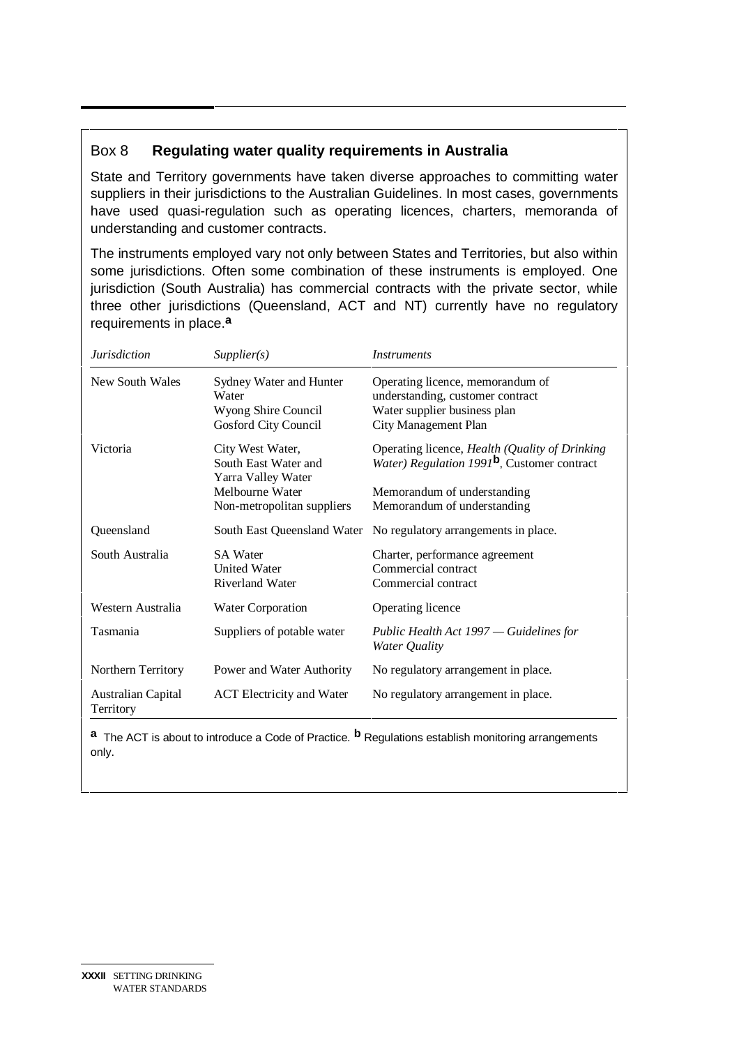### Box 8 **Regulating water quality requirements in Australia**

State and Territory governments have taken diverse approaches to committing water suppliers in their jurisdictions to the Australian Guidelines. In most cases, governments have used quasi-regulation such as operating licences, charters, memoranda of understanding and customer contracts.

The instruments employed vary not only between States and Territories, but also within some jurisdictions. Often some combination of these instruments is employed. One jurisdiction (South Australia) has commercial contracts with the private sector, while three other jurisdictions (Queensland, ACT and NT) currently have no regulatory requirements in place.[a]

| *Jurisdiction* | *Supplier(s)* | *Instruments* |
|---|---|---|
| New South Wales | Sydney Water and Hunter Water | Operating licence, memorandum of understanding, customer contract |
| | Wyong Shire Council | Water supplier business plan |
| | Gosford City Council | City Management Plan |
| Victoria | City West Water, South East Water and Yarra Valley Water | Operating licence, *Health (Quality of Drinking Water) Regulation 1991*[b], Customer contract |
| | Melbourne Water | Memorandum of understanding |
| | Non-metropolitan suppliers | Memorandum of understanding |
| Queensland | South East Queensland Water | No regulatory arrangements in place. |
| South Australia | SA Water | Charter, performance agreement |
| | United Water | Commercial contract |
| | Riverland Water | Commercial contract |
| Western Australia | Water Corporation | Operating licence |
| Tasmania | Suppliers of potable water | *Public Health Act 1997 — Guidelines for Water Quality* |
| Northern Territory | Power and Water Authority | No regulatory arrangement in place. |
| Australian Capital Territory | ACT Electricity and Water | No regulatory arrangement in place. |

[a] The ACT is about to introduce a Code of Practice. [b] Regulations establish monitoring arrangements only.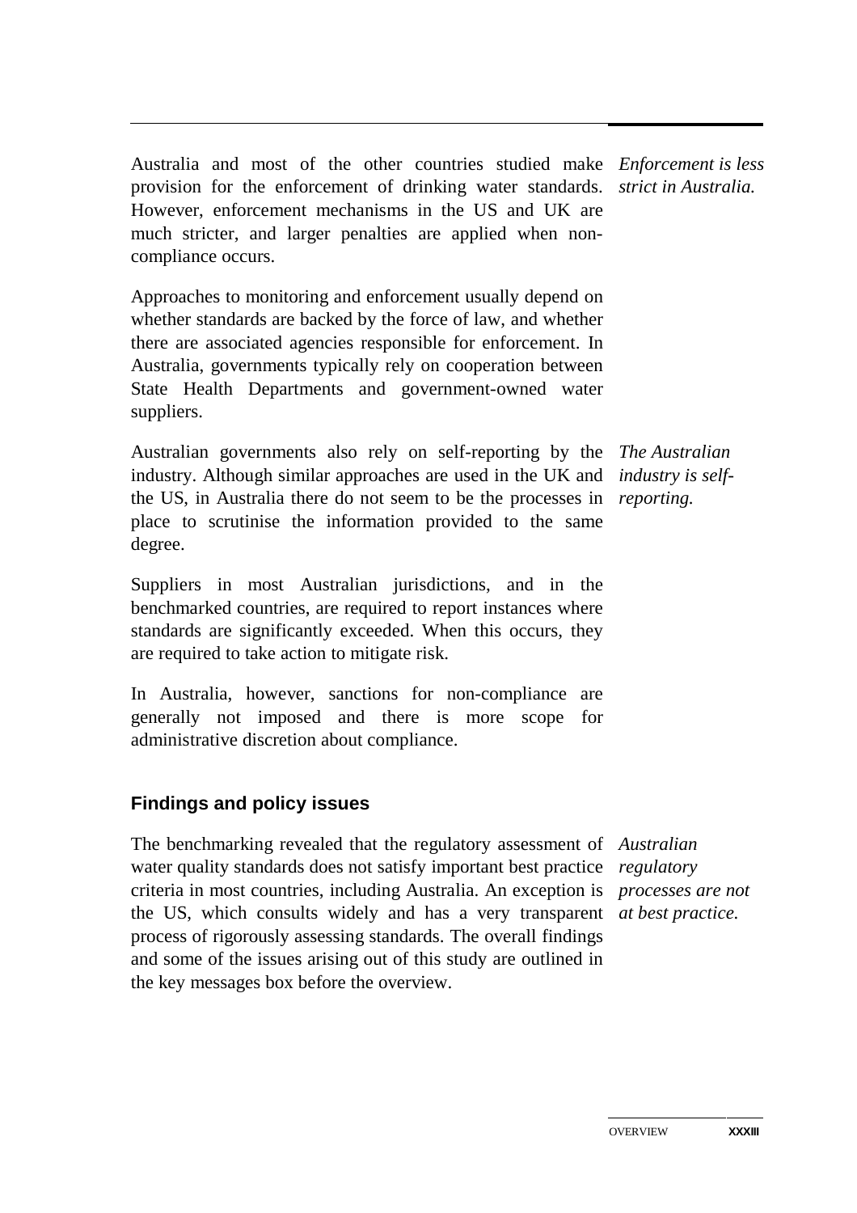*Enforcement is less strict in Australia.*

Australia and most of the other countries studied make provision for the enforcement of drinking water standards. However, enforcement mechanisms in the US and UK are much stricter, and larger penalties are applied when non-compliance occurs.

Approaches to monitoring and enforcement usually depend on whether standards are backed by the force of law, and whether there are associated agencies responsible for enforcement. In Australia, governments typically rely on cooperation between State Health Departments and government-owned water suppliers.

*The Australian industry is self-reporting.*

Australian governments also rely on self-reporting by the industry. Although similar approaches are used in the UK and the US, in Australia there do not seem to be the processes in place to scrutinise the information provided to the same degree.

Suppliers in most Australian jurisdictions, and in the benchmarked countries, are required to report instances where standards are significantly exceeded. When this occurs, they are required to take action to mitigate risk.

In Australia, however, sanctions for non-compliance are generally not imposed and there is more scope for administrative discretion about compliance.

## Findings and policy issues

*Australian regulatory processes are not at best practice.*

The benchmarking revealed that the regulatory assessment of water quality standards does not satisfy important best practice criteria in most countries, including Australia. An exception is the US, which consults widely and has a very transparent process of rigorously assessing standards. The overall findings and some of the issues arising out of this study are outlined in the key messages box before the overview.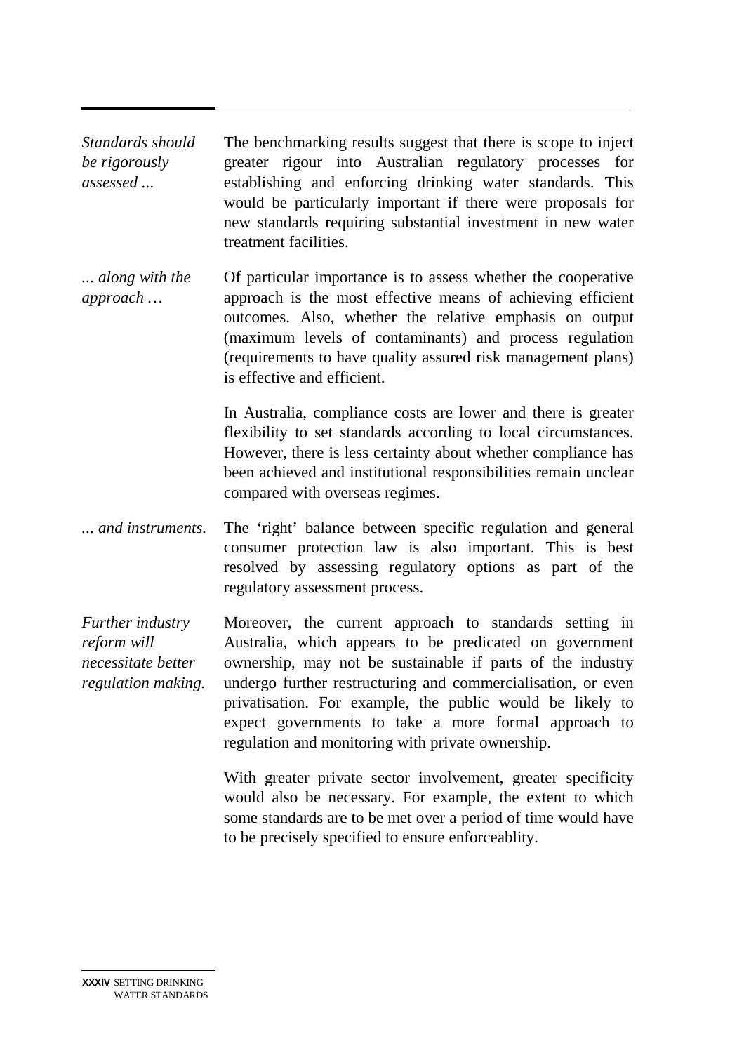*Standards should be rigorously assessed ...*

The benchmarking results suggest that there is scope to inject greater rigour into Australian regulatory processes for establishing and enforcing drinking water standards. This would be particularly important if there were proposals for new standards requiring substantial investment in new water treatment facilities.

*... along with the approach …*

Of particular importance is to assess whether the cooperative approach is the most effective means of achieving efficient outcomes. Also, whether the relative emphasis on output (maximum levels of contaminants) and process regulation (requirements to have quality assured risk management plans) is effective and efficient.

In Australia, compliance costs are lower and there is greater flexibility to set standards according to local circumstances. However, there is less certainty about whether compliance has been achieved and institutional responsibilities remain unclear compared with overseas regimes.

*... and instruments.*

The 'right' balance between specific regulation and general consumer protection law is also important. This is best resolved by assessing regulatory options as part of the regulatory assessment process.

*Further industry reform will necessitate better regulation making.*

Moreover, the current approach to standards setting in Australia, which appears to be predicated on government ownership, may not be sustainable if parts of the industry undergo further restructuring and commercialisation, or even privatisation. For example, the public would be likely to expect governments to take a more formal approach to regulation and monitoring with private ownership.

With greater private sector involvement, greater specificity would also be necessary. For example, the extent to which some standards are to be met over a period of time would have to be precisely specified to ensure enforceablity.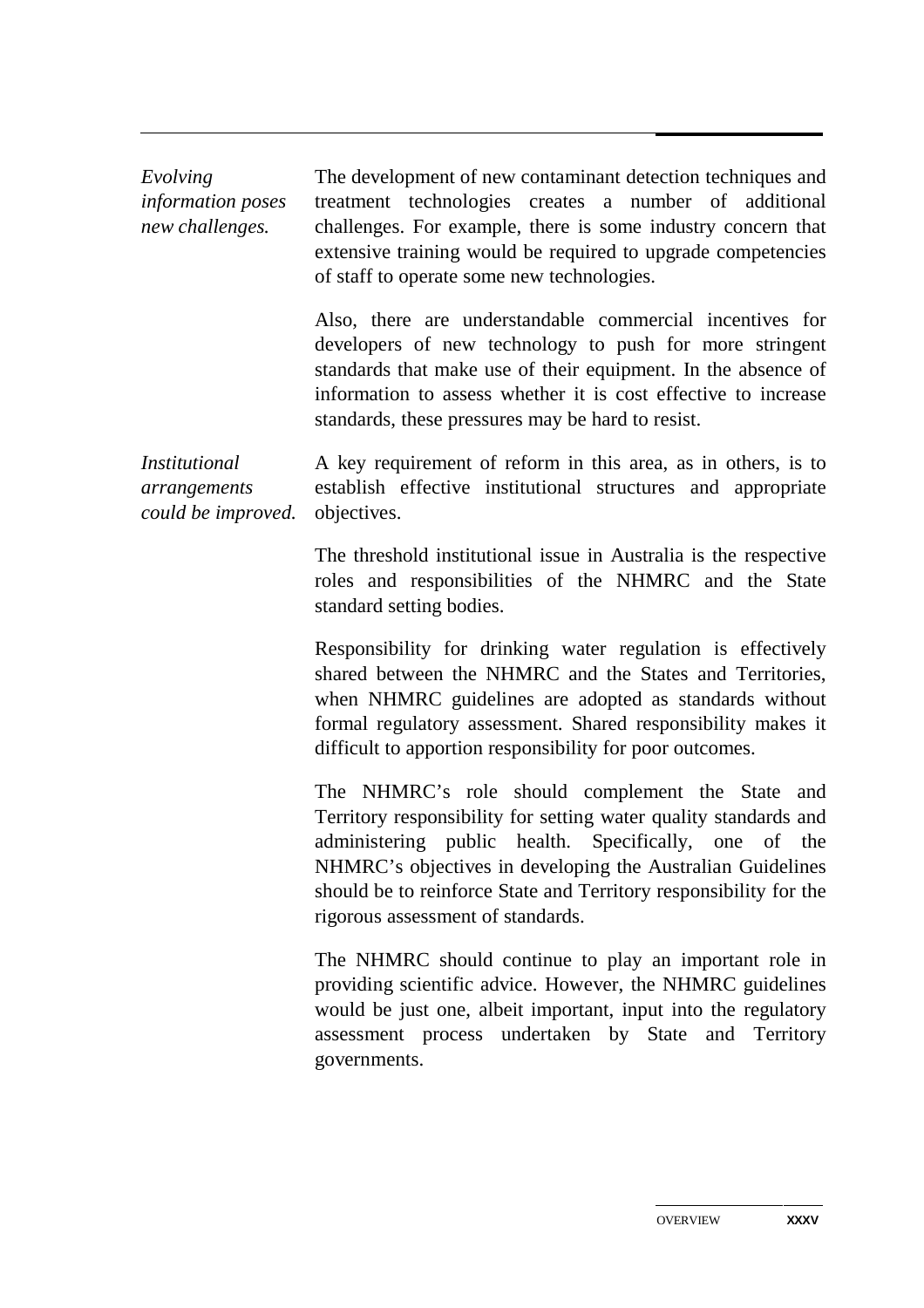*Evolving information poses new challenges.*

The development of new contaminant detection techniques and treatment technologies creates a number of additional challenges. For example, there is some industry concern that extensive training would be required to upgrade competencies of staff to operate some new technologies.

Also, there are understandable commercial incentives for developers of new technology to push for more stringent standards that make use of their equipment. In the absence of information to assess whether it is cost effective to increase standards, these pressures may be hard to resist.

*Institutional arrangements could be improved.*

A key requirement of reform in this area, as in others, is to establish effective institutional structures and appropriate objectives.

The threshold institutional issue in Australia is the respective roles and responsibilities of the NHMRC and the State standard setting bodies.

Responsibility for drinking water regulation is effectively shared between the NHMRC and the States and Territories, when NHMRC guidelines are adopted as standards without formal regulatory assessment. Shared responsibility makes it difficult to apportion responsibility for poor outcomes.

The NHMRC's role should complement the State and Territory responsibility for setting water quality standards and administering public health. Specifically, one of the NHMRC's objectives in developing the Australian Guidelines should be to reinforce State and Territory responsibility for the rigorous assessment of standards.

The NHMRC should continue to play an important role in providing scientific advice. However, the NHMRC guidelines would be just one, albeit important, input into the regulatory assessment process undertaken by State and Territory governments.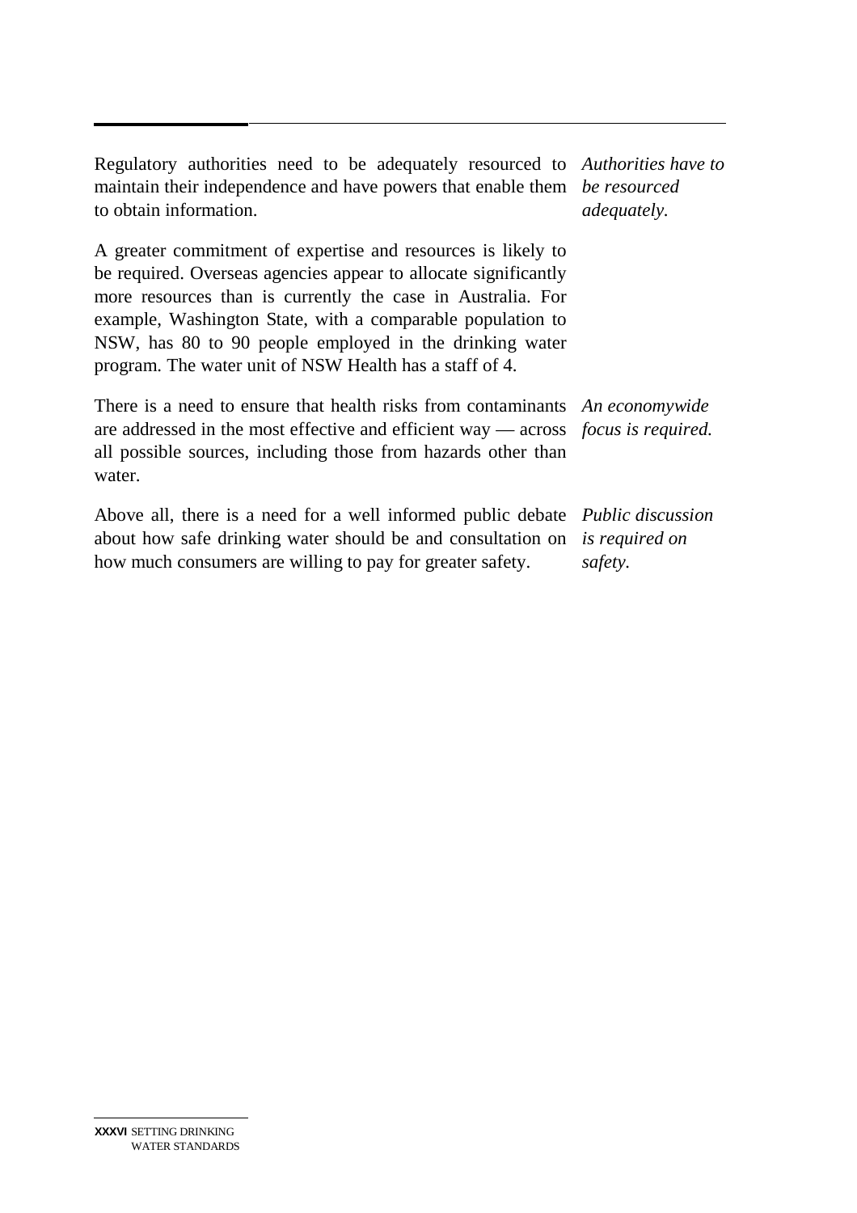Regulatory authorities need to be adequately resourced to maintain their independence and have powers that enable them to obtain information.

*Authorities have to be resourced adequately.*

A greater commitment of expertise and resources is likely to be required. Overseas agencies appear to allocate significantly more resources than is currently the case in Australia. For example, Washington State, with a comparable population to NSW, has 80 to 90 people employed in the drinking water program. The water unit of NSW Health has a staff of 4.

There is a need to ensure that health risks from contaminants are addressed in the most effective and efficient way — across all possible sources, including those from hazards other than water.

*An economywide focus is required.*

Above all, there is a need for a well informed public debate about how safe drinking water should be and consultation on how much consumers are willing to pay for greater safety.

*Public discussion is required on safety.*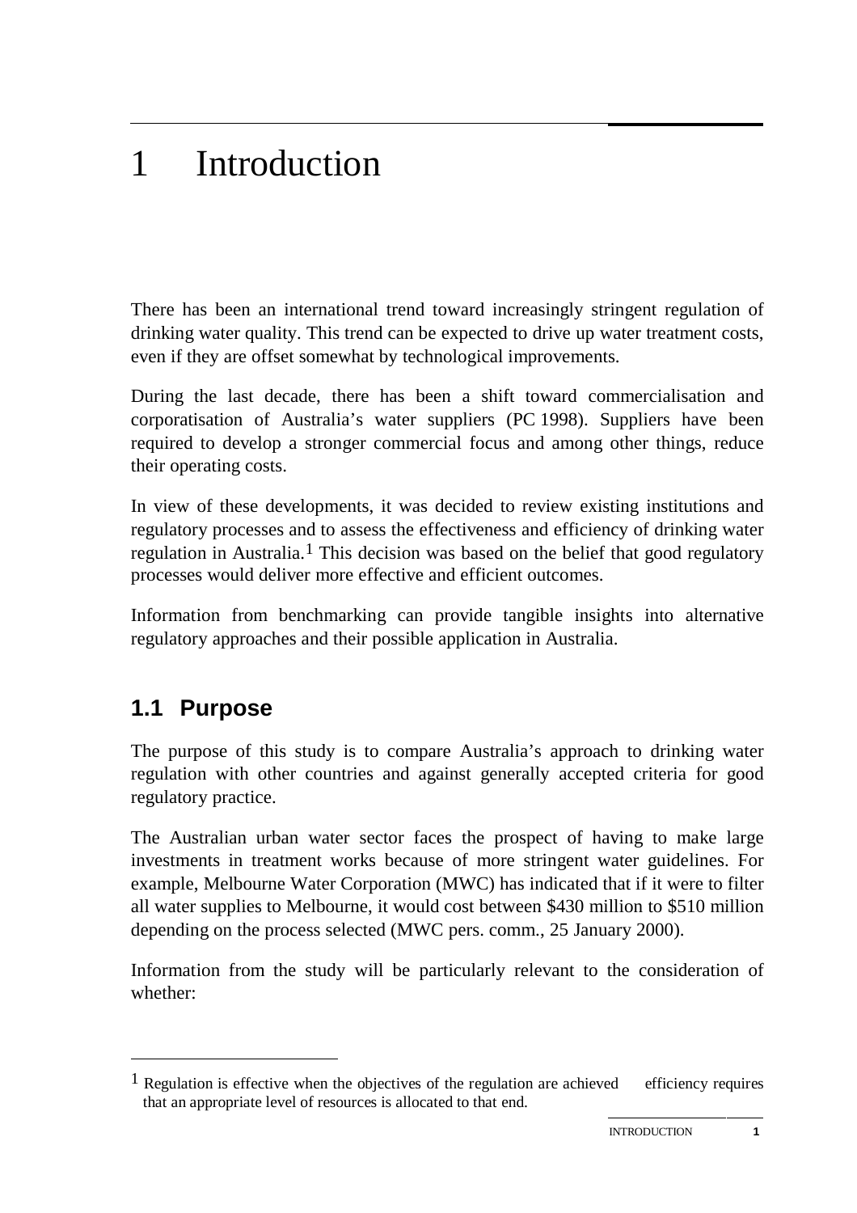# 1 Introduction

There has been an international trend toward increasingly stringent regulation of drinking water quality. This trend can be expected to drive up water treatment costs, even if they are offset somewhat by technological improvements.

During the last decade, there has been a shift toward commercialisation and corporatisation of Australia's water suppliers (PC 1998). Suppliers have been required to develop a stronger commercial focus and among other things, reduce their operating costs.

In view of these developments, it was decided to review existing institutions and regulatory processes and to assess the effectiveness and efficiency of drinking water regulation in Australia.[1] This decision was based on the belief that good regulatory processes would deliver more effective and efficient outcomes.

Information from benchmarking can provide tangible insights into alternative regulatory approaches and their possible application in Australia.

## 1.1 Purpose

The purpose of this study is to compare Australia's approach to drinking water regulation with other countries and against generally accepted criteria for good regulatory practice.

The Australian urban water sector faces the prospect of having to make large investments in treatment works because of more stringent water guidelines. For example, Melbourne Water Corporation (MWC) has indicated that if it were to filter all water supplies to Melbourne, it would cost between $430 million to $510 million depending on the process selected (MWC pers. comm., 25 January 2000).

Information from the study will be particularly relevant to the consideration of whether:

---

[1] Regulation is effective when the objectives of the regulation are achieved efficiency requires that an appropriate level of resources is allocated to that end.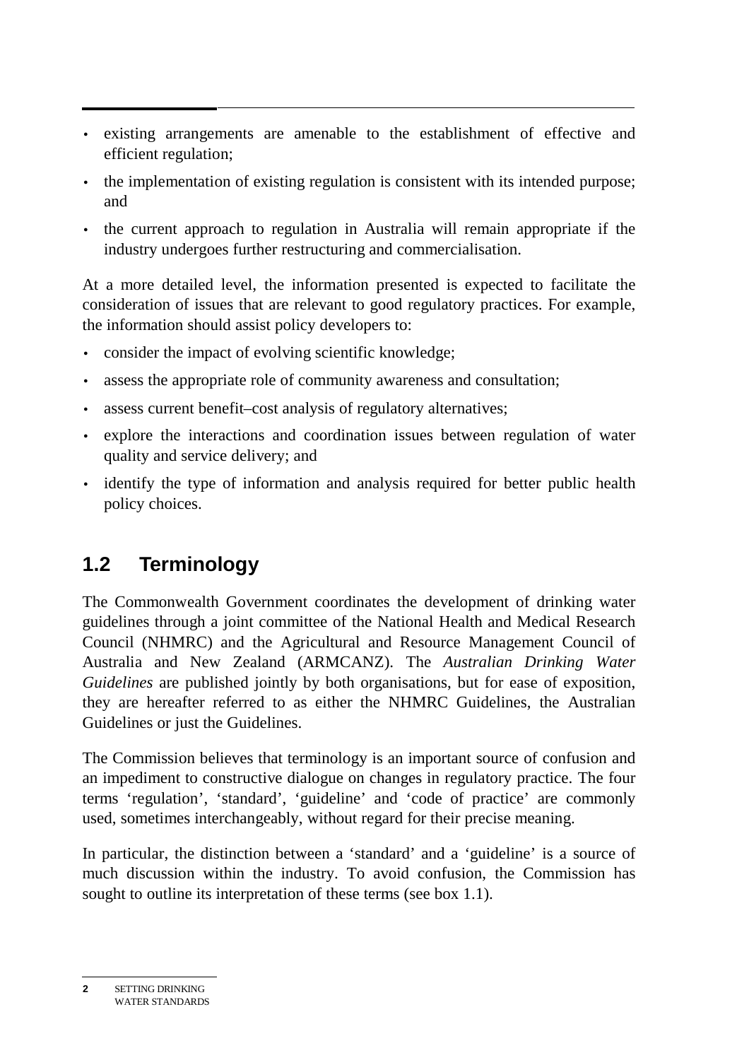- existing arrangements are amenable to the establishment of effective and efficient regulation;
- the implementation of existing regulation is consistent with its intended purpose; and
- the current approach to regulation in Australia will remain appropriate if the industry undergoes further restructuring and commercialisation.

At a more detailed level, the information presented is expected to facilitate the consideration of issues that are relevant to good regulatory practices. For example, the information should assist policy developers to:

- consider the impact of evolving scientific knowledge;
- assess the appropriate role of community awareness and consultation;
- assess current benefit–cost analysis of regulatory alternatives;
- explore the interactions and coordination issues between regulation of water quality and service delivery; and
- identify the type of information and analysis required for better public health policy choices.

## 1.2 Terminology

The Commonwealth Government coordinates the development of drinking water guidelines through a joint committee of the National Health and Medical Research Council (NHMRC) and the Agricultural and Resource Management Council of Australia and New Zealand (ARMCANZ). The *Australian Drinking Water Guidelines* are published jointly by both organisations, but for ease of exposition, they are hereafter referred to as either the NHMRC Guidelines, the Australian Guidelines or just the Guidelines.

The Commission believes that terminology is an important source of confusion and an impediment to constructive dialogue on changes in regulatory practice. The four terms 'regulation', 'standard', 'guideline' and 'code of practice' are commonly used, sometimes interchangeably, without regard for their precise meaning.

In particular, the distinction between a 'standard' and a 'guideline' is a source of much discussion within the industry. To avoid confusion, the Commission has sought to outline its interpretation of these terms (see box 1.1).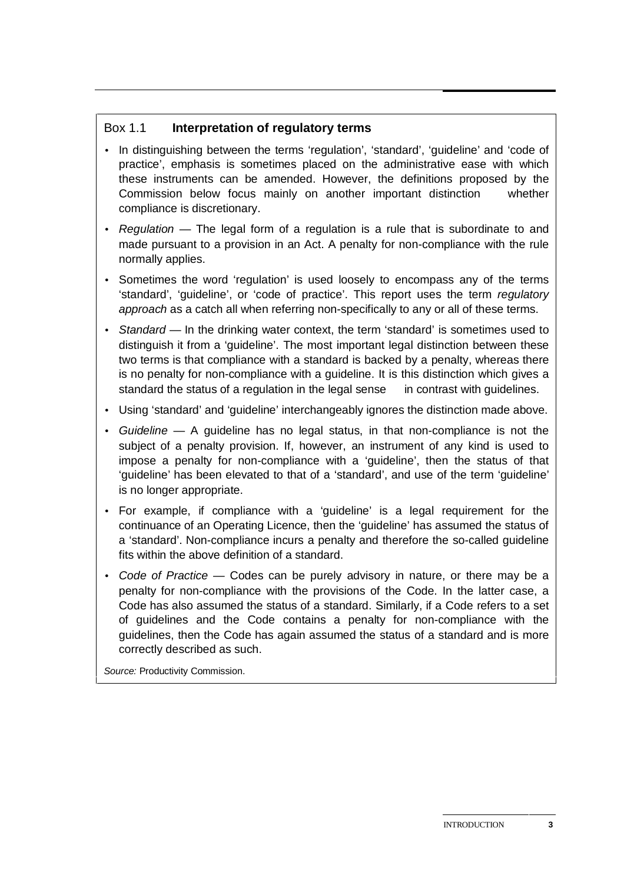## Box 1.1 Interpretation of regulatory terms

- In distinguishing between the terms 'regulation', 'standard', 'guideline' and 'code of practice', emphasis is sometimes placed on the administrative ease with which these instruments can be amended. However, the definitions proposed by the Commission below focus mainly on another important distinction — whether compliance is discretionary.
- *Regulation* — The legal form of a regulation is a rule that is subordinate to and made pursuant to a provision in an Act. A penalty for non-compliance with the rule normally applies.
- Sometimes the word 'regulation' is used loosely to encompass any of the terms 'standard', 'guideline', or 'code of practice'. This report uses the term *regulatory approach* as a catch all when referring non-specifically to any or all of these terms.
- *Standard* — In the drinking water context, the term 'standard' is sometimes used to distinguish it from a 'guideline'. The most important legal distinction between these two terms is that compliance with a standard is backed by a penalty, whereas there is no penalty for non-compliance with a guideline. It is this distinction which gives a standard the status of a regulation in the legal sense — in contrast with guidelines.
- Using 'standard' and 'guideline' interchangeably ignores the distinction made above.
- *Guideline* — A guideline has no legal status, in that non-compliance is not the subject of a penalty provision. If, however, an instrument of any kind is used to impose a penalty for non-compliance with a 'guideline', then the status of that 'guideline' has been elevated to that of a 'standard', and use of the term 'guideline' is no longer appropriate.
- For example, if compliance with a 'guideline' is a legal requirement for the continuance of an Operating Licence, then the 'guideline' has assumed the status of a 'standard'. Non-compliance incurs a penalty and therefore the so-called guideline fits within the above definition of a standard.
- *Code of Practice* — Codes can be purely advisory in nature, or there may be a penalty for non-compliance with the provisions of the Code. In the latter case, a Code has also assumed the status of a standard. Similarly, if a Code refers to a set of guidelines and the Code contains a penalty for non-compliance with the guidelines, then the Code has again assumed the status of a standard and is more correctly described as such.

*Source:* Productivity Commission.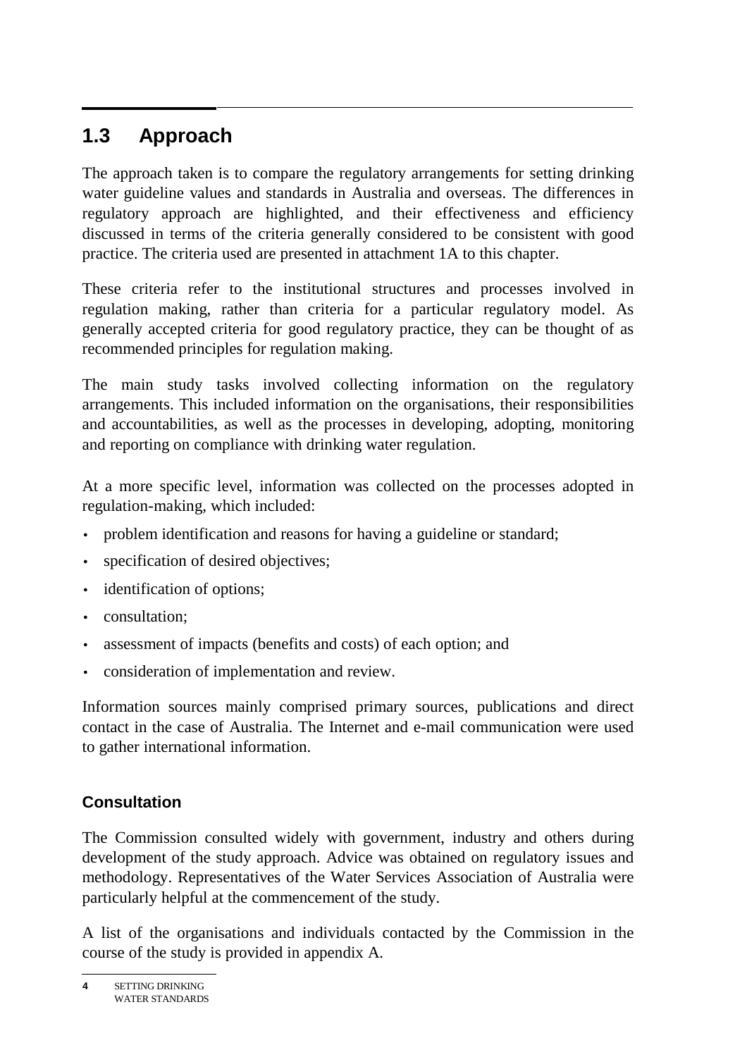## 1.3 Approach

The approach taken is to compare the regulatory arrangements for setting drinking water guideline values and standards in Australia and overseas. The differences in regulatory approach are highlighted, and their effectiveness and efficiency discussed in terms of the criteria generally considered to be consistent with good practice. The criteria used are presented in attachment 1A to this chapter.

These criteria refer to the institutional structures and processes involved in regulation making, rather than criteria for a particular regulatory model. As generally accepted criteria for good regulatory practice, they can be thought of as recommended principles for regulation making.

The main study tasks involved collecting information on the regulatory arrangements. This included information on the organisations, their responsibilities and accountabilities, as well as the processes in developing, adopting, monitoring and reporting on compliance with drinking water regulation.

At a more specific level, information was collected on the processes adopted in regulation-making, which included:

- problem identification and reasons for having a guideline or standard;
- specification of desired objectives;
- identification of options;
- consultation;
- assessment of impacts (benefits and costs) of each option; and
- consideration of implementation and review.

Information sources mainly comprised primary sources, publications and direct contact in the case of Australia. The Internet and e-mail communication were used to gather international information.

### Consultation

The Commission consulted widely with government, industry and others during development of the study approach. Advice was obtained on regulatory issues and methodology. Representatives of the Water Services Association of Australia were particularly helpful at the commencement of the study.

A list of the organisations and individuals contacted by the Commission in the course of the study is provided in appendix A.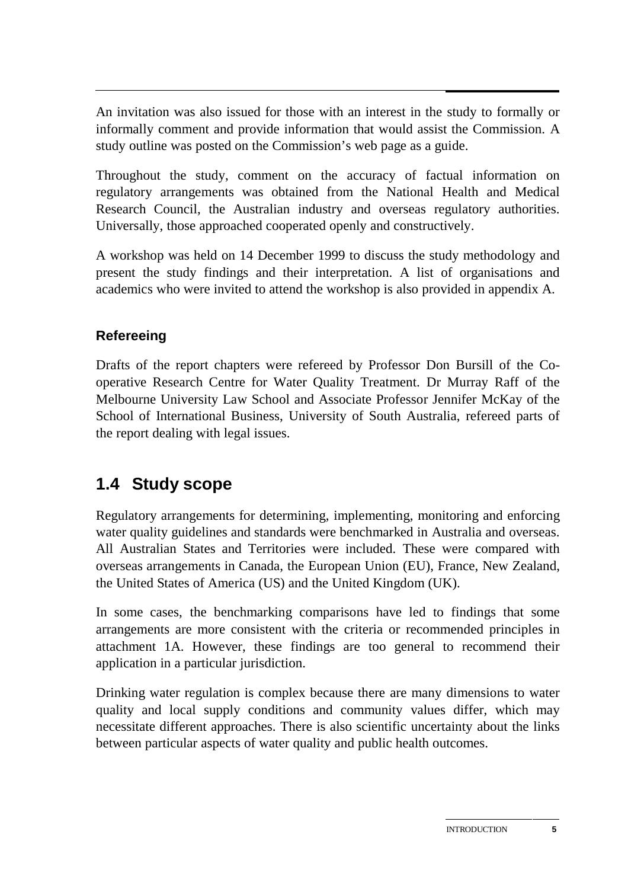An invitation was also issued for those with an interest in the study to formally or informally comment and provide information that would assist the Commission. A study outline was posted on the Commission's web page as a guide.

Throughout the study, comment on the accuracy of factual information on regulatory arrangements was obtained from the National Health and Medical Research Council, the Australian industry and overseas regulatory authorities. Universally, those approached cooperated openly and constructively.

A workshop was held on 14 December 1999 to discuss the study methodology and present the study findings and their interpretation. A list of organisations and academics who were invited to attend the workshop is also provided in appendix A.

### Refereeing

Drafts of the report chapters were refereed by Professor Don Bursill of the Co-operative Research Centre for Water Quality Treatment. Dr Murray Raff of the Melbourne University Law School and Associate Professor Jennifer McKay of the School of International Business, University of South Australia, refereed parts of the report dealing with legal issues.

## 1.4 Study scope

Regulatory arrangements for determining, implementing, monitoring and enforcing water quality guidelines and standards were benchmarked in Australia and overseas. All Australian States and Territories were included. These were compared with overseas arrangements in Canada, the European Union (EU), France, New Zealand, the United States of America (US) and the United Kingdom (UK).

In some cases, the benchmarking comparisons have led to findings that some arrangements are more consistent with the criteria or recommended principles in attachment 1A. However, these findings are too general to recommend their application in a particular jurisdiction.

Drinking water regulation is complex because there are many dimensions to water quality and local supply conditions and community values differ, which may necessitate different approaches. There is also scientific uncertainty about the links between particular aspects of water quality and public health outcomes.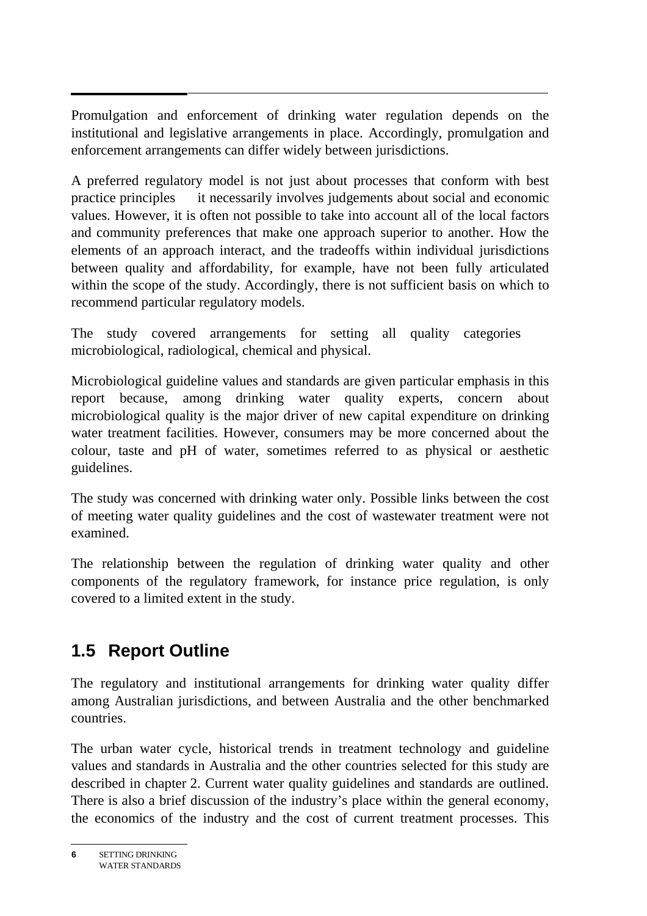Promulgation and enforcement of drinking water regulation depends on the institutional and legislative arrangements in place. Accordingly, promulgation and enforcement arrangements can differ widely between jurisdictions.

A preferred regulatory model is not just about processes that conform with best practice principles — it necessarily involves judgements about social and economic values. However, it is often not possible to take into account all of the local factors and community preferences that make one approach superior to another. How the elements of an approach interact, and the tradeoffs within individual jurisdictions between quality and affordability, for example, have not been fully articulated within the scope of the study. Accordingly, there is not sufficient basis on which to recommend particular regulatory models.

The study covered arrangements for setting all quality categories — microbiological, radiological, chemical and physical.

Microbiological guideline values and standards are given particular emphasis in this report because, among drinking water quality experts, concern about microbiological quality is the major driver of new capital expenditure on drinking water treatment facilities. However, consumers may be more concerned about the colour, taste and pH of water, sometimes referred to as physical or aesthetic guidelines.

The study was concerned with drinking water only. Possible links between the cost of meeting water quality guidelines and the cost of wastewater treatment were not examined.

The relationship between the regulation of drinking water quality and other components of the regulatory framework, for instance price regulation, is only covered to a limited extent in the study.

## 1.5 Report Outline

The regulatory and institutional arrangements for drinking water quality differ among Australian jurisdictions, and between Australia and the other benchmarked countries.

The urban water cycle, historical trends in treatment technology and guideline values and standards in Australia and the other countries selected for this study are described in chapter 2. Current water quality guidelines and standards are outlined. There is also a brief discussion of the industry's place within the general economy, the economics of the industry and the cost of current treatment processes. This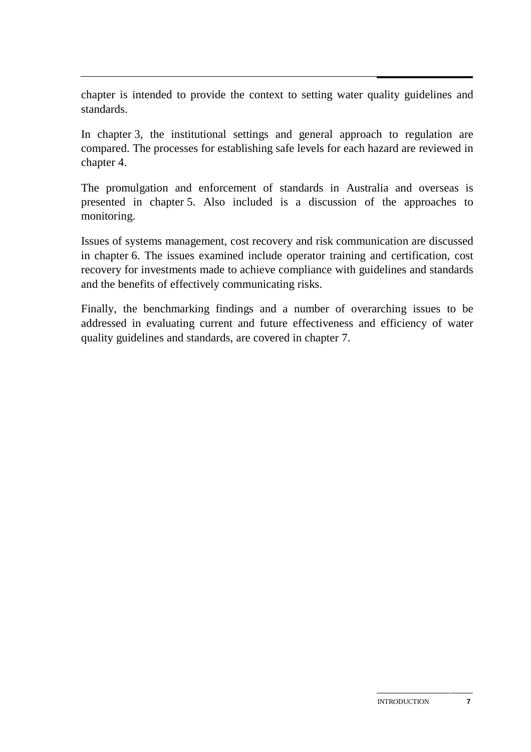chapter is intended to provide the context to setting water quality guidelines and standards.

In chapter 3, the institutional settings and general approach to regulation are compared. The processes for establishing safe levels for each hazard are reviewed in chapter 4.

The promulgation and enforcement of standards in Australia and overseas is presented in chapter 5. Also included is a discussion of the approaches to monitoring.

Issues of systems management, cost recovery and risk communication are discussed in chapter 6. The issues examined include operator training and certification, cost recovery for investments made to achieve compliance with guidelines and standards and the benefits of effectively communicating risks.

Finally, the benchmarking findings and a number of overarching issues to be addressed in evaluating current and future effectiveness and efficiency of water quality guidelines and standards, are covered in chapter 7.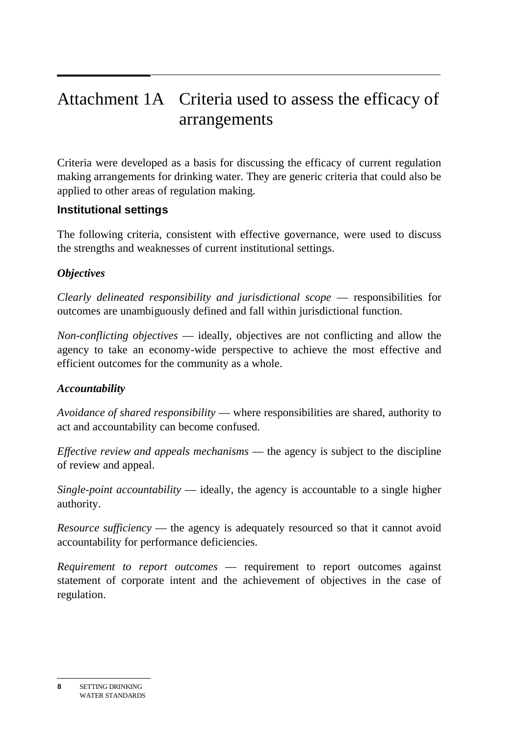# Attachment 1A Criteria used to assess the efficacy of arrangements

Criteria were developed as a basis for discussing the efficacy of current regulation making arrangements for drinking water. They are generic criteria that could also be applied to other areas of regulation making.

### Institutional settings

The following criteria, consistent with effective governance, were used to discuss the strengths and weaknesses of current institutional settings.

#### *Objectives*

*Clearly delineated responsibility and jurisdictional scope* — responsibilities for outcomes are unambiguously defined and fall within jurisdictional function.

*Non-conflicting objectives* — ideally, objectives are not conflicting and allow the agency to take an economy-wide perspective to achieve the most effective and efficient outcomes for the community as a whole.

#### *Accountability*

*Avoidance of shared responsibility* — where responsibilities are shared, authority to act and accountability can become confused.

*Effective review and appeals mechanisms* — the agency is subject to the discipline of review and appeal.

*Single-point accountability* — ideally, the agency is accountable to a single higher authority.

*Resource sufficiency* — the agency is adequately resourced so that it cannot avoid accountability for performance deficiencies.

*Requirement to report outcomes* — requirement to report outcomes against statement of corporate intent and the achievement of objectives in the case of regulation.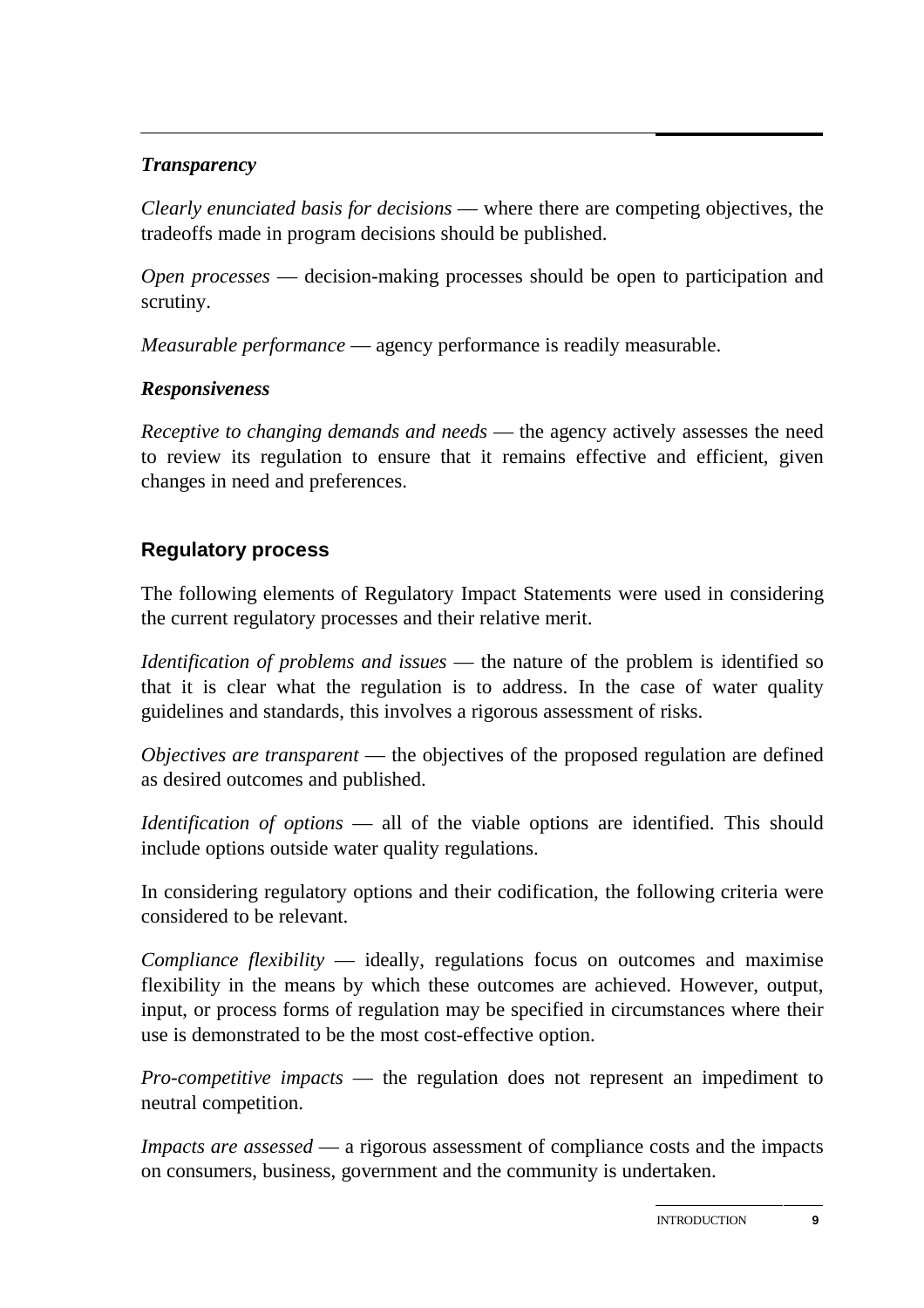***Transparency***

*Clearly enunciated basis for decisions* — where there are competing objectives, the tradeoffs made in program decisions should be published.

*Open processes* — decision-making processes should be open to participation and scrutiny.

*Measurable performance* — agency performance is readily measurable.

***Responsiveness***

*Receptive to changing demands and needs* — the agency actively assesses the need to review its regulation to ensure that it remains effective and efficient, given changes in need and preferences.

## Regulatory process

The following elements of Regulatory Impact Statements were used in considering the current regulatory processes and their relative merit.

*Identification of problems and issues* — the nature of the problem is identified so that it is clear what the regulation is to address. In the case of water quality guidelines and standards, this involves a rigorous assessment of risks.

*Objectives are transparent* — the objectives of the proposed regulation are defined as desired outcomes and published.

*Identification of options* — all of the viable options are identified. This should include options outside water quality regulations.

In considering regulatory options and their codification, the following criteria were considered to be relevant.

*Compliance flexibility* — ideally, regulations focus on outcomes and maximise flexibility in the means by which these outcomes are achieved. However, output, input, or process forms of regulation may be specified in circumstances where their use is demonstrated to be the most cost-effective option.

*Pro-competitive impacts* — the regulation does not represent an impediment to neutral competition.

*Impacts are assessed* — a rigorous assessment of compliance costs and the impacts on consumers, business, government and the community is undertaken.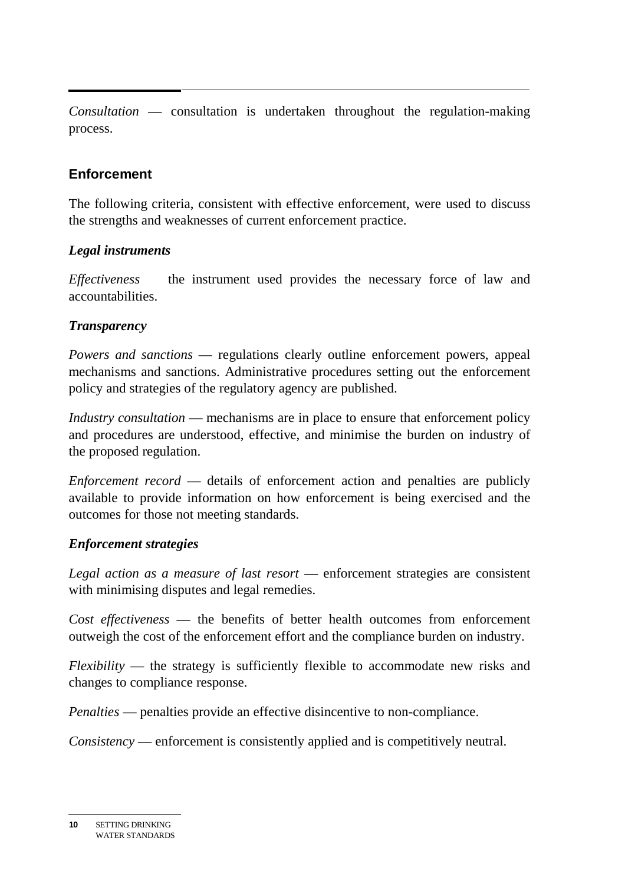*Consultation* — consultation is undertaken throughout the regulation-making process.

## Enforcement

The following criteria, consistent with effective enforcement, were used to discuss the strengths and weaknesses of current enforcement practice.

### *Legal instruments*

*Effectiveness* the instrument used provides the necessary force of law and accountabilities.

### *Transparency*

*Powers and sanctions* — regulations clearly outline enforcement powers, appeal mechanisms and sanctions. Administrative procedures setting out the enforcement policy and strategies of the regulatory agency are published.

*Industry consultation* — mechanisms are in place to ensure that enforcement policy and procedures are understood, effective, and minimise the burden on industry of the proposed regulation.

*Enforcement record* — details of enforcement action and penalties are publicly available to provide information on how enforcement is being exercised and the outcomes for those not meeting standards.

### *Enforcement strategies*

*Legal action as a measure of last resort* — enforcement strategies are consistent with minimising disputes and legal remedies.

*Cost effectiveness* — the benefits of better health outcomes from enforcement outweigh the cost of the enforcement effort and the compliance burden on industry.

*Flexibility* — the strategy is sufficiently flexible to accommodate new risks and changes to compliance response.

*Penalties* — penalties provide an effective disincentive to non-compliance.

*Consistency* — enforcement is consistently applied and is competitively neutral.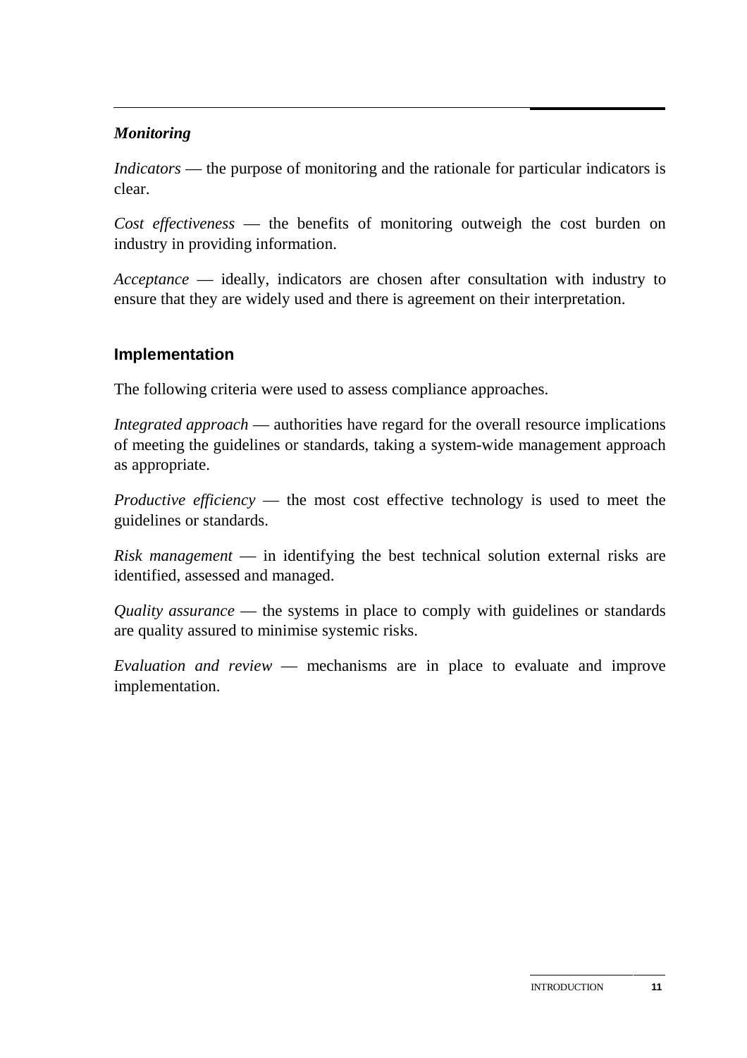***Monitoring***

*Indicators* — the purpose of monitoring and the rationale for particular indicators is clear.

*Cost effectiveness* — the benefits of monitoring outweigh the cost burden on industry in providing information.

*Acceptance* — ideally, indicators are chosen after consultation with industry to ensure that they are widely used and there is agreement on their interpretation.

## Implementation

The following criteria were used to assess compliance approaches.

*Integrated approach* — authorities have regard for the overall resource implications of meeting the guidelines or standards, taking a system-wide management approach as appropriate.

*Productive efficiency* — the most cost effective technology is used to meet the guidelines or standards.

*Risk management* — in identifying the best technical solution external risks are identified, assessed and managed.

*Quality assurance* — the systems in place to comply with guidelines or standards are quality assured to minimise systemic risks.

*Evaluation and review* — mechanisms are in place to evaluate and improve implementation.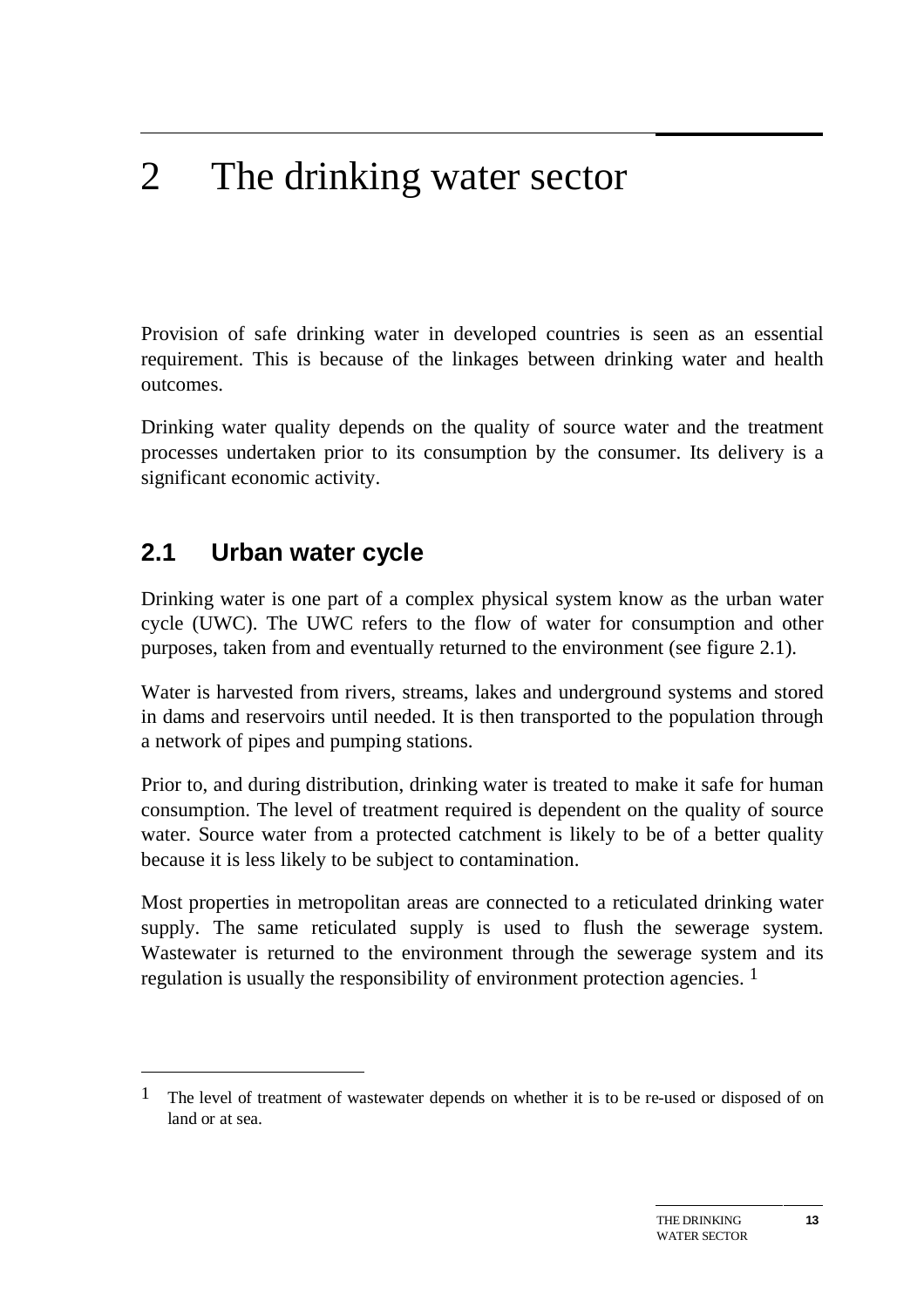# 2 The drinking water sector

Provision of safe drinking water in developed countries is seen as an essential requirement. This is because of the linkages between drinking water and health outcomes.

Drinking water quality depends on the quality of source water and the treatment processes undertaken prior to its consumption by the consumer. Its delivery is a significant economic activity.

## 2.1 Urban water cycle

Drinking water is one part of a complex physical system know as the urban water cycle (UWC). The UWC refers to the flow of water for consumption and other purposes, taken from and eventually returned to the environment (see figure 2.1).

Water is harvested from rivers, streams, lakes and underground systems and stored in dams and reservoirs until needed. It is then transported to the population through a network of pipes and pumping stations.

Prior to, and during distribution, drinking water is treated to make it safe for human consumption. The level of treatment required is dependent on the quality of source water. Source water from a protected catchment is likely to be of a better quality because it is less likely to be subject to contamination.

Most properties in metropolitan areas are connected to a reticulated drinking water supply. The same reticulated supply is used to flush the sewerage system. Wastewater is returned to the environment through the sewerage system and its regulation is usually the responsibility of environment protection agencies. [1]

---

[1] The level of treatment of wastewater depends on whether it is to be re-used or disposed of on land or at sea.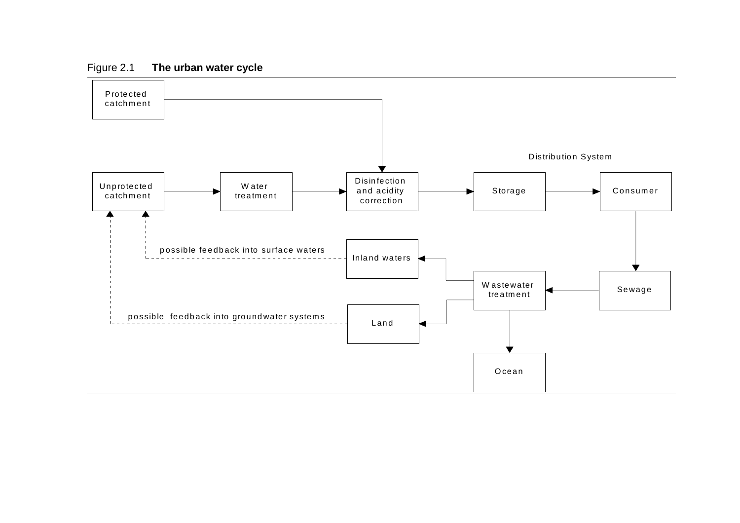Figure 2.1 **The urban water cycle**

Protected catchment

Unprotected catchment

Water treatment

Disinfection and acidity correction

Distribution System

Storage

Consumer

Sewage

Wastewater treatment

Inland waters

Land

Ocean

possible feedback into surface waters

possible feedback into groundwater systems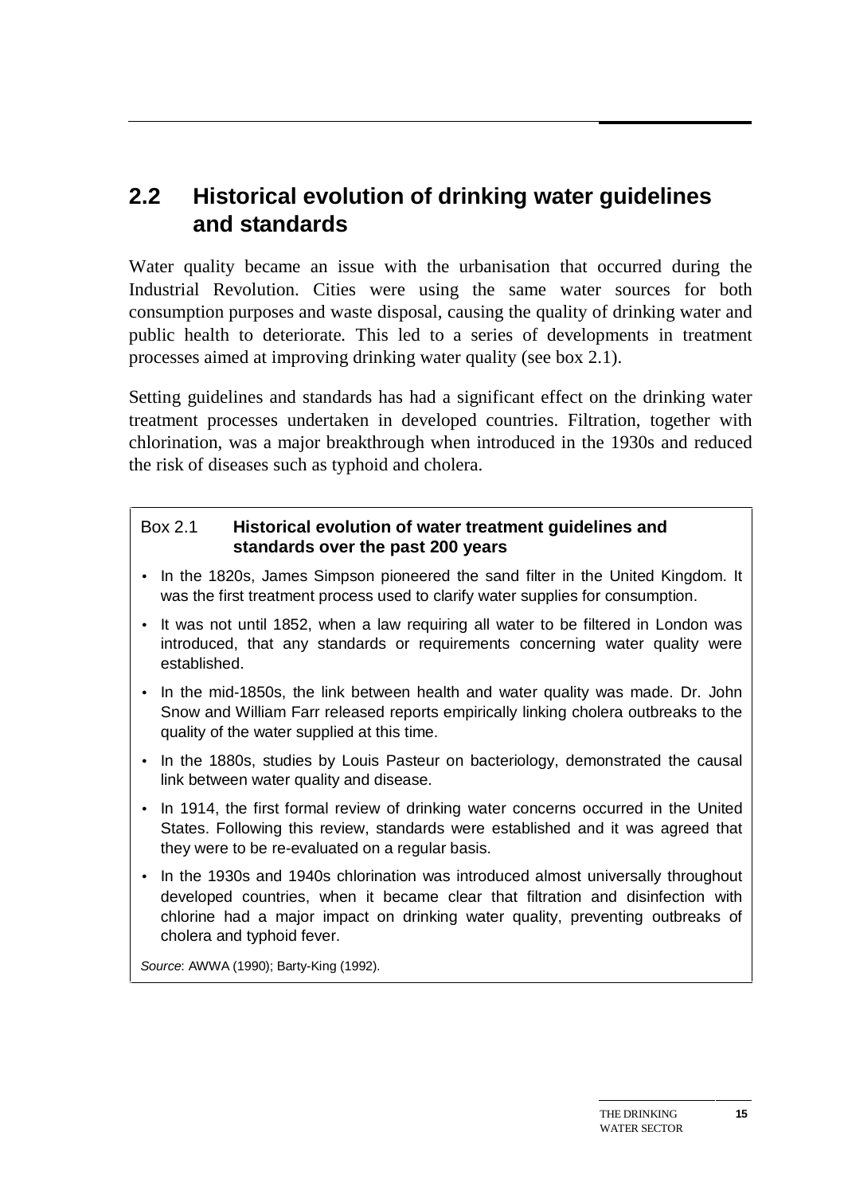## 2.2 Historical evolution of drinking water guidelines and standards

Water quality became an issue with the urbanisation that occurred during the Industrial Revolution. Cities were using the same water sources for both consumption purposes and waste disposal, causing the quality of drinking water and public health to deteriorate. This led to a series of developments in treatment processes aimed at improving drinking water quality (see box 2.1).

Setting guidelines and standards has had a significant effect on the drinking water treatment processes undertaken in developed countries. Filtration, together with chlorination, was a major breakthrough when introduced in the 1930s and reduced the risk of diseases such as typhoid and cholera.

**Box 2.1 Historical evolution of water treatment guidelines and standards over the past 200 years**

- In the 1820s, James Simpson pioneered the sand filter in the United Kingdom. It was the first treatment process used to clarify water supplies for consumption.
- It was not until 1852, when a law requiring all water to be filtered in London was introduced, that any standards or requirements concerning water quality were established.
- In the mid-1850s, the link between health and water quality was made. Dr. John Snow and William Farr released reports empirically linking cholera outbreaks to the quality of the water supplied at this time.
- In the 1880s, studies by Louis Pasteur on bacteriology, demonstrated the causal link between water quality and disease.
- In 1914, the first formal review of drinking water concerns occurred in the United States. Following this review, standards were established and it was agreed that they were to be re-evaluated on a regular basis.
- In the 1930s and 1940s chlorination was introduced almost universally throughout developed countries, when it became clear that filtration and disinfection with chlorine had a major impact on drinking water quality, preventing outbreaks of cholera and typhoid fever.

*Source*: AWWA (1990); Barty-King (1992).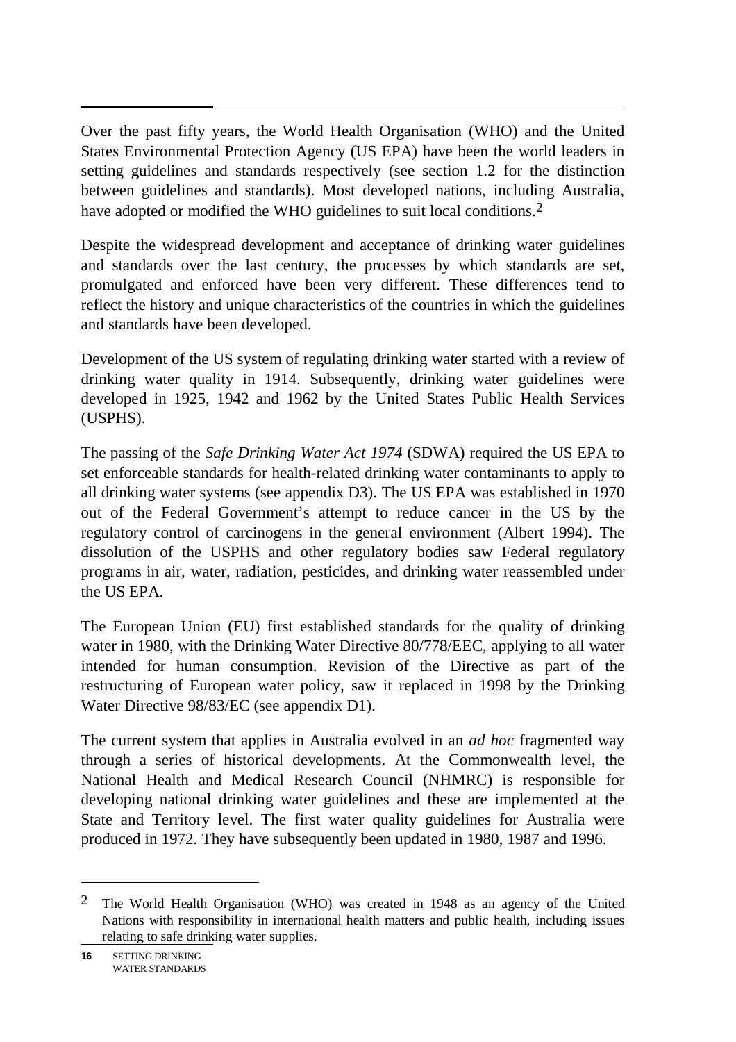Over the past fifty years, the World Health Organisation (WHO) and the United States Environmental Protection Agency (US EPA) have been the world leaders in setting guidelines and standards respectively (see section 1.2 for the distinction between guidelines and standards). Most developed nations, including Australia, have adopted or modified the WHO guidelines to suit local conditions.[2]

Despite the widespread development and acceptance of drinking water guidelines and standards over the last century, the processes by which standards are set, promulgated and enforced have been very different. These differences tend to reflect the history and unique characteristics of the countries in which the guidelines and standards have been developed.

Development of the US system of regulating drinking water started with a review of drinking water quality in 1914. Subsequently, drinking water guidelines were developed in 1925, 1942 and 1962 by the United States Public Health Services (USPHS).

The passing of the *Safe Drinking Water Act 1974* (SDWA) required the US EPA to set enforceable standards for health-related drinking water contaminants to apply to all drinking water systems (see appendix D3). The US EPA was established in 1970 out of the Federal Government's attempt to reduce cancer in the US by the regulatory control of carcinogens in the general environment (Albert 1994). The dissolution of the USPHS and other regulatory bodies saw Federal regulatory programs in air, water, radiation, pesticides, and drinking water reassembled under the US EPA.

The European Union (EU) first established standards for the quality of drinking water in 1980, with the Drinking Water Directive 80/778/EEC, applying to all water intended for human consumption. Revision of the Directive as part of the restructuring of European water policy, saw it replaced in 1998 by the Drinking Water Directive 98/83/EC (see appendix D1).

The current system that applies in Australia evolved in an *ad hoc* fragmented way through a series of historical developments. At the Commonwealth level, the National Health and Medical Research Council (NHMRC) is responsible for developing national drinking water guidelines and these are implemented at the State and Territory level. The first water quality guidelines for Australia were produced in 1972. They have subsequently been updated in 1980, 1987 and 1996.

---

[2] The World Health Organisation (WHO) was created in 1948 as an agency of the United Nations with responsibility in international health matters and public health, including issues relating to safe drinking water supplies.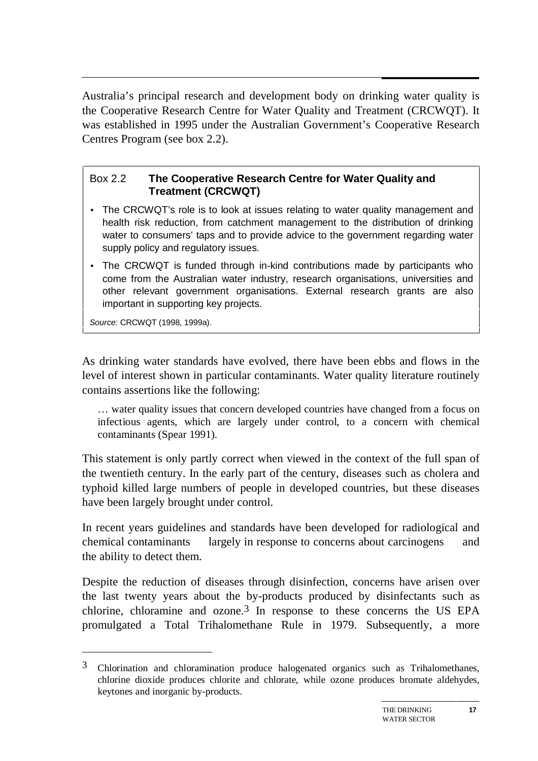Australia's principal research and development body on drinking water quality is the Cooperative Research Centre for Water Quality and Treatment (CRCWQT). It was established in 1995 under the Australian Government's Cooperative Research Centres Program (see box 2.2).

> **Box 2.2 The Cooperative Research Centre for Water Quality and Treatment (CRCWQT)**
>
> - The CRCWQT's role is to look at issues relating to water quality management and health risk reduction, from catchment management to the distribution of drinking water to consumers' taps and to provide advice to the government regarding water supply policy and regulatory issues.
> - The CRCWQT is funded through in-kind contributions made by participants who come from the Australian water industry, research organisations, universities and other relevant government organisations. External research grants are also important in supporting key projects.
>
> *Source:* CRCWQT (1998, 1999a).

As drinking water standards have evolved, there have been ebbs and flows in the level of interest shown in particular contaminants. Water quality literature routinely contains assertions like the following:

> … water quality issues that concern developed countries have changed from a focus on infectious agents, which are largely under control, to a concern with chemical contaminants (Spear 1991).

This statement is only partly correct when viewed in the context of the full span of the twentieth century. In the early part of the century, diseases such as cholera and typhoid killed large numbers of people in developed countries, but these diseases have been largely brought under control.

In recent years guidelines and standards have been developed for radiological and chemical contaminants — largely in response to concerns about carcinogens — and the ability to detect them.

Despite the reduction of diseases through disinfection, concerns have arisen over the last twenty years about the by-products produced by disinfectants such as chlorine, chloramine and ozone.[3] In response to these concerns the US EPA promulgated a Total Trihalomethane Rule in 1979. Subsequently, a more

---

[3] Chlorination and chloramination produce halogenated organics such as Trihalomethanes, chlorine dioxide produces chlorite and chlorate, while ozone produces bromate aldehydes, keytones and inorganic by-products.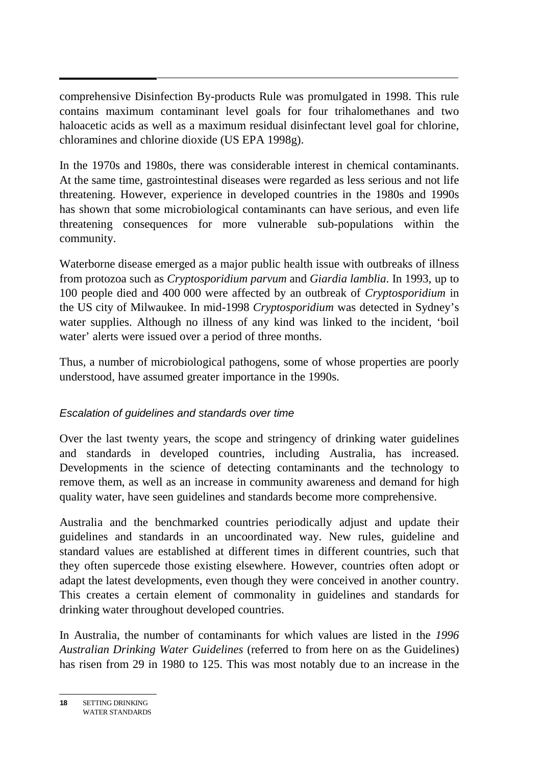comprehensive Disinfection By-products Rule was promulgated in 1998. This rule contains maximum contaminant level goals for four trihalomethanes and two haloacetic acids as well as a maximum residual disinfectant level goal for chlorine, chloramines and chlorine dioxide (US EPA 1998g).

In the 1970s and 1980s, there was considerable interest in chemical contaminants. At the same time, gastrointestinal diseases were regarded as less serious and not life threatening. However, experience in developed countries in the 1980s and 1990s has shown that some microbiological contaminants can have serious, and even life threatening consequences for more vulnerable sub-populations within the community.

Waterborne disease emerged as a major public health issue with outbreaks of illness from protozoa such as *Cryptosporidium parvum* and *Giardia lamblia*. In 1993, up to 100 people died and 400 000 were affected by an outbreak of *Cryptosporidium* in the US city of Milwaukee. In mid-1998 *Cryptosporidium* was detected in Sydney's water supplies. Although no illness of any kind was linked to the incident, 'boil water' alerts were issued over a period of three months.

Thus, a number of microbiological pathogens, some of whose properties are poorly understood, have assumed greater importance in the 1990s.

### *Escalation of guidelines and standards over time*

Over the last twenty years, the scope and stringency of drinking water guidelines and standards in developed countries, including Australia, has increased. Developments in the science of detecting contaminants and the technology to remove them, as well as an increase in community awareness and demand for high quality water, have seen guidelines and standards become more comprehensive.

Australia and the benchmarked countries periodically adjust and update their guidelines and standards in an uncoordinated way. New rules, guideline and standard values are established at different times in different countries, such that they often supercede those existing elsewhere. However, countries often adopt or adapt the latest developments, even though they were conceived in another country. This creates a certain element of commonality in guidelines and standards for drinking water throughout developed countries.

In Australia, the number of contaminants for which values are listed in the *1996 Australian Drinking Water Guidelines* (referred to from here on as the Guidelines) has risen from 29 in 1980 to 125. This was most notably due to an increase in the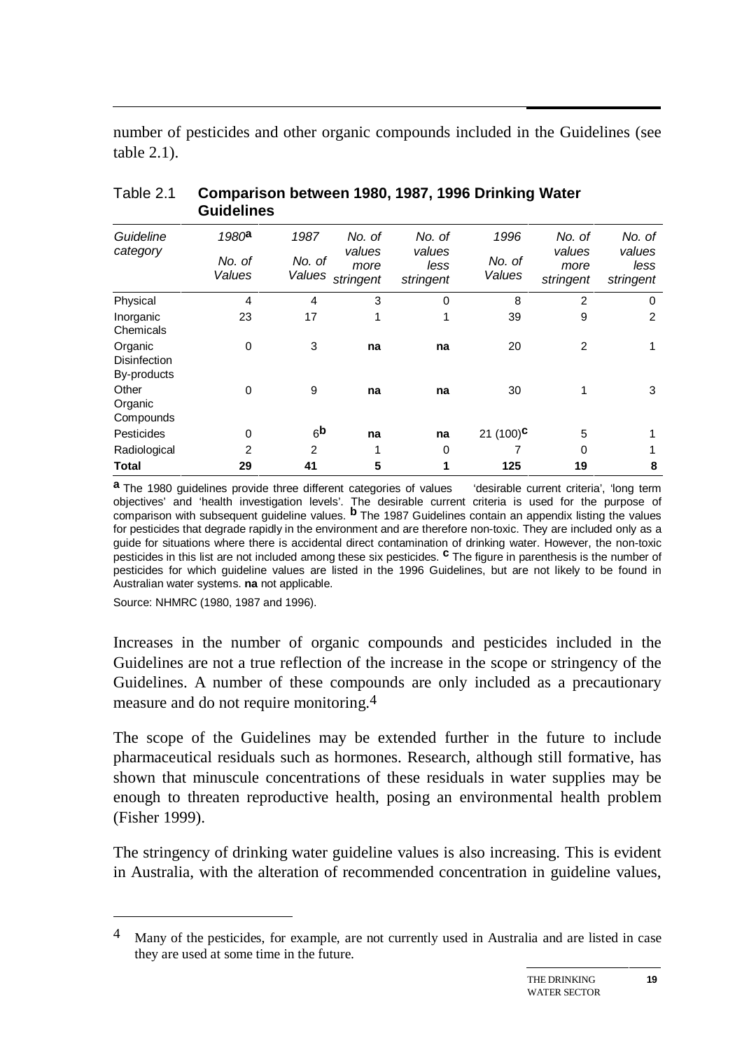number of pesticides and other organic compounds included in the Guidelines (see table 2.1).

Table 2.1 **Comparison between 1980, 1987, 1996 Drinking Water Guidelines**

| *Guideline category* | *1980*[a] *No. of Values* | *1987 No. of Values* | *No. of values more stringent* | *No. of values less stringent* | *1996 No. of Values* | *No. of values more stringent* | *No. of values less stringent* |
|---|---|---|---|---|---|---|---|
| Physical | 4 | 4 | 3 | 0 | 8 | 2 | 0 |
| Inorganic Chemicals | 23 | 17 | 1 | 1 | 39 | 9 | 2 |
| Organic Disinfection By-products | 0 | 3 | **na** | **na** | 20 | 2 | 1 |
| Other Organic Compounds | 0 | 9 | **na** | **na** | 30 | 1 | 3 |
| Pesticides | 0 | 6[b] | **na** | **na** | 21 (100)[c] | 5 | 1 |
| Radiological | 2 | 2 | 1 | 0 | 7 | 0 | 1 |
| **Total** | **29** | **41** | **5** | **1** | **125** | **19** | **8** |

**a** The 1980 guidelines provide three different categories of values 'desirable current criteria', 'long term objectives' and 'health investigation levels'. The desirable current criteria is used for the purpose of comparison with subsequent guideline values. **b** The 1987 Guidelines contain an appendix listing the values for pesticides that degrade rapidly in the environment and are therefore non-toxic. They are included only as a guide for situations where there is accidental direct contamination of drinking water. However, the non-toxic pesticides in this list are not included among these six pesticides. **c** The figure in parenthesis is the number of pesticides for which guideline values are listed in the 1996 Guidelines, but are not likely to be found in Australian water systems. **na** not applicable.

Source: NHMRC (1980, 1987 and 1996).

Increases in the number of organic compounds and pesticides included in the Guidelines are not a true reflection of the increase in the scope or stringency of the Guidelines. A number of these compounds are only included as a precautionary measure and do not require monitoring.[4]

The scope of the Guidelines may be extended further in the future to include pharmaceutical residuals such as hormones. Research, although still formative, has shown that minuscule concentrations of these residuals in water supplies may be enough to threaten reproductive health, posing an environmental health problem (Fisher 1999).

The stringency of drinking water guideline values is also increasing. This is evident in Australia, with the alteration of recommended concentration in guideline values,

---

[4] Many of the pesticides, for example, are not currently used in Australia and are listed in case they are used at some time in the future.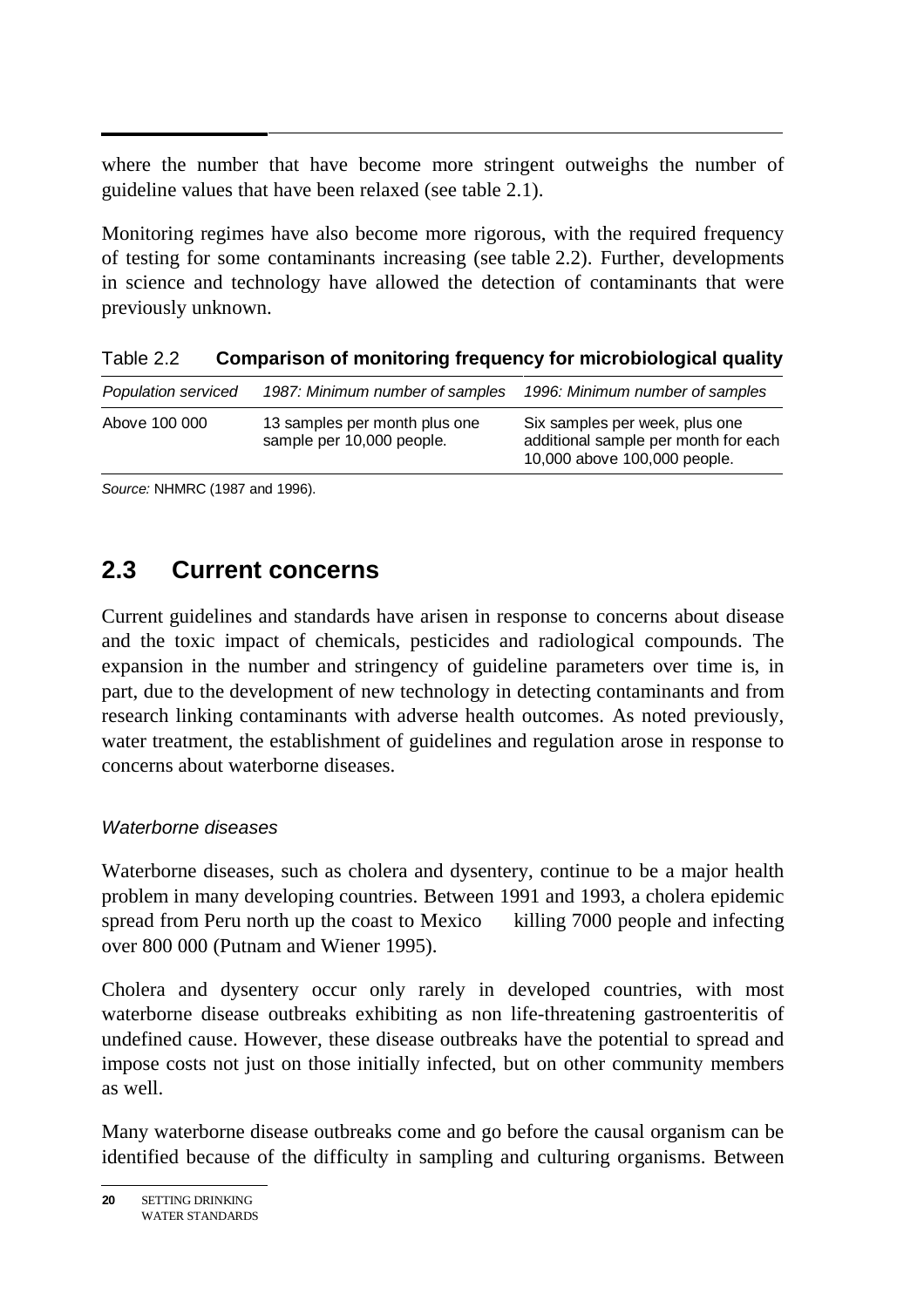where the number that have become more stringent outweighs the number of guideline values that have been relaxed (see table 2.1).

Monitoring regimes have also become more rigorous, with the required frequency of testing for some contaminants increasing (see table 2.2). Further, developments in science and technology have allowed the detection of contaminants that were previously unknown.

Table 2.2 **Comparison of monitoring frequency for microbiological quality**

| *Population serviced* | *1987: Minimum number of samples* | *1996: Minimum number of samples* |
|---|---|---|
| Above 100 000 | 13 samples per month plus one sample per 10,000 people. | Six samples per week, plus one additional sample per month for each 10,000 above 100,000 people. |

*Source:* NHMRC (1987 and 1996).

## 2.3 Current concerns

Current guidelines and standards have arisen in response to concerns about disease and the toxic impact of chemicals, pesticides and radiological compounds. The expansion in the number and stringency of guideline parameters over time is, in part, due to the development of new technology in detecting contaminants and from research linking contaminants with adverse health outcomes. As noted previously, water treatment, the establishment of guidelines and regulation arose in response to concerns about waterborne diseases.

### *Waterborne diseases*

Waterborne diseases, such as cholera and dysentery, continue to be a major health problem in many developing countries. Between 1991 and 1993, a cholera epidemic spread from Peru north up the coast to Mexico — killing 7000 people and infecting over 800 000 (Putnam and Wiener 1995).

Cholera and dysentery occur only rarely in developed countries, with most waterborne disease outbreaks exhibiting as non life-threatening gastroenteritis of undefined cause. However, these disease outbreaks have the potential to spread and impose costs not just on those initially infected, but on other community members as well.

Many waterborne disease outbreaks come and go before the causal organism can be identified because of the difficulty in sampling and culturing organisms. Between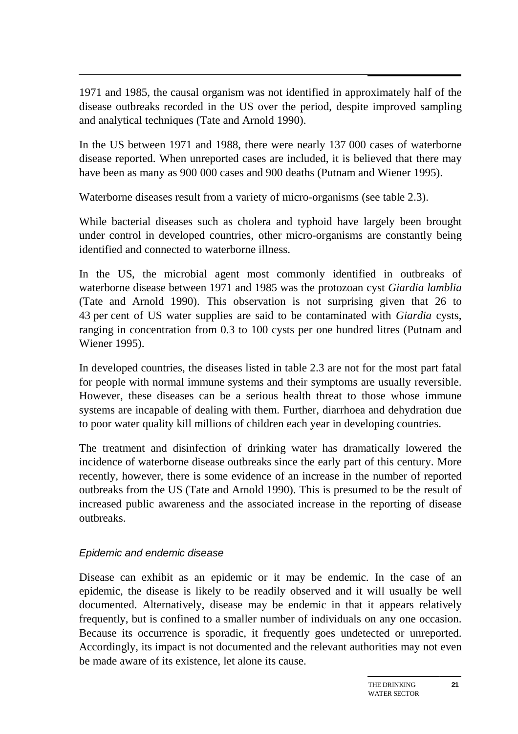1971 and 1985, the causal organism was not identified in approximately half of the disease outbreaks recorded in the US over the period, despite improved sampling and analytical techniques (Tate and Arnold 1990).

In the US between 1971 and 1988, there were nearly 137 000 cases of waterborne disease reported. When unreported cases are included, it is believed that there may have been as many as 900 000 cases and 900 deaths (Putnam and Wiener 1995).

Waterborne diseases result from a variety of micro-organisms (see table 2.3).

While bacterial diseases such as cholera and typhoid have largely been brought under control in developed countries, other micro-organisms are constantly being identified and connected to waterborne illness.

In the US, the microbial agent most commonly identified in outbreaks of waterborne disease between 1971 and 1985 was the protozoan cyst *Giardia lamblia* (Tate and Arnold 1990). This observation is not surprising given that 26 to 43 per cent of US water supplies are said to be contaminated with *Giardia* cysts, ranging in concentration from 0.3 to 100 cysts per one hundred litres (Putnam and Wiener 1995).

In developed countries, the diseases listed in table 2.3 are not for the most part fatal for people with normal immune systems and their symptoms are usually reversible. However, these diseases can be a serious health threat to those whose immune systems are incapable of dealing with them. Further, diarrhoea and dehydration due to poor water quality kill millions of children each year in developing countries.

The treatment and disinfection of drinking water has dramatically lowered the incidence of waterborne disease outbreaks since the early part of this century. More recently, however, there is some evidence of an increase in the number of reported outbreaks from the US (Tate and Arnold 1990). This is presumed to be the result of increased public awareness and the associated increase in the reporting of disease outbreaks.

### *Epidemic and endemic disease*

Disease can exhibit as an epidemic or it may be endemic. In the case of an epidemic, the disease is likely to be readily observed and it will usually be well documented. Alternatively, disease may be endemic in that it appears relatively frequently, but is confined to a smaller number of individuals on any one occasion. Because its occurrence is sporadic, it frequently goes undetected or unreported. Accordingly, its impact is not documented and the relevant authorities may not even be made aware of its existence, let alone its cause.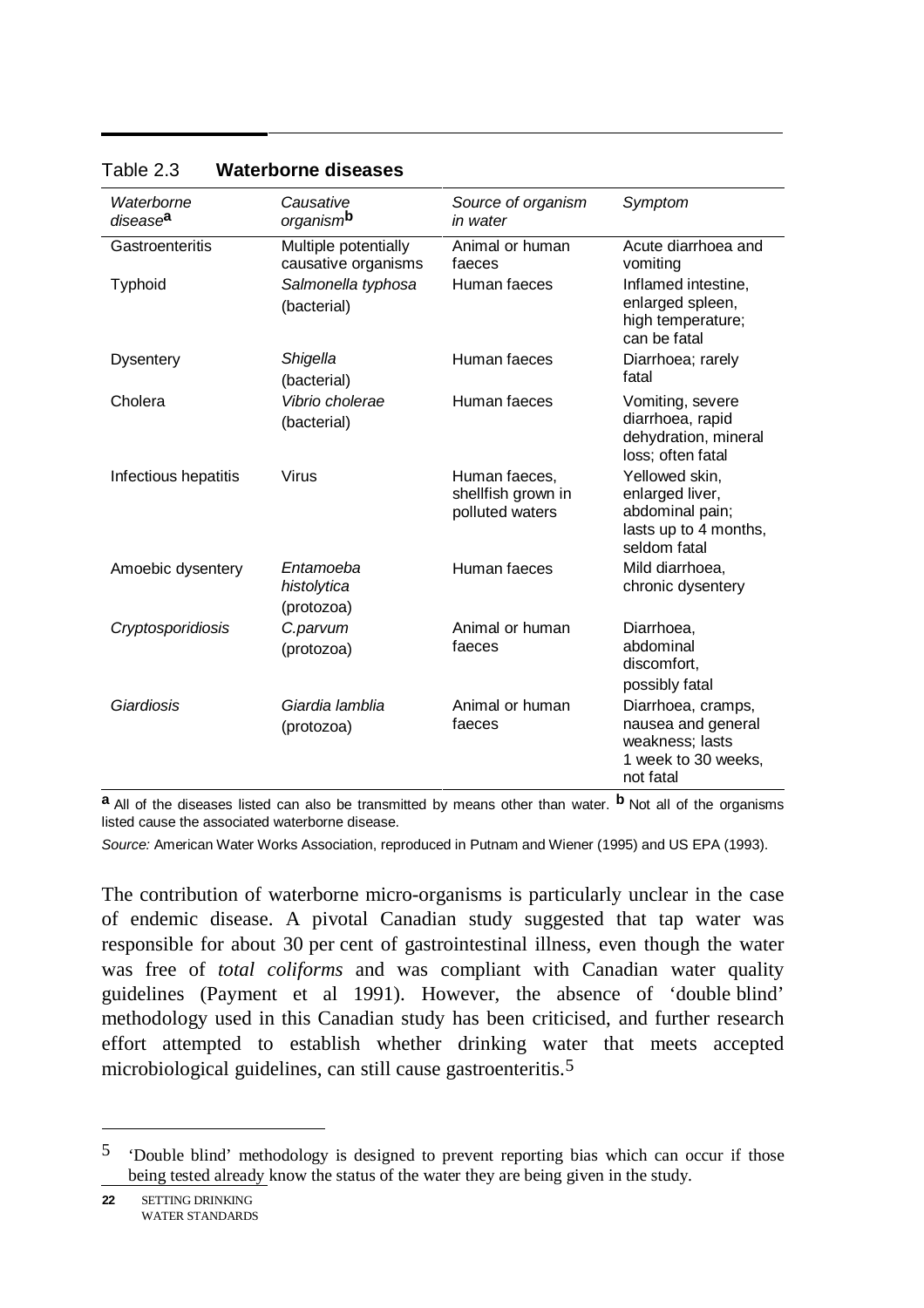Table 2.3 **Waterborne diseases**

| *Waterborne disease*[a] | *Causative organism*[b] | *Source of organism in water* | *Symptom* |
|---|---|---|---|
| Gastroenteritis | Multiple potentially causative organisms | Animal or human faeces | Acute diarrhoea and vomiting |
| Typhoid | *Salmonella typhosa* (bacterial) | Human faeces | Inflamed intestine, enlarged spleen, high temperature; can be fatal |
| Dysentery | *Shigella* (bacterial) | Human faeces | Diarrhoea; rarely fatal |
| Cholera | *Vibrio cholerae* (bacterial) | Human faeces | Vomiting, severe diarrhoea, rapid dehydration, mineral loss; often fatal |
| Infectious hepatitis | Virus | Human faeces, shellfish grown in polluted waters | Yellowed skin, enlarged liver, abdominal pain; lasts up to 4 months, seldom fatal |
| Amoebic dysentery | *Entamoeba histolytica* (protozoa) | Human faeces | Mild diarrhoea, chronic dysentery |
| *Cryptosporidiosis* | *C.parvum* (protozoa) | Animal or human faeces | Diarrhoea, abdominal discomfort, possibly fatal |
| *Giardiosis* | *Giardia lamblia* (protozoa) | Animal or human faeces | Diarrhoea, cramps, nausea and general weakness; lasts 1 week to 30 weeks, not fatal |

**a** All of the diseases listed can also be transmitted by means other than water. **b** Not all of the organisms listed cause the associated waterborne disease.

*Source:* American Water Works Association, reproduced in Putnam and Wiener (1995) and US EPA (1993).

The contribution of waterborne micro-organisms is particularly unclear in the case of endemic disease. A pivotal Canadian study suggested that tap water was responsible for about 30 per cent of gastrointestinal illness, even though the water was free of *total coliforms* and was compliant with Canadian water quality guidelines (Payment et al 1991). However, the absence of 'double blind' methodology used in this Canadian study has been criticised, and further research effort attempted to establish whether drinking water that meets accepted microbiological guidelines, can still cause gastroenteritis.[5]

---

5 'Double blind' methodology is designed to prevent reporting bias which can occur if those being tested already know the status of the water they are being given in the study.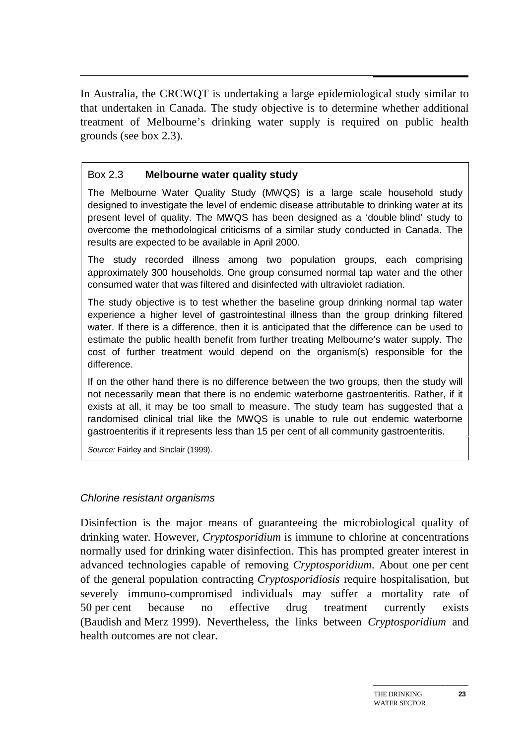In Australia, the CRCWQT is undertaking a large epidemiological study similar to that undertaken in Canada. The study objective is to determine whether additional treatment of Melbourne's drinking water supply is required on public health grounds (see box 2.3).

> **Box 2.3 Melbourne water quality study**
>
> The Melbourne Water Quality Study (MWQS) is a large scale household study designed to investigate the level of endemic disease attributable to drinking water at its present level of quality. The MWQS has been designed as a 'double blind' study to overcome the methodological criticisms of a similar study conducted in Canada. The results are expected to be available in April 2000.
>
> The study recorded illness among two population groups, each comprising approximately 300 households. One group consumed normal tap water and the other consumed water that was filtered and disinfected with ultraviolet radiation.
>
> The study objective is to test whether the baseline group drinking normal tap water experience a higher level of gastrointestinal illness than the group drinking filtered water. If there is a difference, then it is anticipated that the difference can be used to estimate the public health benefit from further treating Melbourne's water supply. The cost of further treatment would depend on the organism(s) responsible for the difference.
>
> If on the other hand there is no difference between the two groups, then the study will not necessarily mean that there is no endemic waterborne gastroenteritis. Rather, if it exists at all, it may be too small to measure. The study team has suggested that a randomised clinical trial like the MWQS is unable to rule out endemic waterborne gastroenteritis if it represents less than 15 per cent of all community gastroenteritis.
>
> *Source:* Fairley and Sinclair (1999).

### *Chlorine resistant organisms*

Disinfection is the major means of guaranteeing the microbiological quality of drinking water. However, *Cryptosporidium* is immune to chlorine at concentrations normally used for drinking water disinfection. This has prompted greater interest in advanced technologies capable of removing *Cryptosporidium*. About one per cent of the general population contracting *Cryptosporidiosis* require hospitalisation, but severely immuno-compromised individuals may suffer a mortality rate of 50 per cent because no effective drug treatment currently exists (Baudish and Merz 1999). Nevertheless, the links between *Cryptosporidium* and health outcomes are not clear.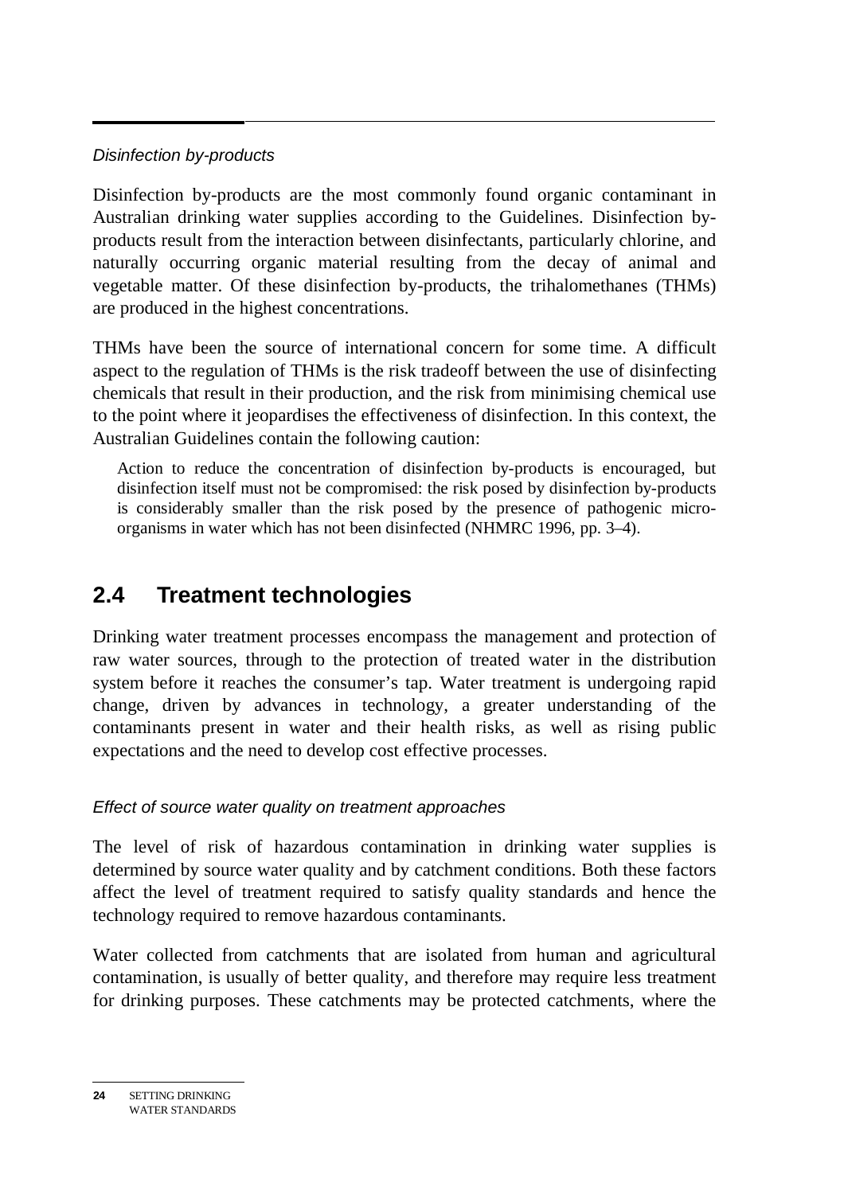*Disinfection by-products*

Disinfection by-products are the most commonly found organic contaminant in Australian drinking water supplies according to the Guidelines. Disinfection by-products result from the interaction between disinfectants, particularly chlorine, and naturally occurring organic material resulting from the decay of animal and vegetable matter. Of these disinfection by-products, the trihalomethanes (THMs) are produced in the highest concentrations.

THMs have been the source of international concern for some time. A difficult aspect to the regulation of THMs is the risk tradeoff between the use of disinfecting chemicals that result in their production, and the risk from minimising chemical use to the point where it jeopardises the effectiveness of disinfection. In this context, the Australian Guidelines contain the following caution:

> Action to reduce the concentration of disinfection by-products is encouraged, but disinfection itself must not be compromised: the risk posed by disinfection by-products is considerably smaller than the risk posed by the presence of pathogenic micro-organisms in water which has not been disinfected (NHMRC 1996, pp. 3–4).

## 2.4 Treatment technologies

Drinking water treatment processes encompass the management and protection of raw water sources, through to the protection of treated water in the distribution system before it reaches the consumer's tap. Water treatment is undergoing rapid change, driven by advances in technology, a greater understanding of the contaminants present in water and their health risks, as well as rising public expectations and the need to develop cost effective processes.

*Effect of source water quality on treatment approaches*

The level of risk of hazardous contamination in drinking water supplies is determined by source water quality and by catchment conditions. Both these factors affect the level of treatment required to satisfy quality standards and hence the technology required to remove hazardous contaminants.

Water collected from catchments that are isolated from human and agricultural contamination, is usually of better quality, and therefore may require less treatment for drinking purposes. These catchments may be protected catchments, where the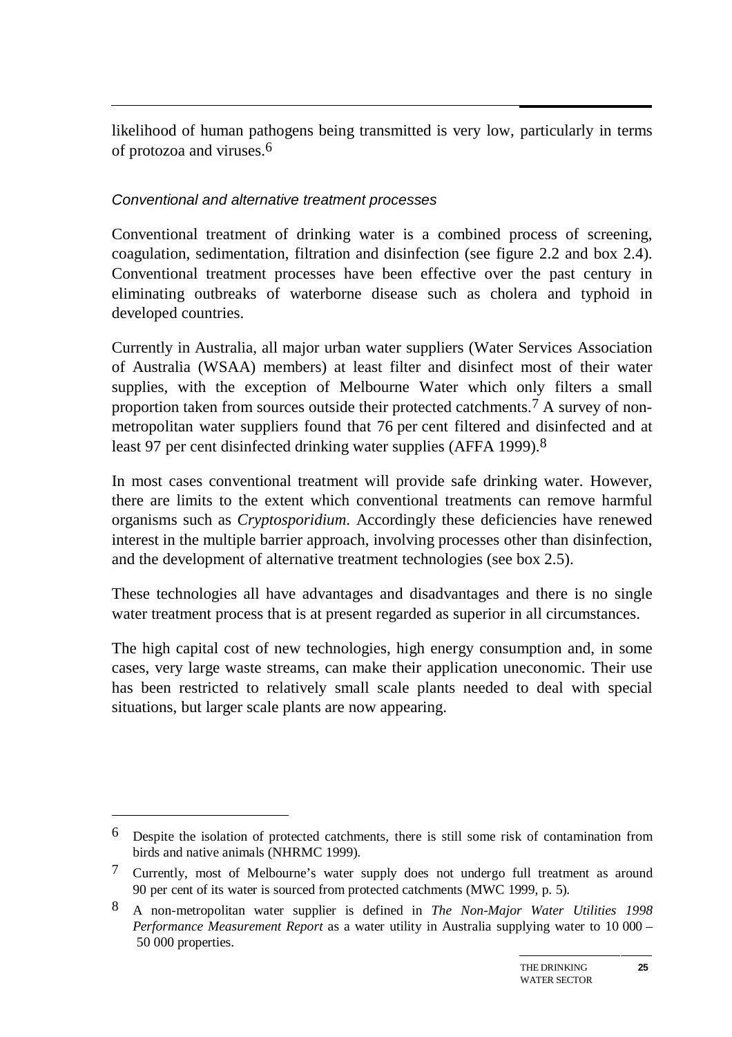likelihood of human pathogens being transmitted is very low, particularly in terms of protozoa and viruses.[6]

### *Conventional and alternative treatment processes*

Conventional treatment of drinking water is a combined process of screening, coagulation, sedimentation, filtration and disinfection (see figure 2.2 and box 2.4). Conventional treatment processes have been effective over the past century in eliminating outbreaks of waterborne disease such as cholera and typhoid in developed countries.

Currently in Australia, all major urban water suppliers (Water Services Association of Australia (WSAA) members) at least filter and disinfect most of their water supplies, with the exception of Melbourne Water which only filters a small proportion taken from sources outside their protected catchments.[7] A survey of non-metropolitan water suppliers found that 76 per cent filtered and disinfected and at least 97 per cent disinfected drinking water supplies (AFFA 1999).[8]

In most cases conventional treatment will provide safe drinking water. However, there are limits to the extent which conventional treatments can remove harmful organisms such as *Cryptosporidium*. Accordingly these deficiencies have renewed interest in the multiple barrier approach, involving processes other than disinfection, and the development of alternative treatment technologies (see box 2.5).

These technologies all have advantages and disadvantages and there is no single water treatment process that is at present regarded as superior in all circumstances.

The high capital cost of new technologies, high energy consumption and, in some cases, very large waste streams, can make their application uneconomic. Their use has been restricted to relatively small scale plants needed to deal with special situations, but larger scale plants are now appearing.

---

6 Despite the isolation of protected catchments, there is still some risk of contamination from birds and native animals (NHRMC 1999).

7 Currently, most of Melbourne's water supply does not undergo full treatment as around 90 per cent of its water is sourced from protected catchments (MWC 1999, p. 5).

8 A non-metropolitan water supplier is defined in *The Non-Major Water Utilities 1998 Performance Measurement Report* as a water utility in Australia supplying water to 10 000 – 50 000 properties.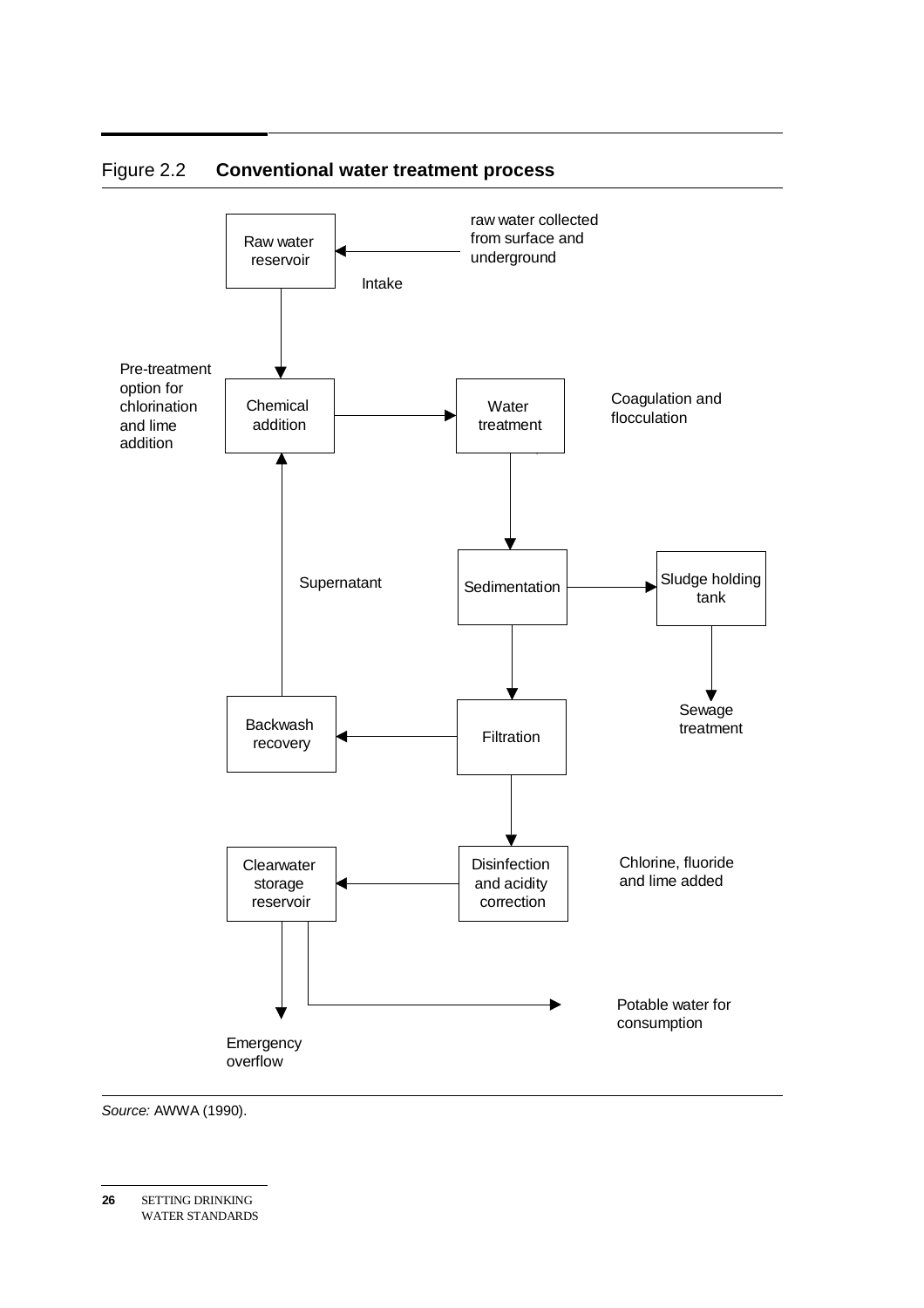Figure 2.2 **Conventional water treatment process**

Raw water reservoir ← Intake ← raw water collected from surface and underground

Raw water reservoir → Chemical addition (Pre-treatment option for chlorination and lime addition)

Chemical addition → Water treatment (Coagulation and flocculation)

Water treatment → Sedimentation

Sedimentation → Sludge holding tank → Sewage treatment

Sedimentation → Filtration

Filtration → Backwash recovery → Supernatant → Chemical addition

Filtration → Disinfection and acidity correction (Chlorine, fluoride and lime added)

Disinfection and acidity correction → Clearwater storage reservoir

Clearwater storage reservoir → Emergency overflow

Clearwater storage reservoir → Potable water for consumption

*Source:* AWWA (1990).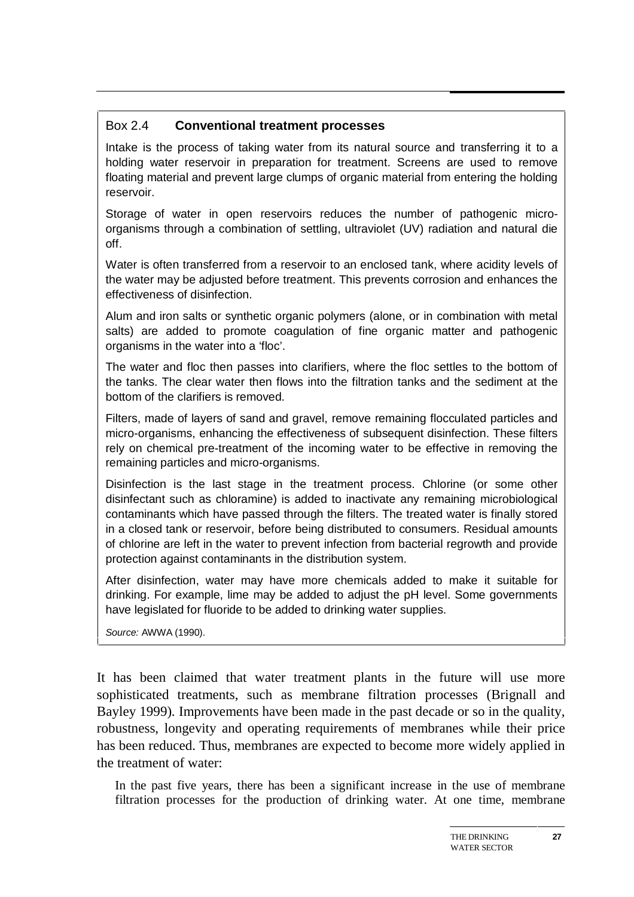## Box 2.4 **Conventional treatment processes**

Intake is the process of taking water from its natural source and transferring it to a holding water reservoir in preparation for treatment. Screens are used to remove floating material and prevent large clumps of organic material from entering the holding reservoir.

Storage of water in open reservoirs reduces the number of pathogenic micro-organisms through a combination of settling, ultraviolet (UV) radiation and natural die off.

Water is often transferred from a reservoir to an enclosed tank, where acidity levels of the water may be adjusted before treatment. This prevents corrosion and enhances the effectiveness of disinfection.

Alum and iron salts or synthetic organic polymers (alone, or in combination with metal salts) are added to promote coagulation of fine organic matter and pathogenic organisms in the water into a 'floc'.

The water and floc then passes into clarifiers, where the floc settles to the bottom of the tanks. The clear water then flows into the filtration tanks and the sediment at the bottom of the clarifiers is removed.

Filters, made of layers of sand and gravel, remove remaining flocculated particles and micro-organisms, enhancing the effectiveness of subsequent disinfection. These filters rely on chemical pre-treatment of the incoming water to be effective in removing the remaining particles and micro-organisms.

Disinfection is the last stage in the treatment process. Chlorine (or some other disinfectant such as chloramine) is added to inactivate any remaining microbiological contaminants which have passed through the filters. The treated water is finally stored in a closed tank or reservoir, before being distributed to consumers. Residual amounts of chlorine are left in the water to prevent infection from bacterial regrowth and provide protection against contaminants in the distribution system.

After disinfection, water may have more chemicals added to make it suitable for drinking. For example, lime may be added to adjust the pH level. Some governments have legislated for fluoride to be added to drinking water supplies.

*Source:* AWWA (1990).

It has been claimed that water treatment plants in the future will use more sophisticated treatments, such as membrane filtration processes (Brignall and Bayley 1999). Improvements have been made in the past decade or so in the quality, robustness, longevity and operating requirements of membranes while their price has been reduced. Thus, membranes are expected to become more widely applied in the treatment of water:

> In the past five years, there has been a significant increase in the use of membrane filtration processes for the production of drinking water. At one time, membrane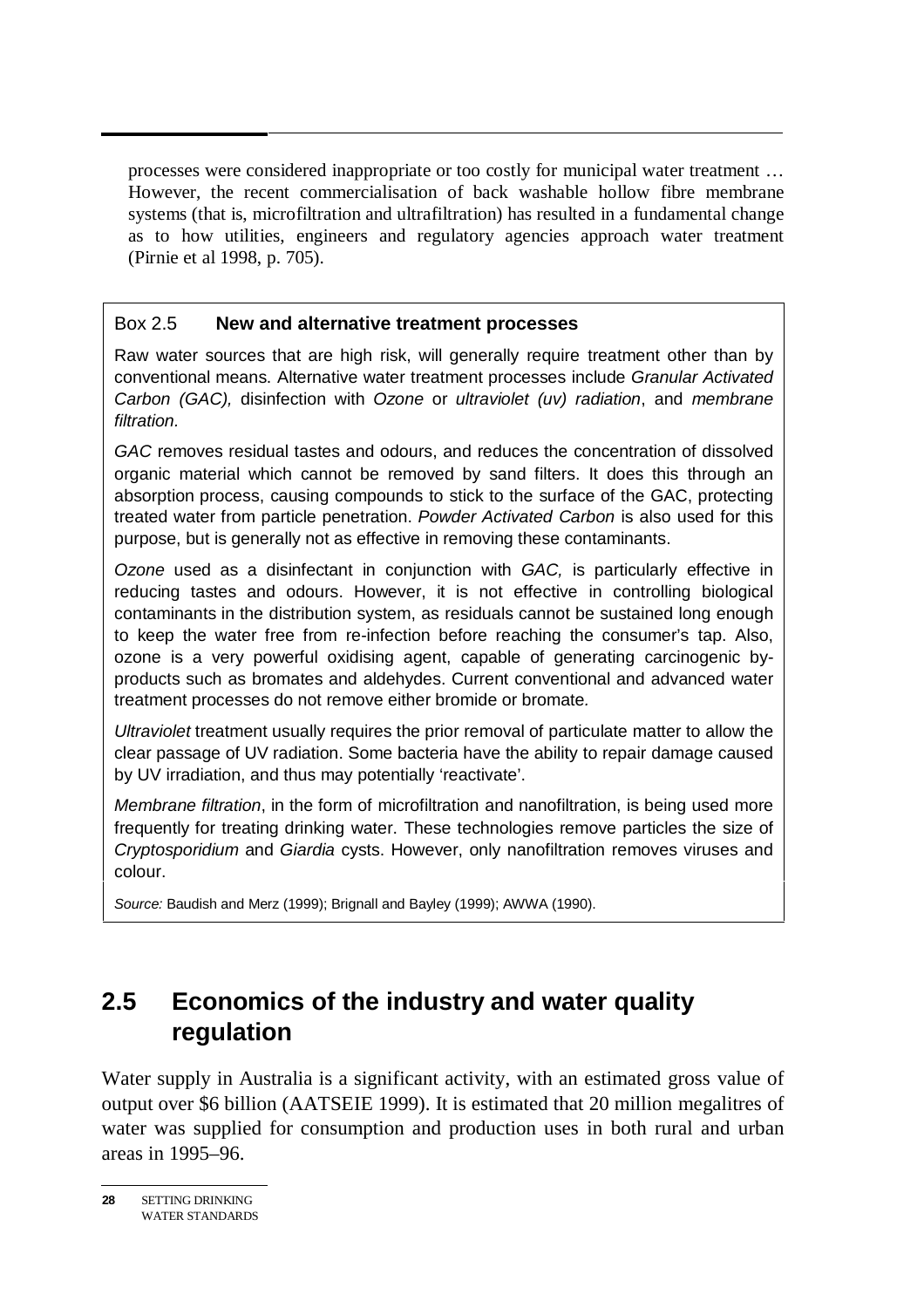processes were considered inappropriate or too costly for municipal water treatment … However, the recent commercialisation of back washable hollow fibre membrane systems (that is, microfiltration and ultrafiltration) has resulted in a fundamental change as to how utilities, engineers and regulatory agencies approach water treatment (Pirnie et al 1998, p. 705).

**Box 2.5 New and alternative treatment processes**

Raw water sources that are high risk, will generally require treatment other than by conventional means. Alternative water treatment processes include *Granular Activated Carbon (GAC),* disinfection with *Ozone* or *ultraviolet (uv) radiation*, and *membrane filtration.*

*GAC* removes residual tastes and odours, and reduces the concentration of dissolved organic material which cannot be removed by sand filters. It does this through an absorption process, causing compounds to stick to the surface of the GAC, protecting treated water from particle penetration. *Powder Activated Carbon* is also used for this purpose, but is generally not as effective in removing these contaminants.

*Ozone* used as a disinfectant in conjunction with *GAC,* is particularly effective in reducing tastes and odours. However, it is not effective in controlling biological contaminants in the distribution system, as residuals cannot be sustained long enough to keep the water free from re-infection before reaching the consumer's tap. Also, ozone is a very powerful oxidising agent, capable of generating carcinogenic by-products such as bromates and aldehydes. Current conventional and advanced water treatment processes do not remove either bromide or bromate.

*Ultraviolet* treatment usually requires the prior removal of particulate matter to allow the clear passage of UV radiation. Some bacteria have the ability to repair damage caused by UV irradiation, and thus may potentially 'reactivate'.

*Membrane filtration*, in the form of microfiltration and nanofiltration, is being used more frequently for treating drinking water. These technologies remove particles the size of *Cryptosporidium* and *Giardia* cysts. However, only nanofiltration removes viruses and colour.

*Source:* Baudish and Merz (1999); Brignall and Bayley (1999); AWWA (1990).

## 2.5 Economics of the industry and water quality regulation

Water supply in Australia is a significant activity, with an estimated gross value of output over $6 billion (AATSEIE 1999). It is estimated that 20 million megalitres of water was supplied for consumption and production uses in both rural and urban areas in 1995–96.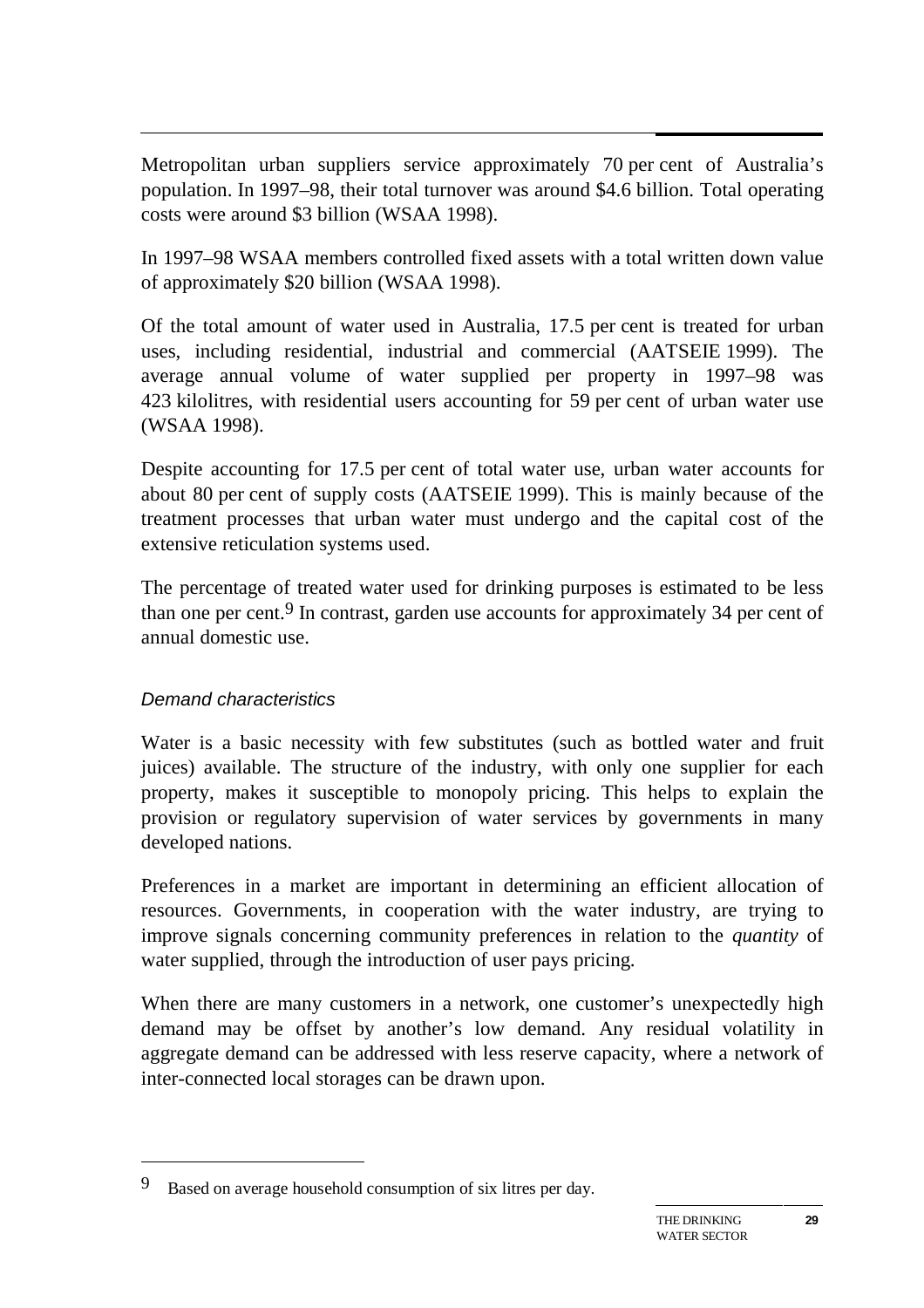Metropolitan urban suppliers service approximately 70 per cent of Australia's population. In 1997–98, their total turnover was around $4.6 billion. Total operating costs were around $3 billion (WSAA 1998).

In 1997–98 WSAA members controlled fixed assets with a total written down value of approximately $20 billion (WSAA 1998).

Of the total amount of water used in Australia, 17.5 per cent is treated for urban uses, including residential, industrial and commercial (AATSEIE 1999). The average annual volume of water supplied per property in 1997–98 was 423 kilolitres, with residential users accounting for 59 per cent of urban water use (WSAA 1998).

Despite accounting for 17.5 per cent of total water use, urban water accounts for about 80 per cent of supply costs (AATSEIE 1999). This is mainly because of the treatment processes that urban water must undergo and the capital cost of the extensive reticulation systems used.

The percentage of treated water used for drinking purposes is estimated to be less than one per cent.[9] In contrast, garden use accounts for approximately 34 per cent of annual domestic use.

### *Demand characteristics*

Water is a basic necessity with few substitutes (such as bottled water and fruit juices) available. The structure of the industry, with only one supplier for each property, makes it susceptible to monopoly pricing. This helps to explain the provision or regulatory supervision of water services by governments in many developed nations.

Preferences in a market are important in determining an efficient allocation of resources. Governments, in cooperation with the water industry, are trying to improve signals concerning community preferences in relation to the *quantity* of water supplied, through the introduction of user pays pricing.

When there are many customers in a network, one customer's unexpectedly high demand may be offset by another's low demand. Any residual volatility in aggregate demand can be addressed with less reserve capacity, where a network of inter-connected local storages can be drawn upon.

---

[9] Based on average household consumption of six litres per day.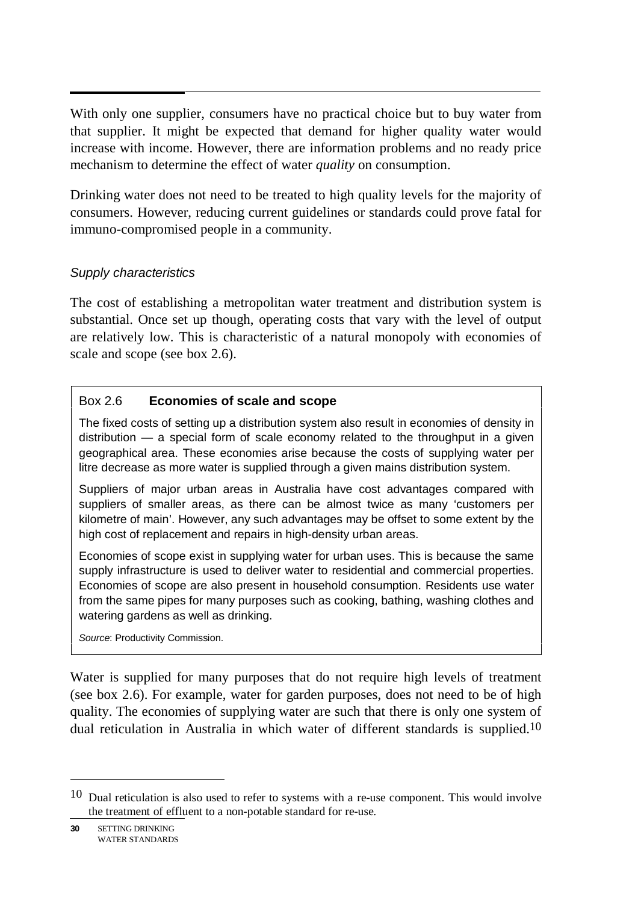With only one supplier, consumers have no practical choice but to buy water from that supplier. It might be expected that demand for higher quality water would increase with income. However, there are information problems and no ready price mechanism to determine the effect of water *quality* on consumption.

Drinking water does not need to be treated to high quality levels for the majority of consumers. However, reducing current guidelines or standards could prove fatal for immuno-compromised people in a community.

### *Supply characteristics*

The cost of establishing a metropolitan water treatment and distribution system is substantial. Once set up though, operating costs that vary with the level of output are relatively low. This is characteristic of a natural monopoly with economies of scale and scope (see box 2.6).

> Box 2.6 **Economies of scale and scope**
>
> The fixed costs of setting up a distribution system also result in economies of density in distribution — a special form of scale economy related to the throughput in a given geographical area. These economies arise because the costs of supplying water per litre decrease as more water is supplied through a given mains distribution system.
>
> Suppliers of major urban areas in Australia have cost advantages compared with suppliers of smaller areas, as there can be almost twice as many 'customers per kilometre of main'. However, any such advantages may be offset to some extent by the high cost of replacement and repairs in high-density urban areas.
>
> Economies of scope exist in supplying water for urban uses. This is because the same supply infrastructure is used to deliver water to residential and commercial properties. Economies of scope are also present in household consumption. Residents use water from the same pipes for many purposes such as cooking, bathing, washing clothes and watering gardens as well as drinking.
>
> *Source*: Productivity Commission.

Water is supplied for many purposes that do not require high levels of treatment (see box 2.6). For example, water for garden purposes, does not need to be of high quality. The economies of supplying water are such that there is only one system of dual reticulation in Australia in which water of different standards is supplied.[10]

---

[10] Dual reticulation is also used to refer to systems with a re-use component. This would involve the treatment of effluent to a non-potable standard for re-use.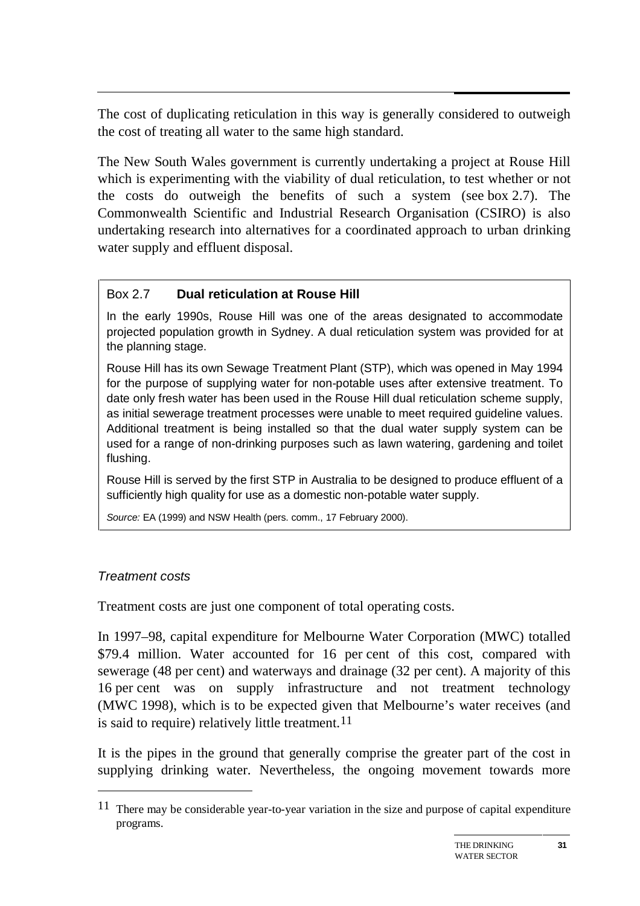The cost of duplicating reticulation in this way is generally considered to outweigh the cost of treating all water to the same high standard.

The New South Wales government is currently undertaking a project at Rouse Hill which is experimenting with the viability of dual reticulation, to test whether or not the costs do outweigh the benefits of such a system (see box 2.7). The Commonwealth Scientific and Industrial Research Organisation (CSIRO) is also undertaking research into alternatives for a coordinated approach to urban drinking water supply and effluent disposal.

> Box 2.7 **Dual reticulation at Rouse Hill**
>
> In the early 1990s, Rouse Hill was one of the areas designated to accommodate projected population growth in Sydney. A dual reticulation system was provided for at the planning stage.
>
> Rouse Hill has its own Sewage Treatment Plant (STP), which was opened in May 1994 for the purpose of supplying water for non-potable uses after extensive treatment. To date only fresh water has been used in the Rouse Hill dual reticulation scheme supply, as initial sewerage treatment processes were unable to meet required guideline values. Additional treatment is being installed so that the dual water supply system can be used for a range of non-drinking purposes such as lawn watering, gardening and toilet flushing.
>
> Rouse Hill is served by the first STP in Australia to be designed to produce effluent of a sufficiently high quality for use as a domestic non-potable water supply.
>
> *Source:* EA (1999) and NSW Health (pers. comm., 17 February 2000).

### *Treatment costs*

Treatment costs are just one component of total operating costs.

In 1997–98, capital expenditure for Melbourne Water Corporation (MWC) totalled $79.4 million. Water accounted for 16 per cent of this cost, compared with sewerage (48 per cent) and waterways and drainage (32 per cent). A majority of this 16 per cent was on supply infrastructure and not treatment technology (MWC 1998), which is to be expected given that Melbourne's water receives (and is said to require) relatively little treatment.[11]

It is the pipes in the ground that generally comprise the greater part of the cost in supplying drinking water. Nevertheless, the ongoing movement towards more

[11] There may be considerable year-to-year variation in the size and purpose of capital expenditure programs.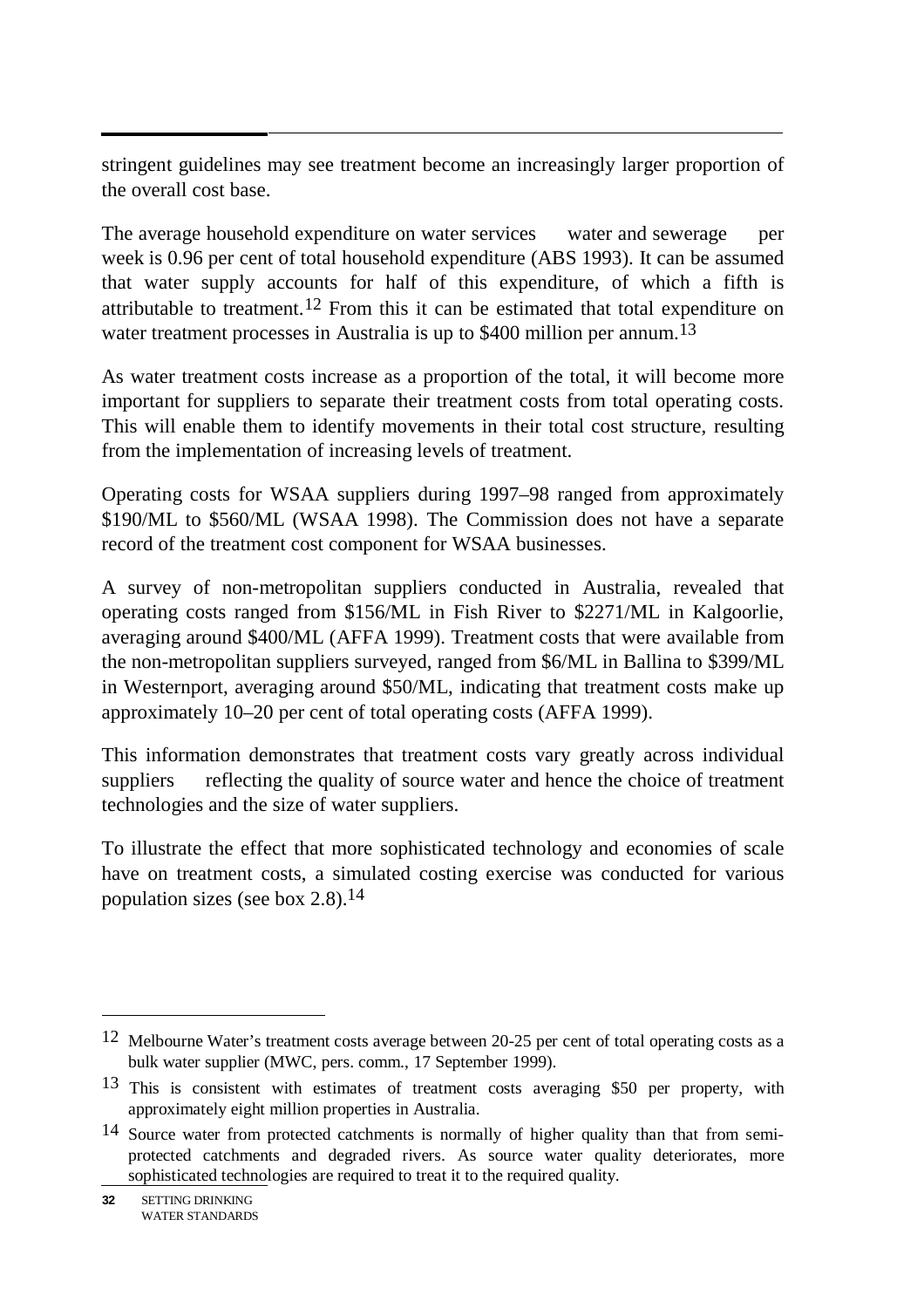stringent guidelines may see treatment become an increasingly larger proportion of the overall cost base.

The average household expenditure on water services — water and sewerage — per week is 0.96 per cent of total household expenditure (ABS 1993). It can be assumed that water supply accounts for half of this expenditure, of which a fifth is attributable to treatment.[12] From this it can be estimated that total expenditure on water treatment processes in Australia is up to $400 million per annum.[13]

As water treatment costs increase as a proportion of the total, it will become more important for suppliers to separate their treatment costs from total operating costs. This will enable them to identify movements in their total cost structure, resulting from the implementation of increasing levels of treatment.

Operating costs for WSAA suppliers during 1997–98 ranged from approximately $190/ML to $560/ML (WSAA 1998). The Commission does not have a separate record of the treatment cost component for WSAA businesses.

A survey of non-metropolitan suppliers conducted in Australia, revealed that operating costs ranged from $156/ML in Fish River to $2271/ML in Kalgoorlie, averaging around $400/ML (AFFA 1999). Treatment costs that were available from the non-metropolitan suppliers surveyed, ranged from $6/ML in Ballina to $399/ML in Westernport, averaging around $50/ML, indicating that treatment costs make up approximately 10–20 per cent of total operating costs (AFFA 1999).

This information demonstrates that treatment costs vary greatly across individual suppliers — reflecting the quality of source water and hence the choice of treatment technologies and the size of water suppliers.

To illustrate the effect that more sophisticated technology and economies of scale have on treatment costs, a simulated costing exercise was conducted for various population sizes (see box 2.8).[14]

---

[12] Melbourne Water's treatment costs average between 20-25 per cent of total operating costs as a bulk water supplier (MWC, pers. comm., 17 September 1999).

[13] This is consistent with estimates of treatment costs averaging $50 per property, with approximately eight million properties in Australia.

[14] Source water from protected catchments is normally of higher quality than that from semi-protected catchments and degraded rivers. As source water quality deteriorates, more sophisticated technologies are required to treat it to the required quality.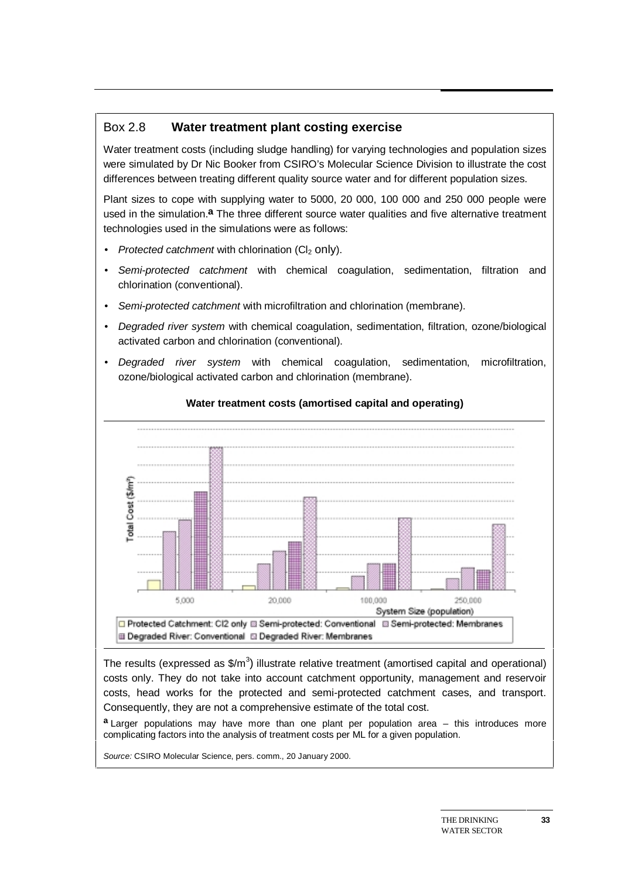## Box 2.8 **Water treatment plant costing exercise**

Water treatment costs (including sludge handling) for varying technologies and population sizes were simulated by Dr Nic Booker from CSIRO's Molecular Science Division to illustrate the cost differences between treating different quality source water and for different population sizes.

Plant sizes to cope with supplying water to 5000, 20 000, 100 000 and 250 000 people were used in the simulation.[a] The three different source water qualities and five alternative treatment technologies used in the simulations were as follows:

- *Protected catchment* with chlorination ($Cl_2$ only).
- *Semi-protected catchment* with chemical coagulation, sedimentation, filtration and chlorination (conventional).
- *Semi-protected catchment* with microfiltration and chlorination (membrane).
- *Degraded river system* with chemical coagulation, sedimentation, filtration, ozone/biological activated carbon and chlorination (conventional).
- *Degraded river system* with chemical coagulation, sedimentation, microfiltration, ozone/biological activated carbon and chlorination (membrane).

**Water treatment costs (amortised capital and operating)**

The results (expressed as $\$/m^3$) illustrate relative treatment (amortised capital and operational) costs only. They do not take into account catchment opportunity, management and reservoir costs, head works for the protected and semi-protected catchment cases, and transport. Consequently, they are not a comprehensive estimate of the total cost.

[a] Larger populations may have more than one plant per population area – this introduces more complicating factors into the analysis of treatment costs per ML for a given population.

*Source:* CSIRO Molecular Science, pers. comm., 20 January 2000.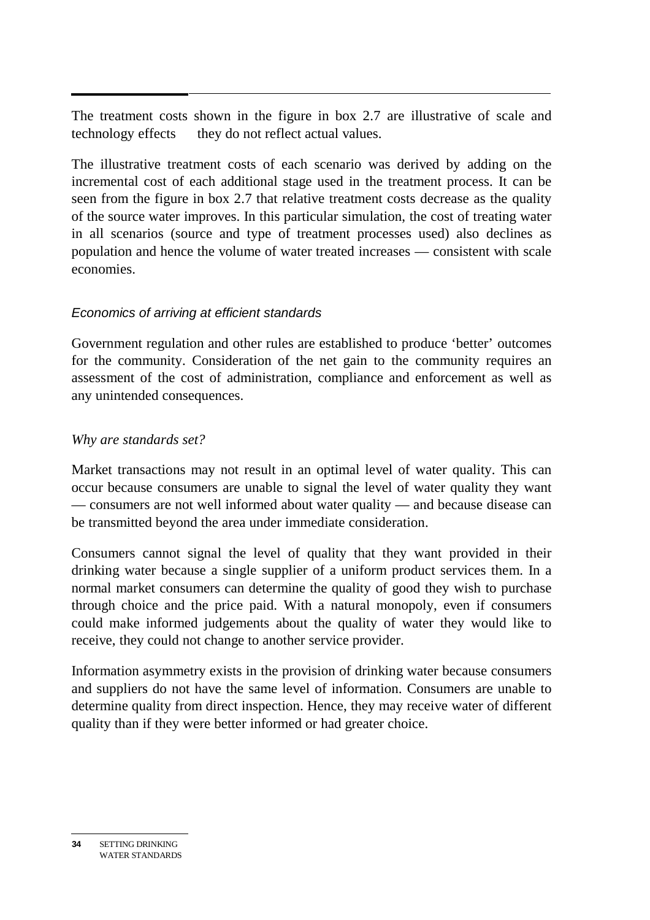The treatment costs shown in the figure in box 2.7 are illustrative of scale and technology effects — they do not reflect actual values.

The illustrative treatment costs of each scenario was derived by adding on the incremental cost of each additional stage used in the treatment process. It can be seen from the figure in box 2.7 that relative treatment costs decrease as the quality of the source water improves. In this particular simulation, the cost of treating water in all scenarios (source and type of treatment processes used) also declines as population and hence the volume of water treated increases — consistent with scale economies.

### *Economics of arriving at efficient standards*

Government regulation and other rules are established to produce 'better' outcomes for the community. Consideration of the net gain to the community requires an assessment of the cost of administration, compliance and enforcement as well as any unintended consequences.

#### *Why are standards set?*

Market transactions may not result in an optimal level of water quality. This can occur because consumers are unable to signal the level of water quality they want — consumers are not well informed about water quality — and because disease can be transmitted beyond the area under immediate consideration.

Consumers cannot signal the level of quality that they want provided in their drinking water because a single supplier of a uniform product services them. In a normal market consumers can determine the quality of good they wish to purchase through choice and the price paid. With a natural monopoly, even if consumers could make informed judgements about the quality of water they would like to receive, they could not change to another service provider.

Information asymmetry exists in the provision of drinking water because consumers and suppliers do not have the same level of information. Consumers are unable to determine quality from direct inspection. Hence, they may receive water of different quality than if they were better informed or had greater choice.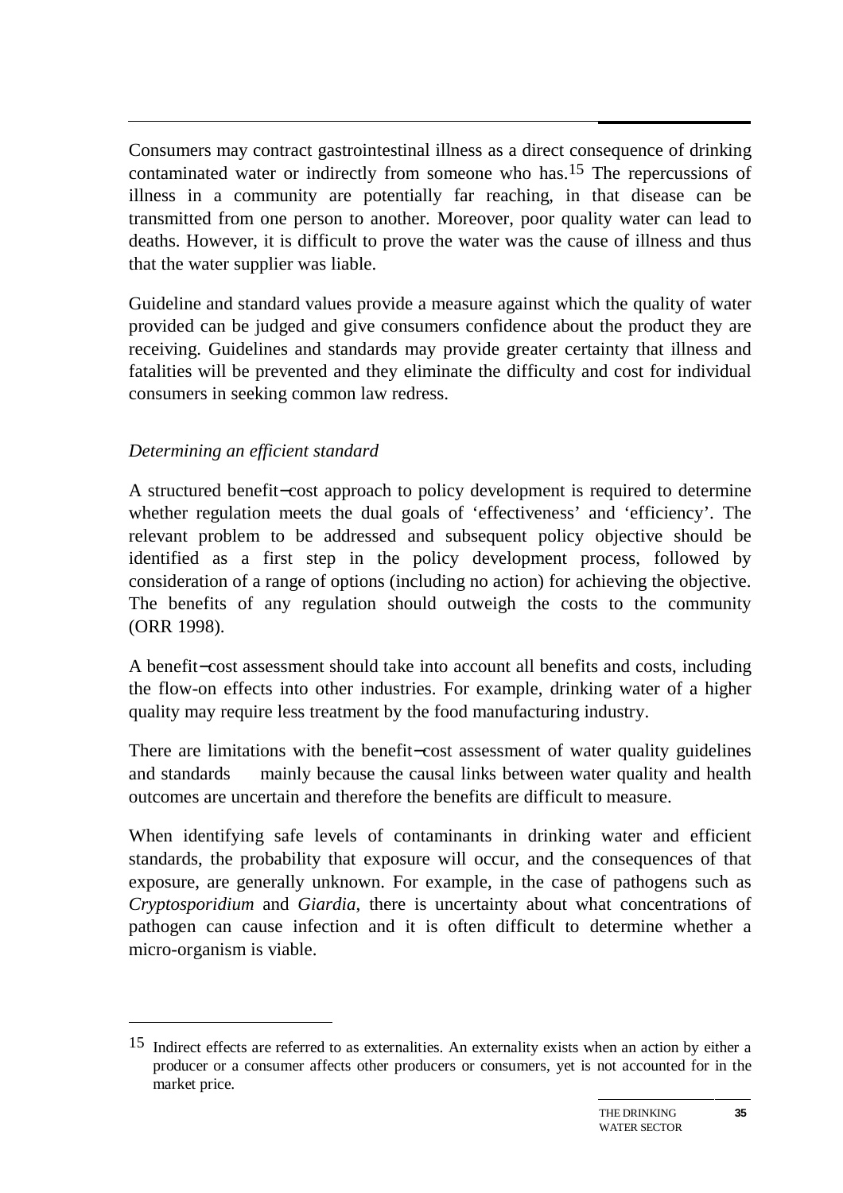Consumers may contract gastrointestinal illness as a direct consequence of drinking contaminated water or indirectly from someone who has.[15] The repercussions of illness in a community are potentially far reaching, in that disease can be transmitted from one person to another. Moreover, poor quality water can lead to deaths. However, it is difficult to prove the water was the cause of illness and thus that the water supplier was liable.

Guideline and standard values provide a measure against which the quality of water provided can be judged and give consumers confidence about the product they are receiving. Guidelines and standards may provide greater certainty that illness and fatalities will be prevented and they eliminate the difficulty and cost for individual consumers in seeking common law redress.

*Determining an efficient standard*

A structured benefit−cost approach to policy development is required to determine whether regulation meets the dual goals of 'effectiveness' and 'efficiency'. The relevant problem to be addressed and subsequent policy objective should be identified as a first step in the policy development process, followed by consideration of a range of options (including no action) for achieving the objective. The benefits of any regulation should outweigh the costs to the community (ORR 1998).

A benefit−cost assessment should take into account all benefits and costs, including the flow-on effects into other industries. For example, drinking water of a higher quality may require less treatment by the food manufacturing industry.

There are limitations with the benefit−cost assessment of water quality guidelines and standards — mainly because the causal links between water quality and health outcomes are uncertain and therefore the benefits are difficult to measure.

When identifying safe levels of contaminants in drinking water and efficient standards, the probability that exposure will occur, and the consequences of that exposure, are generally unknown. For example, in the case of pathogens such as *Cryptosporidium* and *Giardia*, there is uncertainty about what concentrations of pathogen can cause infection and it is often difficult to determine whether a micro-organism is viable.

---

[15] Indirect effects are referred to as externalities. An externality exists when an action by either a producer or a consumer affects other producers or consumers, yet is not accounted for in the market price.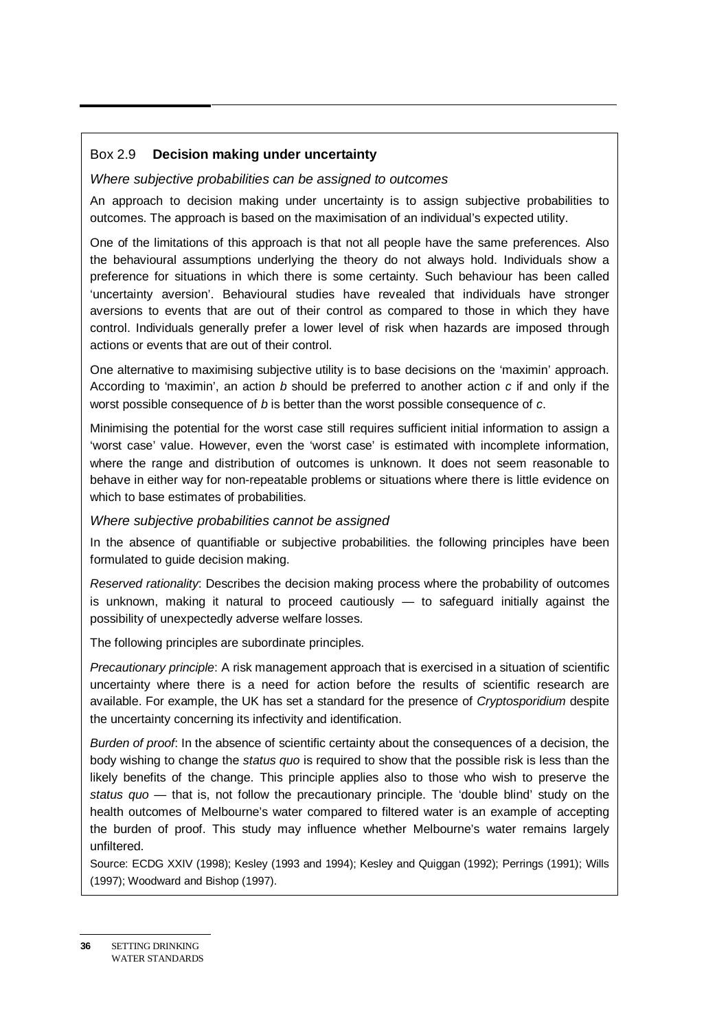### Box 2.9 **Decision making under uncertainty**

*Where subjective probabilities can be assigned to outcomes*

An approach to decision making under uncertainty is to assign subjective probabilities to outcomes. The approach is based on the maximisation of an individual's expected utility.

One of the limitations of this approach is that not all people have the same preferences. Also the behavioural assumptions underlying the theory do not always hold. Individuals show a preference for situations in which there is some certainty. Such behaviour has been called 'uncertainty aversion'. Behavioural studies have revealed that individuals have stronger aversions to events that are out of their control as compared to those in which they have control. Individuals generally prefer a lower level of risk when hazards are imposed through actions or events that are out of their control.

One alternative to maximising subjective utility is to base decisions on the 'maximin' approach. According to 'maximin', an action *b* should be preferred to another action *c* if and only if the worst possible consequence of *b* is better than the worst possible consequence of *c*.

Minimising the potential for the worst case still requires sufficient initial information to assign a 'worst case' value. However, even the 'worst case' is estimated with incomplete information, where the range and distribution of outcomes is unknown. It does not seem reasonable to behave in either way for non-repeatable problems or situations where there is little evidence on which to base estimates of probabilities.

*Where subjective probabilities cannot be assigned*

In the absence of quantifiable or subjective probabilities. the following principles have been formulated to guide decision making.

*Reserved rationality*: Describes the decision making process where the probability of outcomes is unknown, making it natural to proceed cautiously — to safeguard initially against the possibility of unexpectedly adverse welfare losses.

The following principles are subordinate principles.

*Precautionary principle*: A risk management approach that is exercised in a situation of scientific uncertainty where there is a need for action before the results of scientific research are available. For example, the UK has set a standard for the presence of *Cryptosporidium* despite the uncertainty concerning its infectivity and identification.

*Burden of proof*: In the absence of scientific certainty about the consequences of a decision, the body wishing to change the *status quo* is required to show that the possible risk is less than the likely benefits of the change. This principle applies also to those who wish to preserve the *status quo* — that is, not follow the precautionary principle. The 'double blind' study on the health outcomes of Melbourne's water compared to filtered water is an example of accepting the burden of proof. This study may influence whether Melbourne's water remains largely unfiltered.

Source: ECDG XXIV (1998); Kesley (1993 and 1994); Kesley and Quiggan (1992); Perrings (1991); Wills (1997); Woodward and Bishop (1997).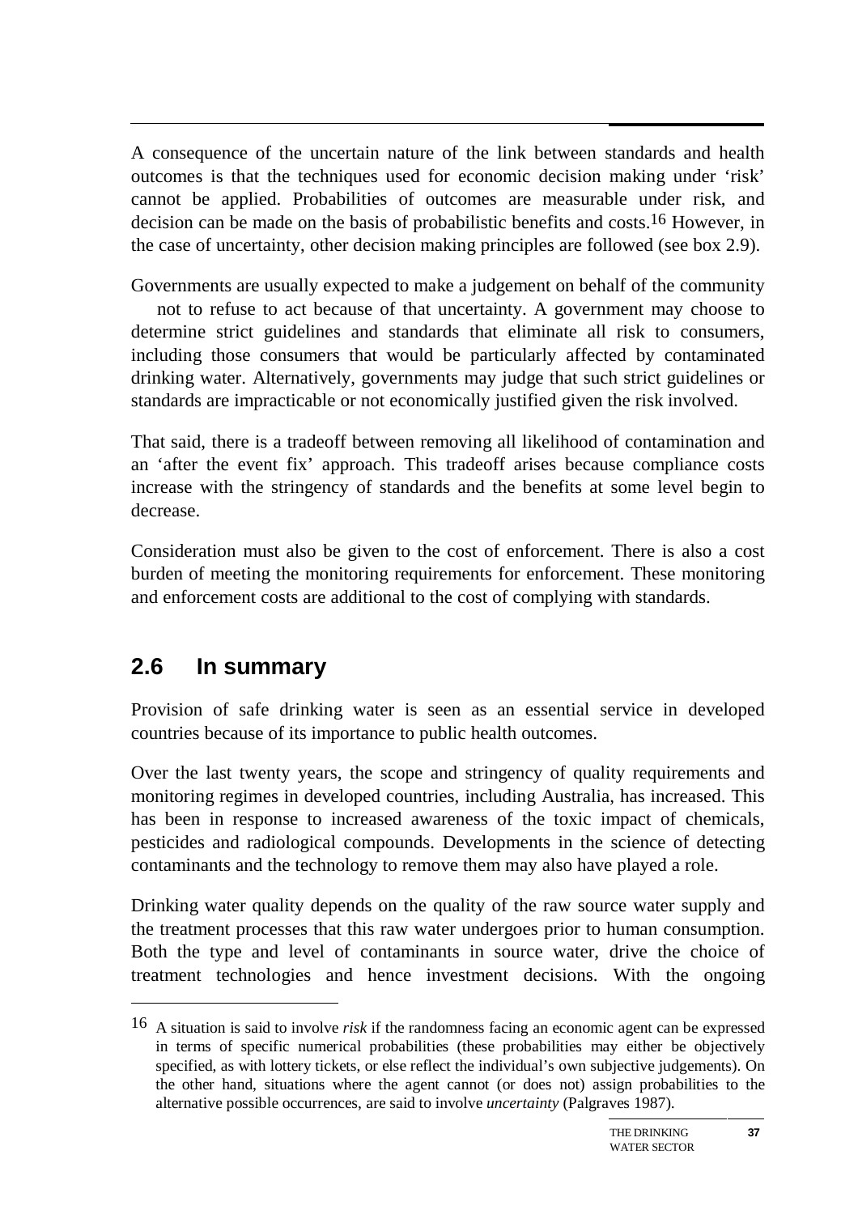A consequence of the uncertain nature of the link between standards and health outcomes is that the techniques used for economic decision making under 'risk' cannot be applied. Probabilities of outcomes are measurable under risk, and decision can be made on the basis of probabilistic benefits and costs.[16] However, in the case of uncertainty, other decision making principles are followed (see box 2.9).

Governments are usually expected to make a judgement on behalf of the community — not to refuse to act because of that uncertainty. A government may choose to determine strict guidelines and standards that eliminate all risk to consumers, including those consumers that would be particularly affected by contaminated drinking water. Alternatively, governments may judge that such strict guidelines or standards are impracticable or not economically justified given the risk involved.

That said, there is a tradeoff between removing all likelihood of contamination and an 'after the event fix' approach. This tradeoff arises because compliance costs increase with the stringency of standards and the benefits at some level begin to decrease.

Consideration must also be given to the cost of enforcement. There is also a cost burden of meeting the monitoring requirements for enforcement. These monitoring and enforcement costs are additional to the cost of complying with standards.

## 2.6 In summary

Provision of safe drinking water is seen as an essential service in developed countries because of its importance to public health outcomes.

Over the last twenty years, the scope and stringency of quality requirements and monitoring regimes in developed countries, including Australia, has increased. This has been in response to increased awareness of the toxic impact of chemicals, pesticides and radiological compounds. Developments in the science of detecting contaminants and the technology to remove them may also have played a role.

Drinking water quality depends on the quality of the raw source water supply and the treatment processes that this raw water undergoes prior to human consumption. Both the type and level of contaminants in source water, drive the choice of treatment technologies and hence investment decisions. With the ongoing

---

16 A situation is said to involve *risk* if the randomness facing an economic agent can be expressed in terms of specific numerical probabilities (these probabilities may either be objectively specified, as with lottery tickets, or else reflect the individual's own subjective judgements). On the other hand, situations where the agent cannot (or does not) assign probabilities to the alternative possible occurrences, are said to involve *uncertainty* (Palgraves 1987).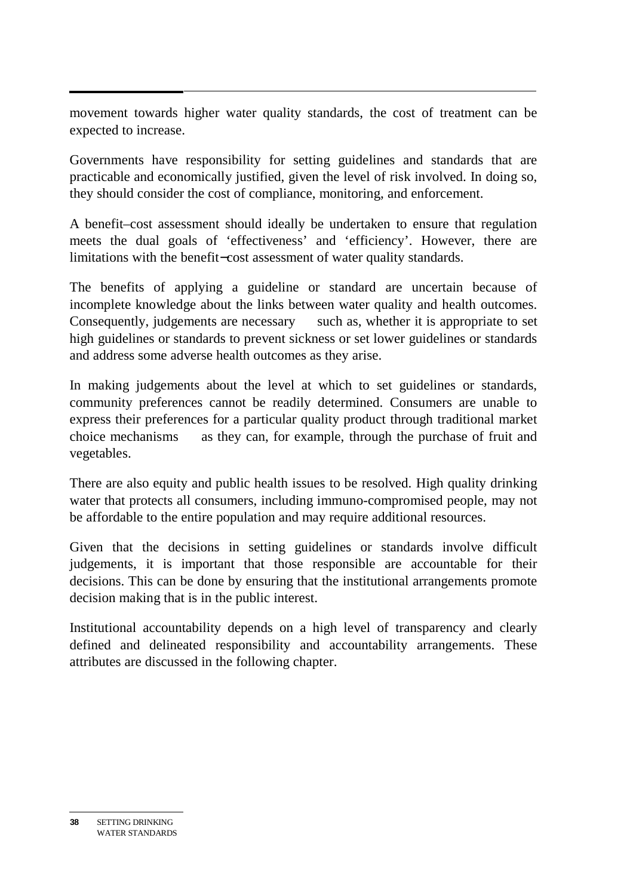movement towards higher water quality standards, the cost of treatment can be expected to increase.

Governments have responsibility for setting guidelines and standards that are practicable and economically justified, given the level of risk involved. In doing so, they should consider the cost of compliance, monitoring, and enforcement.

A benefit–cost assessment should ideally be undertaken to ensure that regulation meets the dual goals of 'effectiveness' and 'efficiency'. However, there are limitations with the benefit−cost assessment of water quality standards.

The benefits of applying a guideline or standard are uncertain because of incomplete knowledge about the links between water quality and health outcomes. Consequently, judgements are necessary — such as, whether it is appropriate to set high guidelines or standards to prevent sickness or set lower guidelines or standards and address some adverse health outcomes as they arise.

In making judgements about the level at which to set guidelines or standards, community preferences cannot be readily determined. Consumers are unable to express their preferences for a particular quality product through traditional market choice mechanisms — as they can, for example, through the purchase of fruit and vegetables.

There are also equity and public health issues to be resolved. High quality drinking water that protects all consumers, including immuno-compromised people, may not be affordable to the entire population and may require additional resources.

Given that the decisions in setting guidelines or standards involve difficult judgements, it is important that those responsible are accountable for their decisions. This can be done by ensuring that the institutional arrangements promote decision making that is in the public interest.

Institutional accountability depends on a high level of transparency and clearly defined and delineated responsibility and accountability arrangements. These attributes are discussed in the following chapter.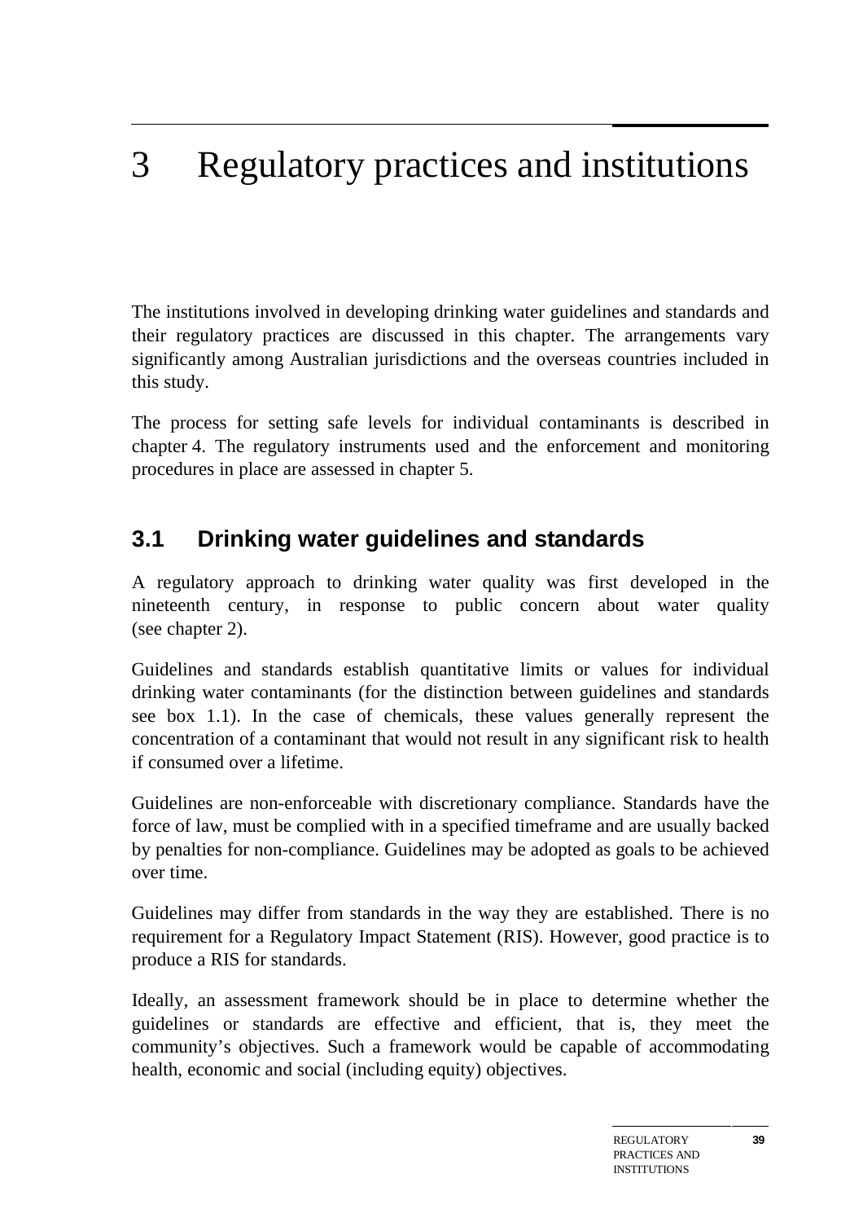# 3 Regulatory practices and institutions

The institutions involved in developing drinking water guidelines and standards and their regulatory practices are discussed in this chapter. The arrangements vary significantly among Australian jurisdictions and the overseas countries included in this study.

The process for setting safe levels for individual contaminants is described in chapter 4. The regulatory instruments used and the enforcement and monitoring procedures in place are assessed in chapter 5.

## 3.1 Drinking water guidelines and standards

A regulatory approach to drinking water quality was first developed in the nineteenth century, in response to public concern about water quality (see chapter 2).

Guidelines and standards establish quantitative limits or values for individual drinking water contaminants (for the distinction between guidelines and standards see box 1.1). In the case of chemicals, these values generally represent the concentration of a contaminant that would not result in any significant risk to health if consumed over a lifetime.

Guidelines are non-enforceable with discretionary compliance. Standards have the force of law, must be complied with in a specified timeframe and are usually backed by penalties for non-compliance. Guidelines may be adopted as goals to be achieved over time.

Guidelines may differ from standards in the way they are established. There is no requirement for a Regulatory Impact Statement (RIS). However, good practice is to produce a RIS for standards.

Ideally, an assessment framework should be in place to determine whether the guidelines or standards are effective and efficient, that is, they meet the community's objectives. Such a framework would be capable of accommodating health, economic and social (including equity) objectives.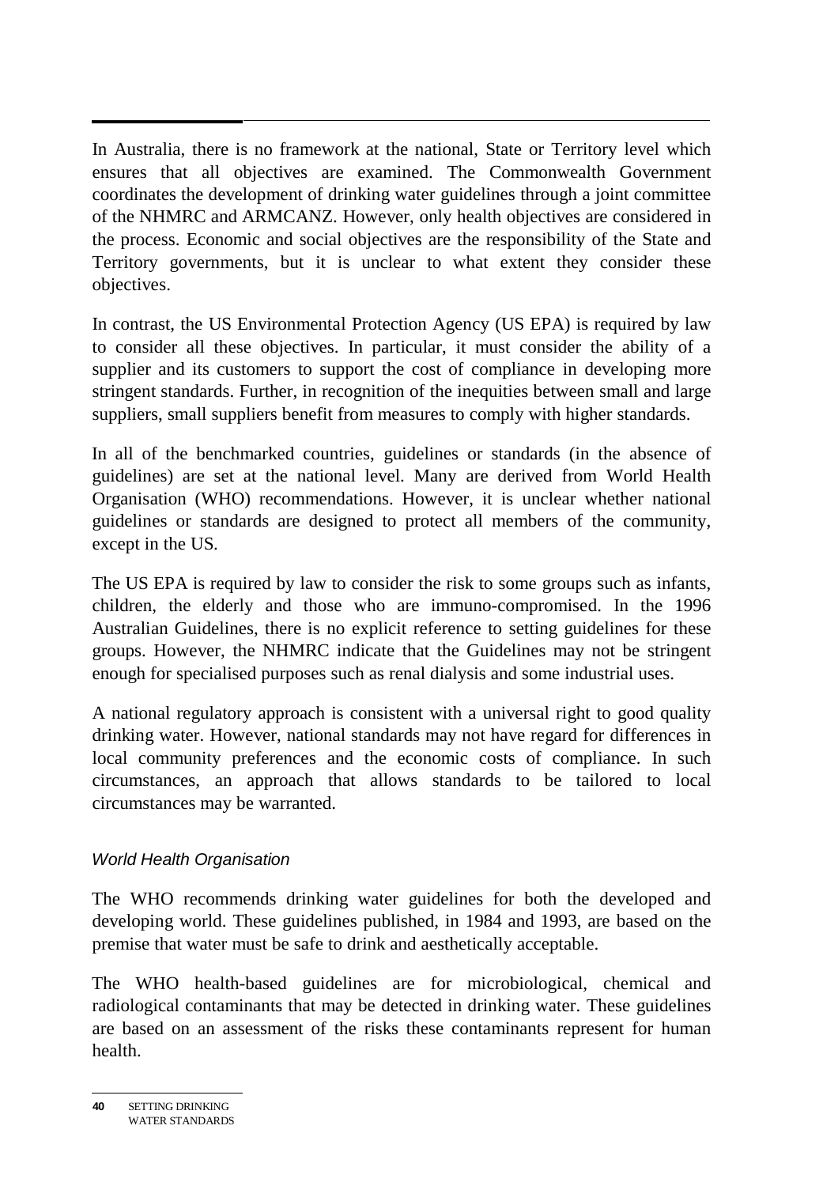In Australia, there is no framework at the national, State or Territory level which ensures that all objectives are examined. The Commonwealth Government coordinates the development of drinking water guidelines through a joint committee of the NHMRC and ARMCANZ. However, only health objectives are considered in the process. Economic and social objectives are the responsibility of the State and Territory governments, but it is unclear to what extent they consider these objectives.

In contrast, the US Environmental Protection Agency (US EPA) is required by law to consider all these objectives. In particular, it must consider the ability of a supplier and its customers to support the cost of compliance in developing more stringent standards. Further, in recognition of the inequities between small and large suppliers, small suppliers benefit from measures to comply with higher standards.

In all of the benchmarked countries, guidelines or standards (in the absence of guidelines) are set at the national level. Many are derived from World Health Organisation (WHO) recommendations. However, it is unclear whether national guidelines or standards are designed to protect all members of the community, except in the US.

The US EPA is required by law to consider the risk to some groups such as infants, children, the elderly and those who are immuno-compromised. In the 1996 Australian Guidelines, there is no explicit reference to setting guidelines for these groups. However, the NHMRC indicate that the Guidelines may not be stringent enough for specialised purposes such as renal dialysis and some industrial uses.

A national regulatory approach is consistent with a universal right to good quality drinking water. However, national standards may not have regard for differences in local community preferences and the economic costs of compliance. In such circumstances, an approach that allows standards to be tailored to local circumstances may be warranted.

### *World Health Organisation*

The WHO recommends drinking water guidelines for both the developed and developing world. These guidelines published, in 1984 and 1993, are based on the premise that water must be safe to drink and aesthetically acceptable.

The WHO health-based guidelines are for microbiological, chemical and radiological contaminants that may be detected in drinking water. These guidelines are based on an assessment of the risks these contaminants represent for human health.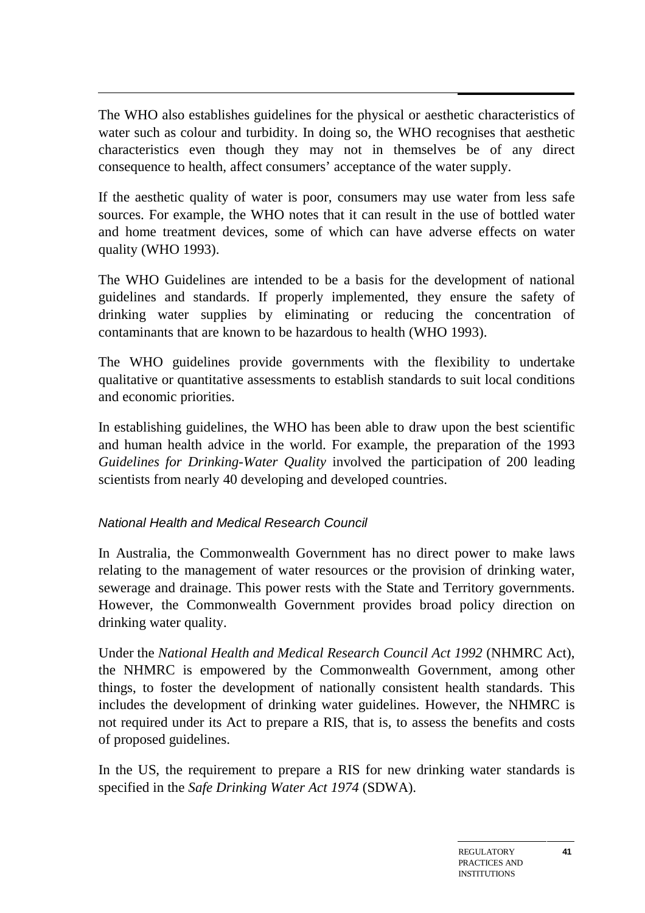The WHO also establishes guidelines for the physical or aesthetic characteristics of water such as colour and turbidity. In doing so, the WHO recognises that aesthetic characteristics even though they may not in themselves be of any direct consequence to health, affect consumers' acceptance of the water supply.

If the aesthetic quality of water is poor, consumers may use water from less safe sources. For example, the WHO notes that it can result in the use of bottled water and home treatment devices, some of which can have adverse effects on water quality (WHO 1993).

The WHO Guidelines are intended to be a basis for the development of national guidelines and standards. If properly implemented, they ensure the safety of drinking water supplies by eliminating or reducing the concentration of contaminants that are known to be hazardous to health (WHO 1993).

The WHO guidelines provide governments with the flexibility to undertake qualitative or quantitative assessments to establish standards to suit local conditions and economic priorities.

In establishing guidelines, the WHO has been able to draw upon the best scientific and human health advice in the world. For example, the preparation of the 1993 *Guidelines for Drinking-Water Quality* involved the participation of 200 leading scientists from nearly 40 developing and developed countries.

### *National Health and Medical Research Council*

In Australia, the Commonwealth Government has no direct power to make laws relating to the management of water resources or the provision of drinking water, sewerage and drainage. This power rests with the State and Territory governments. However, the Commonwealth Government provides broad policy direction on drinking water quality.

Under the *National Health and Medical Research Council Act 1992* (NHMRC Act), the NHMRC is empowered by the Commonwealth Government, among other things, to foster the development of nationally consistent health standards. This includes the development of drinking water guidelines. However, the NHMRC is not required under its Act to prepare a RIS, that is, to assess the benefits and costs of proposed guidelines.

In the US, the requirement to prepare a RIS for new drinking water standards is specified in the *Safe Drinking Water Act 1974* (SDWA).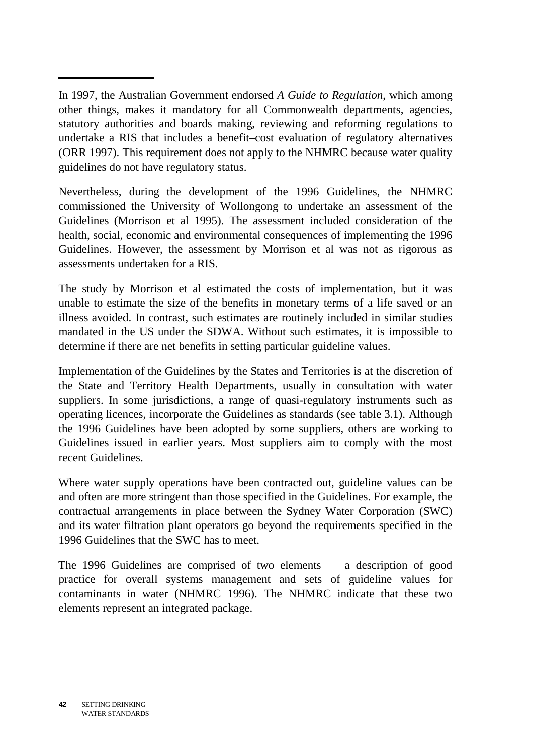In 1997, the Australian Government endorsed *A Guide to Regulation*, which among other things, makes it mandatory for all Commonwealth departments, agencies, statutory authorities and boards making, reviewing and reforming regulations to undertake a RIS that includes a benefit–cost evaluation of regulatory alternatives (ORR 1997). This requirement does not apply to the NHMRC because water quality guidelines do not have regulatory status.

Nevertheless, during the development of the 1996 Guidelines, the NHMRC commissioned the University of Wollongong to undertake an assessment of the Guidelines (Morrison et al 1995). The assessment included consideration of the health, social, economic and environmental consequences of implementing the 1996 Guidelines. However, the assessment by Morrison et al was not as rigorous as assessments undertaken for a RIS.

The study by Morrison et al estimated the costs of implementation, but it was unable to estimate the size of the benefits in monetary terms of a life saved or an illness avoided. In contrast, such estimates are routinely included in similar studies mandated in the US under the SDWA. Without such estimates, it is impossible to determine if there are net benefits in setting particular guideline values.

Implementation of the Guidelines by the States and Territories is at the discretion of the State and Territory Health Departments, usually in consultation with water suppliers. In some jurisdictions, a range of quasi-regulatory instruments such as operating licences, incorporate the Guidelines as standards (see table 3.1). Although the 1996 Guidelines have been adopted by some suppliers, others are working to Guidelines issued in earlier years. Most suppliers aim to comply with the most recent Guidelines.

Where water supply operations have been contracted out, guideline values can be and often are more stringent than those specified in the Guidelines. For example, the contractual arrangements in place between the Sydney Water Corporation (SWC) and its water filtration plant operators go beyond the requirements specified in the 1996 Guidelines that the SWC has to meet.

The 1996 Guidelines are comprised of two elements — a description of good practice for overall systems management and sets of guideline values for contaminants in water (NHMRC 1996). The NHMRC indicate that these two elements represent an integrated package.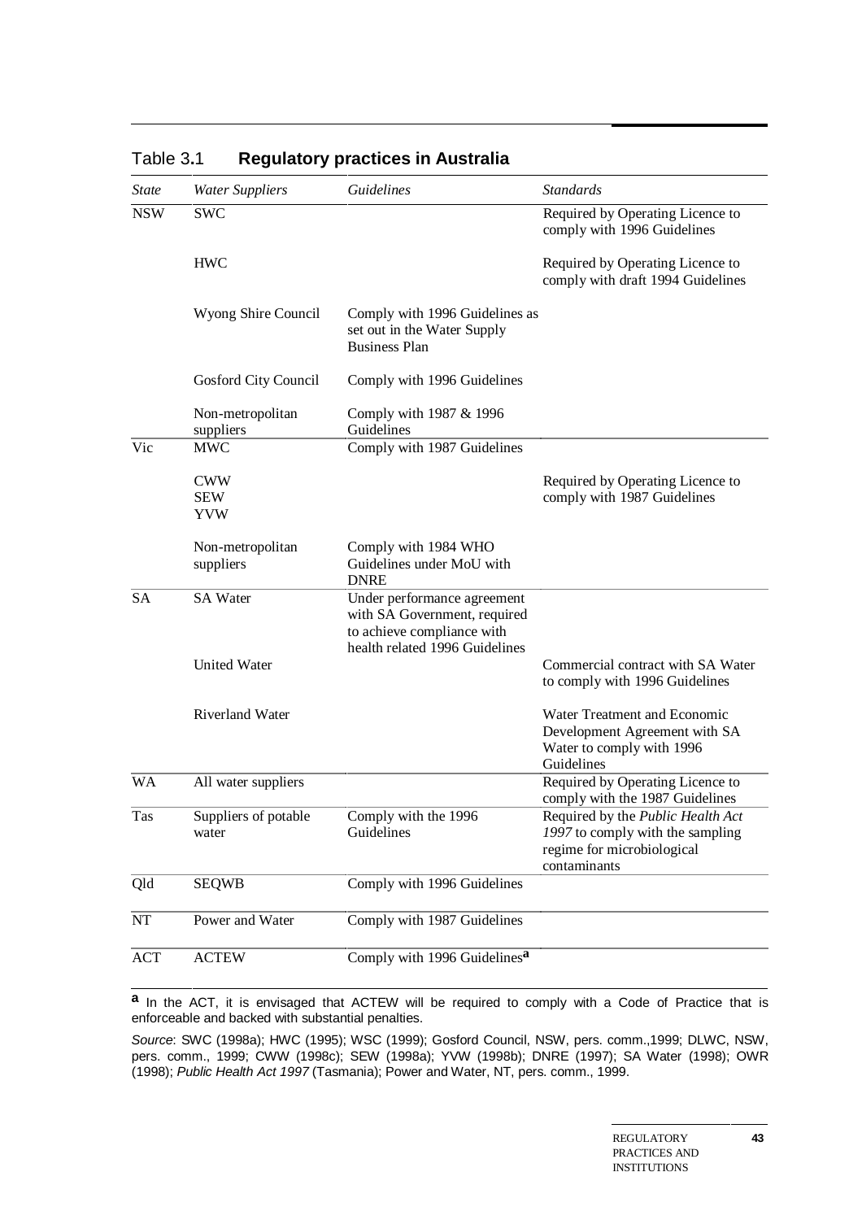Table 3.1 **Regulatory practices in Australia**

| *State* | *Water Suppliers* | *Guidelines* | *Standards* |
|---|---|---|---|
| NSW | SWC | | Required by Operating Licence to comply with 1996 Guidelines |
| | HWC | | Required by Operating Licence to comply with draft 1994 Guidelines |
| | Wyong Shire Council | Comply with 1996 Guidelines as set out in the Water Supply Business Plan | |
| | Gosford City Council | Comply with 1996 Guidelines | |
| | Non-metropolitan suppliers | Comply with 1987 & 1996 Guidelines | |
| Vic | MWC | Comply with 1987 Guidelines | |
| | CWW SEW YVW | | Required by Operating Licence to comply with 1987 Guidelines |
| | Non-metropolitan suppliers | Comply with 1984 WHO Guidelines under MoU with DNRE | |
| SA | SA Water | Under performance agreement with SA Government, required to achieve compliance with health related 1996 Guidelines | |
| | United Water | | Commercial contract with SA Water to comply with 1996 Guidelines |
| | Riverland Water | | Water Treatment and Economic Development Agreement with SA Water to comply with 1996 Guidelines |
| WA | All water suppliers | | Required by Operating Licence to comply with the 1987 Guidelines |
| Tas | Suppliers of potable water | Comply with the 1996 Guidelines | Required by the *Public Health Act 1997* to comply with the sampling regime for microbiological contaminants |
| Qld | SEQWB | Comply with 1996 Guidelines | |
| NT | Power and Water | Comply with 1987 Guidelines | |
| ACT | ACTEW | Comply with 1996 Guidelines[a] | |

[a] In the ACT, it is envisaged that ACTEW will be required to comply with a Code of Practice that is enforceable and backed with substantial penalties.

*Source*: SWC (1998a); HWC (1995); WSC (1999); Gosford Council, NSW, pers. comm.,1999; DLWC, NSW, pers. comm., 1999; CWW (1998c); SEW (1998a); YVW (1998b); DNRE (1997); SA Water (1998); OWR (1998); *Public Health Act 1997* (Tasmania); Power and Water, NT, pers. comm., 1999.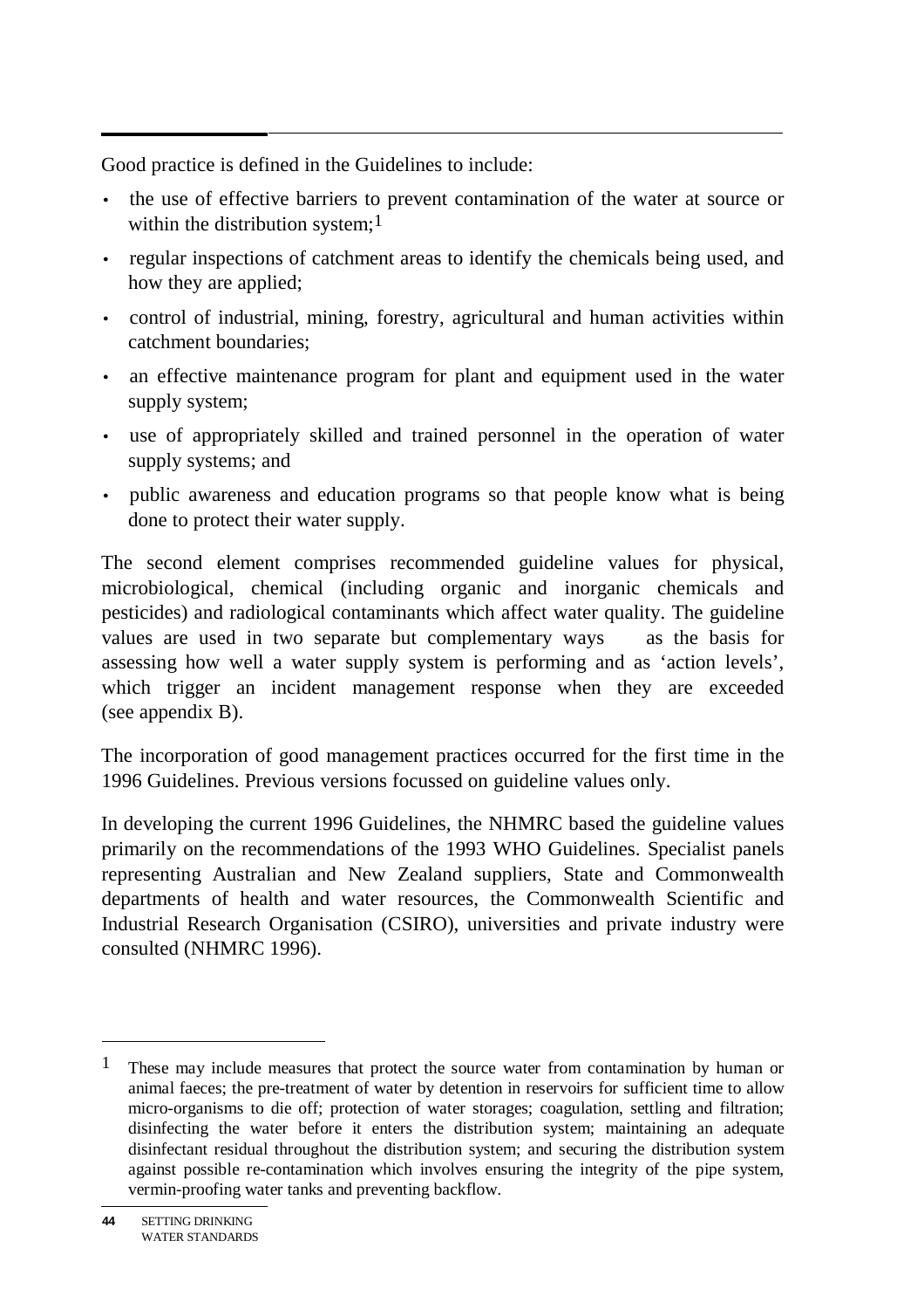Good practice is defined in the Guidelines to include:

- the use of effective barriers to prevent contamination of the water at source or within the distribution system;[1]
- regular inspections of catchment areas to identify the chemicals being used, and how they are applied;
- control of industrial, mining, forestry, agricultural and human activities within catchment boundaries;
- an effective maintenance program for plant and equipment used in the water supply system;
- use of appropriately skilled and trained personnel in the operation of water supply systems; and
- public awareness and education programs so that people know what is being done to protect their water supply.

The second element comprises recommended guideline values for physical, microbiological, chemical (including organic and inorganic chemicals and pesticides) and radiological contaminants which affect water quality. The guideline values are used in two separate but complementary ways — as the basis for assessing how well a water supply system is performing and as 'action levels', which trigger an incident management response when they are exceeded (see appendix B).

The incorporation of good management practices occurred for the first time in the 1996 Guidelines. Previous versions focussed on guideline values only.

In developing the current 1996 Guidelines, the NHMRC based the guideline values primarily on the recommendations of the 1993 WHO Guidelines. Specialist panels representing Australian and New Zealand suppliers, State and Commonwealth departments of health and water resources, the Commonwealth Scientific and Industrial Research Organisation (CSIRO), universities and private industry were consulted (NHMRC 1996).

---

[1] These may include measures that protect the source water from contamination by human or animal faeces; the pre-treatment of water by detention in reservoirs for sufficient time to allow micro-organisms to die off; protection of water storages; coagulation, settling and filtration; disinfecting the water before it enters the distribution system; maintaining an adequate disinfectant residual throughout the distribution system; and securing the distribution system against possible re-contamination which involves ensuring the integrity of the pipe system, vermin-proofing water tanks and preventing backflow.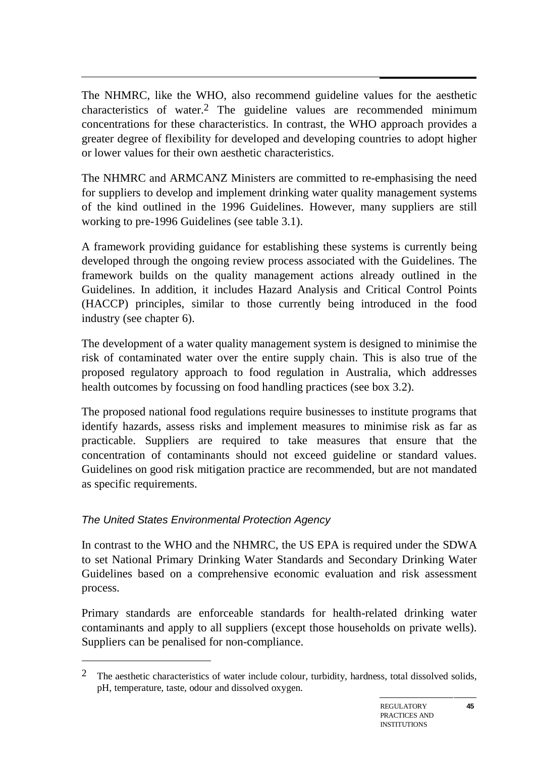The NHMRC, like the WHO, also recommend guideline values for the aesthetic characteristics of water.[2] The guideline values are recommended minimum concentrations for these characteristics. In contrast, the WHO approach provides a greater degree of flexibility for developed and developing countries to adopt higher or lower values for their own aesthetic characteristics.

The NHMRC and ARMCANZ Ministers are committed to re-emphasising the need for suppliers to develop and implement drinking water quality management systems of the kind outlined in the 1996 Guidelines. However, many suppliers are still working to pre-1996 Guidelines (see table 3.1).

A framework providing guidance for establishing these systems is currently being developed through the ongoing review process associated with the Guidelines. The framework builds on the quality management actions already outlined in the Guidelines. In addition, it includes Hazard Analysis and Critical Control Points (HACCP) principles, similar to those currently being introduced in the food industry (see chapter 6).

The development of a water quality management system is designed to minimise the risk of contaminated water over the entire supply chain. This is also true of the proposed regulatory approach to food regulation in Australia, which addresses health outcomes by focussing on food handling practices (see box 3.2).

The proposed national food regulations require businesses to institute programs that identify hazards, assess risks and implement measures to minimise risk as far as practicable. Suppliers are required to take measures that ensure that the concentration of contaminants should not exceed guideline or standard values. Guidelines on good risk mitigation practice are recommended, but are not mandated as specific requirements.

### *The United States Environmental Protection Agency*

In contrast to the WHO and the NHMRC, the US EPA is required under the SDWA to set National Primary Drinking Water Standards and Secondary Drinking Water Guidelines based on a comprehensive economic evaluation and risk assessment process.

Primary standards are enforceable standards for health-related drinking water contaminants and apply to all suppliers (except those households on private wells). Suppliers can be penalised for non-compliance.

---

[2] The aesthetic characteristics of water include colour, turbidity, hardness, total dissolved solids, pH, temperature, taste, odour and dissolved oxygen.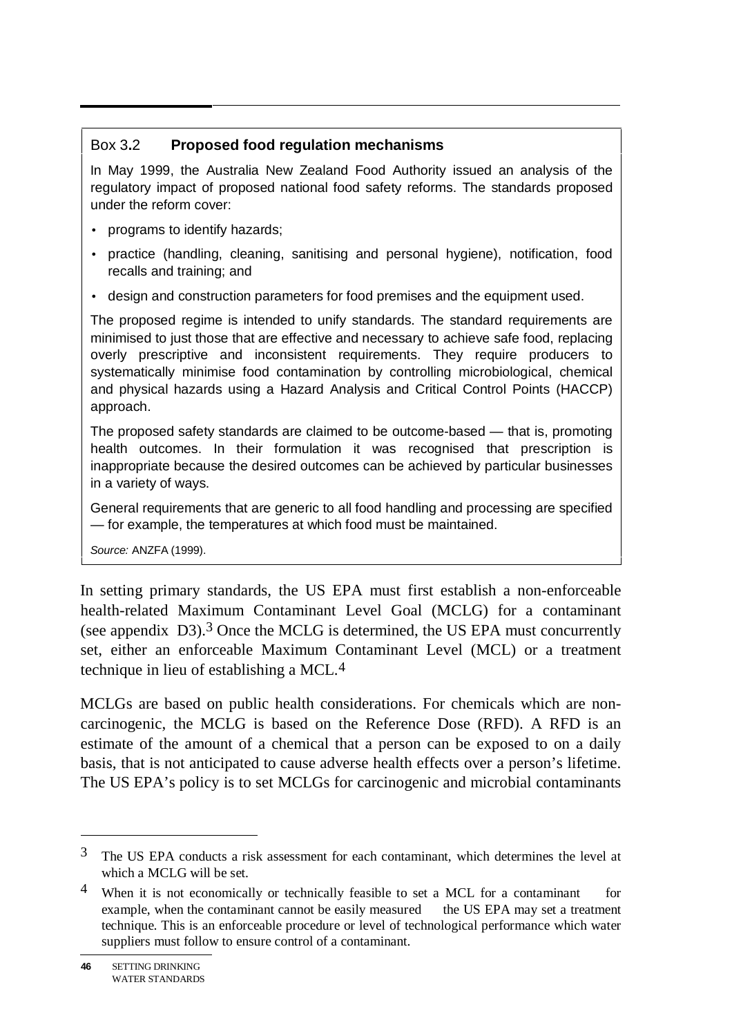### Box 3.2 **Proposed food regulation mechanisms**

In May 1999, the Australia New Zealand Food Authority issued an analysis of the regulatory impact of proposed national food safety reforms. The standards proposed under the reform cover:

- programs to identify hazards;
- practice (handling, cleaning, sanitising and personal hygiene), notification, food recalls and training; and
- design and construction parameters for food premises and the equipment used.

The proposed regime is intended to unify standards. The standard requirements are minimised to just those that are effective and necessary to achieve safe food, replacing overly prescriptive and inconsistent requirements. They require producers to systematically minimise food contamination by controlling microbiological, chemical and physical hazards using a Hazard Analysis and Critical Control Points (HACCP) approach.

The proposed safety standards are claimed to be outcome-based — that is, promoting health outcomes. In their formulation it was recognised that prescription is inappropriate because the desired outcomes can be achieved by particular businesses in a variety of ways.

General requirements that are generic to all food handling and processing are specified — for example, the temperatures at which food must be maintained.

*Source:* ANZFA (1999).

In setting primary standards, the US EPA must first establish a non-enforceable health-related Maximum Contaminant Level Goal (MCLG) for a contaminant (see appendix D3).[3] Once the MCLG is determined, the US EPA must concurrently set, either an enforceable Maximum Contaminant Level (MCL) or a treatment technique in lieu of establishing a MCL.[4]

MCLGs are based on public health considerations. For chemicals which are non-carcinogenic, the MCLG is based on the Reference Dose (RFD). A RFD is an estimate of the amount of a chemical that a person can be exposed to on a daily basis, that is not anticipated to cause adverse health effects over a person's lifetime. The US EPA's policy is to set MCLGs for carcinogenic and microbial contaminants

---

[3] The US EPA conducts a risk assessment for each contaminant, which determines the level at which a MCLG will be set.

[4] When it is not economically or technically feasible to set a MCL for a contaminant — for example, when the contaminant cannot be easily measured — the US EPA may set a treatment technique. This is an enforceable procedure or level of technological performance which water suppliers must follow to ensure control of a contaminant.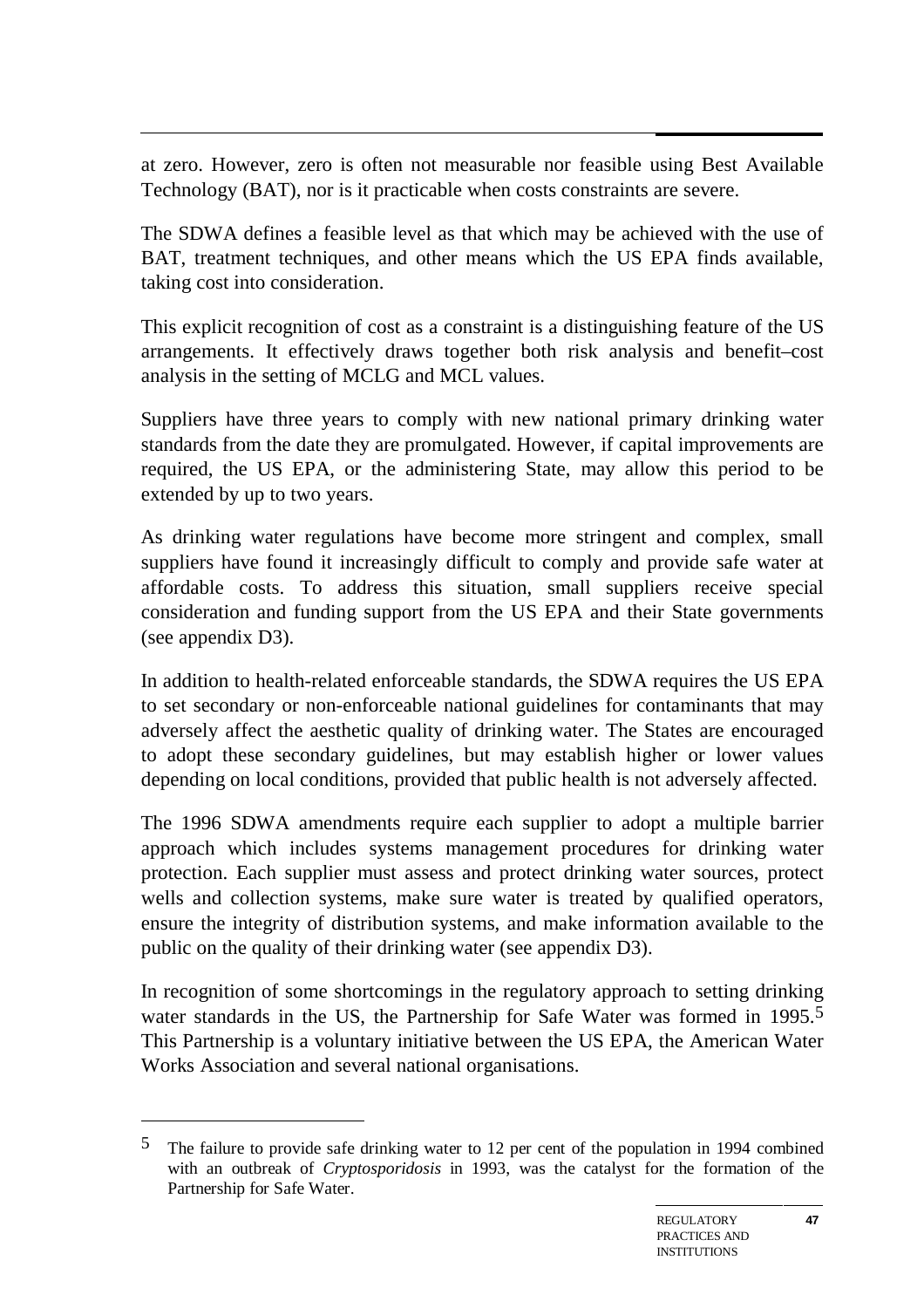at zero. However, zero is often not measurable nor feasible using Best Available Technology (BAT), nor is it practicable when costs constraints are severe.

The SDWA defines a feasible level as that which may be achieved with the use of BAT, treatment techniques, and other means which the US EPA finds available, taking cost into consideration.

This explicit recognition of cost as a constraint is a distinguishing feature of the US arrangements. It effectively draws together both risk analysis and benefit–cost analysis in the setting of MCLG and MCL values.

Suppliers have three years to comply with new national primary drinking water standards from the date they are promulgated. However, if capital improvements are required, the US EPA, or the administering State, may allow this period to be extended by up to two years.

As drinking water regulations have become more stringent and complex, small suppliers have found it increasingly difficult to comply and provide safe water at affordable costs. To address this situation, small suppliers receive special consideration and funding support from the US EPA and their State governments (see appendix D3).

In addition to health-related enforceable standards, the SDWA requires the US EPA to set secondary or non-enforceable national guidelines for contaminants that may adversely affect the aesthetic quality of drinking water. The States are encouraged to adopt these secondary guidelines, but may establish higher or lower values depending on local conditions, provided that public health is not adversely affected.

The 1996 SDWA amendments require each supplier to adopt a multiple barrier approach which includes systems management procedures for drinking water protection. Each supplier must assess and protect drinking water sources, protect wells and collection systems, make sure water is treated by qualified operators, ensure the integrity of distribution systems, and make information available to the public on the quality of their drinking water (see appendix D3).

In recognition of some shortcomings in the regulatory approach to setting drinking water standards in the US, the Partnership for Safe Water was formed in 1995.[5] This Partnership is a voluntary initiative between the US EPA, the American Water Works Association and several national organisations.

---

[5] The failure to provide safe drinking water to 12 per cent of the population in 1994 combined with an outbreak of *Cryptosporidosis* in 1993, was the catalyst for the formation of the Partnership for Safe Water.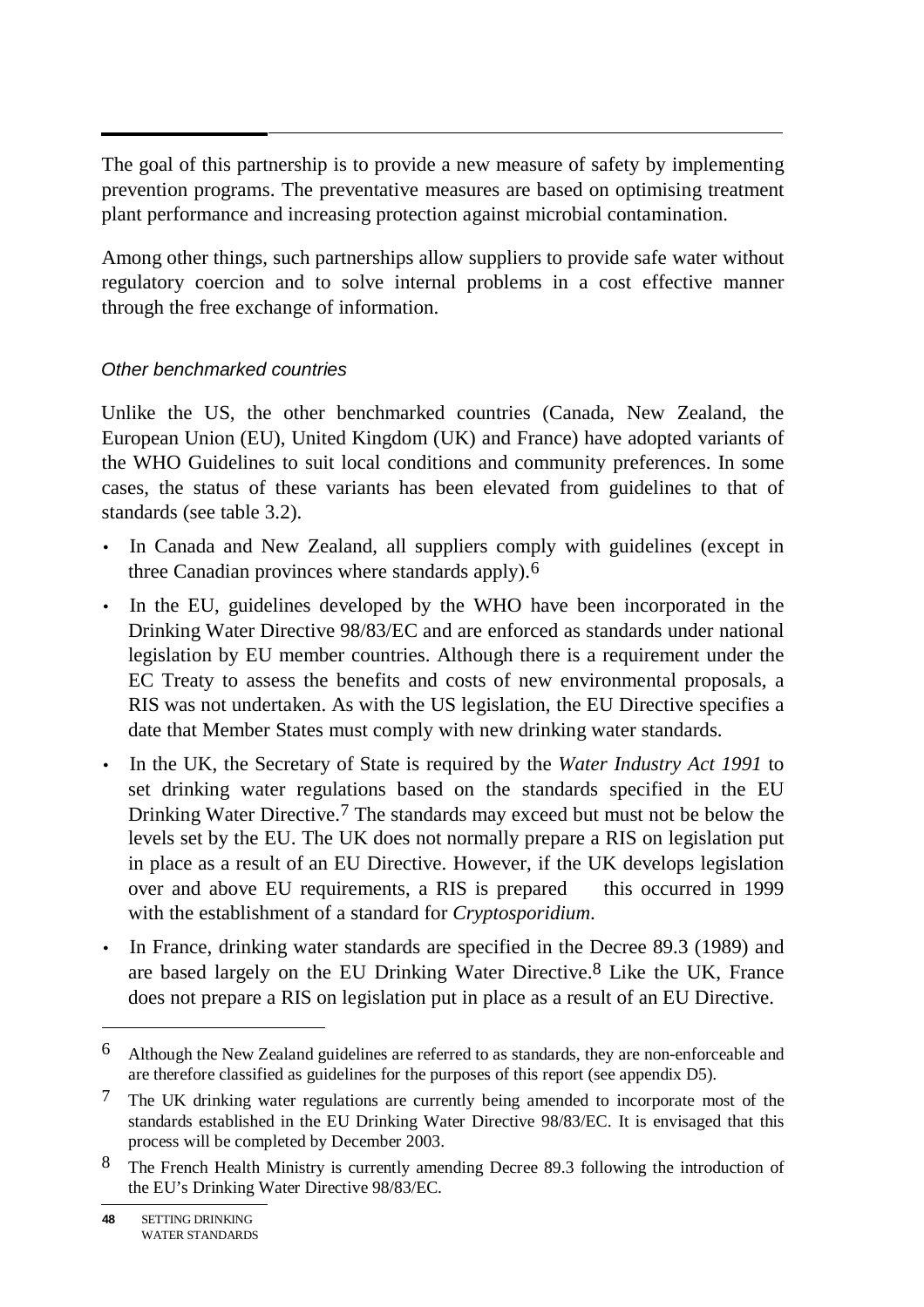The goal of this partnership is to provide a new measure of safety by implementing prevention programs. The preventative measures are based on optimising treatment plant performance and increasing protection against microbial contamination.

Among other things, such partnerships allow suppliers to provide safe water without regulatory coercion and to solve internal problems in a cost effective manner through the free exchange of information.

### *Other benchmarked countries*

Unlike the US, the other benchmarked countries (Canada, New Zealand, the European Union (EU), United Kingdom (UK) and France) have adopted variants of the WHO Guidelines to suit local conditions and community preferences. In some cases, the status of these variants has been elevated from guidelines to that of standards (see table 3.2).

- In Canada and New Zealand, all suppliers comply with guidelines (except in three Canadian provinces where standards apply).[6]
- In the EU, guidelines developed by the WHO have been incorporated in the Drinking Water Directive 98/83/EC and are enforced as standards under national legislation by EU member countries. Although there is a requirement under the EC Treaty to assess the benefits and costs of new environmental proposals, a RIS was not undertaken. As with the US legislation, the EU Directive specifies a date that Member States must comply with new drinking water standards.
- In the UK, the Secretary of State is required by the *Water Industry Act 1991* to set drinking water regulations based on the standards specified in the EU Drinking Water Directive.[7] The standards may exceed but must not be below the levels set by the EU. The UK does not normally prepare a RIS on legislation put in place as a result of an EU Directive. However, if the UK develops legislation over and above EU requirements, a RIS is prepared — this occurred in 1999 with the establishment of a standard for *Cryptosporidium*.
- In France, drinking water standards are specified in the Decree 89.3 (1989) and are based largely on the EU Drinking Water Directive.[8] Like the UK, France does not prepare a RIS on legislation put in place as a result of an EU Directive.

---

[6] Although the New Zealand guidelines are referred to as standards, they are non-enforceable and are therefore classified as guidelines for the purposes of this report (see appendix D5).

[7] The UK drinking water regulations are currently being amended to incorporate most of the standards established in the EU Drinking Water Directive 98/83/EC. It is envisaged that this process will be completed by December 2003.

[8] The French Health Ministry is currently amending Decree 89.3 following the introduction of the EU's Drinking Water Directive 98/83/EC.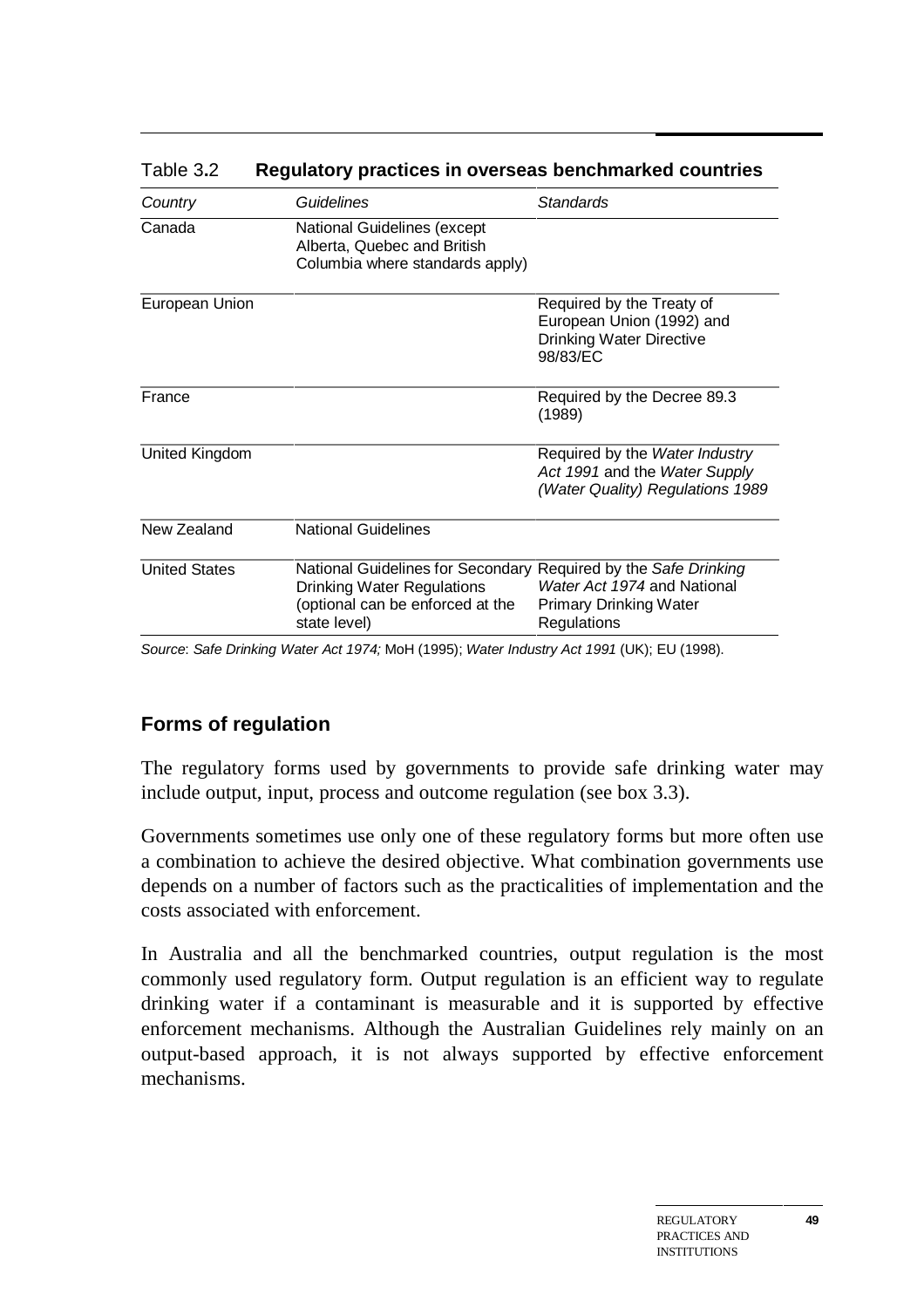Table 3.2 **Regulatory practices in overseas benchmarked countries**

| *Country* | *Guidelines* | *Standards* |
| --- | --- | --- |
| Canada | National Guidelines (except Alberta, Quebec and British Columbia where standards apply) | |
| European Union | | Required by the Treaty of European Union (1992) and Drinking Water Directive 98/83/EC |
| France | | Required by the Decree 89.3 (1989) |
| United Kingdom | | Required by the *Water Industry Act 1991* and the *Water Supply (Water Quality) Regulations 1989* |
| New Zealand | National Guidelines | |
| United States | National Guidelines for Secondary Drinking Water Regulations (optional can be enforced at the state level) | Required by the *Safe Drinking Water Act 1974* and National Primary Drinking Water Regulations |

*Source*: *Safe Drinking Water Act 1974;* MoH (1995); *Water Industry Act 1991* (UK); EU (1998).

## Forms of regulation

The regulatory forms used by governments to provide safe drinking water may include output, input, process and outcome regulation (see box 3.3).

Governments sometimes use only one of these regulatory forms but more often use a combination to achieve the desired objective. What combination governments use depends on a number of factors such as the practicalities of implementation and the costs associated with enforcement.

In Australia and all the benchmarked countries, output regulation is the most commonly used regulatory form. Output regulation is an efficient way to regulate drinking water if a contaminant is measurable and it is supported by effective enforcement mechanisms. Although the Australian Guidelines rely mainly on an output-based approach, it is not always supported by effective enforcement mechanisms.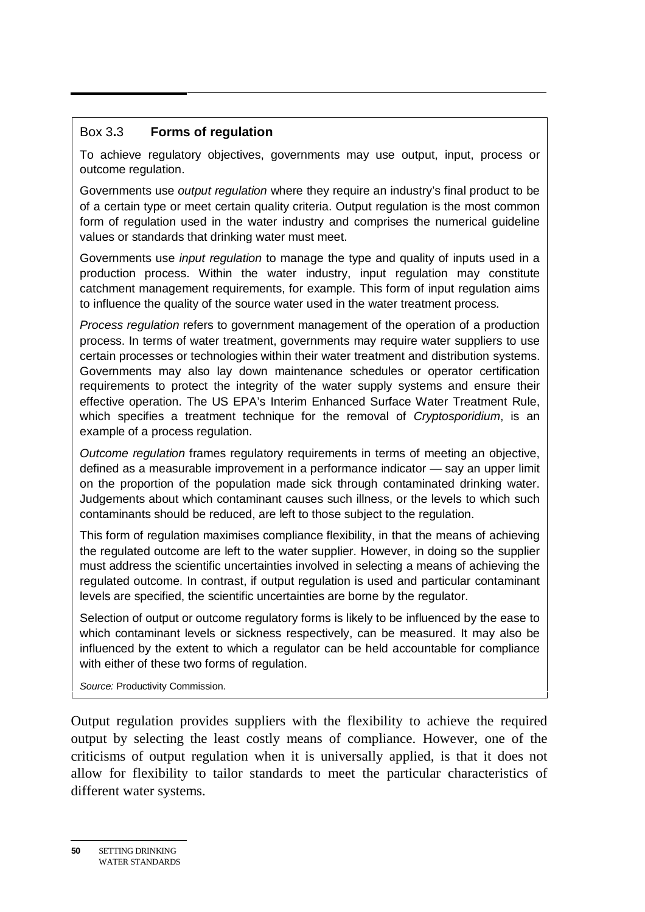### Box 3.3 **Forms of regulation**

To achieve regulatory objectives, governments may use output, input, process or outcome regulation.

Governments use *output regulation* where they require an industry's final product to be of a certain type or meet certain quality criteria. Output regulation is the most common form of regulation used in the water industry and comprises the numerical guideline values or standards that drinking water must meet.

Governments use *input regulation* to manage the type and quality of inputs used in a production process. Within the water industry, input regulation may constitute catchment management requirements, for example. This form of input regulation aims to influence the quality of the source water used in the water treatment process.

*Process regulation* refers to government management of the operation of a production process. In terms of water treatment, governments may require water suppliers to use certain processes or technologies within their water treatment and distribution systems. Governments may also lay down maintenance schedules or operator certification requirements to protect the integrity of the water supply systems and ensure their effective operation. The US EPA's Interim Enhanced Surface Water Treatment Rule, which specifies a treatment technique for the removal of *Cryptosporidium*, is an example of a process regulation.

*Outcome regulation* frames regulatory requirements in terms of meeting an objective, defined as a measurable improvement in a performance indicator — say an upper limit on the proportion of the population made sick through contaminated drinking water. Judgements about which contaminant causes such illness, or the levels to which such contaminants should be reduced, are left to those subject to the regulation.

This form of regulation maximises compliance flexibility, in that the means of achieving the regulated outcome are left to the water supplier. However, in doing so the supplier must address the scientific uncertainties involved in selecting a means of achieving the regulated outcome. In contrast, if output regulation is used and particular contaminant levels are specified, the scientific uncertainties are borne by the regulator.

Selection of output or outcome regulatory forms is likely to be influenced by the ease to which contaminant levels or sickness respectively, can be measured. It may also be influenced by the extent to which a regulator can be held accountable for compliance with either of these two forms of regulation.

*Source:* Productivity Commission.

Output regulation provides suppliers with the flexibility to achieve the required output by selecting the least costly means of compliance. However, one of the criticisms of output regulation when it is universally applied, is that it does not allow for flexibility to tailor standards to meet the particular characteristics of different water systems.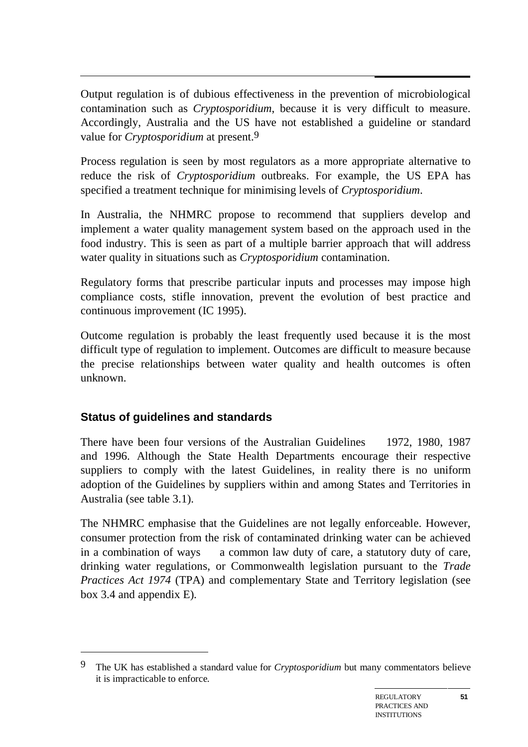Output regulation is of dubious effectiveness in the prevention of microbiological contamination such as *Cryptosporidium*, because it is very difficult to measure. Accordingly, Australia and the US have not established a guideline or standard value for *Cryptosporidium* at present.[9]

Process regulation is seen by most regulators as a more appropriate alternative to reduce the risk of *Cryptosporidium* outbreaks. For example, the US EPA has specified a treatment technique for minimising levels of *Cryptosporidium*.

In Australia, the NHMRC propose to recommend that suppliers develop and implement a water quality management system based on the approach used in the food industry. This is seen as part of a multiple barrier approach that will address water quality in situations such as *Cryptosporidium* contamination.

Regulatory forms that prescribe particular inputs and processes may impose high compliance costs, stifle innovation, prevent the evolution of best practice and continuous improvement (IC 1995).

Outcome regulation is probably the least frequently used because it is the most difficult type of regulation to implement. Outcomes are difficult to measure because the precise relationships between water quality and health outcomes is often unknown.

### Status of guidelines and standards

There have been four versions of the Australian Guidelines — 1972, 1980, 1987 and 1996. Although the State Health Departments encourage their respective suppliers to comply with the latest Guidelines, in reality there is no uniform adoption of the Guidelines by suppliers within and among States and Territories in Australia (see table 3.1).

The NHMRC emphasise that the Guidelines are not legally enforceable. However, consumer protection from the risk of contaminated drinking water can be achieved in a combination of ways — a common law duty of care, a statutory duty of care, drinking water regulations, or Commonwealth legislation pursuant to the *Trade Practices Act 1974* (TPA) and complementary State and Territory legislation (see box 3.4 and appendix E).

---

[9] The UK has established a standard value for *Cryptosporidium* but many commentators believe it is impracticable to enforce.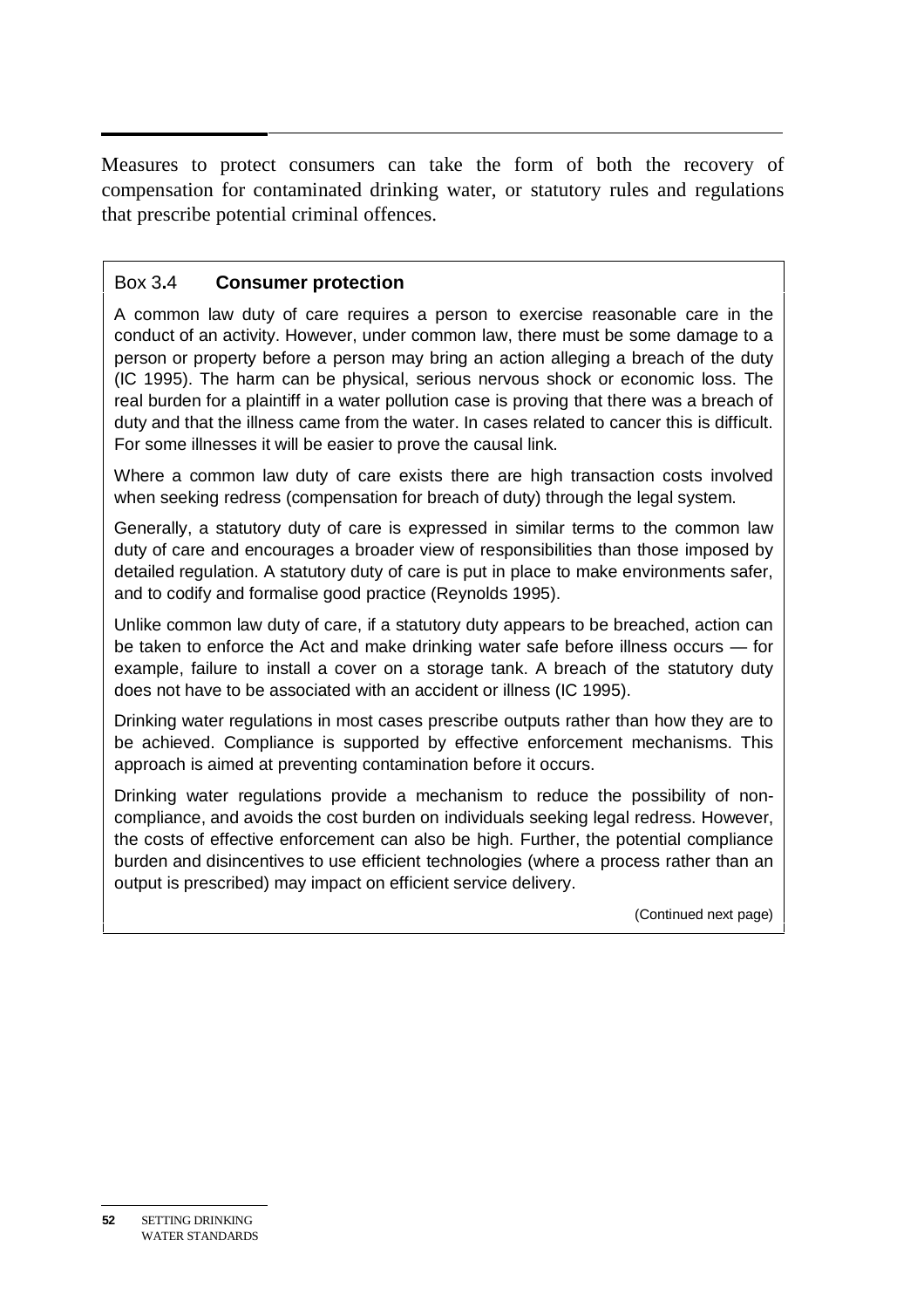Measures to protect consumers can take the form of both the recovery of compensation for contaminated drinking water, or statutory rules and regulations that prescribe potential criminal offences.

### Box 3.4 **Consumer protection**

A common law duty of care requires a person to exercise reasonable care in the conduct of an activity. However, under common law, there must be some damage to a person or property before a person may bring an action alleging a breach of the duty (IC 1995). The harm can be physical, serious nervous shock or economic loss. The real burden for a plaintiff in a water pollution case is proving that there was a breach of duty and that the illness came from the water. In cases related to cancer this is difficult. For some illnesses it will be easier to prove the causal link.

Where a common law duty of care exists there are high transaction costs involved when seeking redress (compensation for breach of duty) through the legal system.

Generally, a statutory duty of care is expressed in similar terms to the common law duty of care and encourages a broader view of responsibilities than those imposed by detailed regulation. A statutory duty of care is put in place to make environments safer, and to codify and formalise good practice (Reynolds 1995).

Unlike common law duty of care, if a statutory duty appears to be breached, action can be taken to enforce the Act and make drinking water safe before illness occurs — for example, failure to install a cover on a storage tank. A breach of the statutory duty does not have to be associated with an accident or illness (IC 1995).

Drinking water regulations in most cases prescribe outputs rather than how they are to be achieved. Compliance is supported by effective enforcement mechanisms. This approach is aimed at preventing contamination before it occurs.

Drinking water regulations provide a mechanism to reduce the possibility of non-compliance, and avoids the cost burden on individuals seeking legal redress. However, the costs of effective enforcement can also be high. Further, the potential compliance burden and disincentives to use efficient technologies (where a process rather than an output is prescribed) may impact on efficient service delivery.

(Continued next page)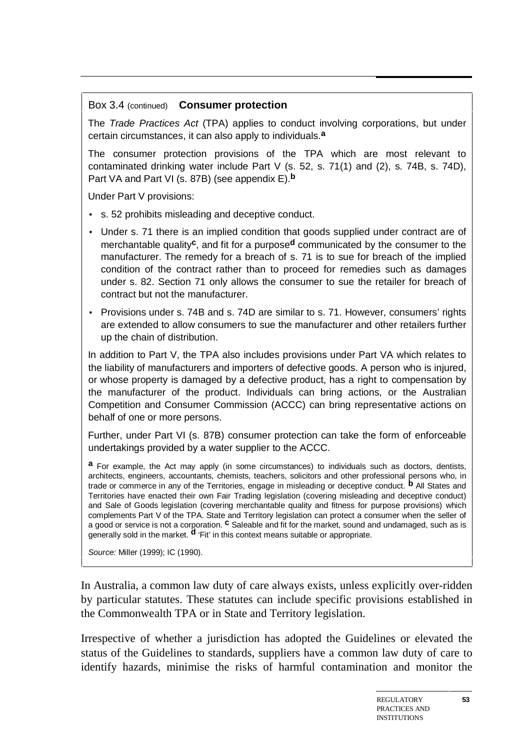Box 3.4 (continued) **Consumer protection**

The *Trade Practices Act* (TPA) applies to conduct involving corporations, but under certain circumstances, it can also apply to individuals.[a]

The consumer protection provisions of the TPA which are most relevant to contaminated drinking water include Part V (s. 52, s. 71(1) and (2), s. 74B, s. 74D), Part VA and Part VI (s. 87B) (see appendix E).[b]

Under Part V provisions:

- s. 52 prohibits misleading and deceptive conduct.
- Under s. 71 there is an implied condition that goods supplied under contract are of merchantable quality[c], and fit for a purpose[d] communicated by the consumer to the manufacturer. The remedy for a breach of s. 71 is to sue for breach of the implied condition of the contract rather than to proceed for remedies such as damages under s. 82. Section 71 only allows the consumer to sue the retailer for breach of contract but not the manufacturer.
- Provisions under s. 74B and s. 74D are similar to s. 71. However, consumers' rights are extended to allow consumers to sue the manufacturer and other retailers further up the chain of distribution.

In addition to Part V, the TPA also includes provisions under Part VA which relates to the liability of manufacturers and importers of defective goods. A person who is injured, or whose property is damaged by a defective product, has a right to compensation by the manufacturer of the product. Individuals can bring actions, or the Australian Competition and Consumer Commission (ACCC) can bring representative actions on behalf of one or more persons.

Further, under Part VI (s. 87B) consumer protection can take the form of enforceable undertakings provided by a water supplier to the ACCC.

[a] For example, the Act may apply (in some circumstances) to individuals such as doctors, dentists, architects, engineers, accountants, chemists, teachers, solicitors and other professional persons who, in trade or commerce in any of the Territories, engage in misleading or deceptive conduct. [b] All States and Territories have enacted their own Fair Trading legislation (covering misleading and deceptive conduct) and Sale of Goods legislation (covering merchantable quality and fitness for purpose provisions) which complements Part V of the TPA. State and Territory legislation can protect a consumer when the seller of a good or service is not a corporation. [c] Saleable and fit for the market, sound and undamaged, such as is generally sold in the market. [d] 'Fit' in this context means suitable or appropriate.

*Source:* Miller (1999); IC (1990).

In Australia, a common law duty of care always exists, unless explicitly over-ridden by particular statutes. These statutes can include specific provisions established in the Commonwealth TPA or in State and Territory legislation.

Irrespective of whether a jurisdiction has adopted the Guidelines or elevated the status of the Guidelines to standards, suppliers have a common law duty of care to identify hazards, minimise the risks of harmful contamination and monitor the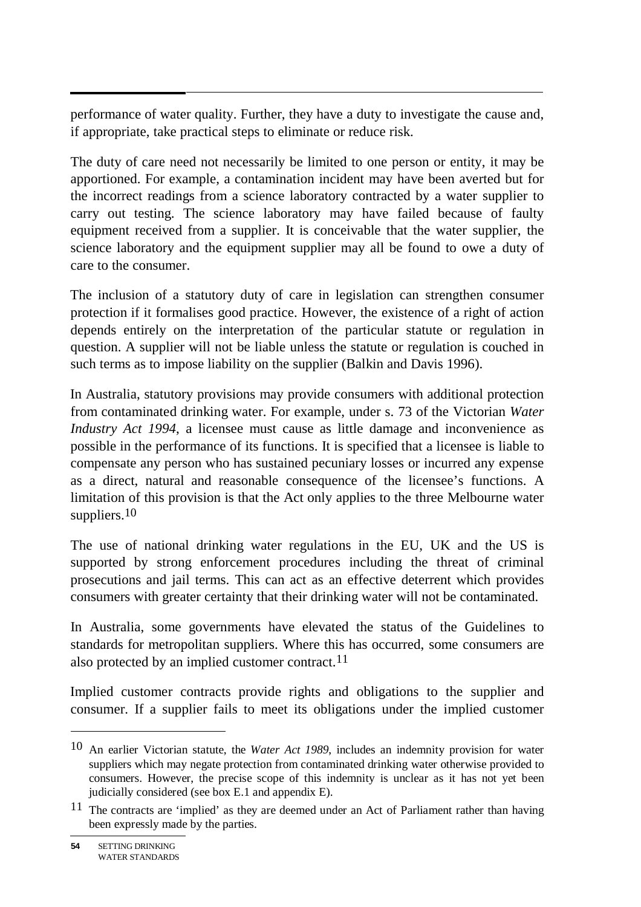performance of water quality. Further, they have a duty to investigate the cause and, if appropriate, take practical steps to eliminate or reduce risk.

The duty of care need not necessarily be limited to one person or entity, it may be apportioned. For example, a contamination incident may have been averted but for the incorrect readings from a science laboratory contracted by a water supplier to carry out testing. The science laboratory may have failed because of faulty equipment received from a supplier. It is conceivable that the water supplier, the science laboratory and the equipment supplier may all be found to owe a duty of care to the consumer.

The inclusion of a statutory duty of care in legislation can strengthen consumer protection if it formalises good practice. However, the existence of a right of action depends entirely on the interpretation of the particular statute or regulation in question. A supplier will not be liable unless the statute or regulation is couched in such terms as to impose liability on the supplier (Balkin and Davis 1996).

In Australia, statutory provisions may provide consumers with additional protection from contaminated drinking water. For example, under s. 73 of the Victorian *Water Industry Act 1994*, a licensee must cause as little damage and inconvenience as possible in the performance of its functions. It is specified that a licensee is liable to compensate any person who has sustained pecuniary losses or incurred any expense as a direct, natural and reasonable consequence of the licensee's functions. A limitation of this provision is that the Act only applies to the three Melbourne water suppliers.[10]

The use of national drinking water regulations in the EU, UK and the US is supported by strong enforcement procedures including the threat of criminal prosecutions and jail terms. This can act as an effective deterrent which provides consumers with greater certainty that their drinking water will not be contaminated.

In Australia, some governments have elevated the status of the Guidelines to standards for metropolitan suppliers. Where this has occurred, some consumers are also protected by an implied customer contract.[11]

Implied customer contracts provide rights and obligations to the supplier and consumer. If a supplier fails to meet its obligations under the implied customer

---

[10] An earlier Victorian statute, the *Water Act 1989*, includes an indemnity provision for water suppliers which may negate protection from contaminated drinking water otherwise provided to consumers. However, the precise scope of this indemnity is unclear as it has not yet been judicially considered (see box E.1 and appendix E).

[11] The contracts are 'implied' as they are deemed under an Act of Parliament rather than having been expressly made by the parties.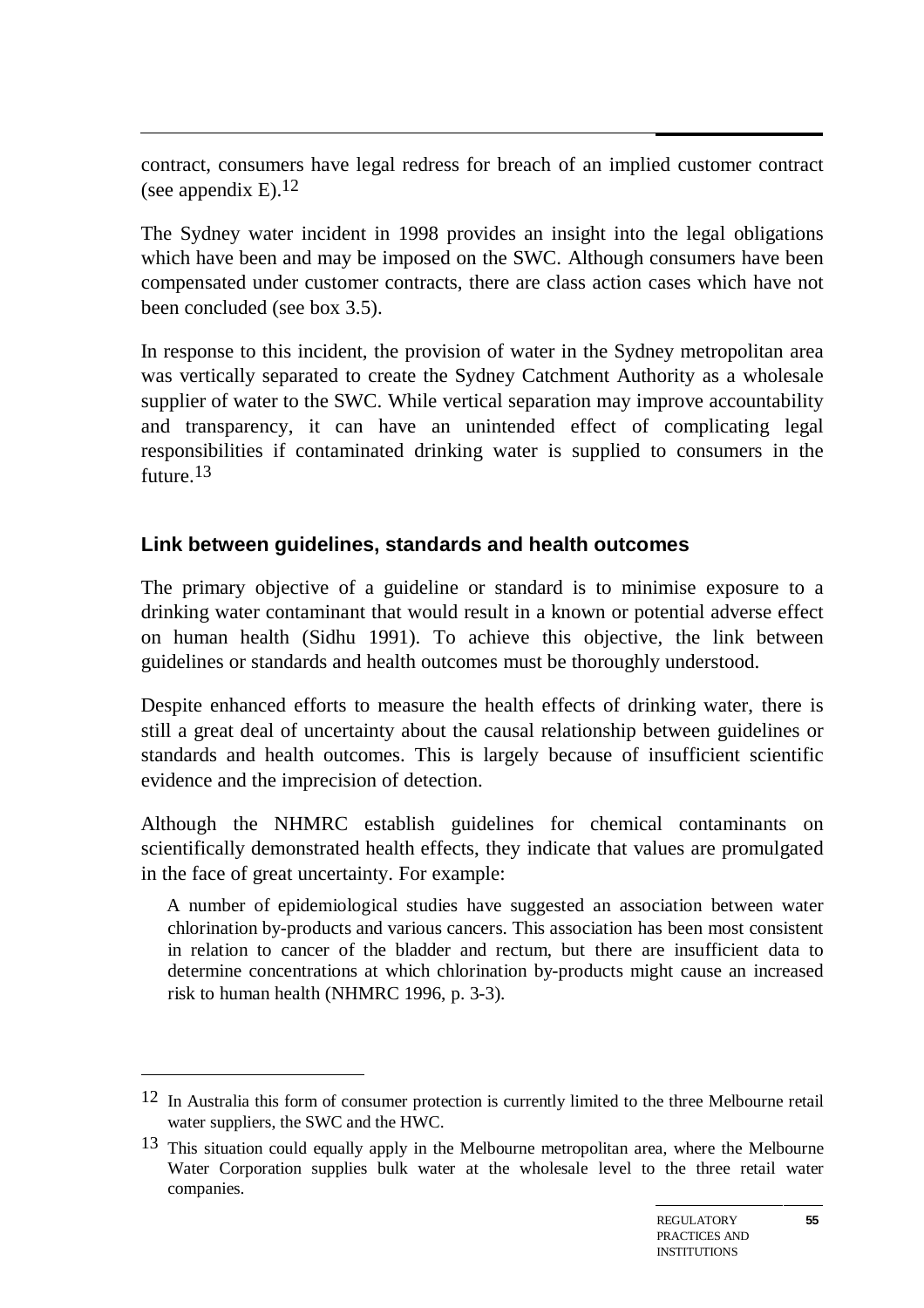contract, consumers have legal redress for breach of an implied customer contract (see appendix E).[12]

The Sydney water incident in 1998 provides an insight into the legal obligations which have been and may be imposed on the SWC. Although consumers have been compensated under customer contracts, there are class action cases which have not been concluded (see box 3.5).

In response to this incident, the provision of water in the Sydney metropolitan area was vertically separated to create the Sydney Catchment Authority as a wholesale supplier of water to the SWC. While vertical separation may improve accountability and transparency, it can have an unintended effect of complicating legal responsibilities if contaminated drinking water is supplied to consumers in the future.[13]

### Link between guidelines, standards and health outcomes

The primary objective of a guideline or standard is to minimise exposure to a drinking water contaminant that would result in a known or potential adverse effect on human health (Sidhu 1991). To achieve this objective, the link between guidelines or standards and health outcomes must be thoroughly understood.

Despite enhanced efforts to measure the health effects of drinking water, there is still a great deal of uncertainty about the causal relationship between guidelines or standards and health outcomes. This is largely because of insufficient scientific evidence and the imprecision of detection.

Although the NHMRC establish guidelines for chemical contaminants on scientifically demonstrated health effects, they indicate that values are promulgated in the face of great uncertainty. For example:

> A number of epidemiological studies have suggested an association between water chlorination by-products and various cancers. This association has been most consistent in relation to cancer of the bladder and rectum, but there are insufficient data to determine concentrations at which chlorination by-products might cause an increased risk to human health (NHMRC 1996, p. 3-3).

---

[12] In Australia this form of consumer protection is currently limited to the three Melbourne retail water suppliers, the SWC and the HWC.

[13] This situation could equally apply in the Melbourne metropolitan area, where the Melbourne Water Corporation supplies bulk water at the wholesale level to the three retail water companies.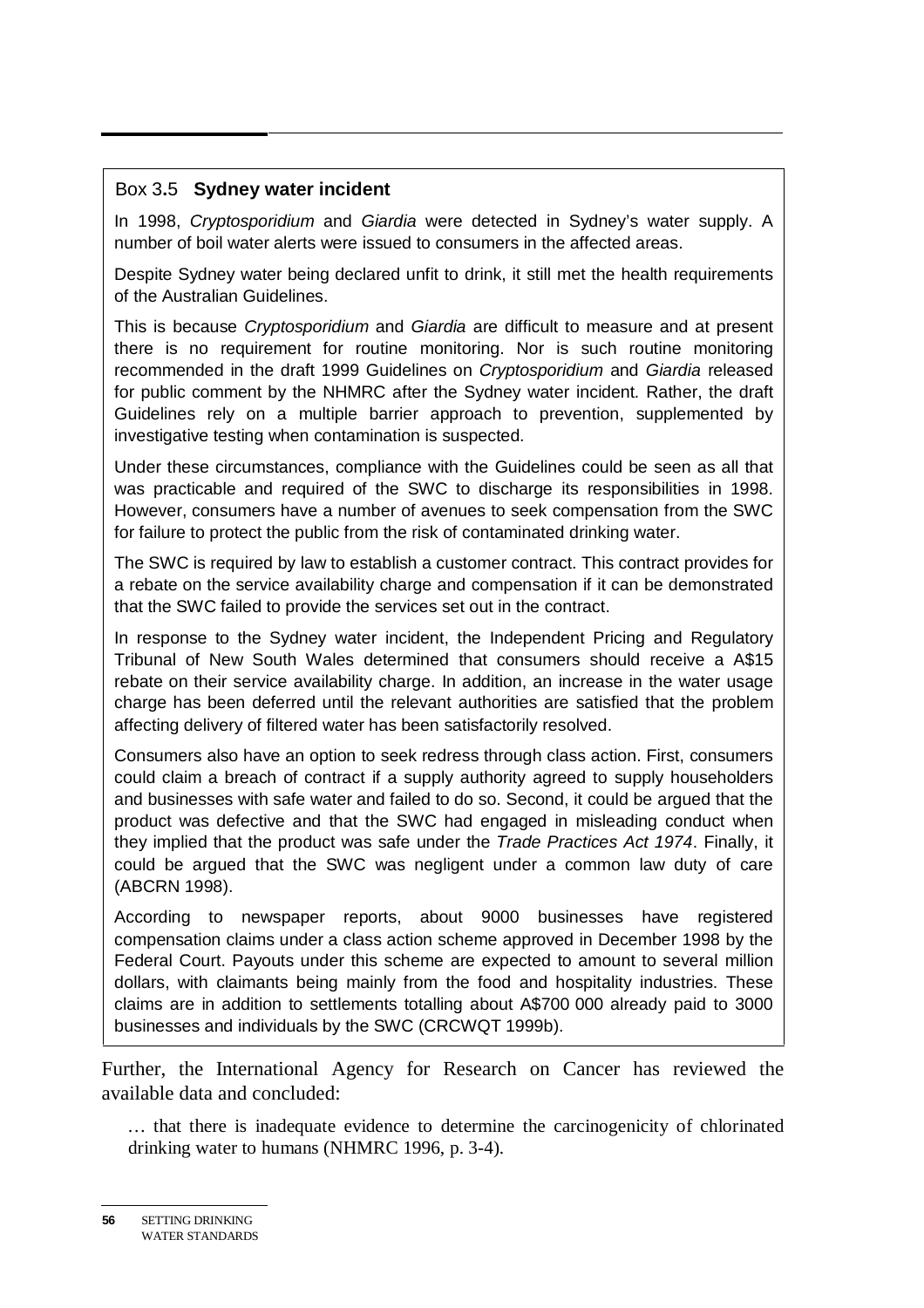### Box 3.5 **Sydney water incident**

In 1998, *Cryptosporidium* and *Giardia* were detected in Sydney's water supply. A number of boil water alerts were issued to consumers in the affected areas.

Despite Sydney water being declared unfit to drink, it still met the health requirements of the Australian Guidelines.

This is because *Cryptosporidium* and *Giardia* are difficult to measure and at present there is no requirement for routine monitoring. Nor is such routine monitoring recommended in the draft 1999 Guidelines on *Cryptosporidium* and *Giardia* released for public comment by the NHMRC after the Sydney water incident. Rather, the draft Guidelines rely on a multiple barrier approach to prevention, supplemented by investigative testing when contamination is suspected.

Under these circumstances, compliance with the Guidelines could be seen as all that was practicable and required of the SWC to discharge its responsibilities in 1998. However, consumers have a number of avenues to seek compensation from the SWC for failure to protect the public from the risk of contaminated drinking water.

The SWC is required by law to establish a customer contract. This contract provides for a rebate on the service availability charge and compensation if it can be demonstrated that the SWC failed to provide the services set out in the contract.

In response to the Sydney water incident, the Independent Pricing and Regulatory Tribunal of New South Wales determined that consumers should receive a A$15 rebate on their service availability charge. In addition, an increase in the water usage charge has been deferred until the relevant authorities are satisfied that the problem affecting delivery of filtered water has been satisfactorily resolved.

Consumers also have an option to seek redress through class action. First, consumers could claim a breach of contract if a supply authority agreed to supply householders and businesses with safe water and failed to do so. Second, it could be argued that the product was defective and that the SWC had engaged in misleading conduct when they implied that the product was safe under the *Trade Practices Act 1974*. Finally, it could be argued that the SWC was negligent under a common law duty of care (ABCRN 1998).

According to newspaper reports, about 9000 businesses have registered compensation claims under a class action scheme approved in December 1998 by the Federal Court. Payouts under this scheme are expected to amount to several million dollars, with claimants being mainly from the food and hospitality industries. These claims are in addition to settlements totalling about A$700 000 already paid to 3000 businesses and individuals by the SWC (CRCWQT 1999b).

Further, the International Agency for Research on Cancer has reviewed the available data and concluded:

> … that there is inadequate evidence to determine the carcinogenicity of chlorinated drinking water to humans (NHMRC 1996, p. 3-4).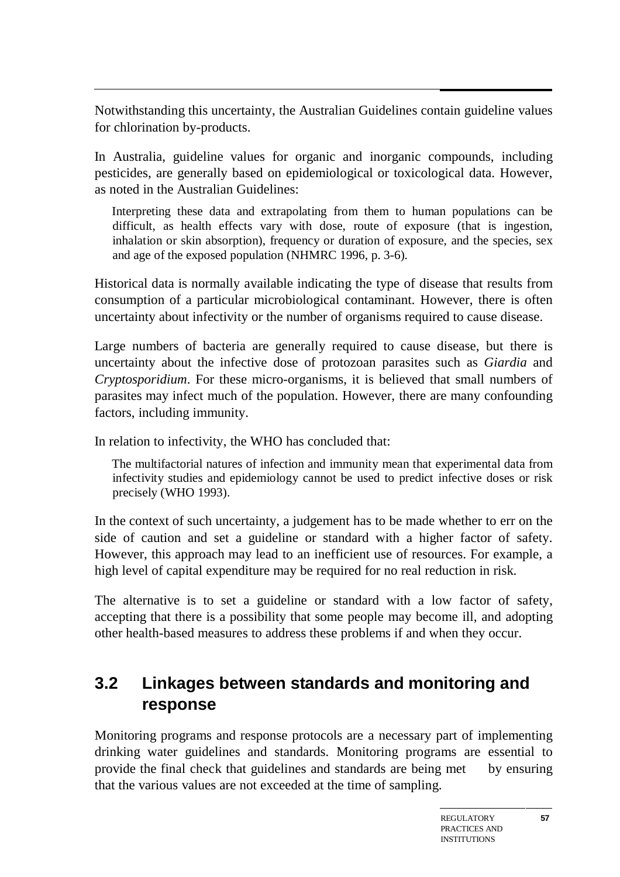Notwithstanding this uncertainty, the Australian Guidelines contain guideline values for chlorination by-products.

In Australia, guideline values for organic and inorganic compounds, including pesticides, are generally based on epidemiological or toxicological data. However, as noted in the Australian Guidelines:

> Interpreting these data and extrapolating from them to human populations can be difficult, as health effects vary with dose, route of exposure (that is ingestion, inhalation or skin absorption), frequency or duration of exposure, and the species, sex and age of the exposed population (NHMRC 1996, p. 3-6).

Historical data is normally available indicating the type of disease that results from consumption of a particular microbiological contaminant. However, there is often uncertainty about infectivity or the number of organisms required to cause disease.

Large numbers of bacteria are generally required to cause disease, but there is uncertainty about the infective dose of protozoan parasites such as *Giardia* and *Cryptosporidium*. For these micro-organisms, it is believed that small numbers of parasites may infect much of the population. However, there are many confounding factors, including immunity.

In relation to infectivity, the WHO has concluded that:

> The multifactorial natures of infection and immunity mean that experimental data from infectivity studies and epidemiology cannot be used to predict infective doses or risk precisely (WHO 1993).

In the context of such uncertainty, a judgement has to be made whether to err on the side of caution and set a guideline or standard with a higher factor of safety. However, this approach may lead to an inefficient use of resources. For example, a high level of capital expenditure may be required for no real reduction in risk.

The alternative is to set a guideline or standard with a low factor of safety, accepting that there is a possibility that some people may become ill, and adopting other health-based measures to address these problems if and when they occur.

## 3.2 Linkages between standards and monitoring and response

Monitoring programs and response protocols are a necessary part of implementing drinking water guidelines and standards. Monitoring programs are essential to provide the final check that guidelines and standards are being met — by ensuring that the various values are not exceeded at the time of sampling.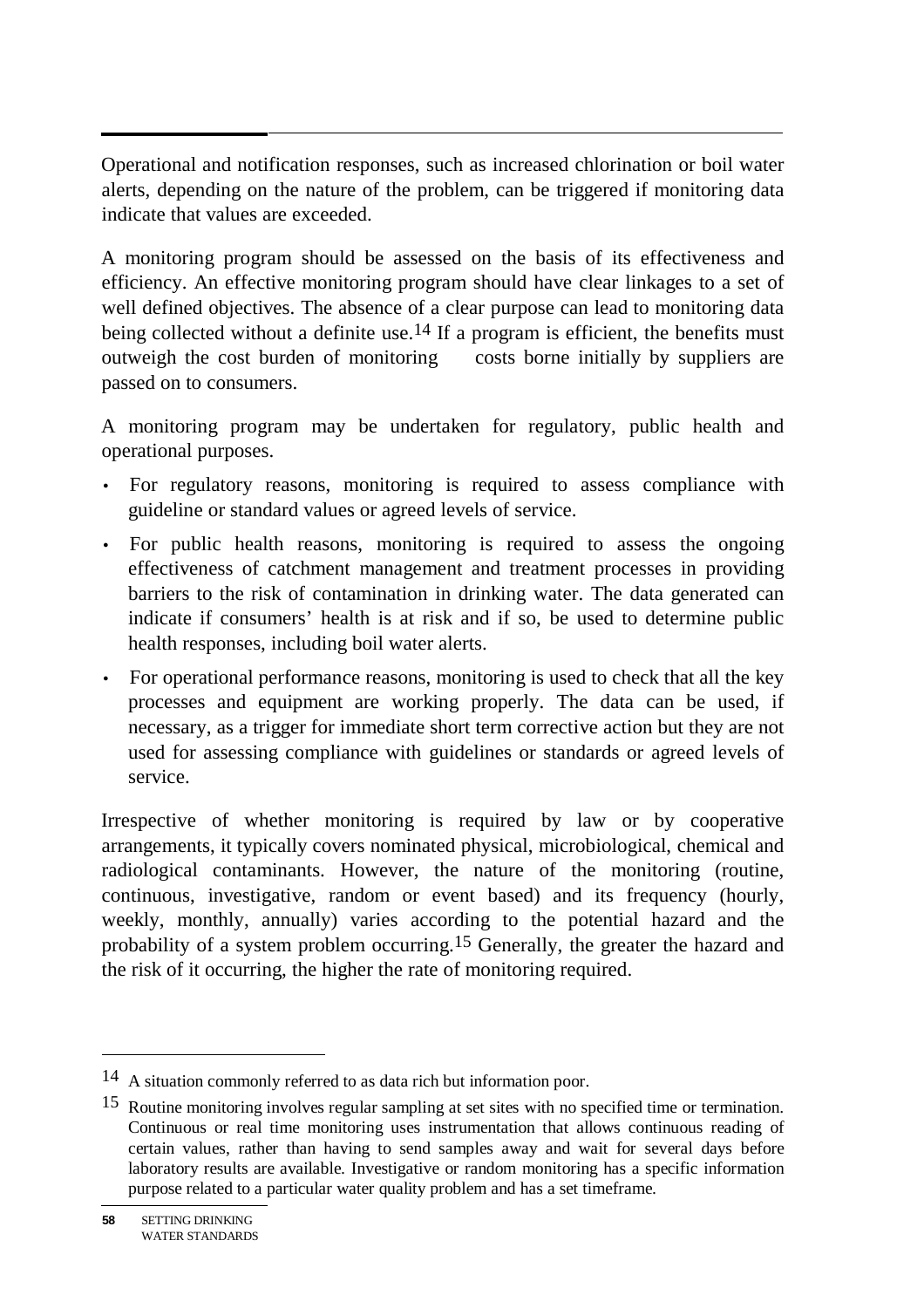Operational and notification responses, such as increased chlorination or boil water alerts, depending on the nature of the problem, can be triggered if monitoring data indicate that values are exceeded.

A monitoring program should be assessed on the basis of its effectiveness and efficiency. An effective monitoring program should have clear linkages to a set of well defined objectives. The absence of a clear purpose can lead to monitoring data being collected without a definite use.[14] If a program is efficient, the benefits must outweigh the cost burden of monitoring  costs borne initially by suppliers are passed on to consumers.

A monitoring program may be undertaken for regulatory, public health and operational purposes.

- For regulatory reasons, monitoring is required to assess compliance with guideline or standard values or agreed levels of service.
- For public health reasons, monitoring is required to assess the ongoing effectiveness of catchment management and treatment processes in providing barriers to the risk of contamination in drinking water. The data generated can indicate if consumers' health is at risk and if so, be used to determine public health responses, including boil water alerts.
- For operational performance reasons, monitoring is used to check that all the key processes and equipment are working properly. The data can be used, if necessary, as a trigger for immediate short term corrective action but they are not used for assessing compliance with guidelines or standards or agreed levels of service.

Irrespective of whether monitoring is required by law or by cooperative arrangements, it typically covers nominated physical, microbiological, chemical and radiological contaminants. However, the nature of the monitoring (routine, continuous, investigative, random or event based) and its frequency (hourly, weekly, monthly, annually) varies according to the potential hazard and the probability of a system problem occurring.[15] Generally, the greater the hazard and the risk of it occurring, the higher the rate of monitoring required.

---

[14] A situation commonly referred to as data rich but information poor.

[15] Routine monitoring involves regular sampling at set sites with no specified time or termination. Continuous or real time monitoring uses instrumentation that allows continuous reading of certain values, rather than having to send samples away and wait for several days before laboratory results are available. Investigative or random monitoring has a specific information purpose related to a particular water quality problem and has a set timeframe.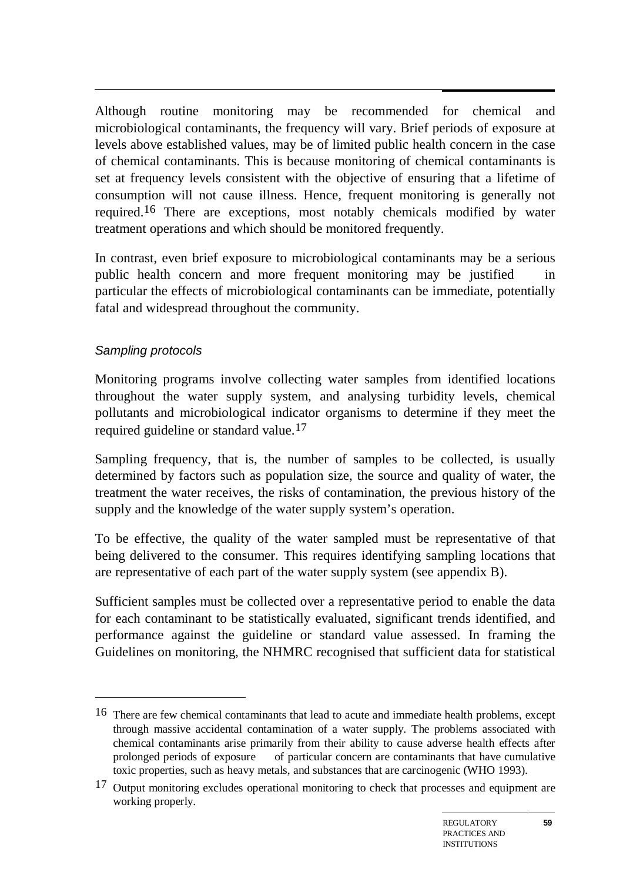Although routine monitoring may be recommended for chemical and microbiological contaminants, the frequency will vary. Brief periods of exposure at levels above established values, may be of limited public health concern in the case of chemical contaminants. This is because monitoring of chemical contaminants is set at frequency levels consistent with the objective of ensuring that a lifetime of consumption will not cause illness. Hence, frequent monitoring is generally not required.[16] There are exceptions, most notably chemicals modified by water treatment operations and which should be monitored frequently.

In contrast, even brief exposure to microbiological contaminants may be a serious public health concern and more frequent monitoring may be justified — in particular the effects of microbiological contaminants can be immediate, potentially fatal and widespread throughout the community.

*Sampling protocols*

Monitoring programs involve collecting water samples from identified locations throughout the water supply system, and analysing turbidity levels, chemical pollutants and microbiological indicator organisms to determine if they meet the required guideline or standard value.[17]

Sampling frequency, that is, the number of samples to be collected, is usually determined by factors such as population size, the source and quality of water, the treatment the water receives, the risks of contamination, the previous history of the supply and the knowledge of the water supply system's operation.

To be effective, the quality of the water sampled must be representative of that being delivered to the consumer. This requires identifying sampling locations that are representative of each part of the water supply system (see appendix B).

Sufficient samples must be collected over a representative period to enable the data for each contaminant to be statistically evaluated, significant trends identified, and performance against the guideline or standard value assessed. In framing the Guidelines on monitoring, the NHMRC recognised that sufficient data for statistical

---

16 There are few chemical contaminants that lead to acute and immediate health problems, except through massive accidental contamination of a water supply. The problems associated with chemical contaminants arise primarily from their ability to cause adverse health effects after prolonged periods of exposure — of particular concern are contaminants that have cumulative toxic properties, such as heavy metals, and substances that are carcinogenic (WHO 1993).

17 Output monitoring excludes operational monitoring to check that processes and equipment are working properly.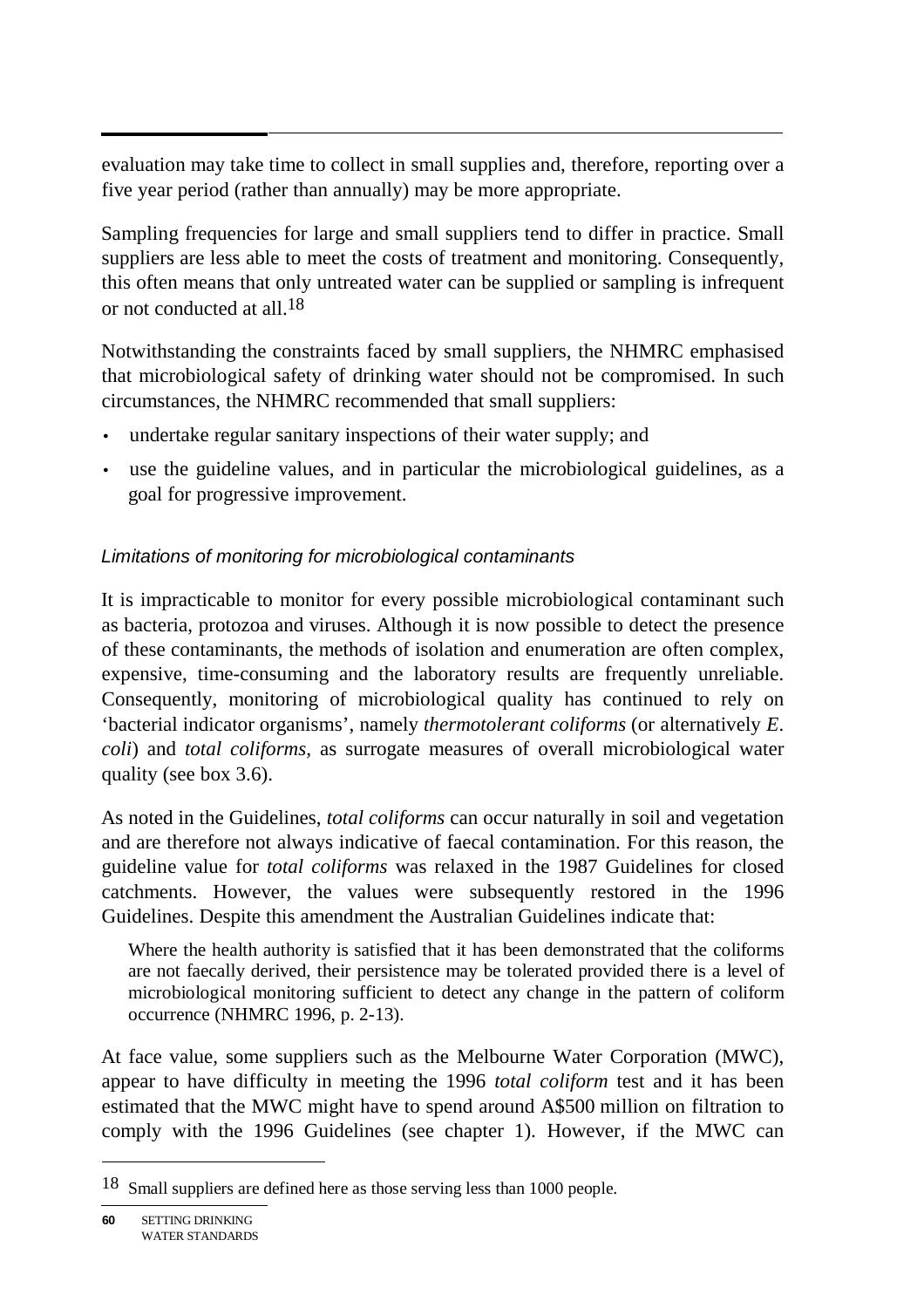evaluation may take time to collect in small supplies and, therefore, reporting over a five year period (rather than annually) may be more appropriate.

Sampling frequencies for large and small suppliers tend to differ in practice. Small suppliers are less able to meet the costs of treatment and monitoring. Consequently, this often means that only untreated water can be supplied or sampling is infrequent or not conducted at all.[18]

Notwithstanding the constraints faced by small suppliers, the NHMRC emphasised that microbiological safety of drinking water should not be compromised. In such circumstances, the NHMRC recommended that small suppliers:

- undertake regular sanitary inspections of their water supply; and
- use the guideline values, and in particular the microbiological guidelines, as a goal for progressive improvement.

### *Limitations of monitoring for microbiological contaminants*

It is impracticable to monitor for every possible microbiological contaminant such as bacteria, protozoa and viruses. Although it is now possible to detect the presence of these contaminants, the methods of isolation and enumeration are often complex, expensive, time-consuming and the laboratory results are frequently unreliable. Consequently, monitoring of microbiological quality has continued to rely on 'bacterial indicator organisms', namely *thermotolerant coliforms* (or alternatively *E. coli*) and *total coliforms*, as surrogate measures of overall microbiological water quality (see box 3.6).

As noted in the Guidelines, *total coliforms* can occur naturally in soil and vegetation and are therefore not always indicative of faecal contamination. For this reason, the guideline value for *total coliforms* was relaxed in the 1987 Guidelines for closed catchments. However, the values were subsequently restored in the 1996 Guidelines. Despite this amendment the Australian Guidelines indicate that:

> Where the health authority is satisfied that it has been demonstrated that the coliforms are not faecally derived, their persistence may be tolerated provided there is a level of microbiological monitoring sufficient to detect any change in the pattern of coliform occurrence (NHMRC 1996, p. 2-13).

At face value, some suppliers such as the Melbourne Water Corporation (MWC), appear to have difficulty in meeting the 1996 *total coliform* test and it has been estimated that the MWC might have to spend around A$500 million on filtration to comply with the 1996 Guidelines (see chapter 1). However, if the MWC can

---

[18] Small suppliers are defined here as those serving less than 1000 people.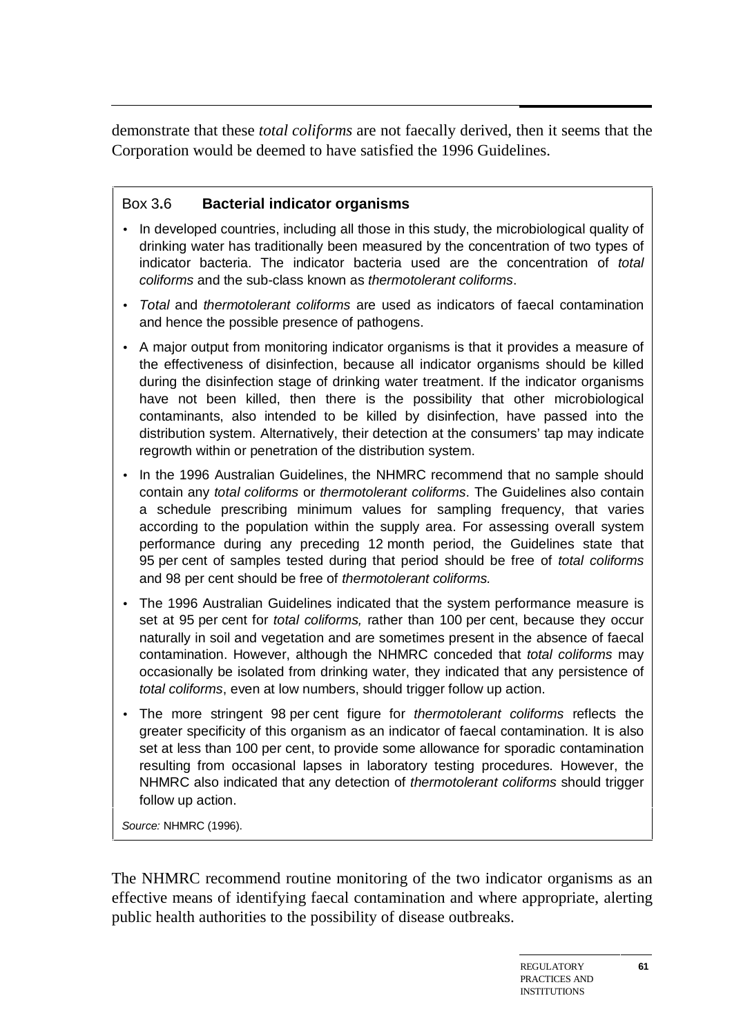demonstrate that these *total coliforms* are not faecally derived, then it seems that the Corporation would be deemed to have satisfied the 1996 Guidelines.

### Box 3.6 **Bacterial indicator organisms**

- In developed countries, including all those in this study, the microbiological quality of drinking water has traditionally been measured by the concentration of two types of indicator bacteria. The indicator bacteria used are the concentration of *total coliforms* and the sub-class known as *thermotolerant coliforms*.
- *Total* and *thermotolerant coliforms* are used as indicators of faecal contamination and hence the possible presence of pathogens.
- A major output from monitoring indicator organisms is that it provides a measure of the effectiveness of disinfection, because all indicator organisms should be killed during the disinfection stage of drinking water treatment. If the indicator organisms have not been killed, then there is the possibility that other microbiological contaminants, also intended to be killed by disinfection, have passed into the distribution system. Alternatively, their detection at the consumers' tap may indicate regrowth within or penetration of the distribution system.
- In the 1996 Australian Guidelines, the NHMRC recommend that no sample should contain any *total coliforms* or *thermotolerant coliforms*. The Guidelines also contain a schedule prescribing minimum values for sampling frequency, that varies according to the population within the supply area. For assessing overall system performance during any preceding 12 month period, the Guidelines state that 95 per cent of samples tested during that period should be free of *total coliforms* and 98 per cent should be free of *thermotolerant coliforms.*
- The 1996 Australian Guidelines indicated that the system performance measure is set at 95 per cent for *total coliforms,* rather than 100 per cent, because they occur naturally in soil and vegetation and are sometimes present in the absence of faecal contamination. However, although the NHMRC conceded that *total coliforms* may occasionally be isolated from drinking water, they indicated that any persistence of *total coliforms*, even at low numbers, should trigger follow up action.
- The more stringent 98 per cent figure for *thermotolerant coliforms* reflects the greater specificity of this organism as an indicator of faecal contamination. It is also set at less than 100 per cent, to provide some allowance for sporadic contamination resulting from occasional lapses in laboratory testing procedures. However, the NHMRC also indicated that any detection of *thermotolerant coliforms* should trigger follow up action.

*Source:* NHMRC (1996).

The NHMRC recommend routine monitoring of the two indicator organisms as an effective means of identifying faecal contamination and where appropriate, alerting public health authorities to the possibility of disease outbreaks.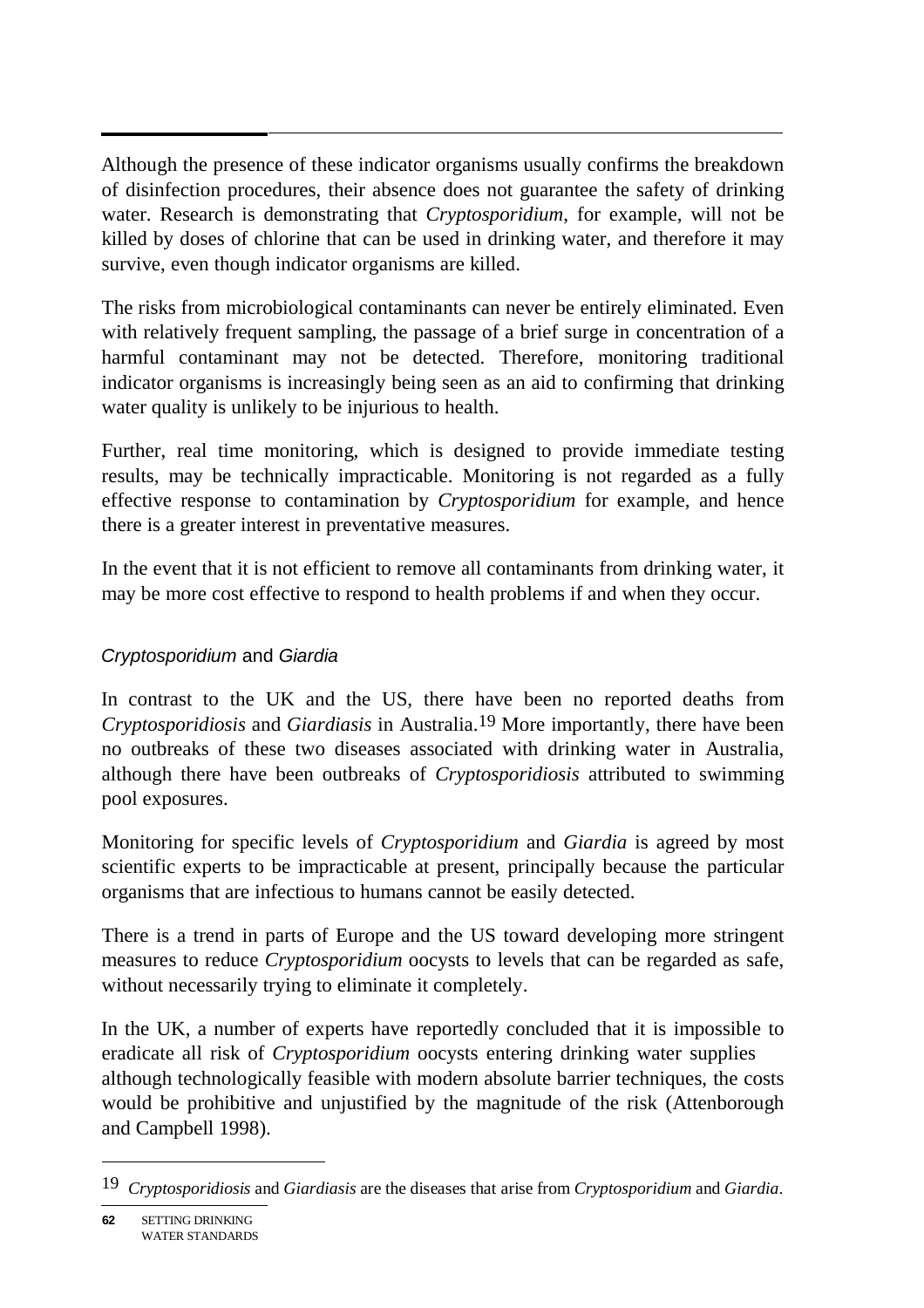Although the presence of these indicator organisms usually confirms the breakdown of disinfection procedures, their absence does not guarantee the safety of drinking water. Research is demonstrating that *Cryptosporidium*, for example, will not be killed by doses of chlorine that can be used in drinking water, and therefore it may survive, even though indicator organisms are killed.

The risks from microbiological contaminants can never be entirely eliminated. Even with relatively frequent sampling, the passage of a brief surge in concentration of a harmful contaminant may not be detected. Therefore, monitoring traditional indicator organisms is increasingly being seen as an aid to confirming that drinking water quality is unlikely to be injurious to health.

Further, real time monitoring, which is designed to provide immediate testing results, may be technically impracticable. Monitoring is not regarded as a fully effective response to contamination by *Cryptosporidium* for example, and hence there is a greater interest in preventative measures.

In the event that it is not efficient to remove all contaminants from drinking water, it may be more cost effective to respond to health problems if and when they occur.

### *Cryptosporidium* and *Giardia*

In contrast to the UK and the US, there have been no reported deaths from *Cryptosporidiosis* and *Giardiasis* in Australia.[19] More importantly, there have been no outbreaks of these two diseases associated with drinking water in Australia, although there have been outbreaks of *Cryptosporidiosis* attributed to swimming pool exposures.

Monitoring for specific levels of *Cryptosporidium* and *Giardia* is agreed by most scientific experts to be impracticable at present, principally because the particular organisms that are infectious to humans cannot be easily detected.

There is a trend in parts of Europe and the US toward developing more stringent measures to reduce *Cryptosporidium* oocysts to levels that can be regarded as safe, without necessarily trying to eliminate it completely.

In the UK, a number of experts have reportedly concluded that it is impossible to eradicate all risk of *Cryptosporidium* oocysts entering drinking water supplies although technologically feasible with modern absolute barrier techniques, the costs would be prohibitive and unjustified by the magnitude of the risk (Attenborough and Campbell 1998).

[19] *Cryptosporidiosis* and *Giardiasis* are the diseases that arise from *Cryptosporidium* and *Giardia*.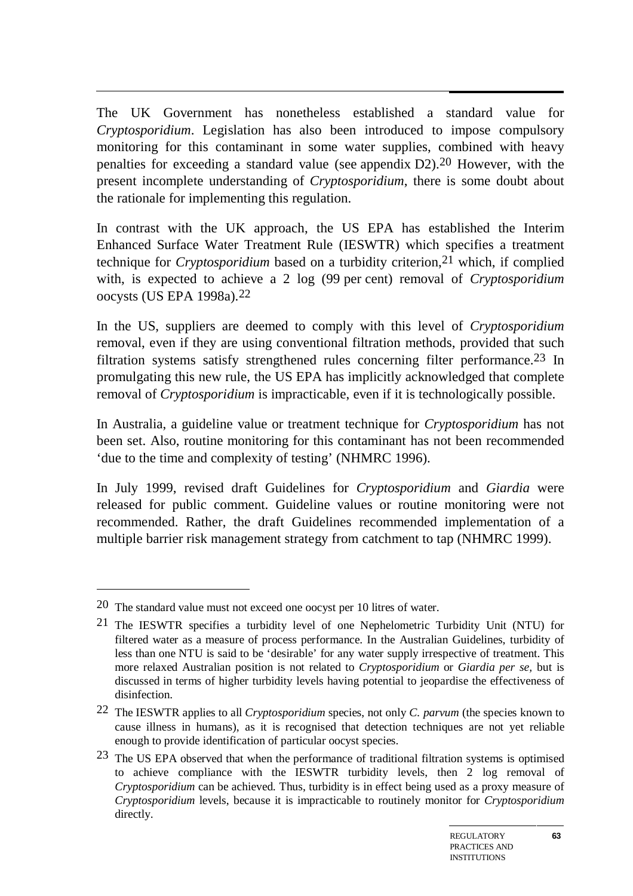The UK Government has nonetheless established a standard value for *Cryptosporidium*. Legislation has also been introduced to impose compulsory monitoring for this contaminant in some water supplies, combined with heavy penalties for exceeding a standard value (see appendix D2).[20] However, with the present incomplete understanding of *Cryptosporidium*, there is some doubt about the rationale for implementing this regulation.

In contrast with the UK approach, the US EPA has established the Interim Enhanced Surface Water Treatment Rule (IESWTR) which specifies a treatment technique for *Cryptosporidium* based on a turbidity criterion,[21] which, if complied with, is expected to achieve a 2 log (99 per cent) removal of *Cryptosporidium* oocysts (US EPA 1998a).[22]

In the US, suppliers are deemed to comply with this level of *Cryptosporidium* removal, even if they are using conventional filtration methods, provided that such filtration systems satisfy strengthened rules concerning filter performance.[23] In promulgating this new rule, the US EPA has implicitly acknowledged that complete removal of *Cryptosporidium* is impracticable, even if it is technologically possible.

In Australia, a guideline value or treatment technique for *Cryptosporidium* has not been set. Also, routine monitoring for this contaminant has not been recommended 'due to the time and complexity of testing' (NHMRC 1996).

In July 1999, revised draft Guidelines for *Cryptosporidium* and *Giardia* were released for public comment. Guideline values or routine monitoring were not recommended. Rather, the draft Guidelines recommended implementation of a multiple barrier risk management strategy from catchment to tap (NHMRC 1999).

---

[20] The standard value must not exceed one oocyst per 10 litres of water.

[21] The IESWTR specifies a turbidity level of one Nephelometric Turbidity Unit (NTU) for filtered water as a measure of process performance. In the Australian Guidelines, turbidity of less than one NTU is said to be 'desirable' for any water supply irrespective of treatment. This more relaxed Australian position is not related to *Cryptosporidium* or *Giardia per se,* but is discussed in terms of higher turbidity levels having potential to jeopardise the effectiveness of disinfection.

[22] The IESWTR applies to all *Cryptosporidium* species, not only *C. parvum* (the species known to cause illness in humans), as it is recognised that detection techniques are not yet reliable enough to provide identification of particular oocyst species.

[23] The US EPA observed that when the performance of traditional filtration systems is optimised to achieve compliance with the IESWTR turbidity levels, then 2 log removal of *Cryptosporidium* can be achieved. Thus, turbidity is in effect being used as a proxy measure of *Cryptosporidium* levels, because it is impracticable to routinely monitor for *Cryptosporidium* directly.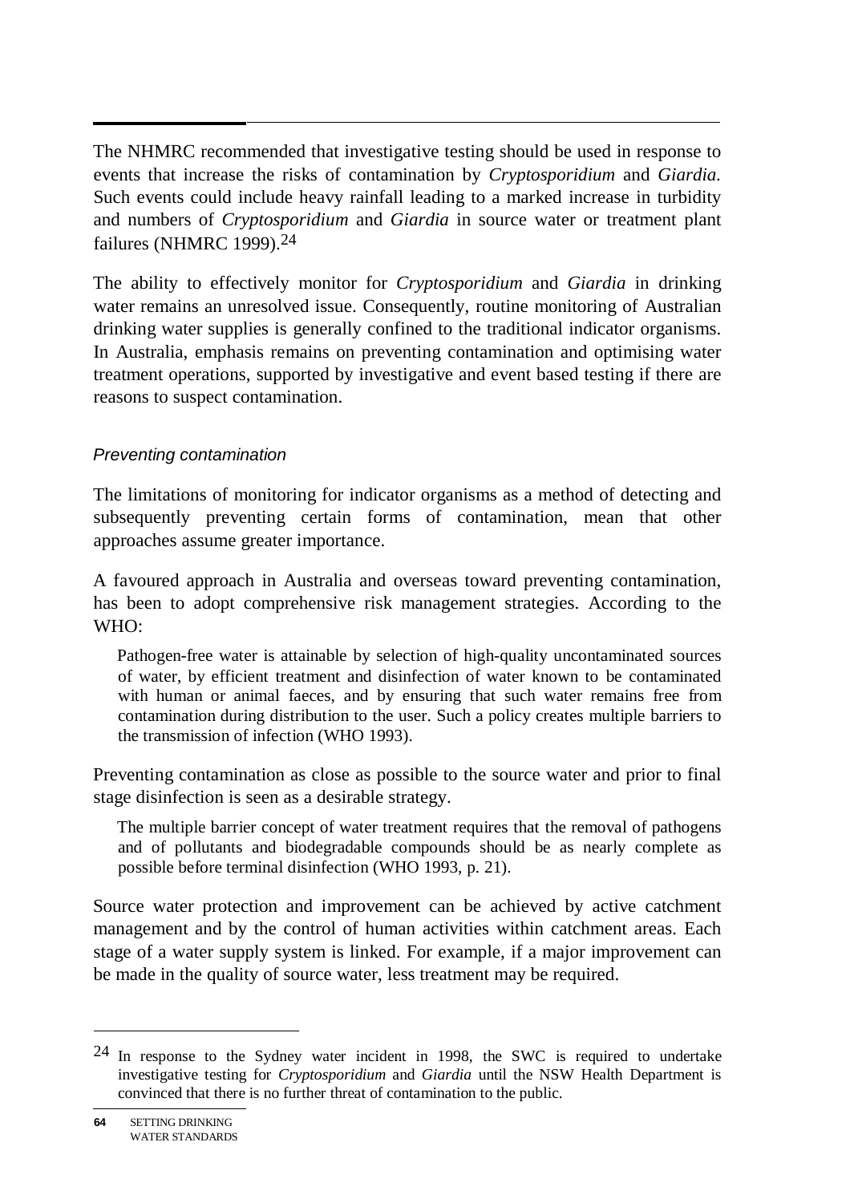The NHMRC recommended that investigative testing should be used in response to events that increase the risks of contamination by *Cryptosporidium* and *Giardia.* Such events could include heavy rainfall leading to a marked increase in turbidity and numbers of *Cryptosporidium* and *Giardia* in source water or treatment plant failures (NHMRC 1999).[24]

The ability to effectively monitor for *Cryptosporidium* and *Giardia* in drinking water remains an unresolved issue. Consequently, routine monitoring of Australian drinking water supplies is generally confined to the traditional indicator organisms. In Australia, emphasis remains on preventing contamination and optimising water treatment operations, supported by investigative and event based testing if there are reasons to suspect contamination.

### *Preventing contamination*

The limitations of monitoring for indicator organisms as a method of detecting and subsequently preventing certain forms of contamination, mean that other approaches assume greater importance.

A favoured approach in Australia and overseas toward preventing contamination, has been to adopt comprehensive risk management strategies. According to the WHO:

> Pathogen-free water is attainable by selection of high-quality uncontaminated sources of water, by efficient treatment and disinfection of water known to be contaminated with human or animal faeces, and by ensuring that such water remains free from contamination during distribution to the user. Such a policy creates multiple barriers to the transmission of infection (WHO 1993).

Preventing contamination as close as possible to the source water and prior to final stage disinfection is seen as a desirable strategy.

> The multiple barrier concept of water treatment requires that the removal of pathogens and of pollutants and biodegradable compounds should be as nearly complete as possible before terminal disinfection (WHO 1993, p. 21).

Source water protection and improvement can be achieved by active catchment management and by the control of human activities within catchment areas. Each stage of a water supply system is linked. For example, if a major improvement can be made in the quality of source water, less treatment may be required.

---

[24] In response to the Sydney water incident in 1998, the SWC is required to undertake investigative testing for *Cryptosporidium* and *Giardia* until the NSW Health Department is convinced that there is no further threat of contamination to the public.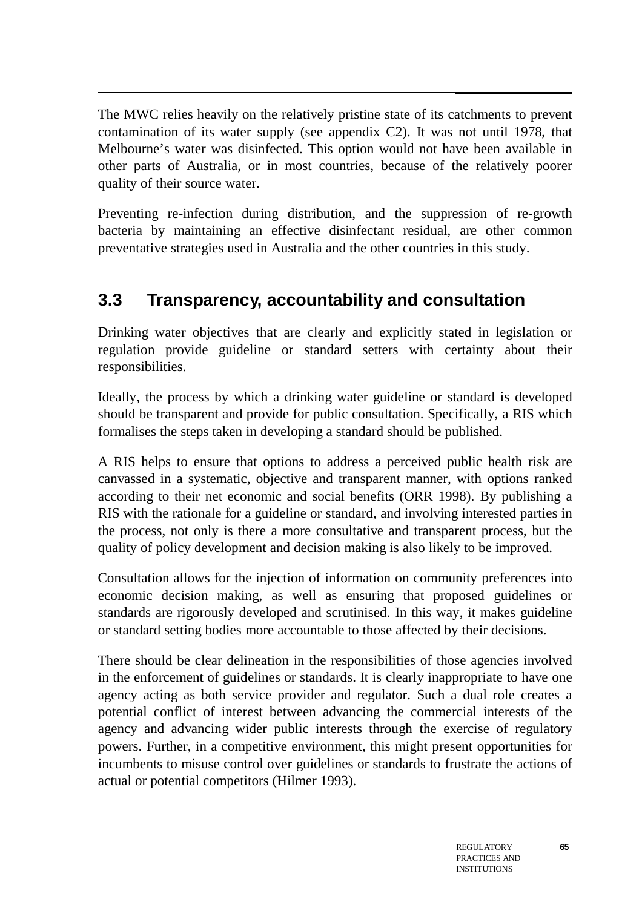The MWC relies heavily on the relatively pristine state of its catchments to prevent contamination of its water supply (see appendix C2). It was not until 1978, that Melbourne's water was disinfected. This option would not have been available in other parts of Australia, or in most countries, because of the relatively poorer quality of their source water.

Preventing re-infection during distribution, and the suppression of re-growth bacteria by maintaining an effective disinfectant residual, are other common preventative strategies used in Australia and the other countries in this study.

## 3.3 Transparency, accountability and consultation

Drinking water objectives that are clearly and explicitly stated in legislation or regulation provide guideline or standard setters with certainty about their responsibilities.

Ideally, the process by which a drinking water guideline or standard is developed should be transparent and provide for public consultation. Specifically, a RIS which formalises the steps taken in developing a standard should be published.

A RIS helps to ensure that options to address a perceived public health risk are canvassed in a systematic, objective and transparent manner, with options ranked according to their net economic and social benefits (ORR 1998). By publishing a RIS with the rationale for a guideline or standard, and involving interested parties in the process, not only is there a more consultative and transparent process, but the quality of policy development and decision making is also likely to be improved.

Consultation allows for the injection of information on community preferences into economic decision making, as well as ensuring that proposed guidelines or standards are rigorously developed and scrutinised. In this way, it makes guideline or standard setting bodies more accountable to those affected by their decisions.

There should be clear delineation in the responsibilities of those agencies involved in the enforcement of guidelines or standards. It is clearly inappropriate to have one agency acting as both service provider and regulator. Such a dual role creates a potential conflict of interest between advancing the commercial interests of the agency and advancing wider public interests through the exercise of regulatory powers. Further, in a competitive environment, this might present opportunities for incumbents to misuse control over guidelines or standards to frustrate the actions of actual or potential competitors (Hilmer 1993).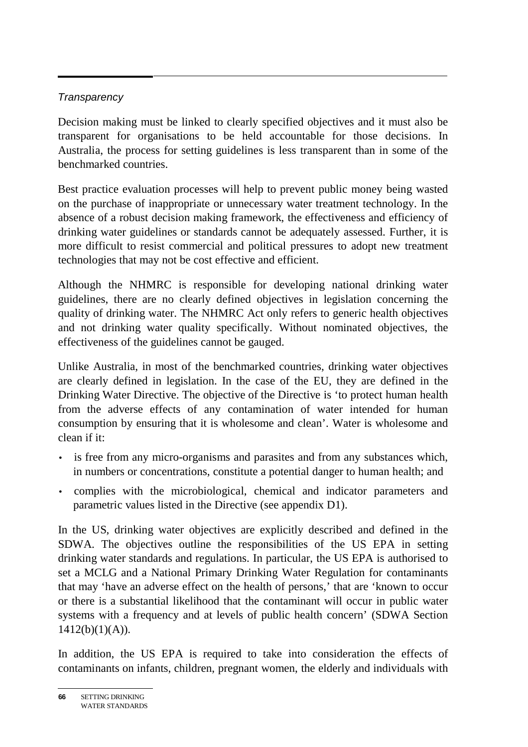*Transparency*

Decision making must be linked to clearly specified objectives and it must also be transparent for organisations to be held accountable for those decisions. In Australia, the process for setting guidelines is less transparent than in some of the benchmarked countries.

Best practice evaluation processes will help to prevent public money being wasted on the purchase of inappropriate or unnecessary water treatment technology. In the absence of a robust decision making framework, the effectiveness and efficiency of drinking water guidelines or standards cannot be adequately assessed. Further, it is more difficult to resist commercial and political pressures to adopt new treatment technologies that may not be cost effective and efficient.

Although the NHMRC is responsible for developing national drinking water guidelines, there are no clearly defined objectives in legislation concerning the quality of drinking water. The NHMRC Act only refers to generic health objectives and not drinking water quality specifically. Without nominated objectives, the effectiveness of the guidelines cannot be gauged.

Unlike Australia, in most of the benchmarked countries, drinking water objectives are clearly defined in legislation. In the case of the EU, they are defined in the Drinking Water Directive. The objective of the Directive is 'to protect human health from the adverse effects of any contamination of water intended for human consumption by ensuring that it is wholesome and clean'. Water is wholesome and clean if it:

- is free from any micro-organisms and parasites and from any substances which, in numbers or concentrations, constitute a potential danger to human health; and
- complies with the microbiological, chemical and indicator parameters and parametric values listed in the Directive (see appendix D1).

In the US, drinking water objectives are explicitly described and defined in the SDWA. The objectives outline the responsibilities of the US EPA in setting drinking water standards and regulations. In particular, the US EPA is authorised to set a MCLG and a National Primary Drinking Water Regulation for contaminants that may 'have an adverse effect on the health of persons,' that are 'known to occur or there is a substantial likelihood that the contaminant will occur in public water systems with a frequency and at levels of public health concern' (SDWA Section 1412(b)(1)(A)).

In addition, the US EPA is required to take into consideration the effects of contaminants on infants, children, pregnant women, the elderly and individuals with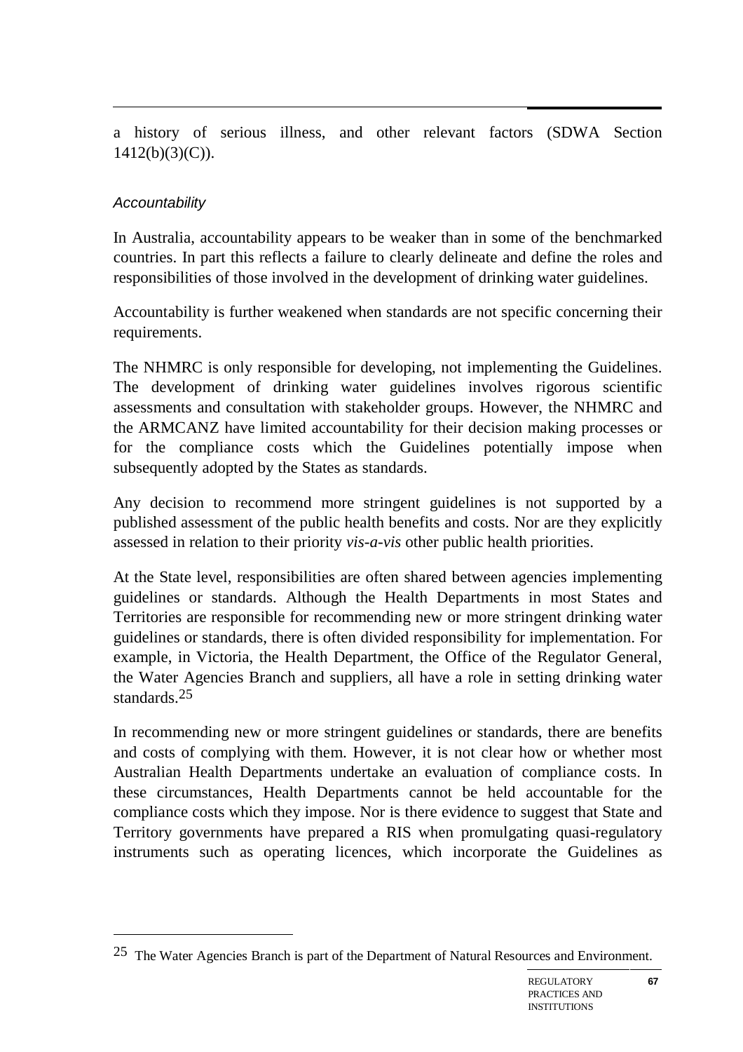a history of serious illness, and other relevant factors (SDWA Section 1412(b)(3)(C)).

*Accountability*

In Australia, accountability appears to be weaker than in some of the benchmarked countries. In part this reflects a failure to clearly delineate and define the roles and responsibilities of those involved in the development of drinking water guidelines.

Accountability is further weakened when standards are not specific concerning their requirements.

The NHMRC is only responsible for developing, not implementing the Guidelines. The development of drinking water guidelines involves rigorous scientific assessments and consultation with stakeholder groups. However, the NHMRC and the ARMCANZ have limited accountability for their decision making processes or for the compliance costs which the Guidelines potentially impose when subsequently adopted by the States as standards.

Any decision to recommend more stringent guidelines is not supported by a published assessment of the public health benefits and costs. Nor are they explicitly assessed in relation to their priority *vis-a-vis* other public health priorities.

At the State level, responsibilities are often shared between agencies implementing guidelines or standards. Although the Health Departments in most States and Territories are responsible for recommending new or more stringent drinking water guidelines or standards, there is often divided responsibility for implementation. For example, in Victoria, the Health Department, the Office of the Regulator General, the Water Agencies Branch and suppliers, all have a role in setting drinking water standards.[25]

In recommending new or more stringent guidelines or standards, there are benefits and costs of complying with them. However, it is not clear how or whether most Australian Health Departments undertake an evaluation of compliance costs. In these circumstances, Health Departments cannot be held accountable for the compliance costs which they impose. Nor is there evidence to suggest that State and Territory governments have prepared a RIS when promulgating quasi-regulatory instruments such as operating licences, which incorporate the Guidelines as

---

[25] The Water Agencies Branch is part of the Department of Natural Resources and Environment.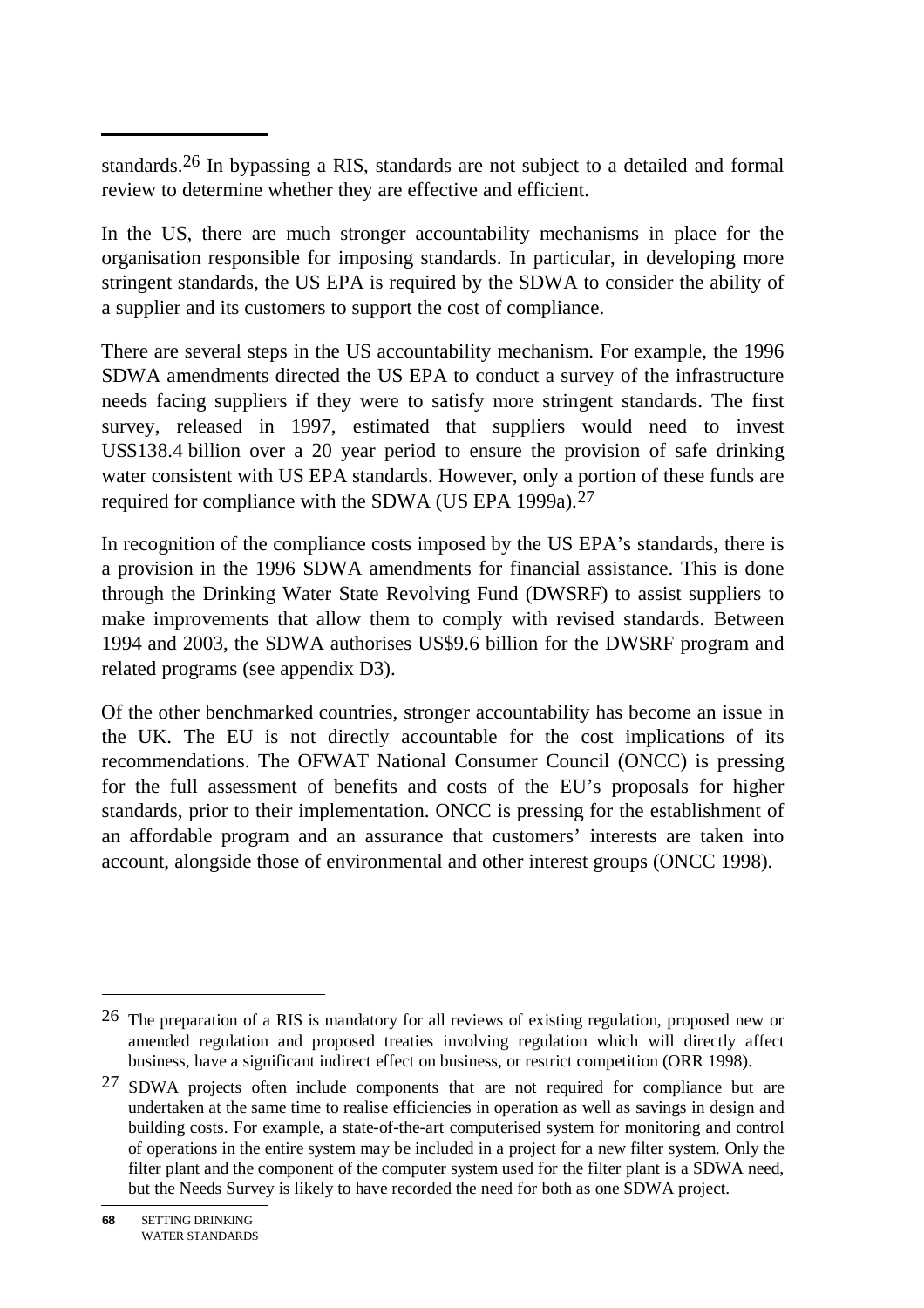standards.[26] In bypassing a RIS, standards are not subject to a detailed and formal review to determine whether they are effective and efficient.

In the US, there are much stronger accountability mechanisms in place for the organisation responsible for imposing standards. In particular, in developing more stringent standards, the US EPA is required by the SDWA to consider the ability of a supplier and its customers to support the cost of compliance.

There are several steps in the US accountability mechanism. For example, the 1996 SDWA amendments directed the US EPA to conduct a survey of the infrastructure needs facing suppliers if they were to satisfy more stringent standards. The first survey, released in 1997, estimated that suppliers would need to invest US$138.4 billion over a 20 year period to ensure the provision of safe drinking water consistent with US EPA standards. However, only a portion of these funds are required for compliance with the SDWA (US EPA 1999a).[27]

In recognition of the compliance costs imposed by the US EPA's standards, there is a provision in the 1996 SDWA amendments for financial assistance. This is done through the Drinking Water State Revolving Fund (DWSRF) to assist suppliers to make improvements that allow them to comply with revised standards. Between 1994 and 2003, the SDWA authorises US$9.6 billion for the DWSRF program and related programs (see appendix D3).

Of the other benchmarked countries, stronger accountability has become an issue in the UK. The EU is not directly accountable for the cost implications of its recommendations. The OFWAT National Consumer Council (ONCC) is pressing for the full assessment of benefits and costs of the EU's proposals for higher standards, prior to their implementation. ONCC is pressing for the establishment of an affordable program and an assurance that customers' interests are taken into account, alongside those of environmental and other interest groups (ONCC 1998).

---

[26] The preparation of a RIS is mandatory for all reviews of existing regulation, proposed new or amended regulation and proposed treaties involving regulation which will directly affect business, have a significant indirect effect on business, or restrict competition (ORR 1998).

[27] SDWA projects often include components that are not required for compliance but are undertaken at the same time to realise efficiencies in operation as well as savings in design and building costs. For example, a state-of-the-art computerised system for monitoring and control of operations in the entire system may be included in a project for a new filter system. Only the filter plant and the component of the computer system used for the filter plant is a SDWA need, but the Needs Survey is likely to have recorded the need for both as one SDWA project.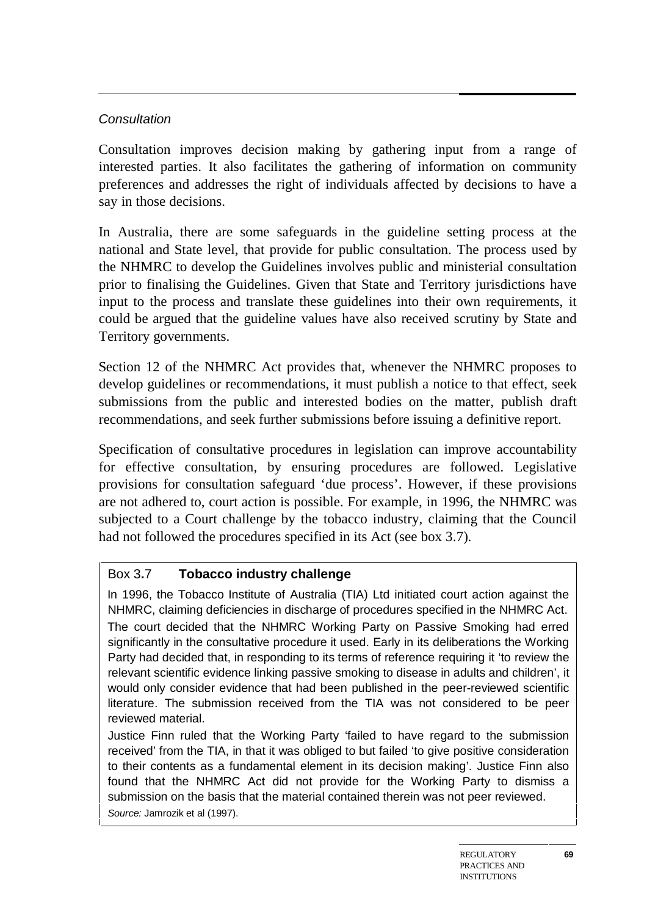*Consultation*

Consultation improves decision making by gathering input from a range of interested parties. It also facilitates the gathering of information on community preferences and addresses the right of individuals affected by decisions to have a say in those decisions.

In Australia, there are some safeguards in the guideline setting process at the national and State level, that provide for public consultation. The process used by the NHMRC to develop the Guidelines involves public and ministerial consultation prior to finalising the Guidelines. Given that State and Territory jurisdictions have input to the process and translate these guidelines into their own requirements, it could be argued that the guideline values have also received scrutiny by State and Territory governments.

Section 12 of the NHMRC Act provides that, whenever the NHMRC proposes to develop guidelines or recommendations, it must publish a notice to that effect, seek submissions from the public and interested bodies on the matter, publish draft recommendations, and seek further submissions before issuing a definitive report.

Specification of consultative procedures in legislation can improve accountability for effective consultation, by ensuring procedures are followed. Legislative provisions for consultation safeguard 'due process'. However, if these provisions are not adhered to, court action is possible. For example, in 1996, the NHMRC was subjected to a Court challenge by the tobacco industry, claiming that the Council had not followed the procedures specified in its Act (see box 3.7).

**Box 3.7 Tobacco industry challenge**

In 1996, the Tobacco Institute of Australia (TIA) Ltd initiated court action against the NHMRC, claiming deficiencies in discharge of procedures specified in the NHMRC Act.

The court decided that the NHMRC Working Party on Passive Smoking had erred significantly in the consultative procedure it used. Early in its deliberations the Working Party had decided that, in responding to its terms of reference requiring it 'to review the relevant scientific evidence linking passive smoking to disease in adults and children', it would only consider evidence that had been published in the peer-reviewed scientific literature. The submission received from the TIA was not considered to be peer reviewed material.

Justice Finn ruled that the Working Party 'failed to have regard to the submission received' from the TIA, in that it was obliged to but failed 'to give positive consideration to their contents as a fundamental element in its decision making'. Justice Finn also found that the NHMRC Act did not provide for the Working Party to dismiss a submission on the basis that the material contained therein was not peer reviewed.

*Source:* Jamrozik et al (1997).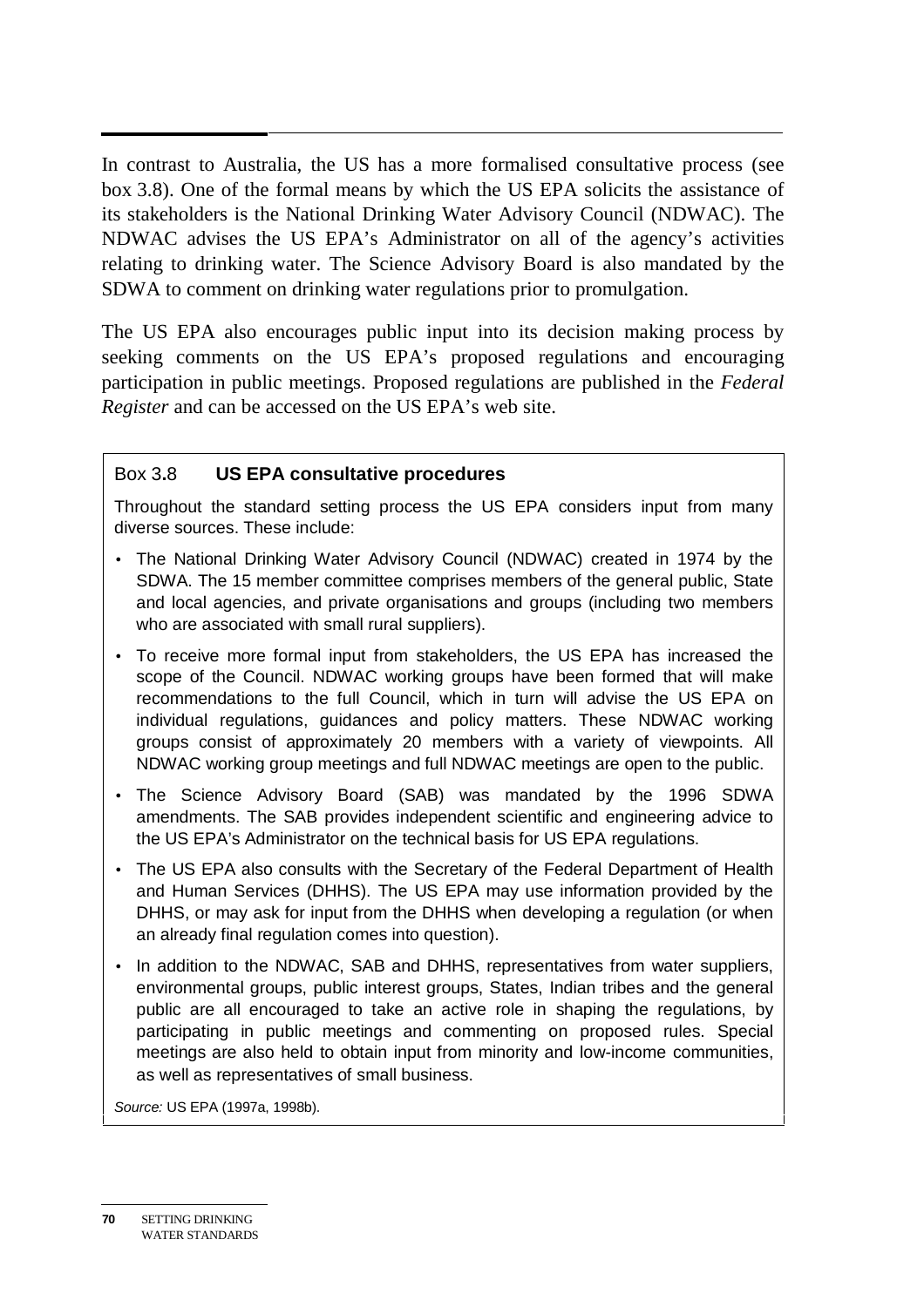In contrast to Australia, the US has a more formalised consultative process (see box 3.8). One of the formal means by which the US EPA solicits the assistance of its stakeholders is the National Drinking Water Advisory Council (NDWAC). The NDWAC advises the US EPA's Administrator on all of the agency's activities relating to drinking water. The Science Advisory Board is also mandated by the SDWA to comment on drinking water regulations prior to promulgation.

The US EPA also encourages public input into its decision making process by seeking comments on the US EPA's proposed regulations and encouraging participation in public meetings. Proposed regulations are published in the *Federal Register* and can be accessed on the US EPA's web site.

### Box 3.8 **US EPA consultative procedures**

Throughout the standard setting process the US EPA considers input from many diverse sources. These include:

- The National Drinking Water Advisory Council (NDWAC) created in 1974 by the SDWA. The 15 member committee comprises members of the general public, State and local agencies, and private organisations and groups (including two members who are associated with small rural suppliers).
- To receive more formal input from stakeholders, the US EPA has increased the scope of the Council. NDWAC working groups have been formed that will make recommendations to the full Council, which in turn will advise the US EPA on individual regulations, guidances and policy matters. These NDWAC working groups consist of approximately 20 members with a variety of viewpoints. All NDWAC working group meetings and full NDWAC meetings are open to the public.
- The Science Advisory Board (SAB) was mandated by the 1996 SDWA amendments. The SAB provides independent scientific and engineering advice to the US EPA's Administrator on the technical basis for US EPA regulations.
- The US EPA also consults with the Secretary of the Federal Department of Health and Human Services (DHHS). The US EPA may use information provided by the DHHS, or may ask for input from the DHHS when developing a regulation (or when an already final regulation comes into question).
- In addition to the NDWAC, SAB and DHHS, representatives from water suppliers, environmental groups, public interest groups, States, Indian tribes and the general public are all encouraged to take an active role in shaping the regulations, by participating in public meetings and commenting on proposed rules. Special meetings are also held to obtain input from minority and low-income communities, as well as representatives of small business.

*Source:* US EPA (1997a, 1998b).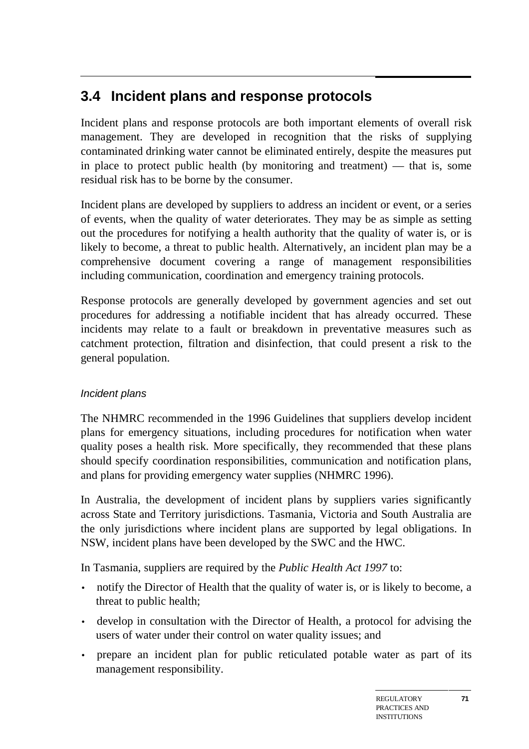## 3.4 Incident plans and response protocols

Incident plans and response protocols are both important elements of overall risk management. They are developed in recognition that the risks of supplying contaminated drinking water cannot be eliminated entirely, despite the measures put in place to protect public health (by monitoring and treatment) — that is, some residual risk has to be borne by the consumer.

Incident plans are developed by suppliers to address an incident or event, or a series of events, when the quality of water deteriorates. They may be as simple as setting out the procedures for notifying a health authority that the quality of water is, or is likely to become, a threat to public health. Alternatively, an incident plan may be a comprehensive document covering a range of management responsibilities including communication, coordination and emergency training protocols.

Response protocols are generally developed by government agencies and set out procedures for addressing a notifiable incident that has already occurred. These incidents may relate to a fault or breakdown in preventative measures such as catchment protection, filtration and disinfection, that could present a risk to the general population.

*Incident plans*

The NHMRC recommended in the 1996 Guidelines that suppliers develop incident plans for emergency situations, including procedures for notification when water quality poses a health risk. More specifically, they recommended that these plans should specify coordination responsibilities, communication and notification plans, and plans for providing emergency water supplies (NHMRC 1996).

In Australia, the development of incident plans by suppliers varies significantly across State and Territory jurisdictions. Tasmania, Victoria and South Australia are the only jurisdictions where incident plans are supported by legal obligations. In NSW, incident plans have been developed by the SWC and the HWC.

In Tasmania, suppliers are required by the *Public Health Act 1997* to:

- notify the Director of Health that the quality of water is, or is likely to become, a threat to public health;
- develop in consultation with the Director of Health, a protocol for advising the users of water under their control on water quality issues; and
- prepare an incident plan for public reticulated potable water as part of its management responsibility.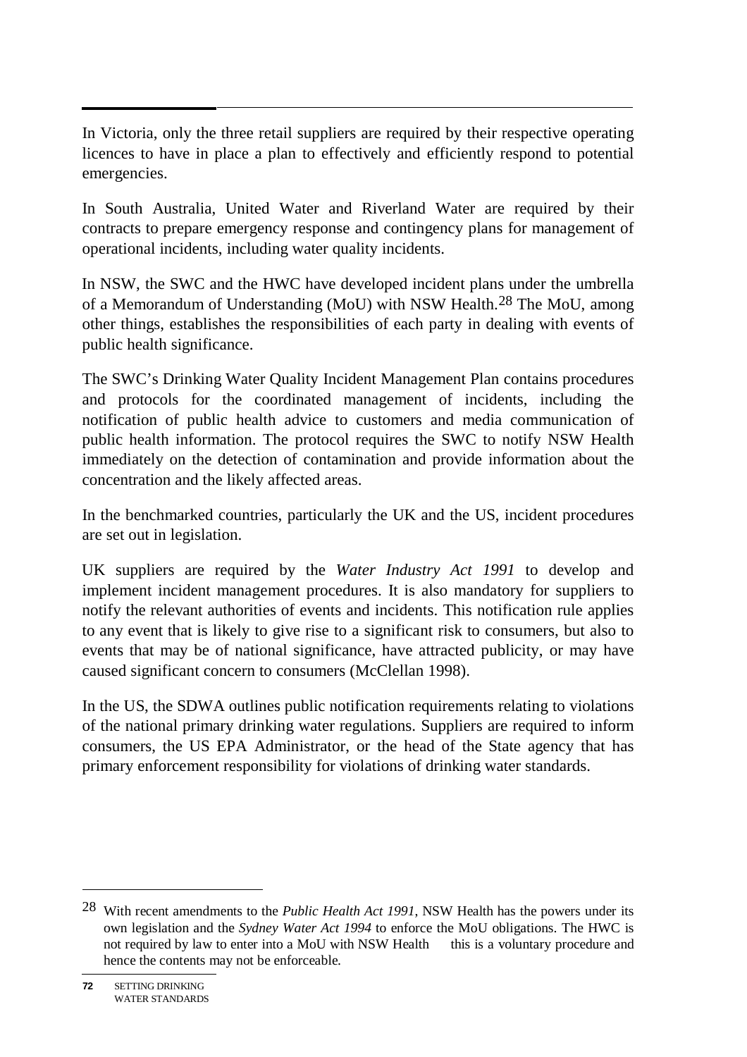In Victoria, only the three retail suppliers are required by their respective operating licences to have in place a plan to effectively and efficiently respond to potential emergencies.

In South Australia, United Water and Riverland Water are required by their contracts to prepare emergency response and contingency plans for management of operational incidents, including water quality incidents.

In NSW, the SWC and the HWC have developed incident plans under the umbrella of a Memorandum of Understanding (MoU) with NSW Health.[28] The MoU, among other things, establishes the responsibilities of each party in dealing with events of public health significance.

The SWC's Drinking Water Quality Incident Management Plan contains procedures and protocols for the coordinated management of incidents, including the notification of public health advice to customers and media communication of public health information. The protocol requires the SWC to notify NSW Health immediately on the detection of contamination and provide information about the concentration and the likely affected areas.

In the benchmarked countries, particularly the UK and the US, incident procedures are set out in legislation.

UK suppliers are required by the *Water Industry Act 1991* to develop and implement incident management procedures. It is also mandatory for suppliers to notify the relevant authorities of events and incidents. This notification rule applies to any event that is likely to give rise to a significant risk to consumers, but also to events that may be of national significance, have attracted publicity, or may have caused significant concern to consumers (McClellan 1998).

In the US, the SDWA outlines public notification requirements relating to violations of the national primary drinking water regulations. Suppliers are required to inform consumers, the US EPA Administrator, or the head of the State agency that has primary enforcement responsibility for violations of drinking water standards.

---

[28] With recent amendments to the *Public Health Act 1991*, NSW Health has the powers under its own legislation and the *Sydney Water Act 1994* to enforce the MoU obligations. The HWC is not required by law to enter into a MoU with NSW Health — this is a voluntary procedure and hence the contents may not be enforceable.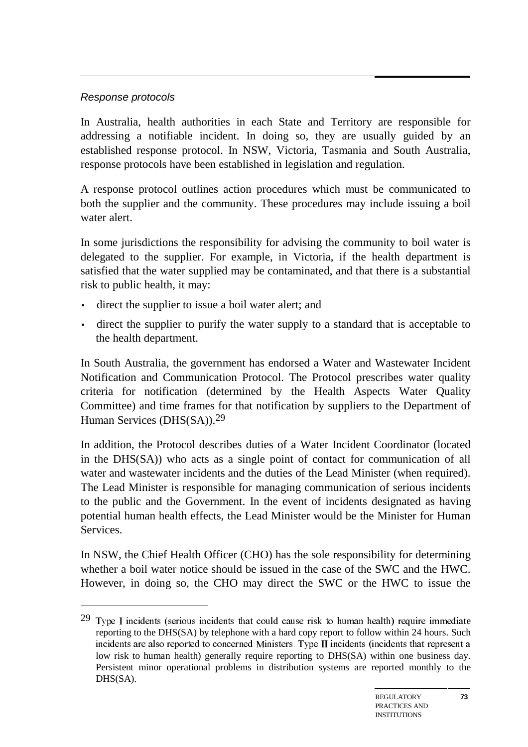*Response protocols*

In Australia, health authorities in each State and Territory are responsible for addressing a notifiable incident. In doing so, they are usually guided by an established response protocol. In NSW, Victoria, Tasmania and South Australia, response protocols have been established in legislation and regulation.

A response protocol outlines action procedures which must be communicated to both the supplier and the community. These procedures may include issuing a boil water alert.

In some jurisdictions the responsibility for advising the community to boil water is delegated to the supplier. For example, in Victoria, if the health department is satisfied that the water supplied may be contaminated, and that there is a substantial risk to public health, it may:

- direct the supplier to issue a boil water alert; and
- direct the supplier to purify the water supply to a standard that is acceptable to the health department.

In South Australia, the government has endorsed a Water and Wastewater Incident Notification and Communication Protocol. The Protocol prescribes water quality criteria for notification (determined by the Health Aspects Water Quality Committee) and time frames for that notification by suppliers to the Department of Human Services (DHS(SA)).[29]

In addition, the Protocol describes duties of a Water Incident Coordinator (located in the DHS(SA)) who acts as a single point of contact for communication of all water and wastewater incidents and the duties of the Lead Minister (when required). The Lead Minister is responsible for managing communication of serious incidents to the public and the Government. In the event of incidents designated as having potential human health effects, the Lead Minister would be the Minister for Human Services.

In NSW, the Chief Health Officer (CHO) has the sole responsibility for determining whether a boil water notice should be issued in the case of the SWC and the HWC. However, in doing so, the CHO may direct the SWC or the HWC to issue the

---

[29] Type I incidents (serious incidents that could cause risk to human health) require immediate reporting to the DHS(SA) by telephone with a hard copy report to follow within 24 hours. Such incidents are also reported to concerned Ministers. Type II incidents (incidents that represent a low risk to human health) generally require reporting to DHS(SA) within one business day. Persistent minor operational problems in distribution systems are reported monthly to the DHS(SA).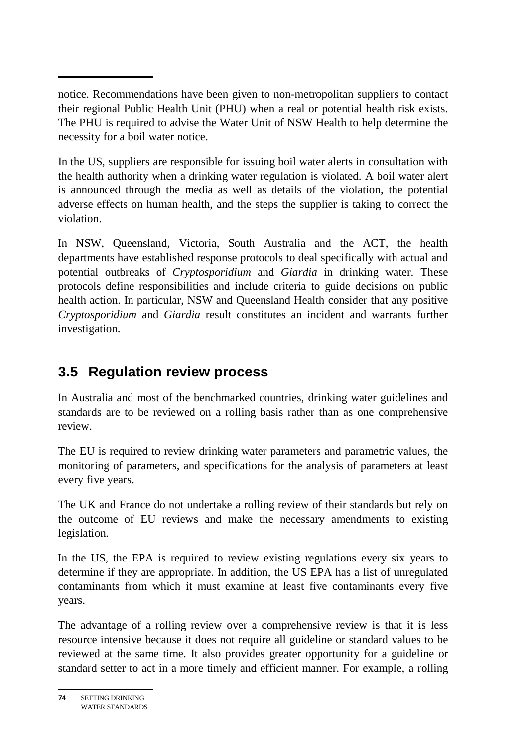notice. Recommendations have been given to non-metropolitan suppliers to contact their regional Public Health Unit (PHU) when a real or potential health risk exists. The PHU is required to advise the Water Unit of NSW Health to help determine the necessity for a boil water notice.

In the US, suppliers are responsible for issuing boil water alerts in consultation with the health authority when a drinking water regulation is violated. A boil water alert is announced through the media as well as details of the violation, the potential adverse effects on human health, and the steps the supplier is taking to correct the violation.

In NSW, Queensland, Victoria, South Australia and the ACT, the health departments have established response protocols to deal specifically with actual and potential outbreaks of *Cryptosporidium* and *Giardia* in drinking water. These protocols define responsibilities and include criteria to guide decisions on public health action. In particular, NSW and Queensland Health consider that any positive *Cryptosporidium* and *Giardia* result constitutes an incident and warrants further investigation.

## 3.5 Regulation review process

In Australia and most of the benchmarked countries, drinking water guidelines and standards are to be reviewed on a rolling basis rather than as one comprehensive review.

The EU is required to review drinking water parameters and parametric values, the monitoring of parameters, and specifications for the analysis of parameters at least every five years.

The UK and France do not undertake a rolling review of their standards but rely on the outcome of EU reviews and make the necessary amendments to existing legislation.

In the US, the EPA is required to review existing regulations every six years to determine if they are appropriate. In addition, the US EPA has a list of unregulated contaminants from which it must examine at least five contaminants every five years.

The advantage of a rolling review over a comprehensive review is that it is less resource intensive because it does not require all guideline or standard values to be reviewed at the same time. It also provides greater opportunity for a guideline or standard setter to act in a more timely and efficient manner. For example, a rolling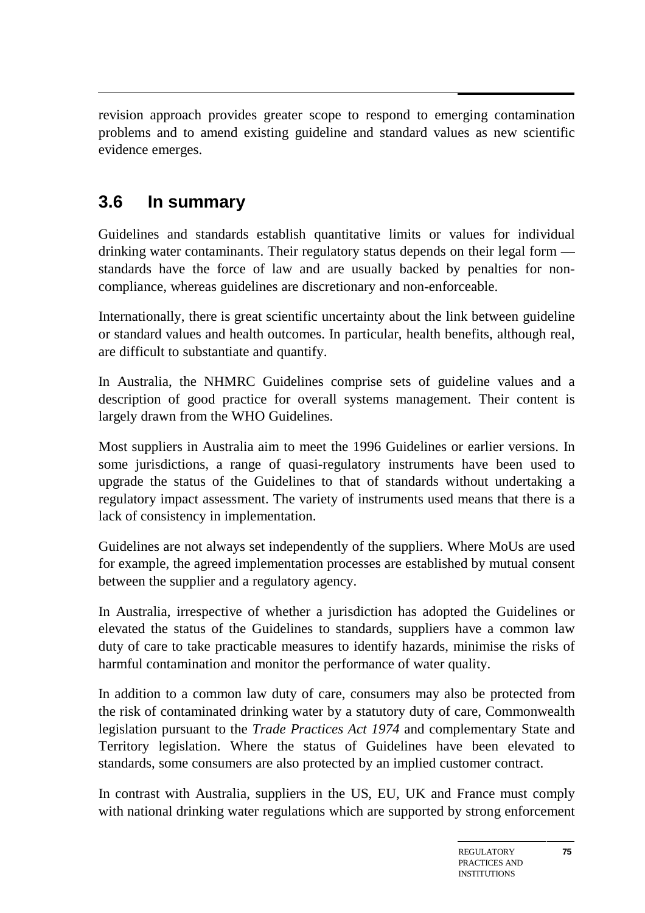revision approach provides greater scope to respond to emerging contamination problems and to amend existing guideline and standard values as new scientific evidence emerges.

## 3.6 In summary

Guidelines and standards establish quantitative limits or values for individual drinking water contaminants. Their regulatory status depends on their legal form — standards have the force of law and are usually backed by penalties for non-compliance, whereas guidelines are discretionary and non-enforceable.

Internationally, there is great scientific uncertainty about the link between guideline or standard values and health outcomes. In particular, health benefits, although real, are difficult to substantiate and quantify.

In Australia, the NHMRC Guidelines comprise sets of guideline values and a description of good practice for overall systems management. Their content is largely drawn from the WHO Guidelines.

Most suppliers in Australia aim to meet the 1996 Guidelines or earlier versions. In some jurisdictions, a range of quasi-regulatory instruments have been used to upgrade the status of the Guidelines to that of standards without undertaking a regulatory impact assessment. The variety of instruments used means that there is a lack of consistency in implementation.

Guidelines are not always set independently of the suppliers. Where MoUs are used for example, the agreed implementation processes are established by mutual consent between the supplier and a regulatory agency.

In Australia, irrespective of whether a jurisdiction has adopted the Guidelines or elevated the status of the Guidelines to standards, suppliers have a common law duty of care to take practicable measures to identify hazards, minimise the risks of harmful contamination and monitor the performance of water quality.

In addition to a common law duty of care, consumers may also be protected from the risk of contaminated drinking water by a statutory duty of care, Commonwealth legislation pursuant to the *Trade Practices Act 1974* and complementary State and Territory legislation. Where the status of Guidelines have been elevated to standards, some consumers are also protected by an implied customer contract.

In contrast with Australia, suppliers in the US, EU, UK and France must comply with national drinking water regulations which are supported by strong enforcement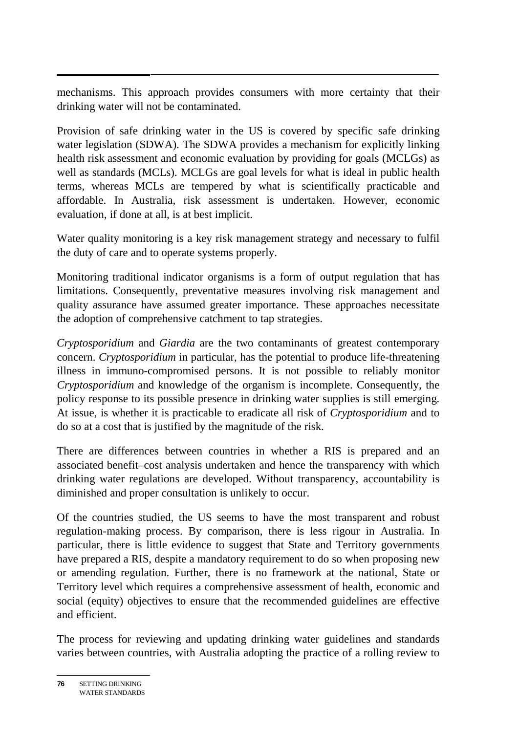mechanisms. This approach provides consumers with more certainty that their drinking water will not be contaminated.

Provision of safe drinking water in the US is covered by specific safe drinking water legislation (SDWA). The SDWA provides a mechanism for explicitly linking health risk assessment and economic evaluation by providing for goals (MCLGs) as well as standards (MCLs). MCLGs are goal levels for what is ideal in public health terms, whereas MCLs are tempered by what is scientifically practicable and affordable. In Australia, risk assessment is undertaken. However, economic evaluation, if done at all, is at best implicit.

Water quality monitoring is a key risk management strategy and necessary to fulfil the duty of care and to operate systems properly.

Monitoring traditional indicator organisms is a form of output regulation that has limitations. Consequently, preventative measures involving risk management and quality assurance have assumed greater importance. These approaches necessitate the adoption of comprehensive catchment to tap strategies.

*Cryptosporidium* and *Giardia* are the two contaminants of greatest contemporary concern. *Cryptosporidium* in particular, has the potential to produce life-threatening illness in immuno-compromised persons. It is not possible to reliably monitor *Cryptosporidium* and knowledge of the organism is incomplete. Consequently, the policy response to its possible presence in drinking water supplies is still emerging. At issue, is whether it is practicable to eradicate all risk of *Cryptosporidium* and to do so at a cost that is justified by the magnitude of the risk.

There are differences between countries in whether a RIS is prepared and an associated benefit–cost analysis undertaken and hence the transparency with which drinking water regulations are developed. Without transparency, accountability is diminished and proper consultation is unlikely to occur.

Of the countries studied, the US seems to have the most transparent and robust regulation-making process. By comparison, there is less rigour in Australia. In particular, there is little evidence to suggest that State and Territory governments have prepared a RIS, despite a mandatory requirement to do so when proposing new or amending regulation. Further, there is no framework at the national, State or Territory level which requires a comprehensive assessment of health, economic and social (equity) objectives to ensure that the recommended guidelines are effective and efficient.

The process for reviewing and updating drinking water guidelines and standards varies between countries, with Australia adopting the practice of a rolling review to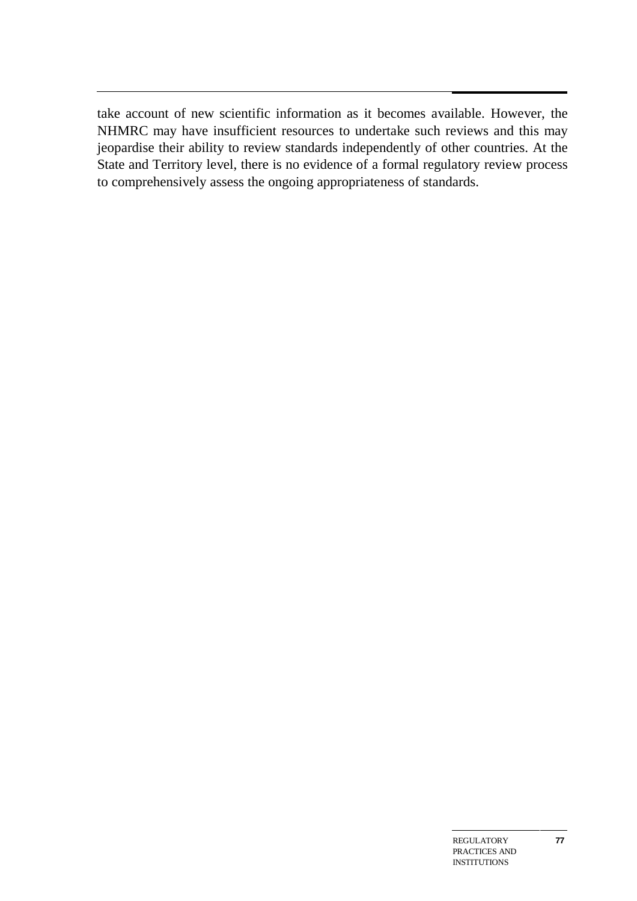take account of new scientific information as it becomes available. However, the NHMRC may have insufficient resources to undertake such reviews and this may jeopardise their ability to review standards independently of other countries. At the State and Territory level, there is no evidence of a formal regulatory review process to comprehensively assess the ongoing appropriateness of standards.